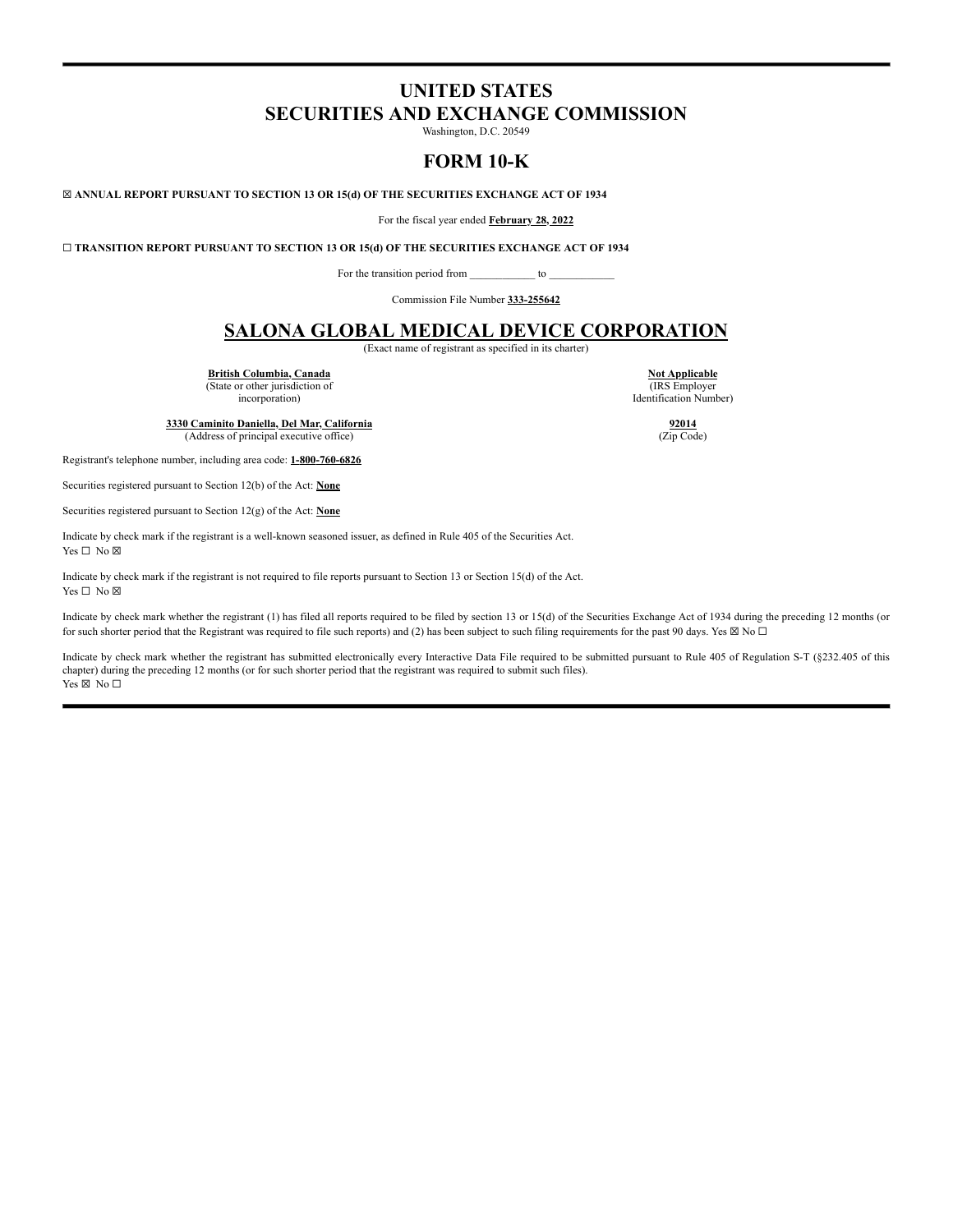# UNITED STATES
# SECURITIES AND EXCHANGE COMMISSION

Washington, D.C. 20549

# FORM 10-K

**☒ ANNUAL REPORT PURSUANT TO SECTION 13 OR 15(d) OF THE SECURITIES EXCHANGE ACT OF 1934**

For the fiscal year ended **February 28, 2022**

**☐ TRANSITION REPORT PURSUANT TO SECTION 13 OR 15(d) OF THE SECURITIES EXCHANGE ACT OF 1934**

For the transition period from ____________ to ____________

Commission File Number **333-255642**

# SALONA GLOBAL MEDICAL DEVICE CORPORATION

(Exact name of registrant as specified in its charter)

| | |
|---|---|
| **British Columbia, Canada** (State or other jurisdiction of incorporation) | **Not Applicable** (IRS Employer Identification Number) |
| **3330 Caminito Daniella, Del Mar, California** (Address of principal executive office) | **92014** (Zip Code) |

Registrant's telephone number, including area code: **1-800-760-6826**

Securities registered pursuant to Section 12(b) of the Act: **None**

Securities registered pursuant to Section 12(g) of the Act: **None**

Indicate by check mark if the registrant is a well-known seasoned issuer, as defined in Rule 405 of the Securities Act.
Yes ☐ No ☒

Indicate by check mark if the registrant is not required to file reports pursuant to Section 13 or Section 15(d) of the Act.
Yes ☐ No ☒

Indicate by check mark whether the registrant (1) has filed all reports required to be filed by section 13 or 15(d) of the Securities Exchange Act of 1934 during the preceding 12 months (or for such shorter period that the Registrant was required to file such reports) and (2) has been subject to such filing requirements for the past 90 days. Yes ☒ No ☐

Indicate by check mark whether the registrant has submitted electronically every Interactive Data File required to be submitted pursuant to Rule 405 of Regulation S-T (§232.405 of this chapter) during the preceding 12 months (or for such shorter period that the registrant was required to submit such files).
Yes ☒ No ☐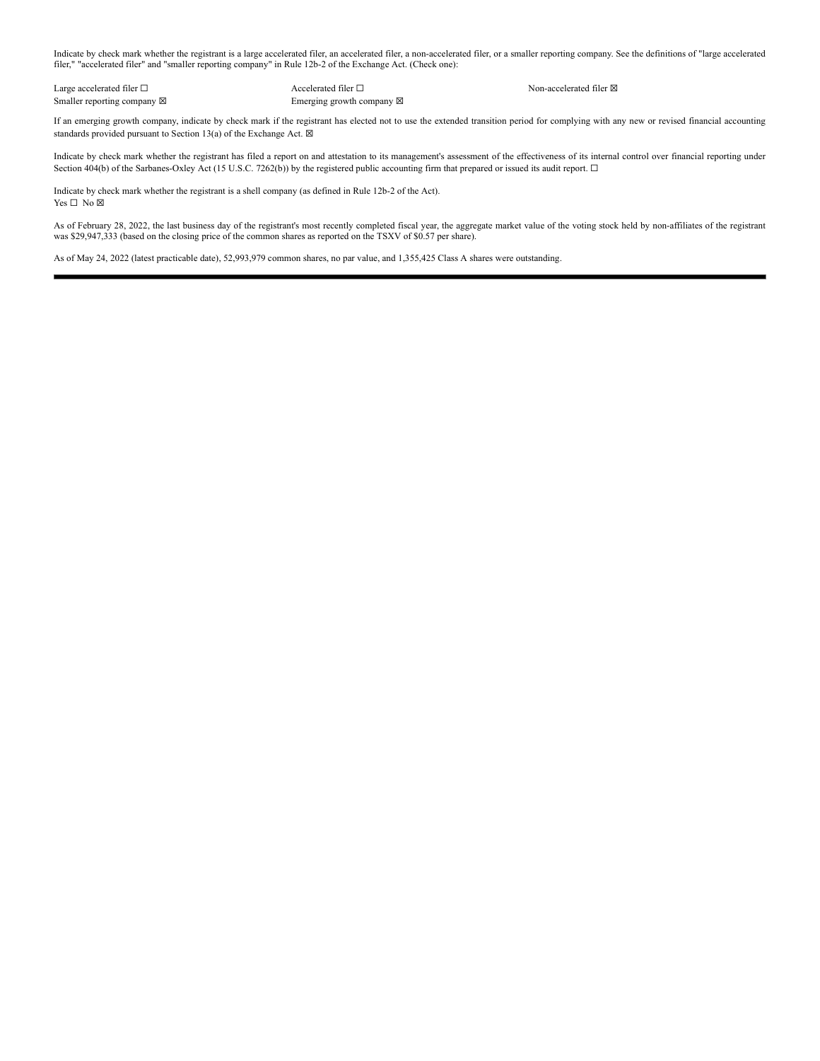Indicate by check mark whether the registrant is a large accelerated filer, an accelerated filer, a non-accelerated filer, or a smaller reporting company. See the definitions of "large accelerated filer," "accelerated filer" and "smaller reporting company" in Rule 12b-2 of the Exchange Act. (Check one):

| | | |
|---|---|---|
| Large accelerated filer ☐ | Accelerated filer ☐ | Non-accelerated filer ☒ |
| Smaller reporting company ☒ | Emerging growth company ☒ | |

If an emerging growth company, indicate by check mark if the registrant has elected not to use the extended transition period for complying with any new or revised financial accounting standards provided pursuant to Section 13(a) of the Exchange Act. ☒

Indicate by check mark whether the registrant has filed a report on and attestation to its management's assessment of the effectiveness of its internal control over financial reporting under Section 404(b) of the Sarbanes-Oxley Act (15 U.S.C. 7262(b)) by the registered public accounting firm that prepared or issued its audit report. ☐

Indicate by check mark whether the registrant is a shell company (as defined in Rule 12b-2 of the Act).
Yes ☐ No ☒

As of February 28, 2022, the last business day of the registrant's most recently completed fiscal year, the aggregate market value of the voting stock held by non-affiliates of the registrant was $29,947,333 (based on the closing price of the common shares as reported on the TSXV of $0.57 per share).

As of May 24, 2022 (latest practicable date), 52,993,979 common shares, no par value, and 1,355,425 Class A shares were outstanding.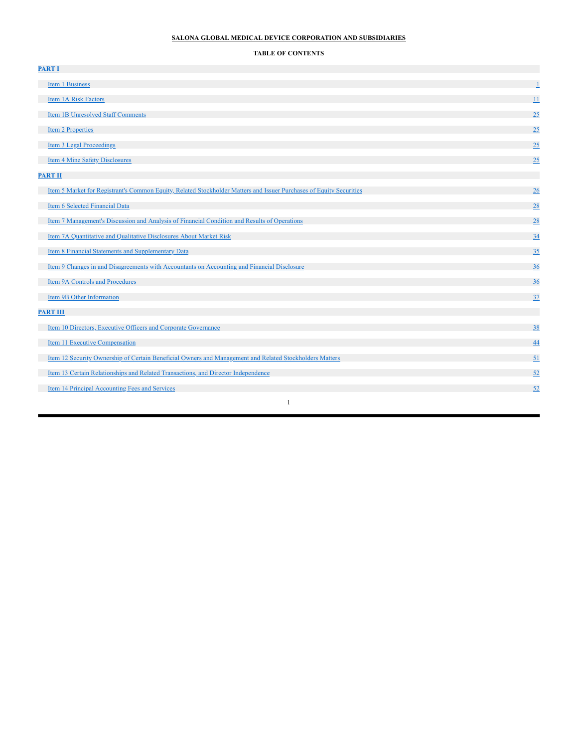**SALONA GLOBAL MEDICAL DEVICE CORPORATION AND SUBSIDIARIES**

**TABLE OF CONTENTS**

| | |
|---|---|
| **PART I** | |
| Item 1 Business | 1 |
| Item 1A Risk Factors | 11 |
| Item 1B Unresolved Staff Comments | 25 |
| Item 2 Properties | 25 |
| Item 3 Legal Proceedings | 25 |
| Item 4 Mine Safety Disclosures | 25 |
| **PART II** | |
| Item 5 Market for Registrant's Common Equity, Related Stockholder Matters and Issuer Purchases of Equity Securities | 26 |
| Item 6 Selected Financial Data | 28 |
| Item 7 Management's Discussion and Analysis of Financial Condition and Results of Operations | 28 |
| Item 7A Quantitative and Qualitative Disclosures About Market Risk | 34 |
| Item 8 Financial Statements and Supplementary Data | 35 |
| Item 9 Changes in and Disagreements with Accountants on Accounting and Financial Disclosure | 36 |
| Item 9A Controls and Procedures | 36 |
| Item 9B Other Information | 37 |
| **PART III** | |
| Item 10 Directors, Executive Officers and Corporate Governance | 38 |
| Item 11 Executive Compensation | 44 |
| Item 12 Security Ownership of Certain Beneficial Owners and Management and Related Stockholders Matters | 51 |
| Item 13 Certain Relationships and Related Transactions, and Director Independence | 52 |
| Item 14 Principal Accounting Fees and Services | 52 |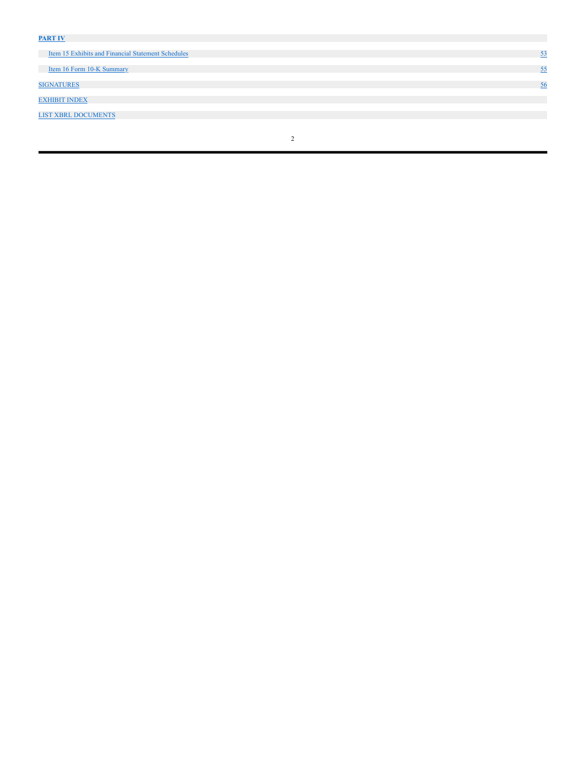| | |
|---|---|
| **PART IV** | |
| Item 15 Exhibits and Financial Statement Schedules | 53 |
| Item 16 Form 10-K Summary | 55 |
| SIGNATURES | 56 |
| EXHIBIT INDEX | |
| LIST XBRL DOCUMENTS | |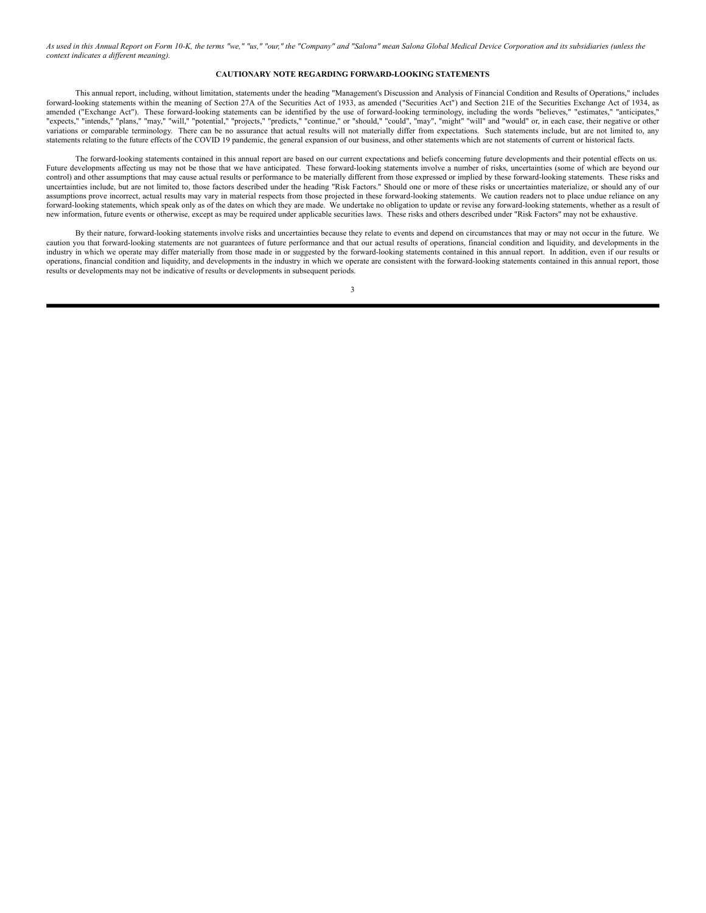*As used in this Annual Report on Form 10-K, the terms "we," "us," "our," the "Company" and "Salona" mean Salona Global Medical Device Corporation and its subsidiaries (unless the context indicates a different meaning).*

**CAUTIONARY NOTE REGARDING FORWARD-LOOKING STATEMENTS**

This annual report, including, without limitation, statements under the heading "Management's Discussion and Analysis of Financial Condition and Results of Operations," includes forward-looking statements within the meaning of Section 27A of the Securities Act of 1933, as amended ("Securities Act") and Section 21E of the Securities Exchange Act of 1934, as amended ("Exchange Act"). These forward-looking statements can be identified by the use of forward-looking terminology, including the words "believes," "estimates," "anticipates," "expects," "intends," "plans," "may," "will," "potential," "projects," "predicts," "continue," or "should," "could", "may", "might" "will" and "would" or, in each case, their negative or other variations or comparable terminology. There can be no assurance that actual results will not materially differ from expectations. Such statements include, but are not limited to, any statements relating to the future effects of the COVID 19 pandemic, the general expansion of our business, and other statements which are not statements of current or historical facts.

The forward-looking statements contained in this annual report are based on our current expectations and beliefs concerning future developments and their potential effects on us. Future developments affecting us may not be those that we have anticipated. These forward-looking statements involve a number of risks, uncertainties (some of which are beyond our control) and other assumptions that may cause actual results or performance to be materially different from those expressed or implied by these forward-looking statements. These risks and uncertainties include, but are not limited to, those factors described under the heading "Risk Factors." Should one or more of these risks or uncertainties materialize, or should any of our assumptions prove incorrect, actual results may vary in material respects from those projected in these forward-looking statements. We caution readers not to place undue reliance on any forward-looking statements, which speak only as of the dates on which they are made. We undertake no obligation to update or revise any forward-looking statements, whether as a result of new information, future events or otherwise, except as may be required under applicable securities laws. These risks and others described under "Risk Factors" may not be exhaustive.

By their nature, forward-looking statements involve risks and uncertainties because they relate to events and depend on circumstances that may or may not occur in the future. We caution you that forward-looking statements are not guarantees of future performance and that our actual results of operations, financial condition and liquidity, and developments in the industry in which we operate may differ materially from those made in or suggested by the forward-looking statements contained in this annual report. In addition, even if our results or operations, financial condition and liquidity, and developments in the industry in which we operate are consistent with the forward-looking statements contained in this annual report, those results or developments may not be indicative of results or developments in subsequent periods.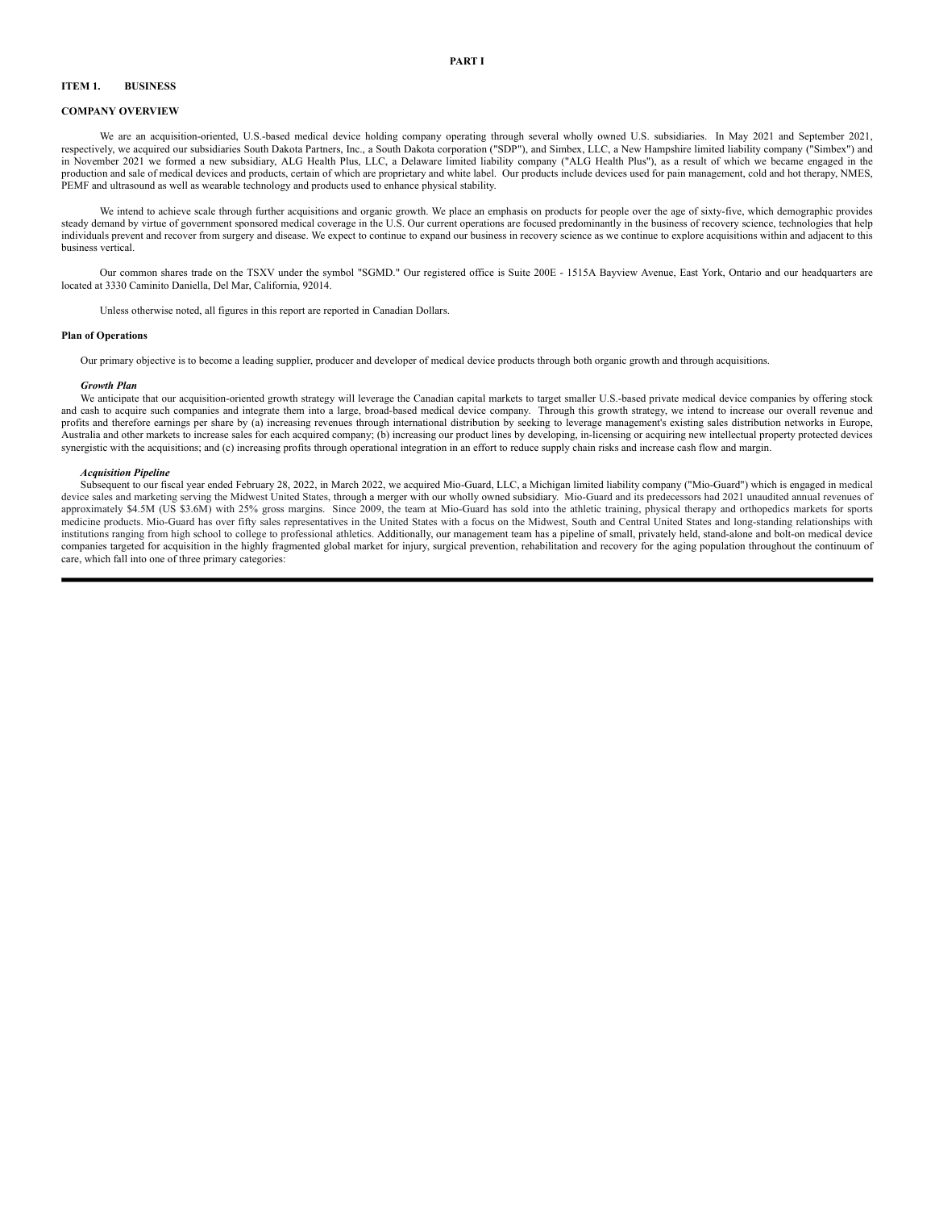# PART I

## ITEM 1. BUSINESS

### COMPANY OVERVIEW

We are an acquisition-oriented, U.S.-based medical device holding company operating through several wholly owned U.S. subsidiaries. In May 2021 and September 2021, respectively, we acquired our subsidiaries South Dakota Partners, Inc., a South Dakota corporation ("SDP"), and Simbex, LLC, a New Hampshire limited liability company ("Simbex") and in November 2021 we formed a new subsidiary, ALG Health Plus, LLC, a Delaware limited liability company ("ALG Health Plus"), as a result of which we became engaged in the production and sale of medical devices and products, certain of which are proprietary and white label. Our products include devices used for pain management, cold and hot therapy, NMES, PEMF and ultrasound as well as wearable technology and products used to enhance physical stability.

We intend to achieve scale through further acquisitions and organic growth. We place an emphasis on products for people over the age of sixty-five, which demographic provides steady demand by virtue of government sponsored medical coverage in the U.S. Our current operations are focused predominantly in the business of recovery science, technologies that help individuals prevent and recover from surgery and disease. We expect to continue to expand our business in recovery science as we continue to explore acquisitions within and adjacent to this business vertical.

Our common shares trade on the TSXV under the symbol "SGMD." Our registered office is Suite 200E - 1515A Bayview Avenue, East York, Ontario and our headquarters are located at 3330 Caminito Daniella, Del Mar, California, 92014.

Unless otherwise noted, all figures in this report are reported in Canadian Dollars.

#### Plan of Operations

Our primary objective is to become a leading supplier, producer and developer of medical device products through both organic growth and through acquisitions.

***Growth Plan***

We anticipate that our acquisition-oriented growth strategy will leverage the Canadian capital markets to target smaller U.S.-based private medical device companies by offering stock and cash to acquire such companies and integrate them into a large, broad-based medical device company. Through this growth strategy, we intend to increase our overall revenue and profits and therefore earnings per share by (a) increasing revenues through international distribution by seeking to leverage management's existing sales distribution networks in Europe, Australia and other markets to increase sales for each acquired company; (b) increasing our product lines by developing, in-licensing or acquiring new intellectual property protected devices synergistic with the acquisitions; and (c) increasing profits through operational integration in an effort to reduce supply chain risks and increase cash flow and margin.

***Acquisition Pipeline***

Subsequent to our fiscal year ended February 28, 2022, in March 2022, we acquired Mio-Guard, LLC, a Michigan limited liability company ("Mio-Guard") which is engaged in medical device sales and marketing serving the Midwest United States, through a merger with our wholly owned subsidiary. Mio-Guard and its predecessors had 2021 unaudited annual revenues of approximately $4.5M (US $3.6M) with 25% gross margins. Since 2009, the team at Mio-Guard has sold into the athletic training, physical therapy and orthopedics markets for sports medicine products. Mio-Guard has over fifty sales representatives in the United States with a focus on the Midwest, South and Central United States and long-standing relationships with institutions ranging from high school to college to professional athletics. Additionally, our management team has a pipeline of small, privately held, stand-alone and bolt-on medical device companies targeted for acquisition in the highly fragmented global market for injury, surgical prevention, rehabilitation and recovery for the aging population throughout the continuum of care, which fall into one of three primary categories: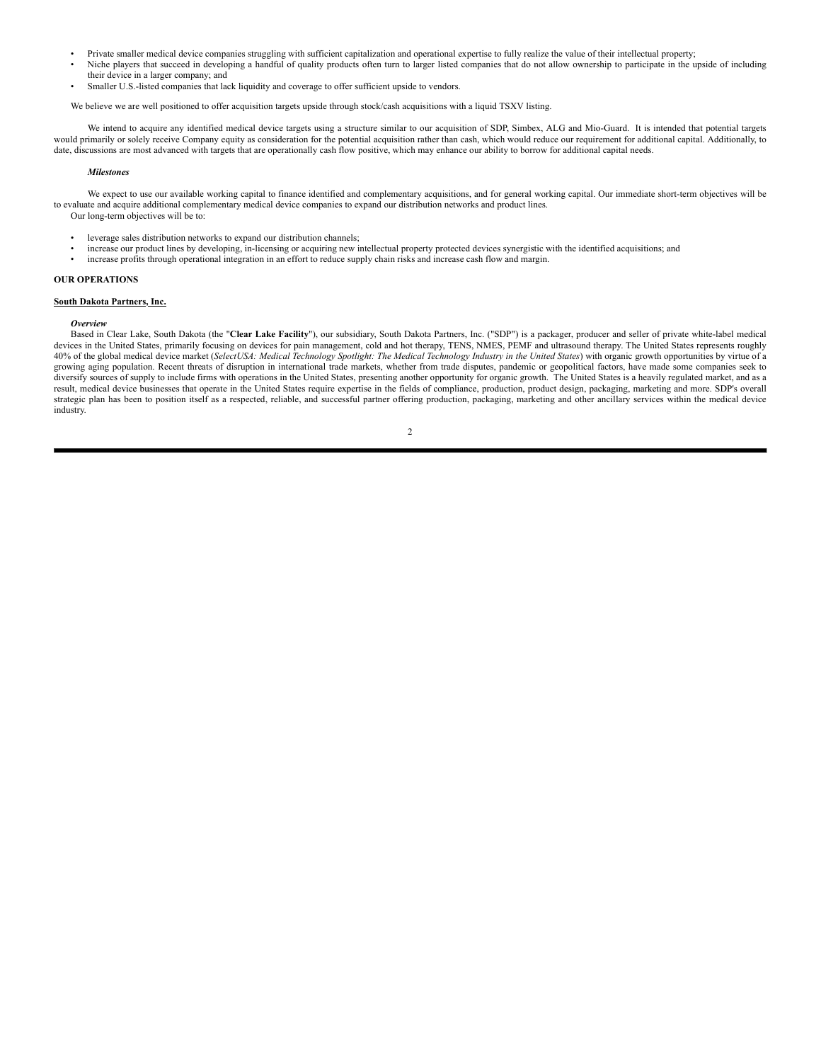- Private smaller medical device companies struggling with sufficient capitalization and operational expertise to fully realize the value of their intellectual property;
- Niche players that succeed in developing a handful of quality products often turn to larger listed companies that do not allow ownership to participate in the upside of including their device in a larger company; and
- Smaller U.S.-listed companies that lack liquidity and coverage to offer sufficient upside to vendors.

We believe we are well positioned to offer acquisition targets upside through stock/cash acquisitions with a liquid TSXV listing.

We intend to acquire any identified medical device targets using a structure similar to our acquisition of SDP, Simbex, ALG and Mio-Guard. It is intended that potential targets would primarily or solely receive Company equity as consideration for the potential acquisition rather than cash, which would reduce our requirement for additional capital. Additionally, to date, discussions are most advanced with targets that are operationally cash flow positive, which may enhance our ability to borrow for additional capital needs.

***Milestones***

We expect to use our available working capital to finance identified and complementary acquisitions, and for general working capital. Our immediate short-term objectives will be to evaluate and acquire additional complementary medical device companies to expand our distribution networks and product lines.

Our long-term objectives will be to:

- leverage sales distribution networks to expand our distribution channels;
- increase our product lines by developing, in-licensing or acquiring new intellectual property protected devices synergistic with the identified acquisitions; and
- increase profits through operational integration in an effort to reduce supply chain risks and increase cash flow and margin.

## OUR OPERATIONS

### South Dakota Partners, Inc.

***Overview***

Based in Clear Lake, South Dakota (the "**Clear Lake Facility**"), our subsidiary, South Dakota Partners, Inc. ("SDP") is a packager, producer and seller of private white-label medical devices in the United States, primarily focusing on devices for pain management, cold and hot therapy, TENS, NMES, PEMF and ultrasound therapy. The United States represents roughly 40% of the global medical device market (*SelectUSA: Medical Technology Spotlight: The Medical Technology Industry in the United States*) with organic growth opportunities by virtue of a growing aging population. Recent threats of disruption in international trade markets, whether from trade disputes, pandemic or geopolitical factors, have made some companies seek to diversify sources of supply to include firms with operations in the United States, presenting another opportunity for organic growth. The United States is a heavily regulated market, and as a result, medical device businesses that operate in the United States require expertise in the fields of compliance, production, product design, packaging, marketing and more. SDP's overall strategic plan has been to position itself as a respected, reliable, and successful partner offering production, packaging, marketing and other ancillary services within the medical device industry.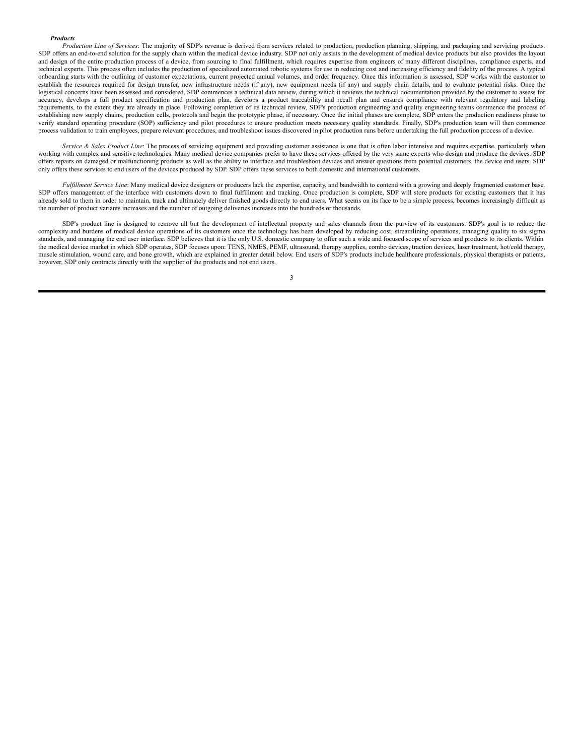***Products***

*Production Line of Services*: The majority of SDP's revenue is derived from services related to production, production planning, shipping, and packaging and servicing products. SDP offers an end-to-end solution for the supply chain within the medical device industry. SDP not only assists in the development of medical device products but also provides the layout and design of the entire production process of a device, from sourcing to final fulfillment, which requires expertise from engineers of many different disciplines, compliance experts, and technical experts. This process often includes the production of specialized automated robotic systems for use in reducing cost and increasing efficiency and fidelity of the process. A typical onboarding starts with the outlining of customer expectations, current projected annual volumes, and order frequency. Once this information is assessed, SDP works with the customer to establish the resources required for design transfer, new infrastructure needs (if any), new equipment needs (if any) and supply chain details, and to evaluate potential risks. Once the logistical concerns have been assessed and considered, SDP commences a technical data review, during which it reviews the technical documentation provided by the customer to assess for accuracy, develops a full product specification and production plan, develops a product traceability and recall plan and ensures compliance with relevant regulatory and labeling requirements, to the extent they are already in place. Following completion of its technical review, SDP's production engineering and quality engineering teams commence the process of establishing new supply chains, production cells, protocols and begin the prototypic phase, if necessary. Once the initial phases are complete, SDP enters the production readiness phase to verify standard operating procedure (SOP) sufficiency and pilot procedures to ensure production meets necessary quality standards. Finally, SDP's production team will then commence process validation to train employees, prepare relevant procedures, and troubleshoot issues discovered in pilot production runs before undertaking the full production process of a device.

*Service & Sales Product Line*: The process of servicing equipment and providing customer assistance is one that is often labor intensive and requires expertise, particularly when working with complex and sensitive technologies. Many medical device companies prefer to have these services offered by the very same experts who design and produce the devices. SDP offers repairs on damaged or malfunctioning products as well as the ability to interface and troubleshoot devices and answer questions from potential customers, the device end users. SDP only offers these services to end users of the devices produced by SDP. SDP offers these services to both domestic and international customers.

*Fulfillment Service Line*: Many medical device designers or producers lack the expertise, capacity, and bandwidth to contend with a growing and deeply fragmented customer base. SDP offers management of the interface with customers down to final fulfillment and tracking. Once production is complete, SDP will store products for existing customers that it has already sold to them in order to maintain, track and ultimately deliver finished goods directly to end users. What seems on its face to be a simple process, becomes increasingly difficult as the number of product variants increases and the number of outgoing deliveries increases into the hundreds or thousands.

SDP's product line is designed to remove all but the development of intellectual property and sales channels from the purview of its customers. SDP's goal is to reduce the complexity and burdens of medical device operations of its customers once the technology has been developed by reducing cost, streamlining operations, managing quality to six sigma standards, and managing the end user interface. SDP believes that it is the only U.S. domestic company to offer such a wide and focused scope of services and products to its clients. Within the medical device market in which SDP operates, SDP focuses upon: TENS, NMES, PEMF, ultrasound, therapy supplies, combo devices, traction devices, laser treatment, hot/cold therapy, muscle stimulation, wound care, and bone growth, which are explained in greater detail below. End users of SDP's products include healthcare professionals, physical therapists or patients, however, SDP only contracts directly with the supplier of the products and not end users.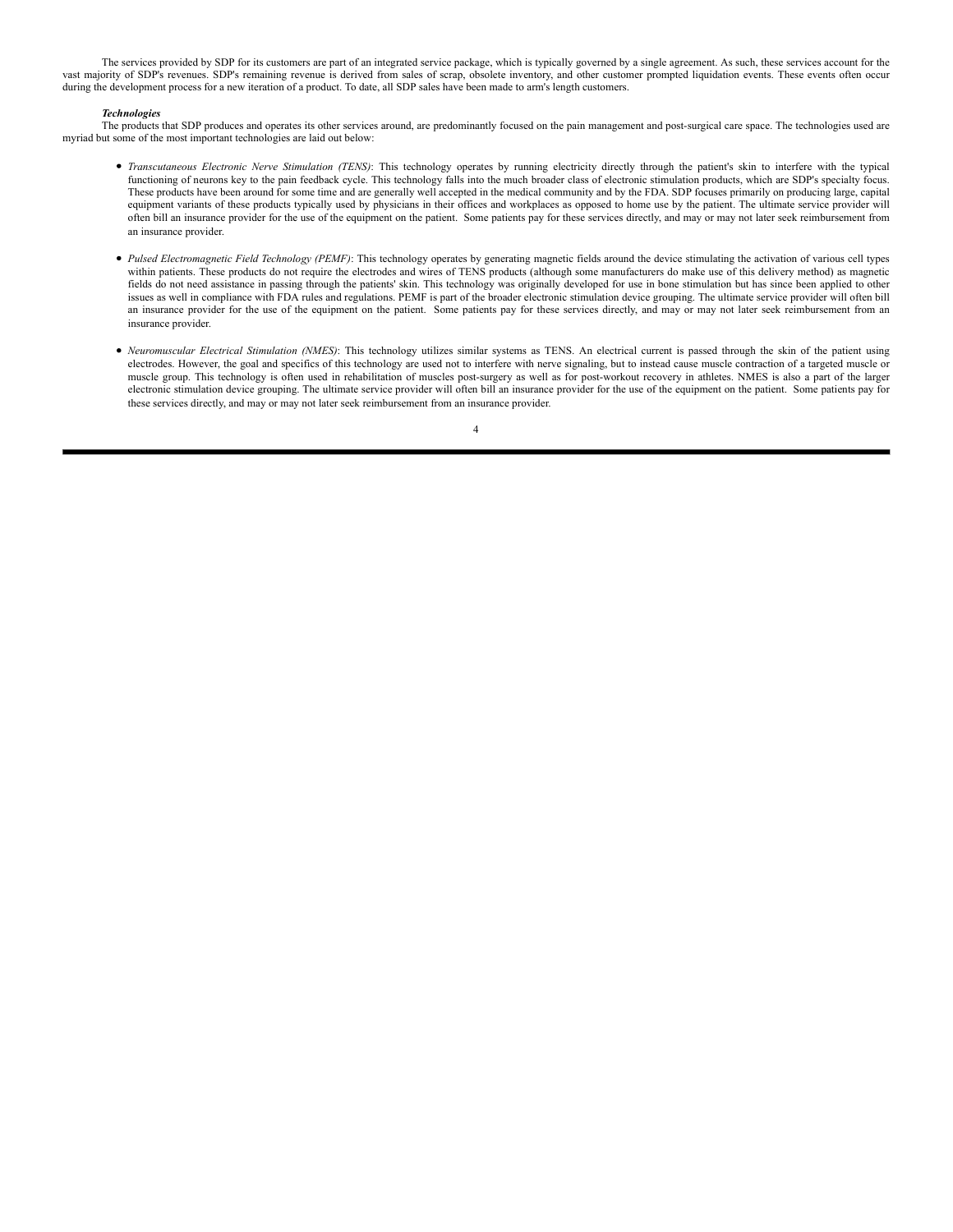The services provided by SDP for its customers are part of an integrated service package, which is typically governed by a single agreement. As such, these services account for the vast majority of SDP's revenues. SDP's remaining revenue is derived from sales of scrap, obsolete inventory, and other customer prompted liquidation events. These events often occur during the development process for a new iteration of a product. To date, all SDP sales have been made to arm's length customers.

***Technologies***

The products that SDP produces and operates its other services around, are predominantly focused on the pain management and post-surgical care space. The technologies used are myriad but some of the most important technologies are laid out below:

- *Transcutaneous Electronic Nerve Stimulation (TENS)*: This technology operates by running electricity directly through the patient's skin to interfere with the typical functioning of neurons key to the pain feedback cycle. This technology falls into the much broader class of electronic stimulation products, which are SDP's specialty focus. These products have been around for some time and are generally well accepted in the medical community and by the FDA. SDP focuses primarily on producing large, capital equipment variants of these products typically used by physicians in their offices and workplaces as opposed to home use by the patient. The ultimate service provider will often bill an insurance provider for the use of the equipment on the patient. Some patients pay for these services directly, and may or may not later seek reimbursement from an insurance provider.

- *Pulsed Electromagnetic Field Technology (PEMF)*: This technology operates by generating magnetic fields around the device stimulating the activation of various cell types within patients. These products do not require the electrodes and wires of TENS products (although some manufacturers do make use of this delivery method) as magnetic fields do not need assistance in passing through the patients' skin. This technology was originally developed for use in bone stimulation but has since been applied to other issues as well in compliance with FDA rules and regulations. PEMF is part of the broader electronic stimulation device grouping. The ultimate service provider will often bill an insurance provider for the use of the equipment on the patient. Some patients pay for these services directly, and may or may not later seek reimbursement from an insurance provider.

- *Neuromuscular Electrical Stimulation (NMES)*: This technology utilizes similar systems as TENS. An electrical current is passed through the skin of the patient using electrodes. However, the goal and specifics of this technology are used not to interfere with nerve signaling, but to instead cause muscle contraction of a targeted muscle or muscle group. This technology is often used in rehabilitation of muscles post-surgery as well as for post-workout recovery in athletes. NMES is also a part of the larger electronic stimulation device grouping. The ultimate service provider will often bill an insurance provider for the use of the equipment on the patient. Some patients pay for these services directly, and may or may not later seek reimbursement from an insurance provider.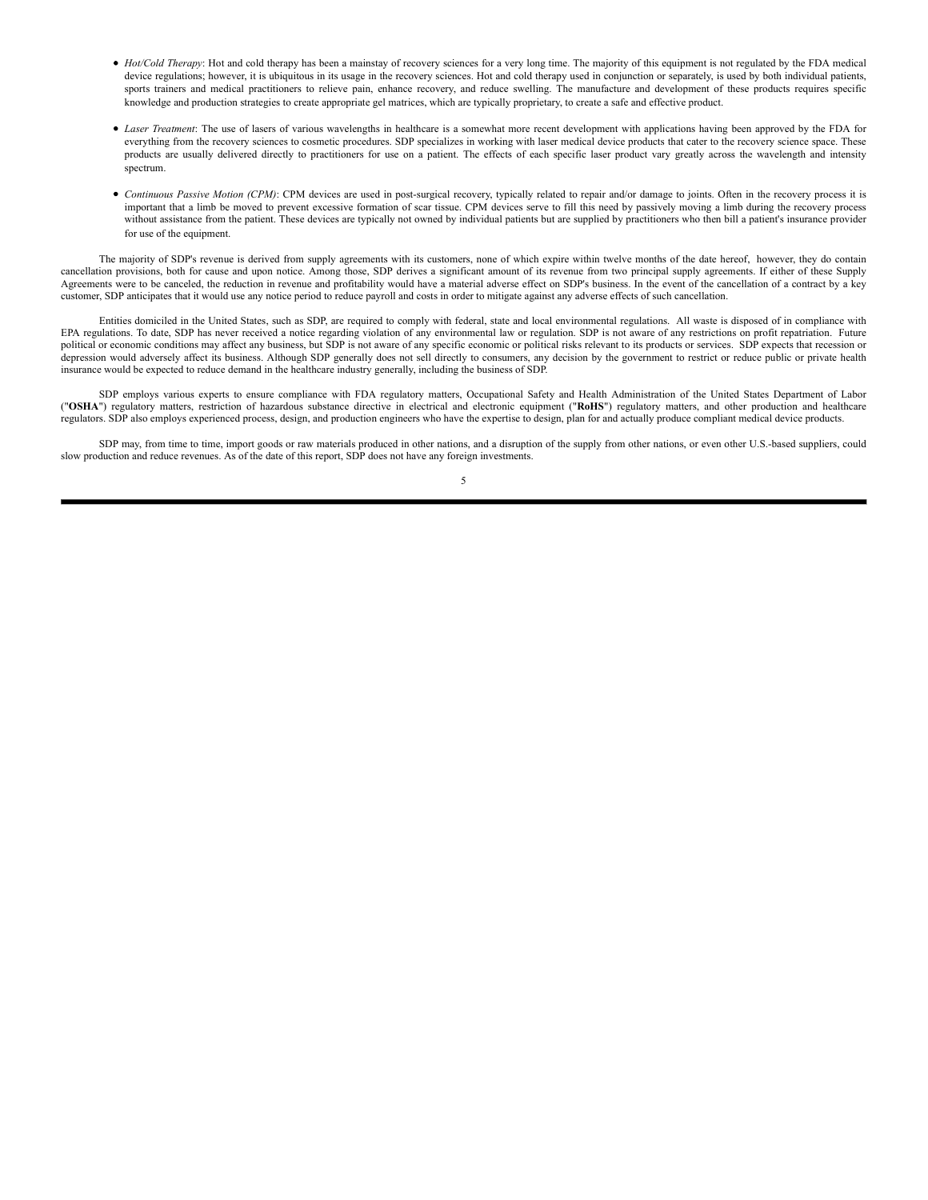- *Hot/Cold Therapy*: Hot and cold therapy has been a mainstay of recovery sciences for a very long time. The majority of this equipment is not regulated by the FDA medical device regulations; however, it is ubiquitous in its usage in the recovery sciences. Hot and cold therapy used in conjunction or separately, is used by both individual patients, sports trainers and medical practitioners to relieve pain, enhance recovery, and reduce swelling. The manufacture and development of these products requires specific knowledge and production strategies to create appropriate gel matrices, which are typically proprietary, to create a safe and effective product.

- *Laser Treatment*: The use of lasers of various wavelengths in healthcare is a somewhat more recent development with applications having been approved by the FDA for everything from the recovery sciences to cosmetic procedures. SDP specializes in working with laser medical device products that cater to the recovery science space. These products are usually delivered directly to practitioners for use on a patient. The effects of each specific laser product vary greatly across the wavelength and intensity spectrum.

- *Continuous Passive Motion (CPM)*: CPM devices are used in post-surgical recovery, typically related to repair and/or damage to joints. Often in the recovery process it is important that a limb be moved to prevent excessive formation of scar tissue. CPM devices serve to fill this need by passively moving a limb during the recovery process without assistance from the patient. These devices are typically not owned by individual patients but are supplied by practitioners who then bill a patient's insurance provider for use of the equipment.

The majority of SDP's revenue is derived from supply agreements with its customers, none of which expire within twelve months of the date hereof, however, they do contain cancellation provisions, both for cause and upon notice. Among those, SDP derives a significant amount of its revenue from two principal supply agreements. If either of these Supply Agreements were to be canceled, the reduction in revenue and profitability would have a material adverse effect on SDP's business. In the event of the cancellation of a contract by a key customer, SDP anticipates that it would use any notice period to reduce payroll and costs in order to mitigate against any adverse effects of such cancellation.

Entities domiciled in the United States, such as SDP, are required to comply with federal, state and local environmental regulations. All waste is disposed of in compliance with EPA regulations. To date, SDP has never received a notice regarding violation of any environmental law or regulation. SDP is not aware of any restrictions on profit repatriation. Future political or economic conditions may affect any business, but SDP is not aware of any specific economic or political risks relevant to its products or services. SDP expects that recession or depression would adversely affect its business. Although SDP generally does not sell directly to consumers, any decision by the government to restrict or reduce public or private health insurance would be expected to reduce demand in the healthcare industry generally, including the business of SDP.

SDP employs various experts to ensure compliance with FDA regulatory matters, Occupational Safety and Health Administration of the United States Department of Labor ("**OSHA**") regulatory matters, restriction of hazardous substance directive in electrical and electronic equipment ("**RoHS**") regulatory matters, and other production and healthcare regulators. SDP also employs experienced process, design, and production engineers who have the expertise to design, plan for and actually produce compliant medical device products.

SDP may, from time to time, import goods or raw materials produced in other nations, and a disruption of the supply from other nations, or even other U.S.-based suppliers, could slow production and reduce revenues. As of the date of this report, SDP does not have any foreign investments.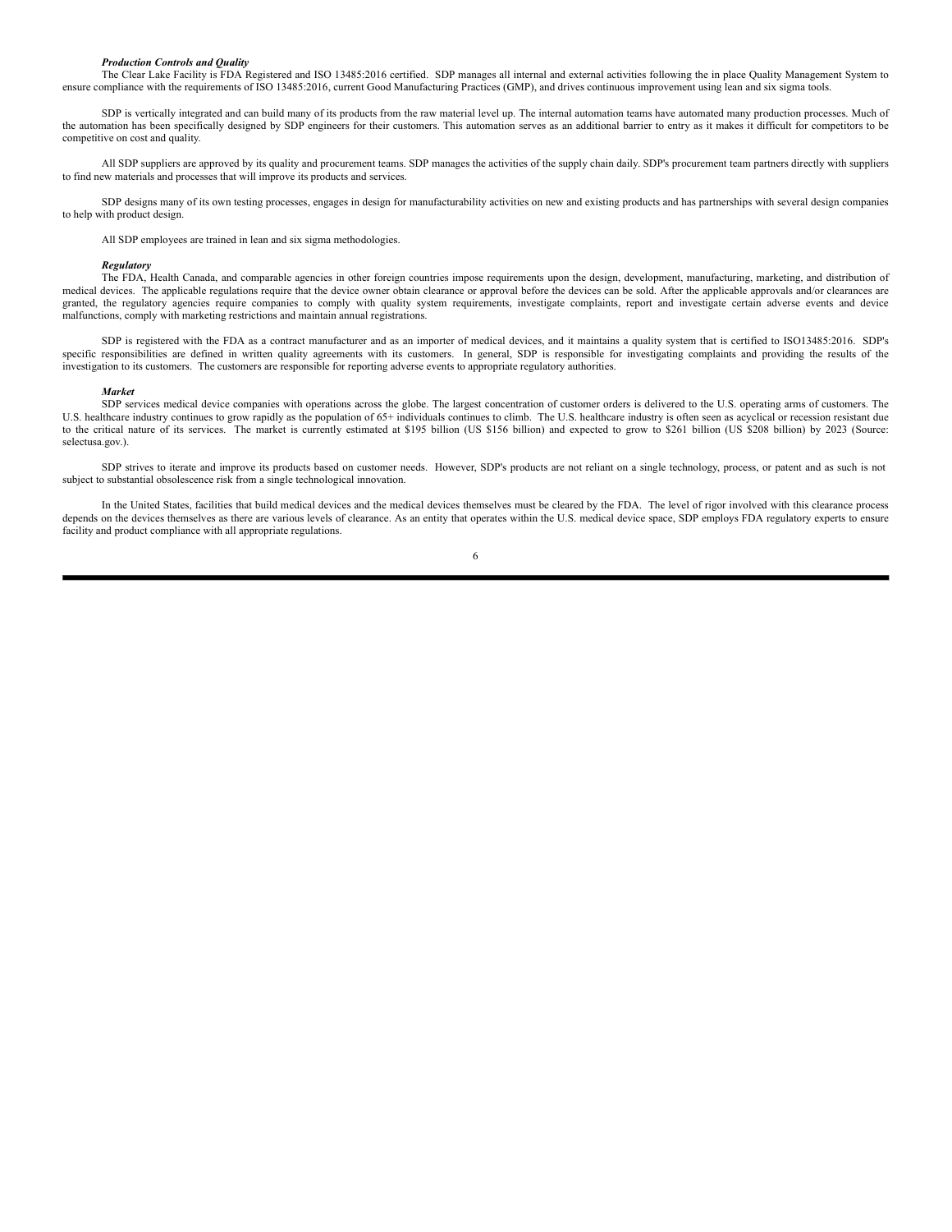***Production Controls and Quality***

The Clear Lake Facility is FDA Registered and ISO 13485:2016 certified. SDP manages all internal and external activities following the in place Quality Management System to ensure compliance with the requirements of ISO 13485:2016, current Good Manufacturing Practices (GMP), and drives continuous improvement using lean and six sigma tools.

SDP is vertically integrated and can build many of its products from the raw material level up. The internal automation teams have automated many production processes. Much of the automation has been specifically designed by SDP engineers for their customers. This automation serves as an additional barrier to entry as it makes it difficult for competitors to be competitive on cost and quality.

All SDP suppliers are approved by its quality and procurement teams. SDP manages the activities of the supply chain daily. SDP's procurement team partners directly with suppliers to find new materials and processes that will improve its products and services.

SDP designs many of its own testing processes, engages in design for manufacturability activities on new and existing products and has partnerships with several design companies to help with product design.

All SDP employees are trained in lean and six sigma methodologies.

***Regulatory***

The FDA, Health Canada, and comparable agencies in other foreign countries impose requirements upon the design, development, manufacturing, marketing, and distribution of medical devices. The applicable regulations require that the device owner obtain clearance or approval before the devices can be sold. After the applicable approvals and/or clearances are granted, the regulatory agencies require companies to comply with quality system requirements, investigate complaints, report and investigate certain adverse events and device malfunctions, comply with marketing restrictions and maintain annual registrations.

SDP is registered with the FDA as a contract manufacturer and as an importer of medical devices, and it maintains a quality system that is certified to ISO13485:2016. SDP's specific responsibilities are defined in written quality agreements with its customers. In general, SDP is responsible for investigating complaints and providing the results of the investigation to its customers. The customers are responsible for reporting adverse events to appropriate regulatory authorities.

***Market***

SDP services medical device companies with operations across the globe. The largest concentration of customer orders is delivered to the U.S. operating arms of customers. The U.S. healthcare industry continues to grow rapidly as the population of 65+ individuals continues to climb. The U.S. healthcare industry is often seen as acyclical or recession resistant due to the critical nature of its services. The market is currently estimated at $195 billion (US $156 billion) and expected to grow to $261 billion (US $208 billion) by 2023 (Source: selectusa.gov.).

SDP strives to iterate and improve its products based on customer needs. However, SDP's products are not reliant on a single technology, process, or patent and as such is not subject to substantial obsolescence risk from a single technological innovation.

In the United States, facilities that build medical devices and the medical devices themselves must be cleared by the FDA. The level of rigor involved with this clearance process depends on the devices themselves as there are various levels of clearance. As an entity that operates within the U.S. medical device space, SDP employs FDA regulatory experts to ensure facility and product compliance with all appropriate regulations.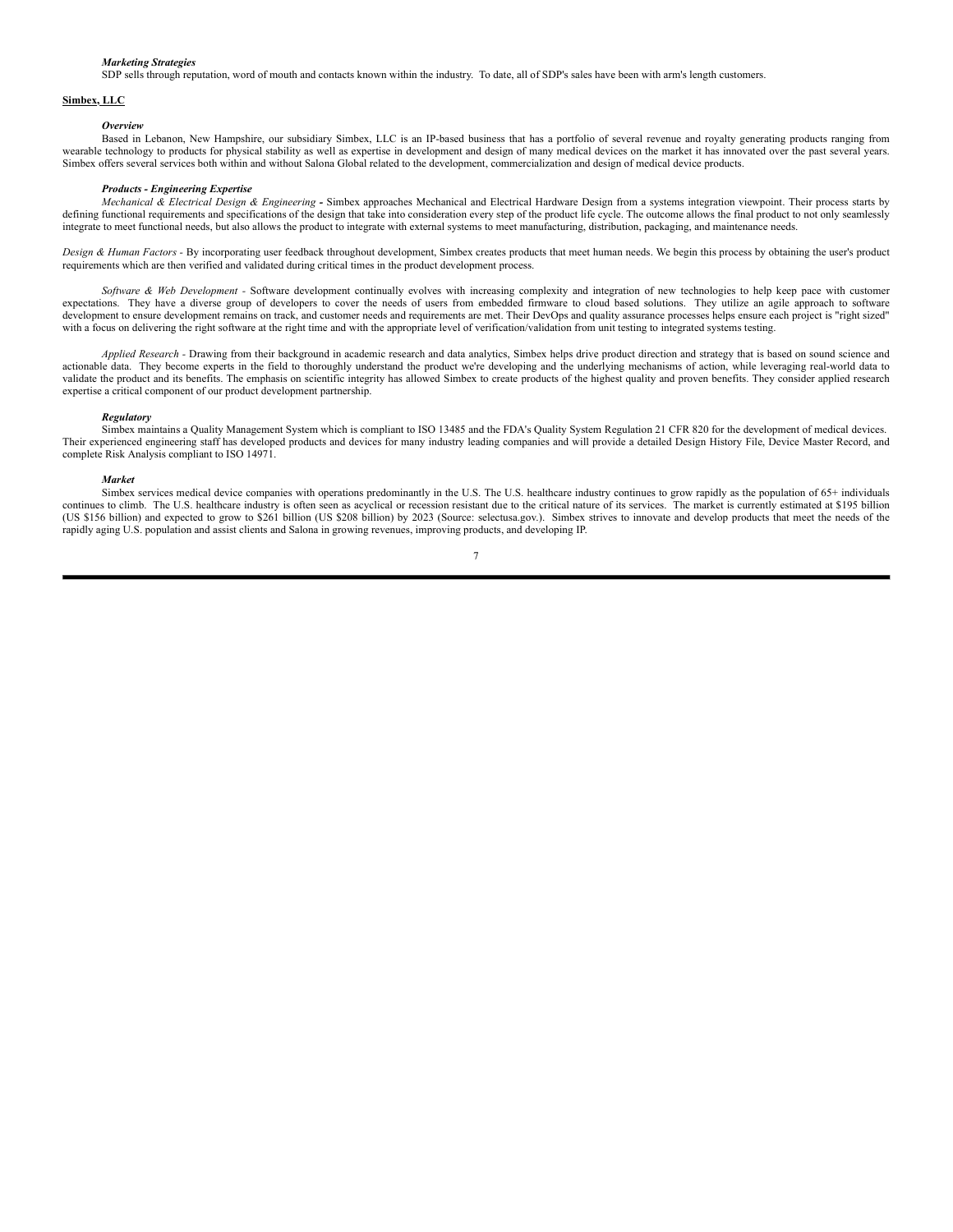***Marketing Strategies***

SDP sells through reputation, word of mouth and contacts known within the industry. To date, all of SDP's sales have been with arm's length customers.

**Simbex, LLC**

***Overview***

Based in Lebanon, New Hampshire, our subsidiary Simbex, LLC is an IP-based business that has a portfolio of several revenue and royalty generating products ranging from wearable technology to products for physical stability as well as expertise in development and design of many medical devices on the market it has innovated over the past several years. Simbex offers several services both within and without Salona Global related to the development, commercialization and design of medical device products.

***Products - Engineering Expertise***

*Mechanical & Electrical Design & Engineering* **-** Simbex approaches Mechanical and Electrical Hardware Design from a systems integration viewpoint. Their process starts by defining functional requirements and specifications of the design that take into consideration every step of the product life cycle. The outcome allows the final product to not only seamlessly integrate to meet functional needs, but also allows the product to integrate with external systems to meet manufacturing, distribution, packaging, and maintenance needs.

*Design & Human Factors* - By incorporating user feedback throughout development, Simbex creates products that meet human needs. We begin this process by obtaining the user's product requirements which are then verified and validated during critical times in the product development process.

*Software & Web Development* - Software development continually evolves with increasing complexity and integration of new technologies to help keep pace with customer expectations. They have a diverse group of developers to cover the needs of users from embedded firmware to cloud based solutions. They utilize an agile approach to software development to ensure development remains on track, and customer needs and requirements are met. Their DevOps and quality assurance processes helps ensure each project is "right sized" with a focus on delivering the right software at the right time and with the appropriate level of verification/validation from unit testing to integrated systems testing.

*Applied Research* - Drawing from their background in academic research and data analytics, Simbex helps drive product direction and strategy that is based on sound science and actionable data. They become experts in the field to thoroughly understand the product we're developing and the underlying mechanisms of action, while leveraging real-world data to validate the product and its benefits. The emphasis on scientific integrity has allowed Simbex to create products of the highest quality and proven benefits. They consider applied research expertise a critical component of our product development partnership.

***Regulatory***

Simbex maintains a Quality Management System which is compliant to ISO 13485 and the FDA's Quality System Regulation 21 CFR 820 for the development of medical devices. Their experienced engineering staff has developed products and devices for many industry leading companies and will provide a detailed Design History File, Device Master Record, and complete Risk Analysis compliant to ISO 14971.

***Market***

Simbex services medical device companies with operations predominantly in the U.S. The U.S. healthcare industry continues to grow rapidly as the population of 65+ individuals continues to climb. The U.S. healthcare industry is often seen as acyclical or recession resistant due to the critical nature of its services. The market is currently estimated at $195 billion (US $156 billion) and expected to grow to $261 billion (US $208 billion) by 2023 (Source: selectusa.gov.). Simbex strives to innovate and develop products that meet the needs of the rapidly aging U.S. population and assist clients and Salona in growing revenues, improving products, and developing IP.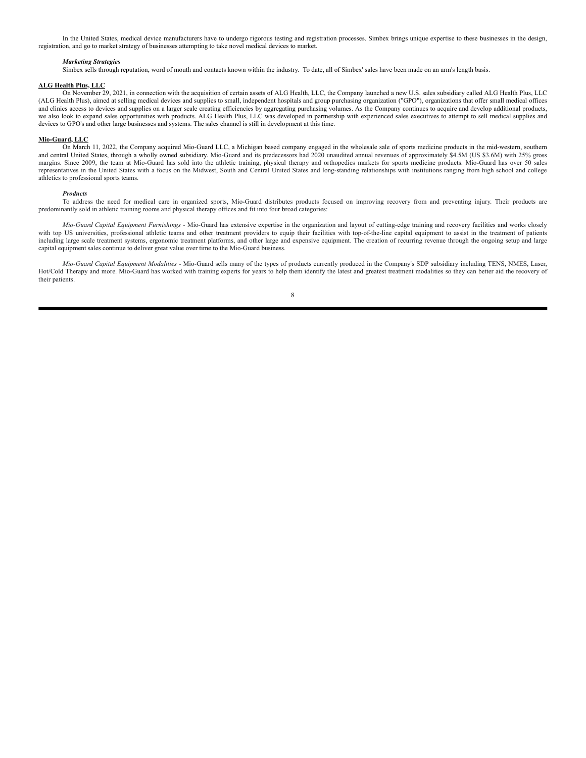In the United States, medical device manufacturers have to undergo rigorous testing and registration processes. Simbex brings unique expertise to these businesses in the design, registration, and go to market strategy of businesses attempting to take novel medical devices to market.

***Marketing Strategies***

Simbex sells through reputation, word of mouth and contacts known within the industry. To date, all of Simbex' sales have been made on an arm's length basis.

**ALG Health Plus, LLC**

On November 29, 2021, in connection with the acquisition of certain assets of ALG Health, LLC, the Company launched a new U.S. sales subsidiary called ALG Health Plus, LLC (ALG Health Plus), aimed at selling medical devices and supplies to small, independent hospitals and group purchasing organization ("GPO"), organizations that offer small medical offices and clinics access to devices and supplies on a larger scale creating efficiencies by aggregating purchasing volumes. As the Company continues to acquire and develop additional products, we also look to expand sales opportunities with products. ALG Health Plus, LLC was developed in partnership with experienced sales executives to attempt to sell medical supplies and devices to GPO's and other large businesses and systems. The sales channel is still in development at this time.

**Mio-Guard, LLC**

On March 11, 2022, the Company acquired Mio-Guard LLC, a Michigan based company engaged in the wholesale sale of sports medicine products in the mid-western, southern and central United States, through a wholly owned subsidiary. Mio-Guard and its predecessors had 2020 unaudited annual revenues of approximately $4.5M (US $3.6M) with 25% gross margins. Since 2009, the team at Mio-Guard has sold into the athletic training, physical therapy and orthopedics markets for sports medicine products. Mio-Guard has over 50 sales representatives in the United States with a focus on the Midwest, South and Central United States and long-standing relationships with institutions ranging from high school and college athletics to professional sports teams.

***Products***

To address the need for medical care in organized sports, Mio-Guard distributes products focused on improving recovery from and preventing injury. Their products are predominantly sold in athletic training rooms and physical therapy offices and fit into four broad categories:

*Mio-Guard Capital Equipment Furnishings* - Mio-Guard has extensive expertise in the organization and layout of cutting-edge training and recovery facilities and works closely with top US universities, professional athletic teams and other treatment providers to equip their facilities with top-of-the-line capital equipment to assist in the treatment of patients including large scale treatment systems, ergonomic treatment platforms, and other large and expensive equipment. The creation of recurring revenue through the ongoing setup and large capital equipment sales continue to deliver great value over time to the Mio-Guard business.

*Mio-Guard Capital Equipment Modalities* - Mio-Guard sells many of the types of products currently produced in the Company's SDP subsidiary including TENS, NMES, Laser, Hot/Cold Therapy and more. Mio-Guard has worked with training experts for years to help them identify the latest and greatest treatment modalities so they can better aid the recovery of their patients.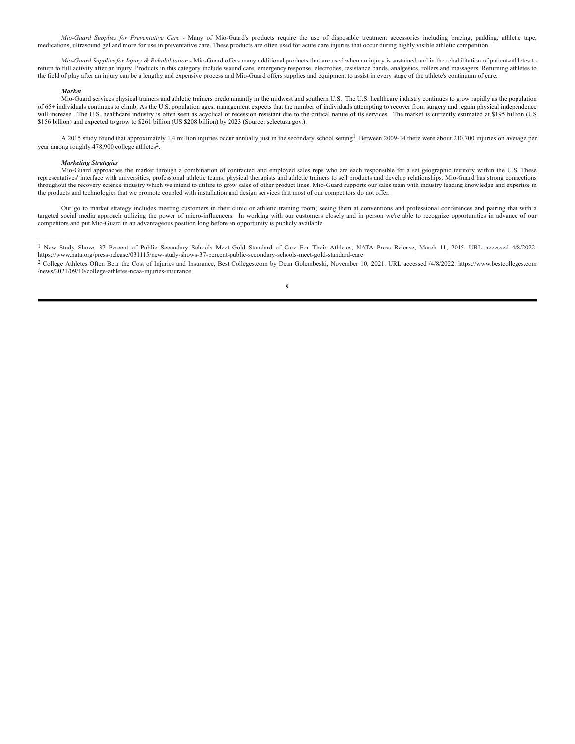*Mio-Guard Supplies for Preventative Care* - Many of Mio-Guard's products require the use of disposable treatment accessories including bracing, padding, athletic tape, medications, ultrasound gel and more for use in preventative care. These products are often used for acute care injuries that occur during highly visible athletic competition.

*Mio-Guard Supplies for Injury & Rehabilitation* - Mio-Guard offers many additional products that are used when an injury is sustained and in the rehabilitation of patient-athletes to return to full activity after an injury. Products in this category include wound care, emergency response, electrodes, resistance bands, analgesics, rollers and massagers. Returning athletes to the field of play after an injury can be a lengthy and expensive process and Mio-Guard offers supplies and equipment to assist in every stage of the athlete's continuum of care.

***Market***

Mio-Guard services physical trainers and athletic trainers predominantly in the midwest and southern U.S. The U.S. healthcare industry continues to grow rapidly as the population of 65+ individuals continues to climb. As the U.S. population ages, management expects that the number of individuals attempting to recover from surgery and regain physical independence will increase. The U.S. healthcare industry is often seen as acyclical or recession resistant due to the critical nature of its services. The market is currently estimated at $195 billion (US $156 billion) and expected to grow to $261 billion (US $208 billion) by 2023 (Source: selectusa.gov.).

A 2015 study found that approximately 1.4 million injuries occur annually just in the secondary school setting[1]. Between 2009-14 there were about 210,700 injuries on average per year among roughly 478,900 college athletes[2].

***Marketing Strategies***

Mio-Guard approaches the market through a combination of contracted and employed sales reps who are each responsible for a set geographic territory within the U.S. These representatives' interface with universities, professional athletic teams, physical therapists and athletic trainers to sell products and develop relationships. Mio-Guard has strong connections throughout the recovery science industry which we intend to utilize to grow sales of other product lines. Mio-Guard supports our sales team with industry leading knowledge and expertise in the products and technologies that we promote coupled with installation and design services that most of our competitors do not offer.

Our go to market strategy includes meeting customers in their clinic or athletic training room, seeing them at conventions and professional conferences and pairing that with a targeted social media approach utilizing the power of micro-influencers. In working with our customers closely and in person we're able to recognize opportunities in advance of our competitors and put Mio-Guard in an advantageous position long before an opportunity is publicly available.

---

[1] New Study Shows 37 Percent of Public Secondary Schools Meet Gold Standard of Care For Their Athletes, NATA Press Release, March 11, 2015. URL accessed 4/8/2022. https://www.nata.org/press-release/031115/new-study-shows-37-percent-public-secondary-schools-meet-gold-standard-care

[2] College Athletes Often Bear the Cost of Injuries and Insurance, Best Colleges.com by Dean Golembeski, November 10, 2021. URL accessed /4/8/2022. https://www.bestcolleges.com /news/2021/09/10/college-athletes-ncaa-injuries-insurance.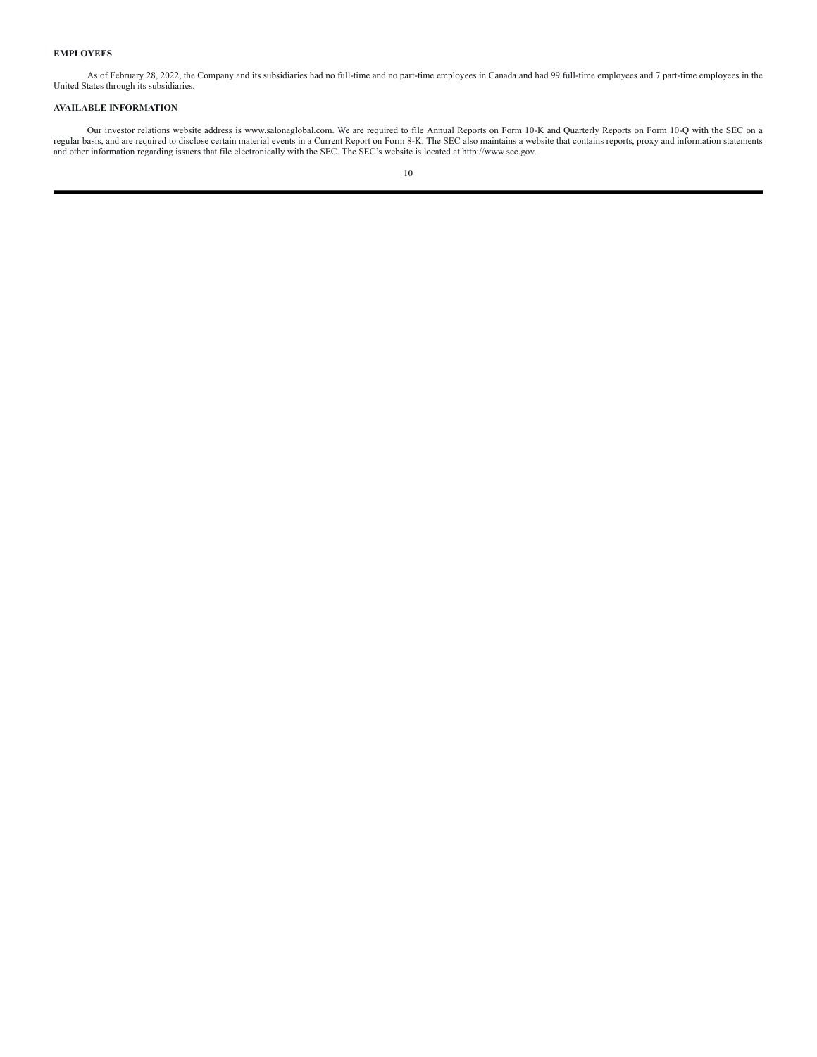**EMPLOYEES**

As of February 28, 2022, the Company and its subsidiaries had no full-time and no part-time employees in Canada and had 99 full-time employees and 7 part-time employees in the United States through its subsidiaries.

**AVAILABLE INFORMATION**

Our investor relations website address is www.salonaglobal.com. We are required to file Annual Reports on Form 10-K and Quarterly Reports on Form 10-Q with the SEC on a regular basis, and are required to disclose certain material events in a Current Report on Form 8-K. The SEC also maintains a website that contains reports, proxy and information statements and other information regarding issuers that file electronically with the SEC. The SEC's website is located at http://www.sec.gov.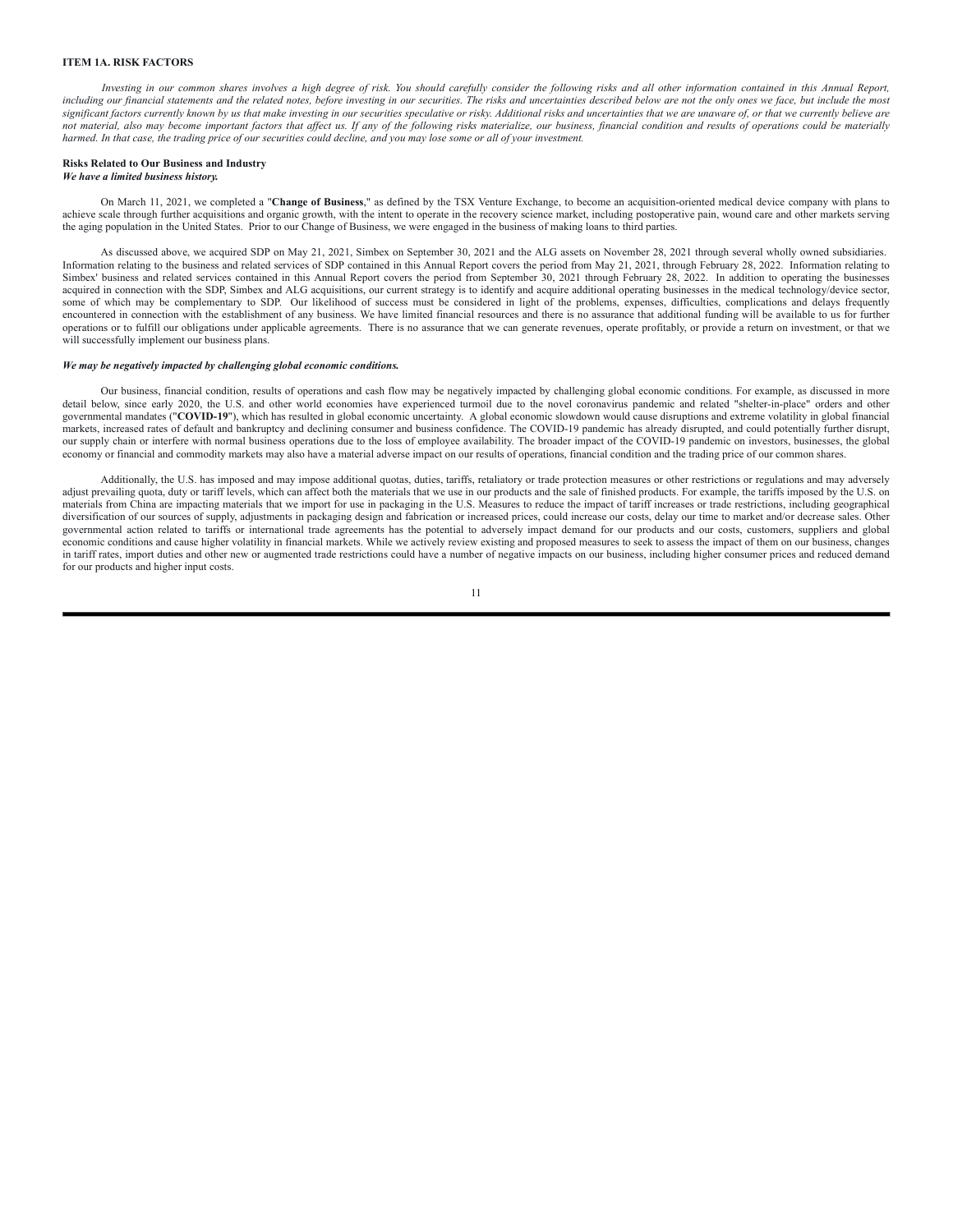## ITEM 1A. RISK FACTORS

*Investing in our common shares involves a high degree of risk. You should carefully consider the following risks and all other information contained in this Annual Report, including our financial statements and the related notes, before investing in our securities. The risks and uncertainties described below are not the only ones we face, but include the most significant factors currently known by us that make investing in our securities speculative or risky. Additional risks and uncertainties that we are unaware of, or that we currently believe are not material, also may become important factors that affect us. If any of the following risks materialize, our business, financial condition and results of operations could be materially harmed. In that case, the trading price of our securities could decline, and you may lose some or all of your investment.*

### Risks Related to Our Business and Industry

***We have a limited business history.***

On March 11, 2021, we completed a "**Change of Business**," as defined by the TSX Venture Exchange, to become an acquisition-oriented medical device company with plans to achieve scale through further acquisitions and organic growth, with the intent to operate in the recovery science market, including postoperative pain, wound care and other markets serving the aging population in the United States. Prior to our Change of Business, we were engaged in the business of making loans to third parties.

As discussed above, we acquired SDP on May 21, 2021, Simbex on September 30, 2021 and the ALG assets on November 28, 2021 through several wholly owned subsidiaries. Information relating to the business and related services of SDP contained in this Annual Report covers the period from May 21, 2021, through February 28, 2022. Information relating to Simbex' business and related services contained in this Annual Report covers the period from September 30, 2021 through February 28, 2022. In addition to operating the businesses acquired in connection with the SDP, Simbex and ALG acquisitions, our current strategy is to identify and acquire additional operating businesses in the medical technology/device sector, some of which may be complementary to SDP. Our likelihood of success must be considered in light of the problems, expenses, difficulties, complications and delays frequently encountered in connection with the establishment of any business. We have limited financial resources and there is no assurance that additional funding will be available to us for further operations or to fulfill our obligations under applicable agreements. There is no assurance that we can generate revenues, operate profitably, or provide a return on investment, or that we will successfully implement our business plans.

***We may be negatively impacted by challenging global economic conditions.***

Our business, financial condition, results of operations and cash flow may be negatively impacted by challenging global economic conditions. For example, as discussed in more detail below, since early 2020, the U.S. and other world economies have experienced turmoil due to the novel coronavirus pandemic and related "shelter-in-place" orders and other governmental mandates ("**COVID-19**"), which has resulted in global economic uncertainty. A global economic slowdown would cause disruptions and extreme volatility in global financial markets, increased rates of default and bankruptcy and declining consumer and business confidence. The COVID-19 pandemic has already disrupted, and could potentially further disrupt, our supply chain or interfere with normal business operations due to the loss of employee availability. The broader impact of the COVID-19 pandemic on investors, businesses, the global economy or financial and commodity markets may also have a material adverse impact on our results of operations, financial condition and the trading price of our common shares.

Additionally, the U.S. has imposed and may impose additional quotas, duties, tariffs, retaliatory or trade protection measures or other restrictions or regulations and may adversely adjust prevailing quota, duty or tariff levels, which can affect both the materials that we use in our products and the sale of finished products. For example, the tariffs imposed by the U.S. on materials from China are impacting materials that we import for use in packaging in the U.S. Measures to reduce the impact of tariff increases or trade restrictions, including geographical diversification of our sources of supply, adjustments in packaging design and fabrication or increased prices, could increase our costs, delay our time to market and/or decrease sales. Other governmental action related to tariffs or international trade agreements has the potential to adversely impact demand for our products and our costs, customers, suppliers and global economic conditions and cause higher volatility in financial markets. While we actively review existing and proposed measures to seek to assess the impact of them on our business, changes in tariff rates, import duties and other new or augmented trade restrictions could have a number of negative impacts on our business, including higher consumer prices and reduced demand for our products and higher input costs.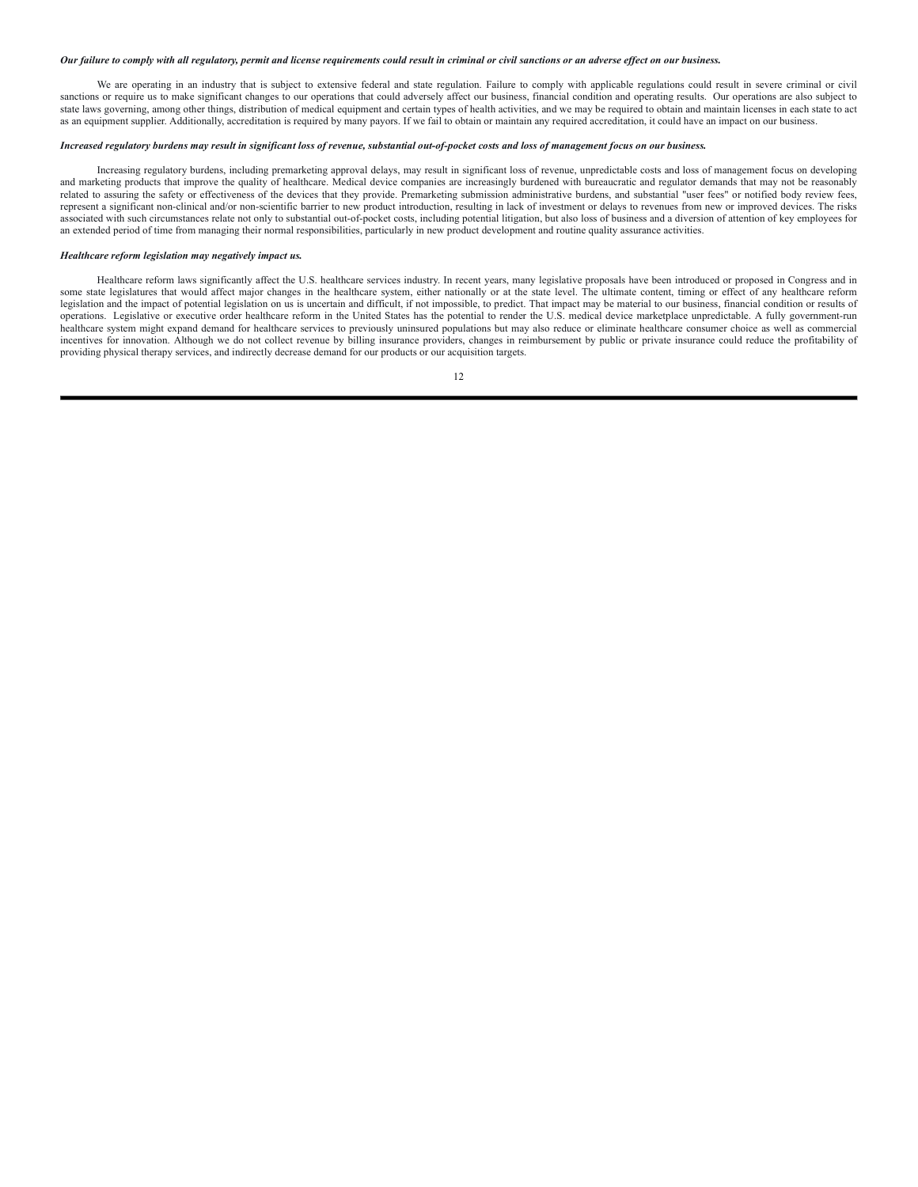***Our failure to comply with all regulatory, permit and license requirements could result in criminal or civil sanctions or an adverse effect on our business.***

We are operating in an industry that is subject to extensive federal and state regulation. Failure to comply with applicable regulations could result in severe criminal or civil sanctions or require us to make significant changes to our operations that could adversely affect our business, financial condition and operating results. Our operations are also subject to state laws governing, among other things, distribution of medical equipment and certain types of health activities, and we may be required to obtain and maintain licenses in each state to act as an equipment supplier. Additionally, accreditation is required by many payors. If we fail to obtain or maintain any required accreditation, it could have an impact on our business.

***Increased regulatory burdens may result in significant loss of revenue, substantial out-of-pocket costs and loss of management focus on our business.***

Increasing regulatory burdens, including premarketing approval delays, may result in significant loss of revenue, unpredictable costs and loss of management focus on developing and marketing products that improve the quality of healthcare. Medical device companies are increasingly burdened with bureaucratic and regulator demands that may not be reasonably related to assuring the safety or effectiveness of the devices that they provide. Premarketing submission administrative burdens, and substantial "user fees" or notified body review fees, represent a significant non-clinical and/or non-scientific barrier to new product introduction, resulting in lack of investment or delays to revenues from new or improved devices. The risks associated with such circumstances relate not only to substantial out-of-pocket costs, including potential litigation, but also loss of business and a diversion of attention of key employees for an extended period of time from managing their normal responsibilities, particularly in new product development and routine quality assurance activities.

***Healthcare reform legislation may negatively impact us.***

Healthcare reform laws significantly affect the U.S. healthcare services industry. In recent years, many legislative proposals have been introduced or proposed in Congress and in some state legislatures that would affect major changes in the healthcare system, either nationally or at the state level. The ultimate content, timing or effect of any healthcare reform legislation and the impact of potential legislation on us is uncertain and difficult, if not impossible, to predict. That impact may be material to our business, financial condition or results of operations. Legislative or executive order healthcare reform in the United States has the potential to render the U.S. medical device marketplace unpredictable. A fully government-run healthcare system might expand demand for healthcare services to previously uninsured populations but may also reduce or eliminate healthcare consumer choice as well as commercial incentives for innovation. Although we do not collect revenue by billing insurance providers, changes in reimbursement by public or private insurance could reduce the profitability of providing physical therapy services, and indirectly decrease demand for our products or our acquisition targets.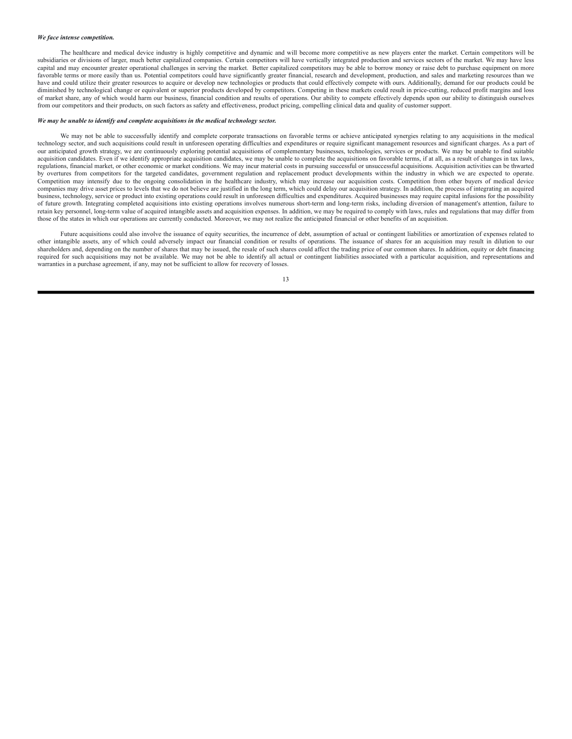***We face intense competition.***

The healthcare and medical device industry is highly competitive and dynamic and will become more competitive as new players enter the market. Certain competitors will be subsidiaries or divisions of larger, much better capitalized companies. Certain competitors will have vertically integrated production and services sectors of the market. We may have less capital and may encounter greater operational challenges in serving the market. Better capitalized competitors may be able to borrow money or raise debt to purchase equipment on more favorable terms or more easily than us. Potential competitors could have significantly greater financial, research and development, production, and sales and marketing resources than we have and could utilize their greater resources to acquire or develop new technologies or products that could effectively compete with ours. Additionally, demand for our products could be diminished by technological change or equivalent or superior products developed by competitors. Competing in these markets could result in price-cutting, reduced profit margins and loss of market share, any of which would harm our business, financial condition and results of operations. Our ability to compete effectively depends upon our ability to distinguish ourselves from our competitors and their products, on such factors as safety and effectiveness, product pricing, compelling clinical data and quality of customer support.

***We may be unable to identify and complete acquisitions in the medical technology sector.***

We may not be able to successfully identify and complete corporate transactions on favorable terms or achieve anticipated synergies relating to any acquisitions in the medical technology sector, and such acquisitions could result in unforeseen operating difficulties and expenditures or require significant management resources and significant charges. As a part of our anticipated growth strategy, we are continuously exploring potential acquisitions of complementary businesses, technologies, services or products. We may be unable to find suitable acquisition candidates. Even if we identify appropriate acquisition candidates, we may be unable to complete the acquisitions on favorable terms, if at all, as a result of changes in tax laws, regulations, financial market, or other economic or market conditions. We may incur material costs in pursuing successful or unsuccessful acquisitions. Acquisition activities can be thwarted by overtures from competitors for the targeted candidates, government regulation and replacement product developments within the industry in which we are expected to operate. Competition may intensify due to the ongoing consolidation in the healthcare industry, which may increase our acquisition costs. Competition from other buyers of medical device companies may drive asset prices to levels that we do not believe are justified in the long term, which could delay our acquisition strategy. In addition, the process of integrating an acquired business, technology, service or product into existing operations could result in unforeseen difficulties and expenditures. Acquired businesses may require capital infusions for the possibility of future growth. Integrating completed acquisitions into existing operations involves numerous short-term and long-term risks, including diversion of management's attention, failure to retain key personnel, long-term value of acquired intangible assets and acquisition expenses. In addition, we may be required to comply with laws, rules and regulations that may differ from those of the states in which our operations are currently conducted. Moreover, we may not realize the anticipated financial or other benefits of an acquisition.

Future acquisitions could also involve the issuance of equity securities, the incurrence of debt, assumption of actual or contingent liabilities or amortization of expenses related to other intangible assets, any of which could adversely impact our financial condition or results of operations. The issuance of shares for an acquisition may result in dilution to our shareholders and, depending on the number of shares that may be issued, the resale of such shares could affect the trading price of our common shares. In addition, equity or debt financing required for such acquisitions may not be available. We may not be able to identify all actual or contingent liabilities associated with a particular acquisition, and representations and warranties in a purchase agreement, if any, may not be sufficient to allow for recovery of losses.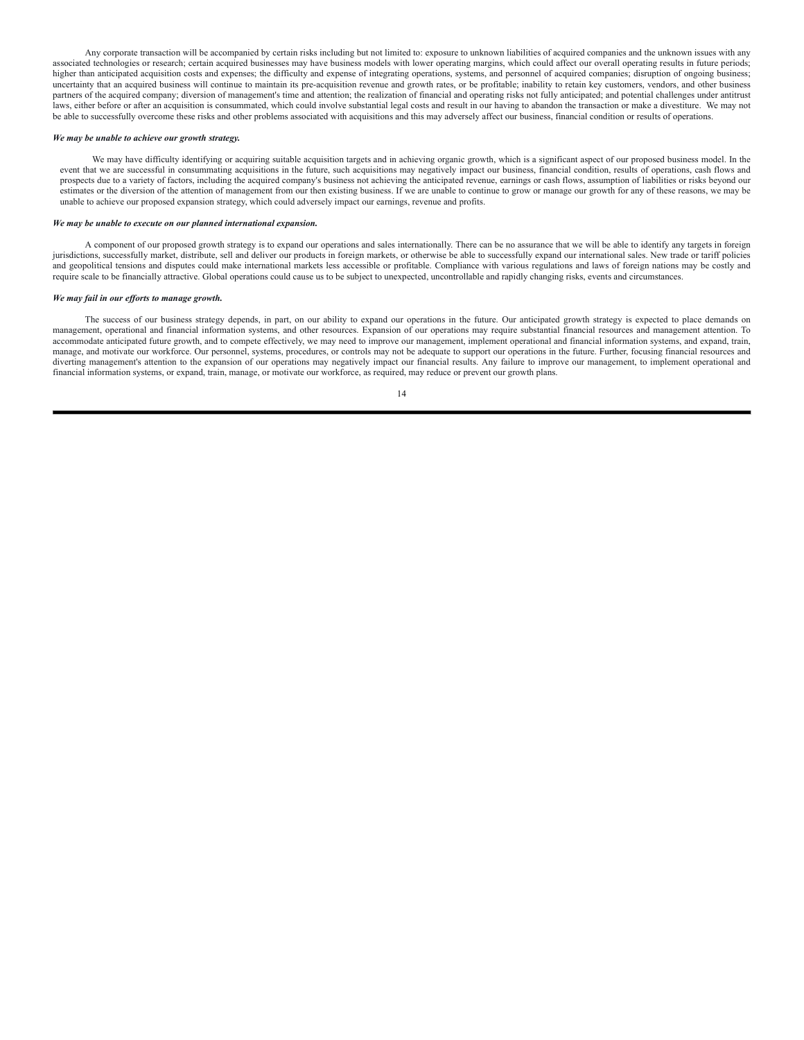Any corporate transaction will be accompanied by certain risks including but not limited to: exposure to unknown liabilities of acquired companies and the unknown issues with any associated technologies or research; certain acquired businesses may have business models with lower operating margins, which could affect our overall operating results in future periods; higher than anticipated acquisition costs and expenses; the difficulty and expense of integrating operations, systems, and personnel of acquired companies; disruption of ongoing business; uncertainty that an acquired business will continue to maintain its pre-acquisition revenue and growth rates, or be profitable; inability to retain key customers, vendors, and other business partners of the acquired company; diversion of management's time and attention; the realization of financial and operating risks not fully anticipated; and potential challenges under antitrust laws, either before or after an acquisition is consummated, which could involve substantial legal costs and result in our having to abandon the transaction or make a divestiture. We may not be able to successfully overcome these risks and other problems associated with acquisitions and this may adversely affect our business, financial condition or results of operations.

***We may be unable to achieve our growth strategy.***

We may have difficulty identifying or acquiring suitable acquisition targets and in achieving organic growth, which is a significant aspect of our proposed business model. In the event that we are successful in consummating acquisitions in the future, such acquisitions may negatively impact our business, financial condition, results of operations, cash flows and prospects due to a variety of factors, including the acquired company's business not achieving the anticipated revenue, earnings or cash flows, assumption of liabilities or risks beyond our estimates or the diversion of the attention of management from our then existing business. If we are unable to continue to grow or manage our growth for any of these reasons, we may be unable to achieve our proposed expansion strategy, which could adversely impact our earnings, revenue and profits.

***We may be unable to execute on our planned international expansion.***

A component of our proposed growth strategy is to expand our operations and sales internationally. There can be no assurance that we will be able to identify any targets in foreign jurisdictions, successfully market, distribute, sell and deliver our products in foreign markets, or otherwise be able to successfully expand our international sales. New trade or tariff policies and geopolitical tensions and disputes could make international markets less accessible or profitable. Compliance with various regulations and laws of foreign nations may be costly and require scale to be financially attractive. Global operations could cause us to be subject to unexpected, uncontrollable and rapidly changing risks, events and circumstances.

***We may fail in our efforts to manage growth.***

The success of our business strategy depends, in part, on our ability to expand our operations in the future. Our anticipated growth strategy is expected to place demands on management, operational and financial information systems, and other resources. Expansion of our operations may require substantial financial resources and management attention. To accommodate anticipated future growth, and to compete effectively, we may need to improve our management, implement operational and financial information systems, and expand, train, manage, and motivate our workforce. Our personnel, systems, procedures, or controls may not be adequate to support our operations in the future. Further, focusing financial resources and diverting management's attention to the expansion of our operations may negatively impact our financial results. Any failure to improve our management, to implement operational and financial information systems, or expand, train, manage, or motivate our workforce, as required, may reduce or prevent our growth plans.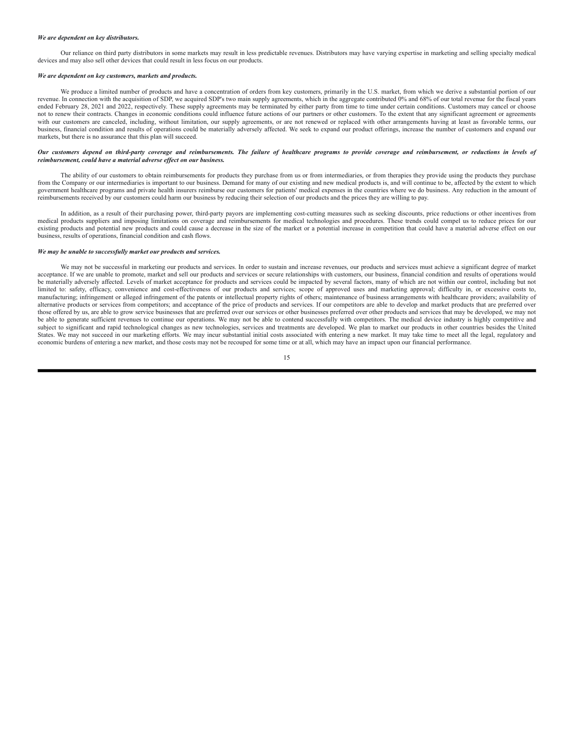***We are dependent on key distributors.***

Our reliance on third party distributors in some markets may result in less predictable revenues. Distributors may have varying expertise in marketing and selling specialty medical devices and may also sell other devices that could result in less focus on our products.

***We are dependent on key customers, markets and products.***

We produce a limited number of products and have a concentration of orders from key customers, primarily in the U.S. market, from which we derive a substantial portion of our revenue. In connection with the acquisition of SDP, we acquired SDP's two main supply agreements, which in the aggregate contributed 0% and 68% of our total revenue for the fiscal years ended February 28, 2021 and 2022, respectively. These supply agreements may be terminated by either party from time to time under certain conditions. Customers may cancel or choose not to renew their contracts. Changes in economic conditions could influence future actions of our partners or other customers. To the extent that any significant agreement or agreements with our customers are canceled, including, without limitation, our supply agreements, or are not renewed or replaced with other arrangements having at least as favorable terms, our business, financial condition and results of operations could be materially adversely affected. We seek to expand our product offerings, increase the number of customers and expand our markets, but there is no assurance that this plan will succeed.

***Our customers depend on third-party coverage and reimbursements. The failure of healthcare programs to provide coverage and reimbursement, or reductions in levels of reimbursement, could have a material adverse effect on our business.***

The ability of our customers to obtain reimbursements for products they purchase from us or from intermediaries, or from therapies they provide using the products they purchase from the Company or our intermediaries is important to our business. Demand for many of our existing and new medical products is, and will continue to be, affected by the extent to which government healthcare programs and private health insurers reimburse our customers for patients' medical expenses in the countries where we do business. Any reduction in the amount of reimbursements received by our customers could harm our business by reducing their selection of our products and the prices they are willing to pay.

In addition, as a result of their purchasing power, third-party payors are implementing cost-cutting measures such as seeking discounts, price reductions or other incentives from medical products suppliers and imposing limitations on coverage and reimbursements for medical technologies and procedures. These trends could compel us to reduce prices for our existing products and potential new products and could cause a decrease in the size of the market or a potential increase in competition that could have a material adverse effect on our business, results of operations, financial condition and cash flows.

***We may be unable to successfully market our products and services.***

We may not be successful in marketing our products and services. In order to sustain and increase revenues, our products and services must achieve a significant degree of market acceptance. If we are unable to promote, market and sell our products and services or secure relationships with customers, our business, financial condition and results of operations would be materially adversely affected. Levels of market acceptance for products and services could be impacted by several factors, many of which are not within our control, including but not limited to: safety, efficacy, convenience and cost-effectiveness of our products and services; scope of approved uses and marketing approval; difficulty in, or excessive costs to, manufacturing; infringement or alleged infringement of the patents or intellectual property rights of others; maintenance of business arrangements with healthcare providers; availability of alternative products or services from competitors; and acceptance of the price of products and services. If our competitors are able to develop and market products that are preferred over those offered by us, are able to grow service businesses that are preferred over our services or other businesses preferred over other products and services that may be developed, we may not be able to generate sufficient revenues to continue our operations. We may not be able to contend successfully with competitors. The medical device industry is highly competitive and subject to significant and rapid technological changes as new technologies, services and treatments are developed. We plan to market our products in other countries besides the United States. We may not succeed in our marketing efforts. We may incur substantial initial costs associated with entering a new market. It may take time to meet all the legal, regulatory and economic burdens of entering a new market, and those costs may not be recouped for some time or at all, which may have an impact upon our financial performance.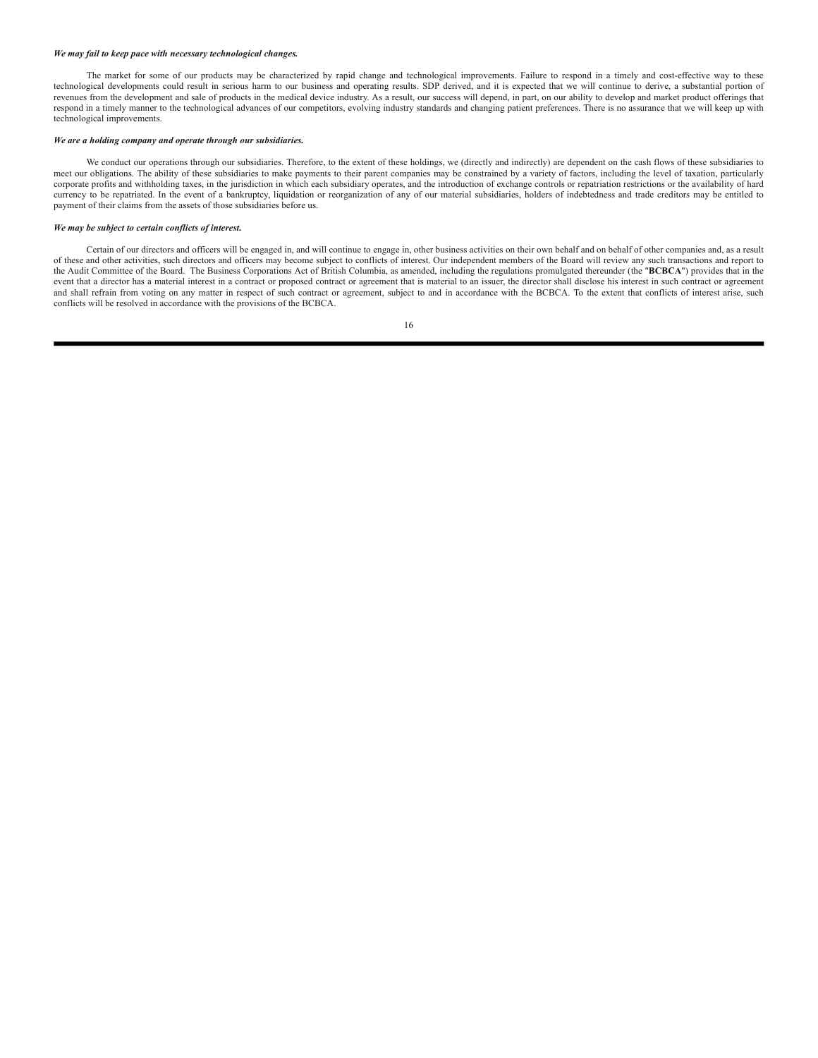***We may fail to keep pace with necessary technological changes.***

The market for some of our products may be characterized by rapid change and technological improvements. Failure to respond in a timely and cost-effective way to these technological developments could result in serious harm to our business and operating results. SDP derived, and it is expected that we will continue to derive, a substantial portion of revenues from the development and sale of products in the medical device industry. As a result, our success will depend, in part, on our ability to develop and market product offerings that respond in a timely manner to the technological advances of our competitors, evolving industry standards and changing patient preferences. There is no assurance that we will keep up with technological improvements.

***We are a holding company and operate through our subsidiaries.***

We conduct our operations through our subsidiaries. Therefore, to the extent of these holdings, we (directly and indirectly) are dependent on the cash flows of these subsidiaries to meet our obligations. The ability of these subsidiaries to make payments to their parent companies may be constrained by a variety of factors, including the level of taxation, particularly corporate profits and withholding taxes, in the jurisdiction in which each subsidiary operates, and the introduction of exchange controls or repatriation restrictions or the availability of hard currency to be repatriated. In the event of a bankruptcy, liquidation or reorganization of any of our material subsidiaries, holders of indebtedness and trade creditors may be entitled to payment of their claims from the assets of those subsidiaries before us.

***We may be subject to certain conflicts of interest.***

Certain of our directors and officers will be engaged in, and will continue to engage in, other business activities on their own behalf and on behalf of other companies and, as a result of these and other activities, such directors and officers may become subject to conflicts of interest. Our independent members of the Board will review any such transactions and report to the Audit Committee of the Board. The Business Corporations Act of British Columbia, as amended, including the regulations promulgated thereunder (the "**BCBCA**") provides that in the event that a director has a material interest in a contract or proposed contract or agreement that is material to an issuer, the director shall disclose his interest in such contract or agreement and shall refrain from voting on any matter in respect of such contract or agreement, subject to and in accordance with the BCBCA. To the extent that conflicts of interest arise, such conflicts will be resolved in accordance with the provisions of the BCBCA.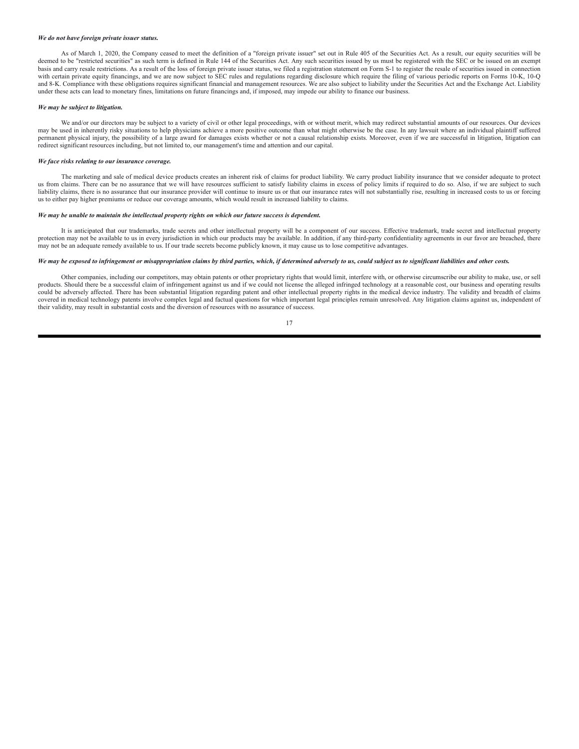***We do not have foreign private issuer status.***

As of March 1, 2020, the Company ceased to meet the definition of a "foreign private issuer" set out in Rule 405 of the Securities Act. As a result, our equity securities will be deemed to be "restricted securities" as such term is defined in Rule 144 of the Securities Act. Any such securities issued by us must be registered with the SEC or be issued on an exempt basis and carry resale restrictions. As a result of the loss of foreign private issuer status, we filed a registration statement on Form S-1 to register the resale of securities issued in connection with certain private equity financings, and we are now subject to SEC rules and regulations regarding disclosure which require the filing of various periodic reports on Forms 10-K, 10-Q and 8-K. Compliance with these obligations requires significant financial and management resources. We are also subject to liability under the Securities Act and the Exchange Act. Liability under these acts can lead to monetary fines, limitations on future financings and, if imposed, may impede our ability to finance our business.

***We may be subject to litigation.***

We and/or our directors may be subject to a variety of civil or other legal proceedings, with or without merit, which may redirect substantial amounts of our resources. Our devices may be used in inherently risky situations to help physicians achieve a more positive outcome than what might otherwise be the case. In any lawsuit where an individual plaintiff suffered permanent physical injury, the possibility of a large award for damages exists whether or not a causal relationship exists. Moreover, even if we are successful in litigation, litigation can redirect significant resources including, but not limited to, our management's time and attention and our capital.

***We face risks relating to our insurance coverage.***

The marketing and sale of medical device products creates an inherent risk of claims for product liability. We carry product liability insurance that we consider adequate to protect us from claims. There can be no assurance that we will have resources sufficient to satisfy liability claims in excess of policy limits if required to do so. Also, if we are subject to such liability claims, there is no assurance that our insurance provider will continue to insure us or that our insurance rates will not substantially rise, resulting in increased costs to us or forcing us to either pay higher premiums or reduce our coverage amounts, which would result in increased liability to claims.

***We may be unable to maintain the intellectual property rights on which our future success is dependent.***

It is anticipated that our trademarks, trade secrets and other intellectual property will be a component of our success. Effective trademark, trade secret and intellectual property protection may not be available to us in every jurisdiction in which our products may be available. In addition, if any third-party confidentiality agreements in our favor are breached, there may not be an adequate remedy available to us. If our trade secrets become publicly known, it may cause us to lose competitive advantages.

***We may be exposed to infringement or misappropriation claims by third parties, which, if determined adversely to us, could subject us to significant liabilities and other costs.***

Other companies, including our competitors, may obtain patents or other proprietary rights that would limit, interfere with, or otherwise circumscribe our ability to make, use, or sell products. Should there be a successful claim of infringement against us and if we could not license the alleged infringed technology at a reasonable cost, our business and operating results could be adversely affected. There has been substantial litigation regarding patent and other intellectual property rights in the medical device industry. The validity and breadth of claims covered in medical technology patents involve complex legal and factual questions for which important legal principles remain unresolved. Any litigation claims against us, independent of their validity, may result in substantial costs and the diversion of resources with no assurance of success.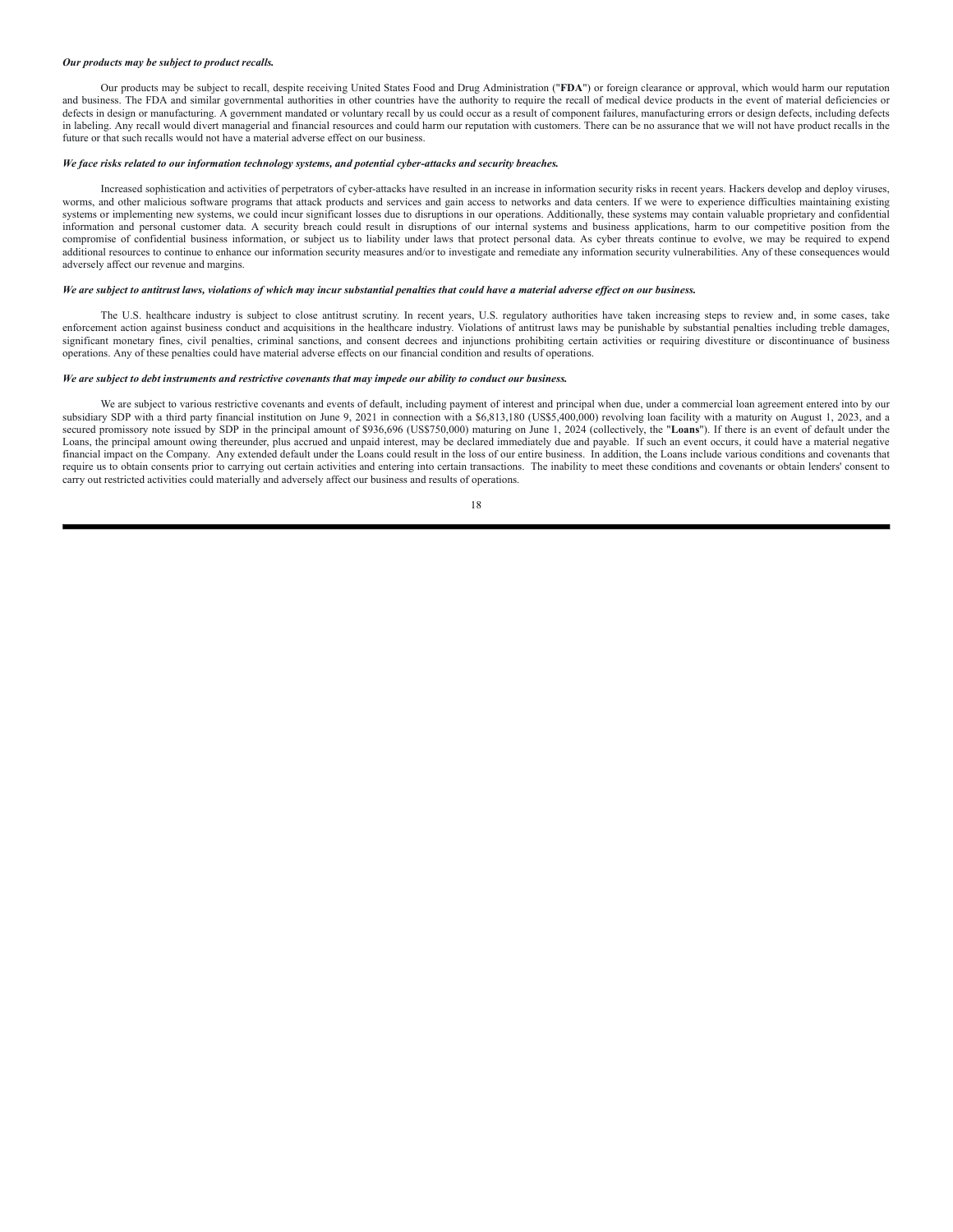***Our products may be subject to product recalls.***

Our products may be subject to recall, despite receiving United States Food and Drug Administration ("**FDA**") or foreign clearance or approval, which would harm our reputation and business. The FDA and similar governmental authorities in other countries have the authority to require the recall of medical device products in the event of material deficiencies or defects in design or manufacturing. A government mandated or voluntary recall by us could occur as a result of component failures, manufacturing errors or design defects, including defects in labeling. Any recall would divert managerial and financial resources and could harm our reputation with customers. There can be no assurance that we will not have product recalls in the future or that such recalls would not have a material adverse effect on our business.

***We face risks related to our information technology systems, and potential cyber-attacks and security breaches.***

Increased sophistication and activities of perpetrators of cyber-attacks have resulted in an increase in information security risks in recent years. Hackers develop and deploy viruses, worms, and other malicious software programs that attack products and services and gain access to networks and data centers. If we were to experience difficulties maintaining existing systems or implementing new systems, we could incur significant losses due to disruptions in our operations. Additionally, these systems may contain valuable proprietary and confidential information and personal customer data. A security breach could result in disruptions of our internal systems and business applications, harm to our competitive position from the compromise of confidential business information, or subject us to liability under laws that protect personal data. As cyber threats continue to evolve, we may be required to expend additional resources to continue to enhance our information security measures and/or to investigate and remediate any information security vulnerabilities. Any of these consequences would adversely affect our revenue and margins.

***We are subject to antitrust laws, violations of which may incur substantial penalties that could have a material adverse effect on our business.***

The U.S. healthcare industry is subject to close antitrust scrutiny. In recent years, U.S. regulatory authorities have taken increasing steps to review and, in some cases, take enforcement action against business conduct and acquisitions in the healthcare industry. Violations of antitrust laws may be punishable by substantial penalties including treble damages, significant monetary fines, civil penalties, criminal sanctions, and consent decrees and injunctions prohibiting certain activities or requiring divestiture or discontinuance of business operations. Any of these penalties could have material adverse effects on our financial condition and results of operations.

***We are subject to debt instruments and restrictive covenants that may impede our ability to conduct our business.***

We are subject to various restrictive covenants and events of default, including payment of interest and principal when due, under a commercial loan agreement entered into by our subsidiary SDP with a third party financial institution on June 9, 2021 in connection with a $6,813,180 (US$5,400,000) revolving loan facility with a maturity on August 1, 2023, and a secured promissory note issued by SDP in the principal amount of $936,696 (US$750,000) maturing on June 1, 2024 (collectively, the "**Loans**"). If there is an event of default under the Loans, the principal amount owing thereunder, plus accrued and unpaid interest, may be declared immediately due and payable. If such an event occurs, it could have a material negative financial impact on the Company. Any extended default under the Loans could result in the loss of our entire business. In addition, the Loans include various conditions and covenants that require us to obtain consents prior to carrying out certain activities and entering into certain transactions. The inability to meet these conditions and covenants or obtain lenders' consent to carry out restricted activities could materially and adversely affect our business and results of operations.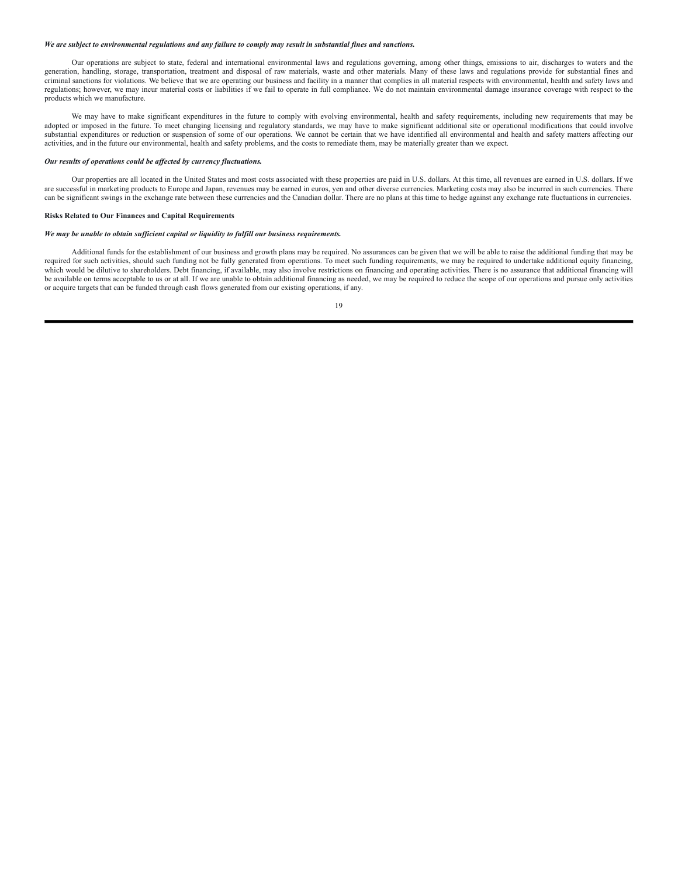***We are subject to environmental regulations and any failure to comply may result in substantial fines and sanctions.***

Our operations are subject to state, federal and international environmental laws and regulations governing, among other things, emissions to air, discharges to waters and the generation, handling, storage, transportation, treatment and disposal of raw materials, waste and other materials. Many of these laws and regulations provide for substantial fines and criminal sanctions for violations. We believe that we are operating our business and facility in a manner that complies in all material respects with environmental, health and safety laws and regulations; however, we may incur material costs or liabilities if we fail to operate in full compliance. We do not maintain environmental damage insurance coverage with respect to the products which we manufacture.

We may have to make significant expenditures in the future to comply with evolving environmental, health and safety requirements, including new requirements that may be adopted or imposed in the future. To meet changing licensing and regulatory standards, we may have to make significant additional site or operational modifications that could involve substantial expenditures or reduction or suspension of some of our operations. We cannot be certain that we have identified all environmental and health and safety matters affecting our activities, and in the future our environmental, health and safety problems, and the costs to remediate them, may be materially greater than we expect.

***Our results of operations could be affected by currency fluctuations.***

Our properties are all located in the United States and most costs associated with these properties are paid in U.S. dollars. At this time, all revenues are earned in U.S. dollars. If we are successful in marketing products to Europe and Japan, revenues may be earned in euros, yen and other diverse currencies. Marketing costs may also be incurred in such currencies. There can be significant swings in the exchange rate between these currencies and the Canadian dollar. There are no plans at this time to hedge against any exchange rate fluctuations in currencies.

**Risks Related to Our Finances and Capital Requirements**

***We may be unable to obtain sufficient capital or liquidity to fulfill our business requirements.***

Additional funds for the establishment of our business and growth plans may be required. No assurances can be given that we will be able to raise the additional funding that may be required for such activities, should such funding not be fully generated from operations. To meet such funding requirements, we may be required to undertake additional equity financing, which would be dilutive to shareholders. Debt financing, if available, may also involve restrictions on financing and operating activities. There is no assurance that additional financing will be available on terms acceptable to us or at all. If we are unable to obtain additional financing as needed, we may be required to reduce the scope of our operations and pursue only activities or acquire targets that can be funded through cash flows generated from our existing operations, if any.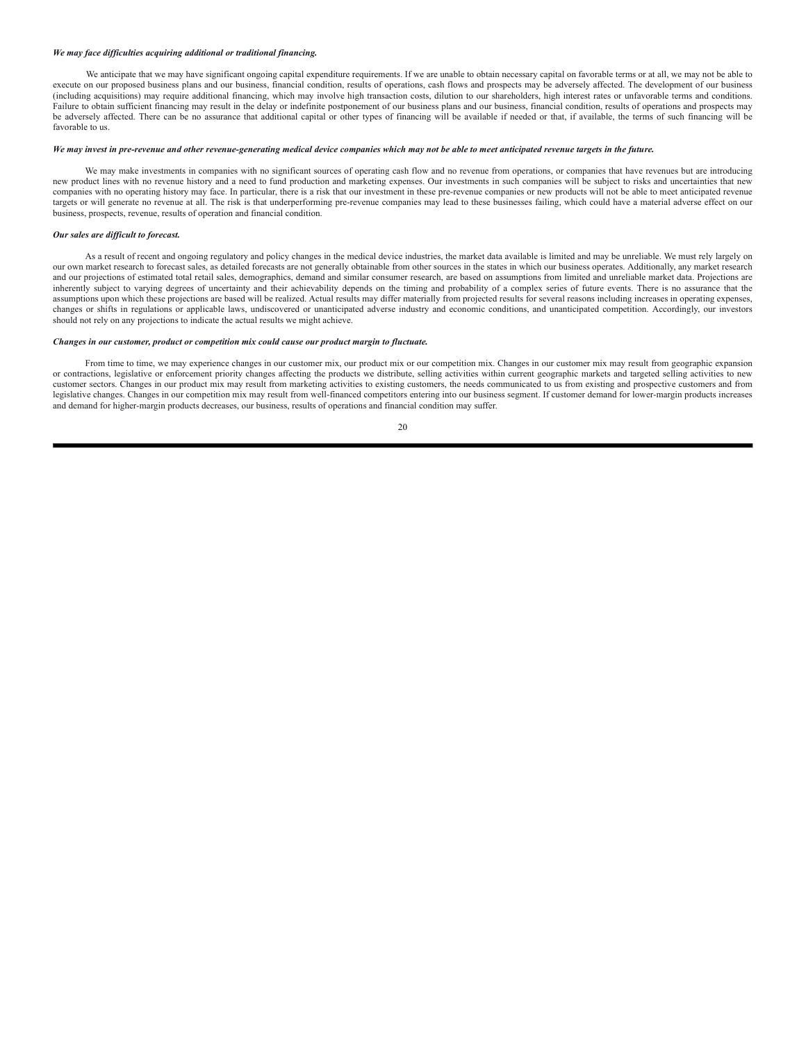***We may face difficulties acquiring additional or traditional financing.***

We anticipate that we may have significant ongoing capital expenditure requirements. If we are unable to obtain necessary capital on favorable terms or at all, we may not be able to execute on our proposed business plans and our business, financial condition, results of operations, cash flows and prospects may be adversely affected. The development of our business (including acquisitions) may require additional financing, which may involve high transaction costs, dilution to our shareholders, high interest rates or unfavorable terms and conditions. Failure to obtain sufficient financing may result in the delay or indefinite postponement of our business plans and our business, financial condition, results of operations and prospects may be adversely affected. There can be no assurance that additional capital or other types of financing will be available if needed or that, if available, the terms of such financing will be favorable to us.

***We may invest in pre-revenue and other revenue-generating medical device companies which may not be able to meet anticipated revenue targets in the future.***

We may make investments in companies with no significant sources of operating cash flow and no revenue from operations, or companies that have revenues but are introducing new product lines with no revenue history and a need to fund production and marketing expenses. Our investments in such companies will be subject to risks and uncertainties that new companies with no operating history may face. In particular, there is a risk that our investment in these pre-revenue companies or new products will not be able to meet anticipated revenue targets or will generate no revenue at all. The risk is that underperforming pre-revenue companies may lead to these businesses failing, which could have a material adverse effect on our business, prospects, revenue, results of operation and financial condition.

***Our sales are difficult to forecast.***

As a result of recent and ongoing regulatory and policy changes in the medical device industries, the market data available is limited and may be unreliable. We must rely largely on our own market research to forecast sales, as detailed forecasts are not generally obtainable from other sources in the states in which our business operates. Additionally, any market research and our projections of estimated total retail sales, demographics, demand and similar consumer research, are based on assumptions from limited and unreliable market data. Projections are inherently subject to varying degrees of uncertainty and their achievability depends on the timing and probability of a complex series of future events. There is no assurance that the assumptions upon which these projections are based will be realized. Actual results may differ materially from projected results for several reasons including increases in operating expenses, changes or shifts in regulations or applicable laws, undiscovered or unanticipated adverse industry and economic conditions, and unanticipated competition. Accordingly, our investors should not rely on any projections to indicate the actual results we might achieve.

***Changes in our customer, product or competition mix could cause our product margin to fluctuate.***

From time to time, we may experience changes in our customer mix, our product mix or our competition mix. Changes in our customer mix may result from geographic expansion or contractions, legislative or enforcement priority changes affecting the products we distribute, selling activities within current geographic markets and targeted selling activities to new customer sectors. Changes in our product mix may result from marketing activities to existing customers, the needs communicated to us from existing and prospective customers and from legislative changes. Changes in our competition mix may result from well-financed competitors entering into our business segment. If customer demand for lower-margin products increases and demand for higher-margin products decreases, our business, results of operations and financial condition may suffer.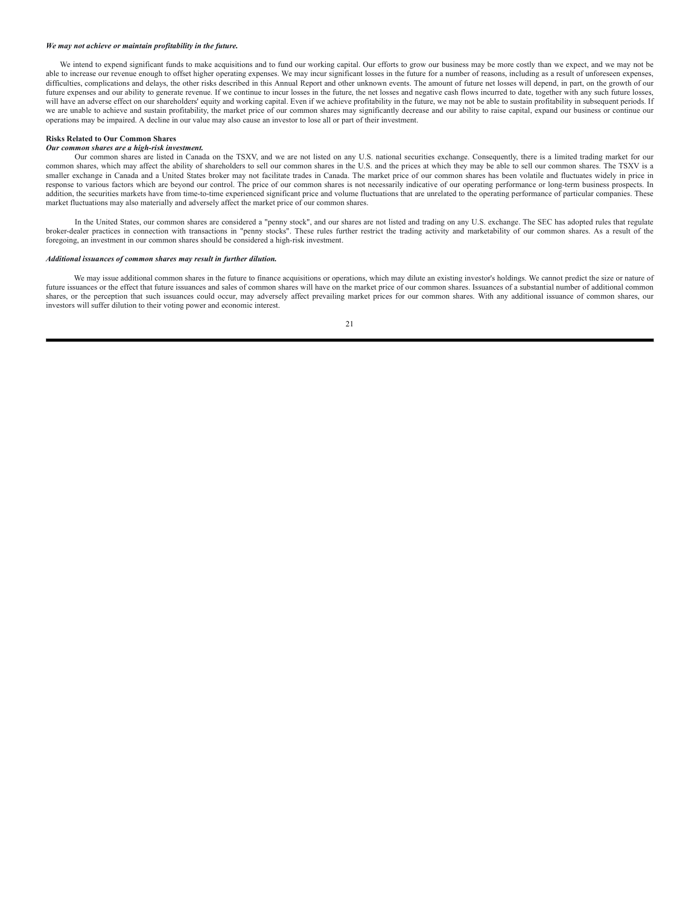***We may not achieve or maintain profitability in the future.***

We intend to expend significant funds to make acquisitions and to fund our working capital. Our efforts to grow our business may be more costly than we expect, and we may not be able to increase our revenue enough to offset higher operating expenses. We may incur significant losses in the future for a number of reasons, including as a result of unforeseen expenses, difficulties, complications and delays, the other risks described in this Annual Report and other unknown events. The amount of future net losses will depend, in part, on the growth of our future expenses and our ability to generate revenue. If we continue to incur losses in the future, the net losses and negative cash flows incurred to date, together with any such future losses, will have an adverse effect on our shareholders' equity and working capital. Even if we achieve profitability in the future, we may not be able to sustain profitability in subsequent periods. If we are unable to achieve and sustain profitability, the market price of our common shares may significantly decrease and our ability to raise capital, expand our business or continue our operations may be impaired. A decline in our value may also cause an investor to lose all or part of their investment.

**Risks Related to Our Common Shares**

***Our common shares are a high-risk investment.***

Our common shares are listed in Canada on the TSXV, and we are not listed on any U.S. national securities exchange. Consequently, there is a limited trading market for our common shares, which may affect the ability of shareholders to sell our common shares in the U.S. and the prices at which they may be able to sell our common shares. The TSXV is a smaller exchange in Canada and a United States broker may not facilitate trades in Canada. The market price of our common shares has been volatile and fluctuates widely in price in response to various factors which are beyond our control. The price of our common shares is not necessarily indicative of our operating performance or long-term business prospects. In addition, the securities markets have from time-to-time experienced significant price and volume fluctuations that are unrelated to the operating performance of particular companies. These market fluctuations may also materially and adversely affect the market price of our common shares.

In the United States, our common shares are considered a "penny stock", and our shares are not listed and trading on any U.S. exchange. The SEC has adopted rules that regulate broker-dealer practices in connection with transactions in "penny stocks". These rules further restrict the trading activity and marketability of our common shares. As a result of the foregoing, an investment in our common shares should be considered a high-risk investment.

***Additional issuances of common shares may result in further dilution.***

We may issue additional common shares in the future to finance acquisitions or operations, which may dilute an existing investor's holdings. We cannot predict the size or nature of future issuances or the effect that future issuances and sales of common shares will have on the market price of our common shares. Issuances of a substantial number of additional common shares, or the perception that such issuances could occur, may adversely affect prevailing market prices for our common shares. With any additional issuance of common shares, our investors will suffer dilution to their voting power and economic interest.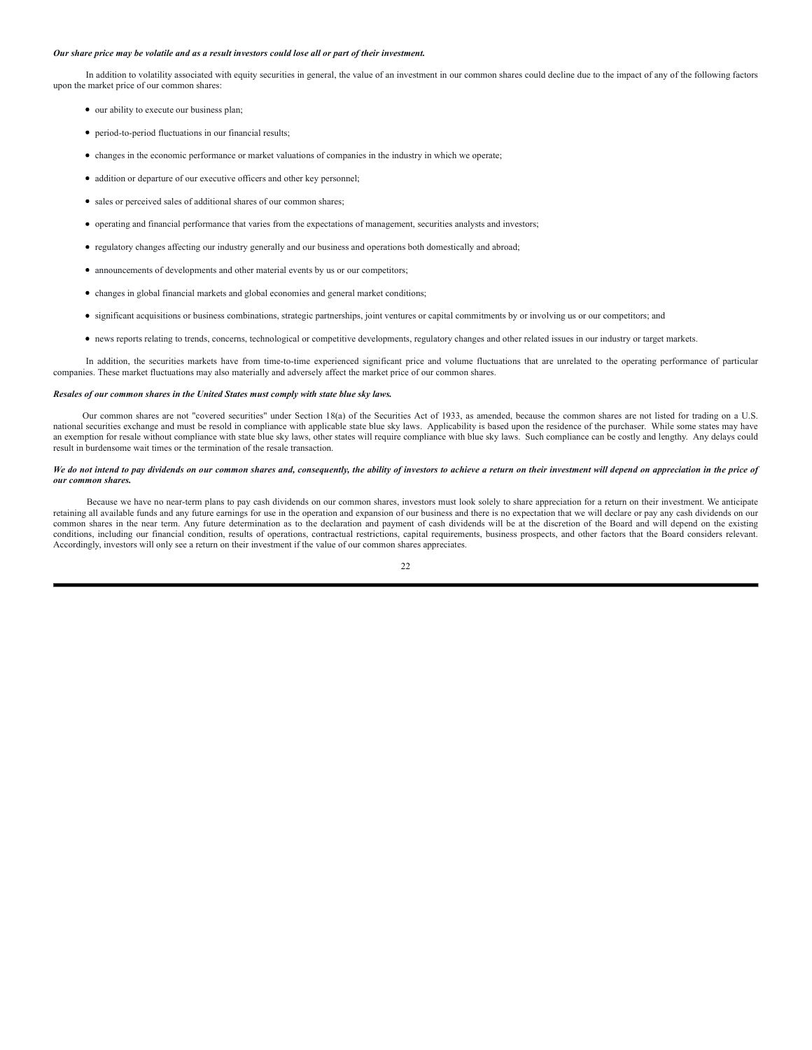***Our share price may be volatile and as a result investors could lose all or part of their investment.***

In addition to volatility associated with equity securities in general, the value of an investment in our common shares could decline due to the impact of any of the following factors upon the market price of our common shares:

- our ability to execute our business plan;
- period-to-period fluctuations in our financial results;
- changes in the economic performance or market valuations of companies in the industry in which we operate;
- addition or departure of our executive officers and other key personnel;
- sales or perceived sales of additional shares of our common shares;
- operating and financial performance that varies from the expectations of management, securities analysts and investors;
- regulatory changes affecting our industry generally and our business and operations both domestically and abroad;
- announcements of developments and other material events by us or our competitors;
- changes in global financial markets and global economies and general market conditions;
- significant acquisitions or business combinations, strategic partnerships, joint ventures or capital commitments by or involving us or our competitors; and
- news reports relating to trends, concerns, technological or competitive developments, regulatory changes and other related issues in our industry or target markets.

In addition, the securities markets have from time-to-time experienced significant price and volume fluctuations that are unrelated to the operating performance of particular companies. These market fluctuations may also materially and adversely affect the market price of our common shares.

***Resales of our common shares in the United States must comply with state blue sky laws.***

Our common shares are not "covered securities" under Section 18(a) of the Securities Act of 1933, as amended, because the common shares are not listed for trading on a U.S. national securities exchange and must be resold in compliance with applicable state blue sky laws. Applicability is based upon the residence of the purchaser. While some states may have an exemption for resale without compliance with state blue sky laws, other states will require compliance with blue sky laws. Such compliance can be costly and lengthy. Any delays could result in burdensome wait times or the termination of the resale transaction.

***We do not intend to pay dividends on our common shares and, consequently, the ability of investors to achieve a return on their investment will depend on appreciation in the price of our common shares.***

Because we have no near-term plans to pay cash dividends on our common shares, investors must look solely to share appreciation for a return on their investment. We anticipate retaining all available funds and any future earnings for use in the operation and expansion of our business and there is no expectation that we will declare or pay any cash dividends on our common shares in the near term. Any future determination as to the declaration and payment of cash dividends will be at the discretion of the Board and will depend on the existing conditions, including our financial condition, results of operations, contractual restrictions, capital requirements, business prospects, and other factors that the Board considers relevant. Accordingly, investors will only see a return on their investment if the value of our common shares appreciates.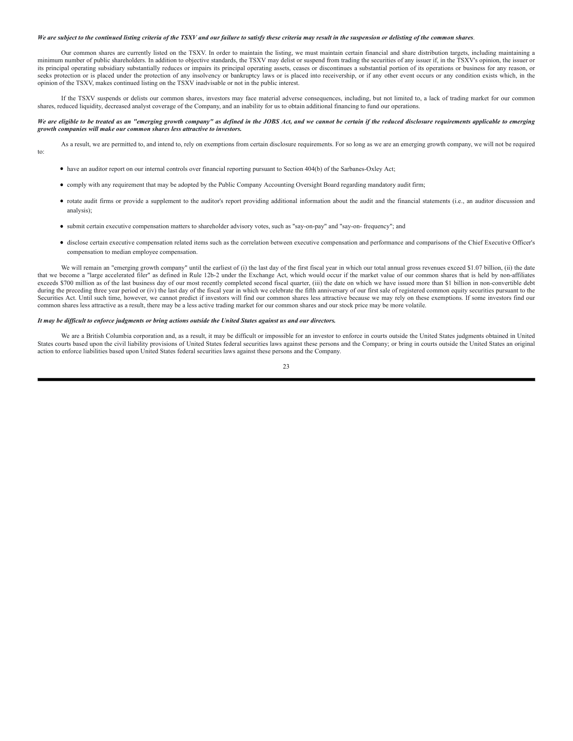***We are subject to the continued listing criteria of the TSXV and our failure to satisfy these criteria may result in the suspension or delisting of the common shares*.**

Our common shares are currently listed on the TSXV. In order to maintain the listing, we must maintain certain financial and share distribution targets, including maintaining a minimum number of public shareholders. In addition to objective standards, the TSXV may delist or suspend from trading the securities of any issuer if, in the TSXV's opinion, the issuer or its principal operating subsidiary substantially reduces or impairs its principal operating assets, ceases or discontinues a substantial portion of its operations or business for any reason, or seeks protection or is placed under the protection of any insolvency or bankruptcy laws or is placed into receivership, or if any other event occurs or any condition exists which, in the opinion of the TSXV, makes continued listing on the TSXV inadvisable or not in the public interest.

If the TSXV suspends or delists our common shares, investors may face material adverse consequences, including, but not limited to, a lack of trading market for our common shares, reduced liquidity, decreased analyst coverage of the Company, and an inability for us to obtain additional financing to fund our operations.

***We are eligible to be treated as an "emerging growth company" as defined in the JOBS Act, and we cannot be certain if the reduced disclosure requirements applicable to emerging growth companies will make our common shares less attractive to investors.***

As a result, we are permitted to, and intend to, rely on exemptions from certain disclosure requirements. For so long as we are an emerging growth company, we will not be required to:

- have an auditor report on our internal controls over financial reporting pursuant to Section 404(b) of the Sarbanes-Oxley Act;
- comply with any requirement that may be adopted by the Public Company Accounting Oversight Board regarding mandatory audit firm;
- rotate audit firms or provide a supplement to the auditor's report providing additional information about the audit and the financial statements (i.e., an auditor discussion and analysis);
- submit certain executive compensation matters to shareholder advisory votes, such as "say-on-pay" and "say-on- frequency"; and
- disclose certain executive compensation related items such as the correlation between executive compensation and performance and comparisons of the Chief Executive Officer's compensation to median employee compensation.

We will remain an "emerging growth company" until the earliest of (i) the last day of the first fiscal year in which our total annual gross revenues exceed $1.07 billion, (ii) the date that we become a "large accelerated filer" as defined in Rule 12b-2 under the Exchange Act, which would occur if the market value of our common shares that is held by non-affiliates exceeds $700 million as of the last business day of our most recently completed second fiscal quarter, (iii) the date on which we have issued more than $1 billion in non-convertible debt during the preceding three year period or (iv) the last day of the fiscal year in which we celebrate the fifth anniversary of our first sale of registered common equity securities pursuant to the Securities Act. Until such time, however, we cannot predict if investors will find our common shares less attractive because we may rely on these exemptions. If some investors find our common shares less attractive as a result, there may be a less active trading market for our common shares and our stock price may be more volatile.

***It may be difficult to enforce judgments or bring actions outside the United States against us and our directors.***

We are a British Columbia corporation and, as a result, it may be difficult or impossible for an investor to enforce in courts outside the United States judgments obtained in United States courts based upon the civil liability provisions of United States federal securities laws against these persons and the Company; or bring in courts outside the United States an original action to enforce liabilities based upon United States federal securities laws against these persons and the Company.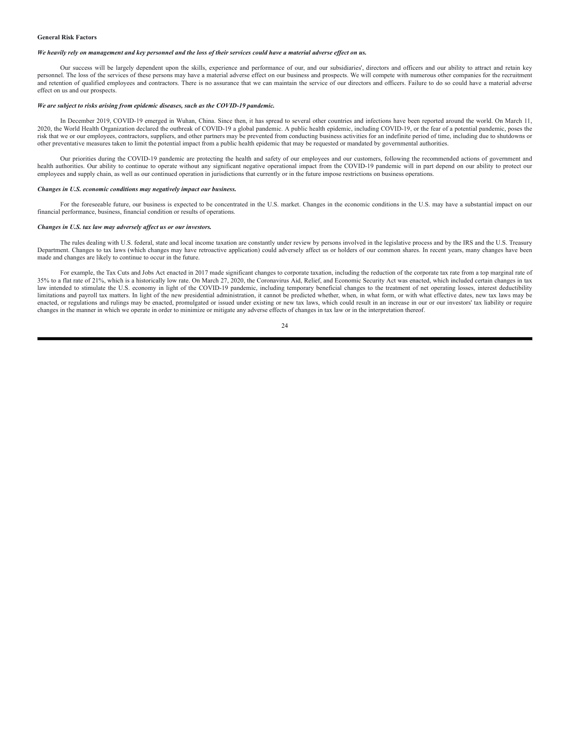**General Risk Factors**

***We heavily rely on management and key personnel and the loss of their services could have a material adverse effect on us.***

Our success will be largely dependent upon the skills, experience and performance of our, and our subsidiaries', directors and officers and our ability to attract and retain key personnel. The loss of the services of these persons may have a material adverse effect on our business and prospects. We will compete with numerous other companies for the recruitment and retention of qualified employees and contractors. There is no assurance that we can maintain the service of our directors and officers. Failure to do so could have a material adverse effect on us and our prospects.

***We are subject to risks arising from epidemic diseases, such as the COVID-19 pandemic.***

In December 2019, COVID-19 emerged in Wuhan, China. Since then, it has spread to several other countries and infections have been reported around the world. On March 11, 2020, the World Health Organization declared the outbreak of COVID-19 a global pandemic. A public health epidemic, including COVID-19, or the fear of a potential pandemic, poses the risk that we or our employees, contractors, suppliers, and other partners may be prevented from conducting business activities for an indefinite period of time, including due to shutdowns or other preventative measures taken to limit the potential impact from a public health epidemic that may be requested or mandated by governmental authorities.

Our priorities during the COVID-19 pandemic are protecting the health and safety of our employees and our customers, following the recommended actions of government and health authorities. Our ability to continue to operate without any significant negative operational impact from the COVID-19 pandemic will in part depend on our ability to protect our employees and supply chain, as well as our continued operation in jurisdictions that currently or in the future impose restrictions on business operations.

***Changes in U.S. economic conditions may negatively impact our business.***

For the foreseeable future, our business is expected to be concentrated in the U.S. market. Changes in the economic conditions in the U.S. may have a substantial impact on our financial performance, business, financial condition or results of operations.

***Changes in U.S. tax law may adversely affect us or our investors.***

The rules dealing with U.S. federal, state and local income taxation are constantly under review by persons involved in the legislative process and by the IRS and the U.S. Treasury Department. Changes to tax laws (which changes may have retroactive application) could adversely affect us or holders of our common shares. In recent years, many changes have been made and changes are likely to continue to occur in the future.

For example, the Tax Cuts and Jobs Act enacted in 2017 made significant changes to corporate taxation, including the reduction of the corporate tax rate from a top marginal rate of 35% to a flat rate of 21%, which is a historically low rate. On March 27, 2020, the Coronavirus Aid, Relief, and Economic Security Act was enacted, which included certain changes in tax law intended to stimulate the U.S. economy in light of the COVID-19 pandemic, including temporary beneficial changes to the treatment of net operating losses, interest deductibility limitations and payroll tax matters. In light of the new presidential administration, it cannot be predicted whether, when, in what form, or with what effective dates, new tax laws may be enacted, or regulations and rulings may be enacted, promulgated or issued under existing or new tax laws, which could result in an increase in our or our investors' tax liability or require changes in the manner in which we operate in order to minimize or mitigate any adverse effects of changes in tax law or in the interpretation thereof.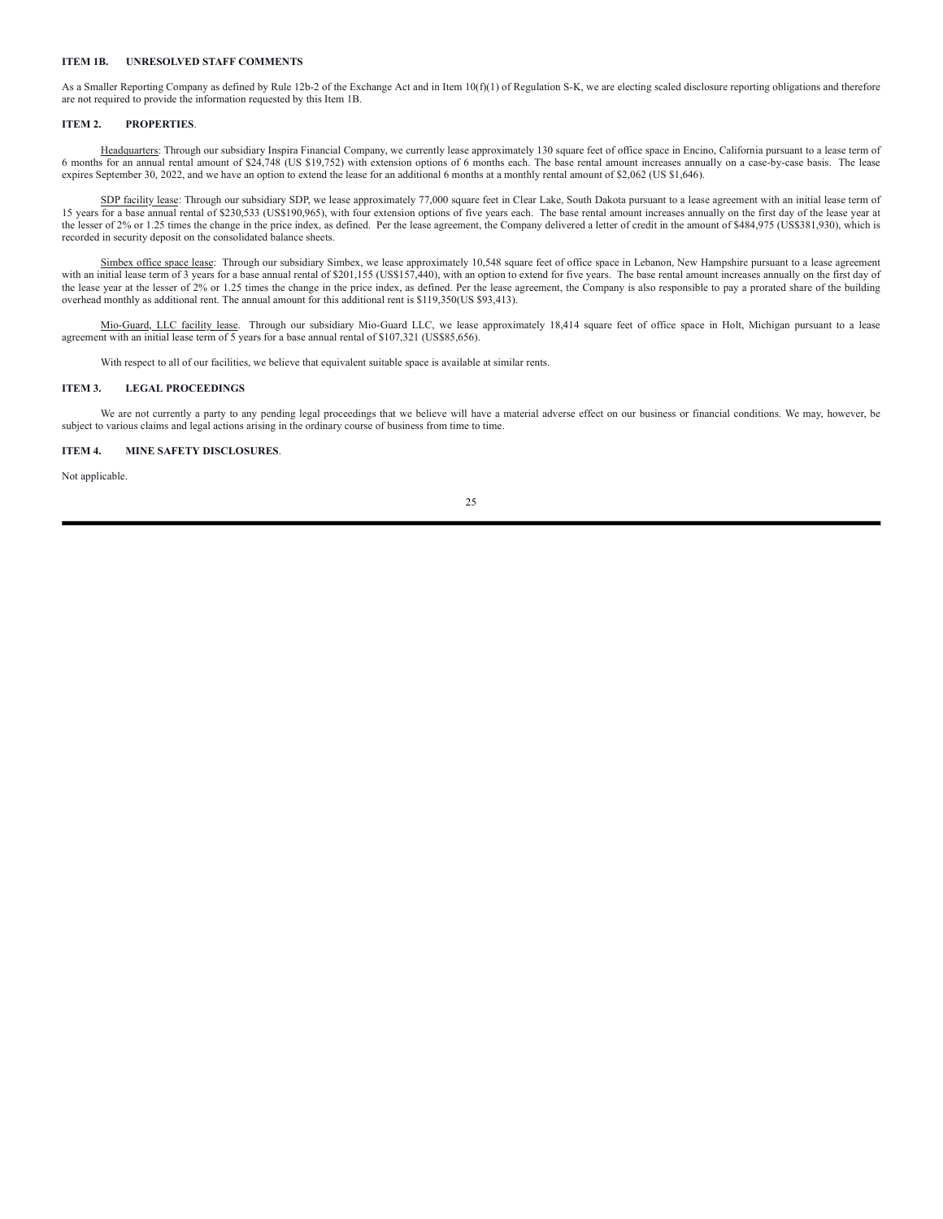## ITEM 1B. UNRESOLVED STAFF COMMENTS

As a Smaller Reporting Company as defined by Rule 12b-2 of the Exchange Act and in Item 10(f)(1) of Regulation S-K, we are electing scaled disclosure reporting obligations and therefore are not required to provide the information requested by this Item 1B.

## ITEM 2. PROPERTIES.

Headquarters: Through our subsidiary Inspira Financial Company, we currently lease approximately 130 square feet of office space in Encino, California pursuant to a lease term of 6 months for an annual rental amount of $24,748 (US $19,752) with extension options of 6 months each. The base rental amount increases annually on a case-by-case basis. The lease expires September 30, 2022, and we have an option to extend the lease for an additional 6 months at a monthly rental amount of $2,062 (US $1,646).

SDP facility lease: Through our subsidiary SDP, we lease approximately 77,000 square feet in Clear Lake, South Dakota pursuant to a lease agreement with an initial lease term of 15 years for a base annual rental of $230,533 (US$190,965), with four extension options of five years each. The base rental amount increases annually on the first day of the lease year at the lesser of 2% or 1.25 times the change in the price index, as defined. Per the lease agreement, the Company delivered a letter of credit in the amount of $484,975 (US$381,930), which is recorded in security deposit on the consolidated balance sheets.

Simbex office space lease: Through our subsidiary Simbex, we lease approximately 10,548 square feet of office space in Lebanon, New Hampshire pursuant to a lease agreement with an initial lease term of 3 years for a base annual rental of $201,155 (US$157,440), with an option to extend for five years. The base rental amount increases annually on the first day of the lease year at the lesser of 2% or 1.25 times the change in the price index, as defined. Per the lease agreement, the Company is also responsible to pay a prorated share of the building overhead monthly as additional rent. The annual amount for this additional rent is $119,350(US $93,413).

Mio-Guard, LLC facility lease. Through our subsidiary Mio-Guard LLC, we lease approximately 18,414 square feet of office space in Holt, Michigan pursuant to a lease agreement with an initial lease term of 5 years for a base annual rental of $107,321 (US$85,656).

With respect to all of our facilities, we believe that equivalent suitable space is available at similar rents.

## ITEM 3. LEGAL PROCEEDINGS

We are not currently a party to any pending legal proceedings that we believe will have a material adverse effect on our business or financial conditions. We may, however, be subject to various claims and legal actions arising in the ordinary course of business from time to time.

## ITEM 4. MINE SAFETY DISCLOSURES.

Not applicable.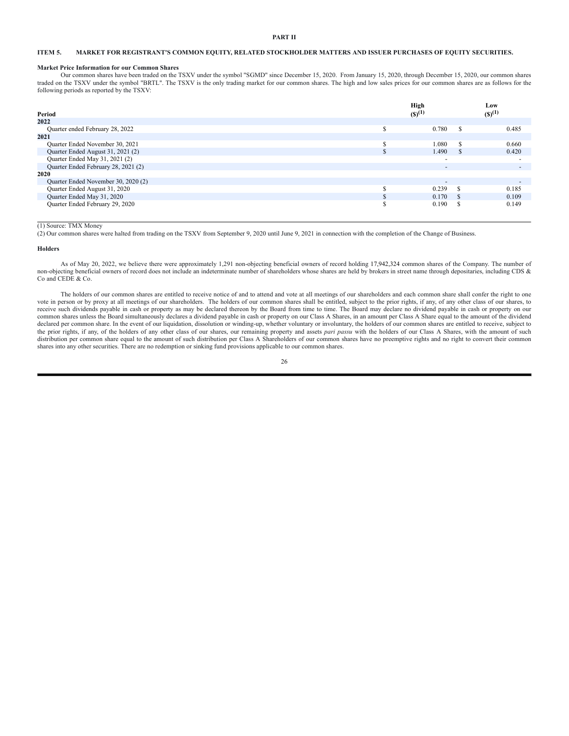# PART II

## ITEM 5. MARKET FOR REGISTRANT'S COMMON EQUITY, RELATED STOCKHOLDER MATTERS AND ISSUER PURCHASES OF EQUITY SECURITIES.

**Market Price Information for our Common Shares**

Our common shares have been traded on the TSXV under the symbol "SGMD" since December 15, 2020. From January 15, 2020, through December 15, 2020, our common shares traded on the TSXV under the symbol "BRTL". The TSXV is the only trading market for our common shares. The high and low sales prices for our common shares are as follows for the following periods as reported by the TSXV:

| Period | High ($)(1) | Low ($)(1) |
|---|---|---|
| **2022** | | |
| Quarter ended February 28, 2022 | $ 0.780 | $ 0.485 |
| **2021** | | |
| Quarter Ended November 30, 2021 | $ 1.080 | $ 0.660 |
| Quarter Ended August 31, 2021 (2) | $ 1.490 | $ 0.420 |
| Quarter Ended May 31, 2021 (2) | - | - |
| Quarter Ended February 28, 2021 (2) | - | - |
| **2020** | | |
| Quarter Ended November 30, 2020 (2) | - | - |
| Quarter Ended August 31, 2020 | $ 0.239 | $ 0.185 |
| Quarter Ended May 31, 2020 | $ 0.170 | $ 0.109 |
| Quarter Ended February 29, 2020 | $ 0.190 | $ 0.149 |

(1) Source: TMX Money

(2) Our common shares were halted from trading on the TSXV from September 9, 2020 until June 9, 2021 in connection with the completion of the Change of Business.

**Holders**

As of May 20, 2022, we believe there were approximately 1,291 non-objecting beneficial owners of record holding 17,942,324 common shares of the Company. The number of non-objecting beneficial owners of record does not include an indeterminate number of shareholders whose shares are held by brokers in street name through depositaries, including CDS & Co and CEDE & Co.

The holders of our common shares are entitled to receive notice of and to attend and vote at all meetings of our shareholders and each common share shall confer the right to one vote in person or by proxy at all meetings of our shareholders. The holders of our common shares shall be entitled, subject to the prior rights, if any, of any other class of our shares, to receive such dividends payable in cash or property as may be declared thereon by the Board from time to time. The Board may declare no dividend payable in cash or property on our common shares unless the Board simultaneously declares a dividend payable in cash or property on our Class A Shares, in an amount per Class A Share equal to the amount of the dividend declared per common share. In the event of our liquidation, dissolution or winding-up, whether voluntary or involuntary, the holders of our common shares are entitled to receive, subject to the prior rights, if any, of the holders of any other class of our shares, our remaining property and assets *pari passu* with the holders of our Class A Shares, with the amount of such distribution per common share equal to the amount of such distribution per Class A Shareholders of our common shares have no preemptive rights and no right to convert their common shares into any other securities. There are no redemption or sinking fund provisions applicable to our common shares.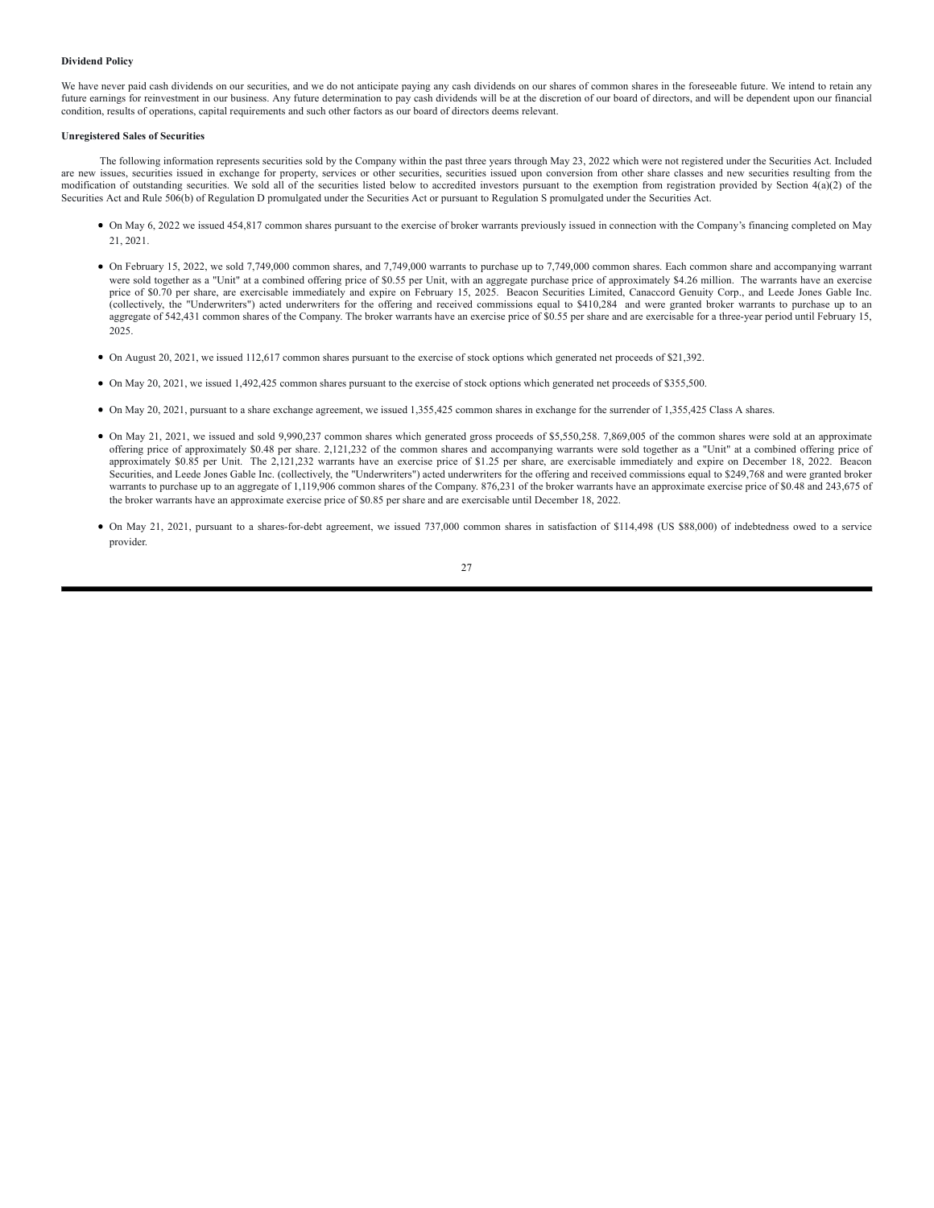**Dividend Policy**

We have never paid cash dividends on our securities, and we do not anticipate paying any cash dividends on our shares of common shares in the foreseeable future. We intend to retain any future earnings for reinvestment in our business. Any future determination to pay cash dividends will be at the discretion of our board of directors, and will be dependent upon our financial condition, results of operations, capital requirements and such other factors as our board of directors deems relevant.

**Unregistered Sales of Securities**

The following information represents securities sold by the Company within the past three years through May 23, 2022 which were not registered under the Securities Act. Included are new issues, securities issued in exchange for property, services or other securities, securities issued upon conversion from other share classes and new securities resulting from the modification of outstanding securities. We sold all of the securities listed below to accredited investors pursuant to the exemption from registration provided by Section 4(a)(2) of the Securities Act and Rule 506(b) of Regulation D promulgated under the Securities Act or pursuant to Regulation S promulgated under the Securities Act.

- On May 6, 2022 we issued 454,817 common shares pursuant to the exercise of broker warrants previously issued in connection with the Company's financing completed on May 21, 2021.
- On February 15, 2022, we sold 7,749,000 common shares, and 7,749,000 warrants to purchase up to 7,749,000 common shares. Each common share and accompanying warrant were sold together as a "Unit" at a combined offering price of $0.55 per Unit, with an aggregate purchase price of approximately $4.26 million. The warrants have an exercise price of $0.70 per share, are exercisable immediately and expire on February 15, 2025. Beacon Securities Limited, Canaccord Genuity Corp., and Leede Jones Gable Inc. (collectively, the "Underwriters") acted underwriters for the offering and received commissions equal to $410,284 and were granted broker warrants to purchase up to an aggregate of 542,431 common shares of the Company. The broker warrants have an exercise price of $0.55 per share and are exercisable for a three-year period until February 15, 2025.
- On August 20, 2021, we issued 112,617 common shares pursuant to the exercise of stock options which generated net proceeds of $21,392.
- On May 20, 2021, we issued 1,492,425 common shares pursuant to the exercise of stock options which generated net proceeds of $355,500.
- On May 20, 2021, pursuant to a share exchange agreement, we issued 1,355,425 common shares in exchange for the surrender of 1,355,425 Class A shares.
- On May 21, 2021, we issued and sold 9,990,237 common shares which generated gross proceeds of $5,550,258. 7,869,005 of the common shares were sold at an approximate offering price of approximately $0.48 per share. 2,121,232 of the common shares and accompanying warrants were sold together as a "Unit" at a combined offering price of approximately $0.85 per Unit. The 2,121,232 warrants have an exercise price of $1.25 per share, are exercisable immediately and expire on December 18, 2022. Beacon Securities, and Leede Jones Gable Inc. (collectively, the "Underwriters") acted underwriters for the offering and received commissions equal to $249,768 and were granted broker warrants to purchase up to an aggregate of 1,119,906 common shares of the Company. 876,231 of the broker warrants have an approximate exercise price of $0.48 and 243,675 of the broker warrants have an approximate exercise price of $0.85 per share and are exercisable until December 18, 2022.
- On May 21, 2021, pursuant to a shares-for-debt agreement, we issued 737,000 common shares in satisfaction of $114,498 (US $88,000) of indebtedness owed to a service provider.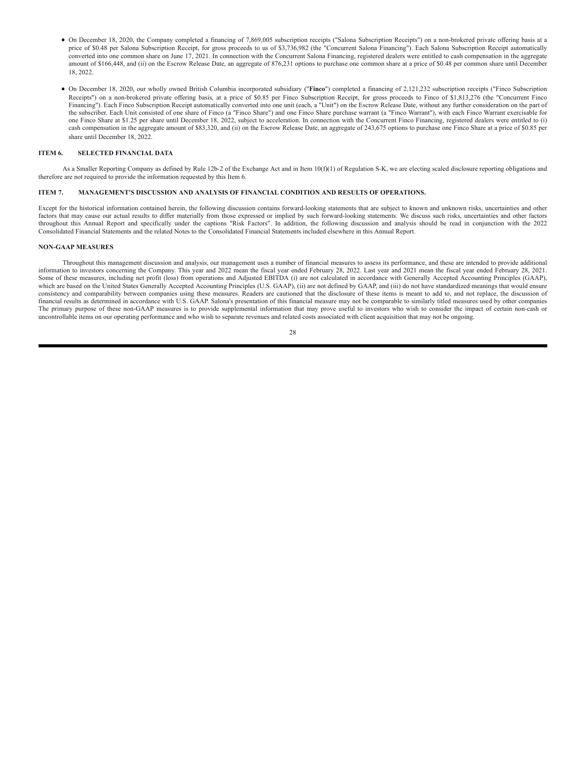- On December 18, 2020, the Company completed a financing of 7,869,005 subscription receipts ("Salona Subscription Receipts") on a non-brokered private offering basis at a price of $0.48 per Salona Subscription Receipt, for gross proceeds to us of $3,736,982 (the "Concurrent Salona Financing"). Each Salona Subscription Receipt automatically converted into one common share on June 17, 2021. In connection with the Concurrent Salona Financing, registered dealers were entitled to cash compensation in the aggregate amount of $166,448, and (ii) on the Escrow Release Date, an aggregate of 876,231 options to purchase one common share at a price of $0.48 per common share until December 18, 2022.

- On December 18, 2020, our wholly owned British Columbia incorporated subsidiary ("**Finco**") completed a financing of 2,121,232 subscription receipts ("Finco Subscription Receipts") on a non-brokered private offering basis, at a price of $0.85 per Finco Subscription Receipt, for gross proceeds to Finco of $1,813,276 (the "Concurrent Finco Financing"). Each Finco Subscription Receipt automatically converted into one unit (each, a "Unit") on the Escrow Release Date, without any further consideration on the part of the subscriber. Each Unit consisted of one share of Finco (a "Finco Share") and one Finco Share purchase warrant (a "Finco Warrant"), with each Finco Warrant exercisable for one Finco Share at $1.25 per share until December 18, 2022, subject to acceleration. In connection with the Concurrent Finco Financing, registered dealers were entitled to (i) cash compensation in the aggregate amount of $83,320, and (ii) on the Escrow Release Date, an aggregate of 243,675 options to purchase one Finco Share at a price of $0.85 per share until December 18, 2022.

## ITEM 6. SELECTED FINANCIAL DATA

As a Smaller Reporting Company as defined by Rule 12b-2 of the Exchange Act and in Item 10(f)(1) of Regulation S-K, we are electing scaled disclosure reporting obligations and therefore are not required to provide the information requested by this Item 6.

## ITEM 7. MANAGEMENT'S DISCUSSION AND ANALYSIS OF FINANCIAL CONDITION AND RESULTS OF OPERATIONS.

Except for the historical information contained herein, the following discussion contains forward-looking statements that are subject to known and unknown risks, uncertainties and other factors that may cause our actual results to differ materially from those expressed or implied by such forward-looking statements. We discuss such risks, uncertainties and other factors throughout this Annual Report and specifically under the captions "Risk Factors". In addition, the following discussion and analysis should be read in conjunction with the 2022 Consolidated Financial Statements and the related Notes to the Consolidated Financial Statements included elsewhere in this Annual Report.

### NON-GAAP MEASURES

Throughout this management discussion and analysis, our management uses a number of financial measures to assess its performance, and these are intended to provide additional information to investors concerning the Company. This year and 2022 mean the fiscal year ended February 28, 2022. Last year and 2021 mean the fiscal year ended February 28, 2021. Some of these measures, including net profit (loss) from operations and Adjusted EBITDA (i) are not calculated in accordance with Generally Accepted Accounting Principles (GAAP), which are based on the United States Generally Accepted Accounting Principles (U.S. GAAP), (ii) are not defined by GAAP, and (iii) do not have standardized meanings that would ensure consistency and comparability between companies using these measures. Readers are cautioned that the disclosure of these items is meant to add to, and not replace, the discussion of financial results as determined in accordance with U.S. GAAP. Salona's presentation of this financial measure may not be comparable to similarly titled measures used by other companies The primary purpose of these non-GAAP measures is to provide supplemental information that may prove useful to investors who wish to consider the impact of certain non-cash or uncontrollable items on our operating performance and who wish to separate revenues and related costs associated with client acquisition that may not be ongoing.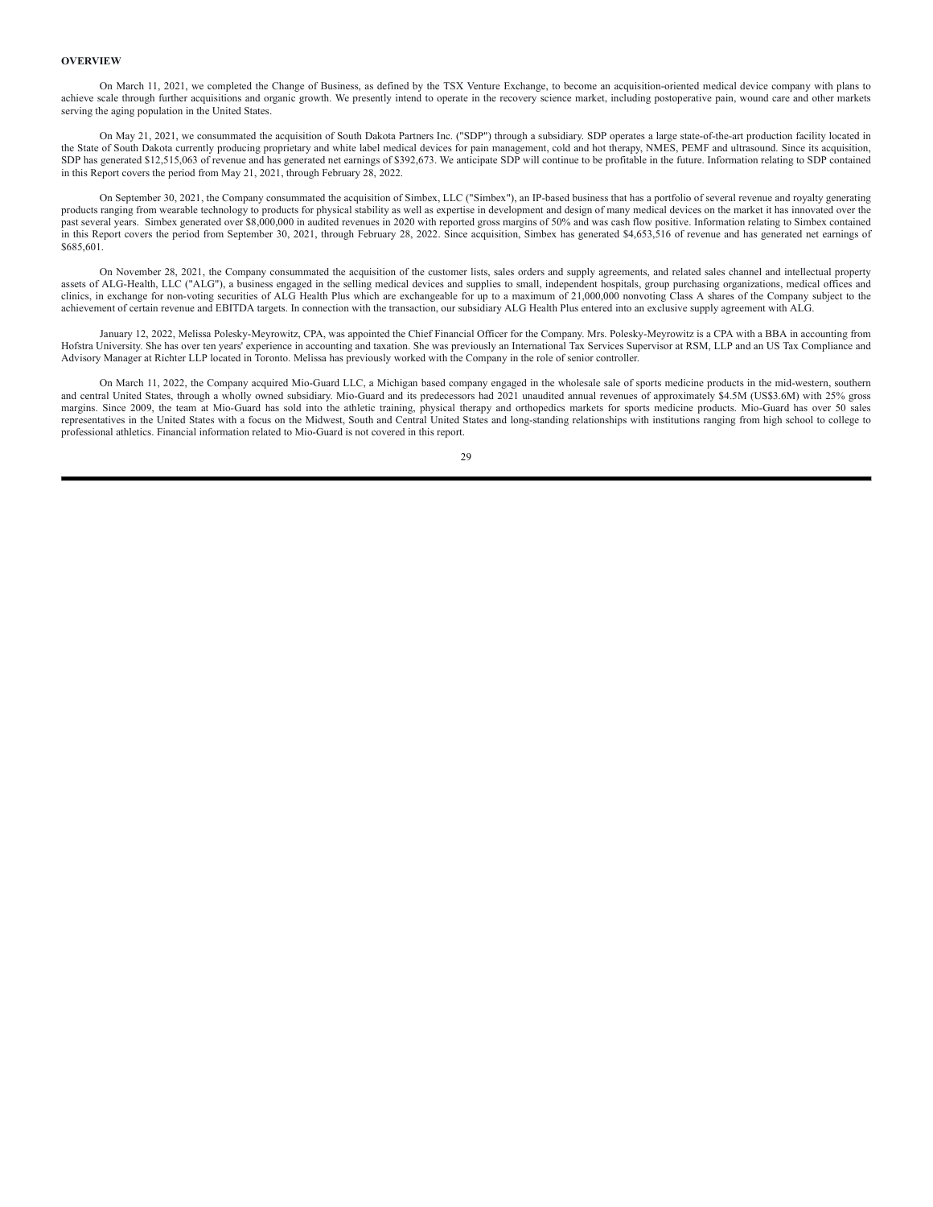**OVERVIEW**

On March 11, 2021, we completed the Change of Business, as defined by the TSX Venture Exchange, to become an acquisition-oriented medical device company with plans to achieve scale through further acquisitions and organic growth. We presently intend to operate in the recovery science market, including postoperative pain, wound care and other markets serving the aging population in the United States.

On May 21, 2021, we consummated the acquisition of South Dakota Partners Inc. ("SDP") through a subsidiary. SDP operates a large state-of-the-art production facility located in the State of South Dakota currently producing proprietary and white label medical devices for pain management, cold and hot therapy, NMES, PEMF and ultrasound. Since its acquisition, SDP has generated $12,515,063 of revenue and has generated net earnings of $392,673. We anticipate SDP will continue to be profitable in the future. Information relating to SDP contained in this Report covers the period from May 21, 2021, through February 28, 2022.

On September 30, 2021, the Company consummated the acquisition of Simbex, LLC ("Simbex"), an IP-based business that has a portfolio of several revenue and royalty generating products ranging from wearable technology to products for physical stability as well as expertise in development and design of many medical devices on the market it has innovated over the past several years. Simbex generated over $8,000,000 in audited revenues in 2020 with reported gross margins of 50% and was cash flow positive. Information relating to Simbex contained in this Report covers the period from September 30, 2021, through February 28, 2022. Since acquisition, Simbex has generated $4,653,516 of revenue and has generated net earnings of $685,601.

On November 28, 2021, the Company consummated the acquisition of the customer lists, sales orders and supply agreements, and related sales channel and intellectual property assets of ALG-Health, LLC ("ALG"), a business engaged in the selling medical devices and supplies to small, independent hospitals, group purchasing organizations, medical offices and clinics, in exchange for non-voting securities of ALG Health Plus which are exchangeable for up to a maximum of 21,000,000 nonvoting Class A shares of the Company subject to the achievement of certain revenue and EBITDA targets. In connection with the transaction, our subsidiary ALG Health Plus entered into an exclusive supply agreement with ALG.

January 12, 2022, Melissa Polesky-Meyrowitz, CPA, was appointed the Chief Financial Officer for the Company. Mrs. Polesky-Meyrowitz is a CPA with a BBA in accounting from Hofstra University. She has over ten years' experience in accounting and taxation. She was previously an International Tax Services Supervisor at RSM, LLP and an US Tax Compliance and Advisory Manager at Richter LLP located in Toronto. Melissa has previously worked with the Company in the role of senior controller.

On March 11, 2022, the Company acquired Mio-Guard LLC, a Michigan based company engaged in the wholesale sale of sports medicine products in the mid-western, southern and central United States, through a wholly owned subsidiary. Mio-Guard and its predecessors had 2021 unaudited annual revenues of approximately $4.5M (US$3.6M) with 25% gross margins. Since 2009, the team at Mio-Guard has sold into the athletic training, physical therapy and orthopedics markets for sports medicine products. Mio-Guard has over 50 sales representatives in the United States with a focus on the Midwest, South and Central United States and long-standing relationships with institutions ranging from high school to college to professional athletics. Financial information related to Mio-Guard is not covered in this report.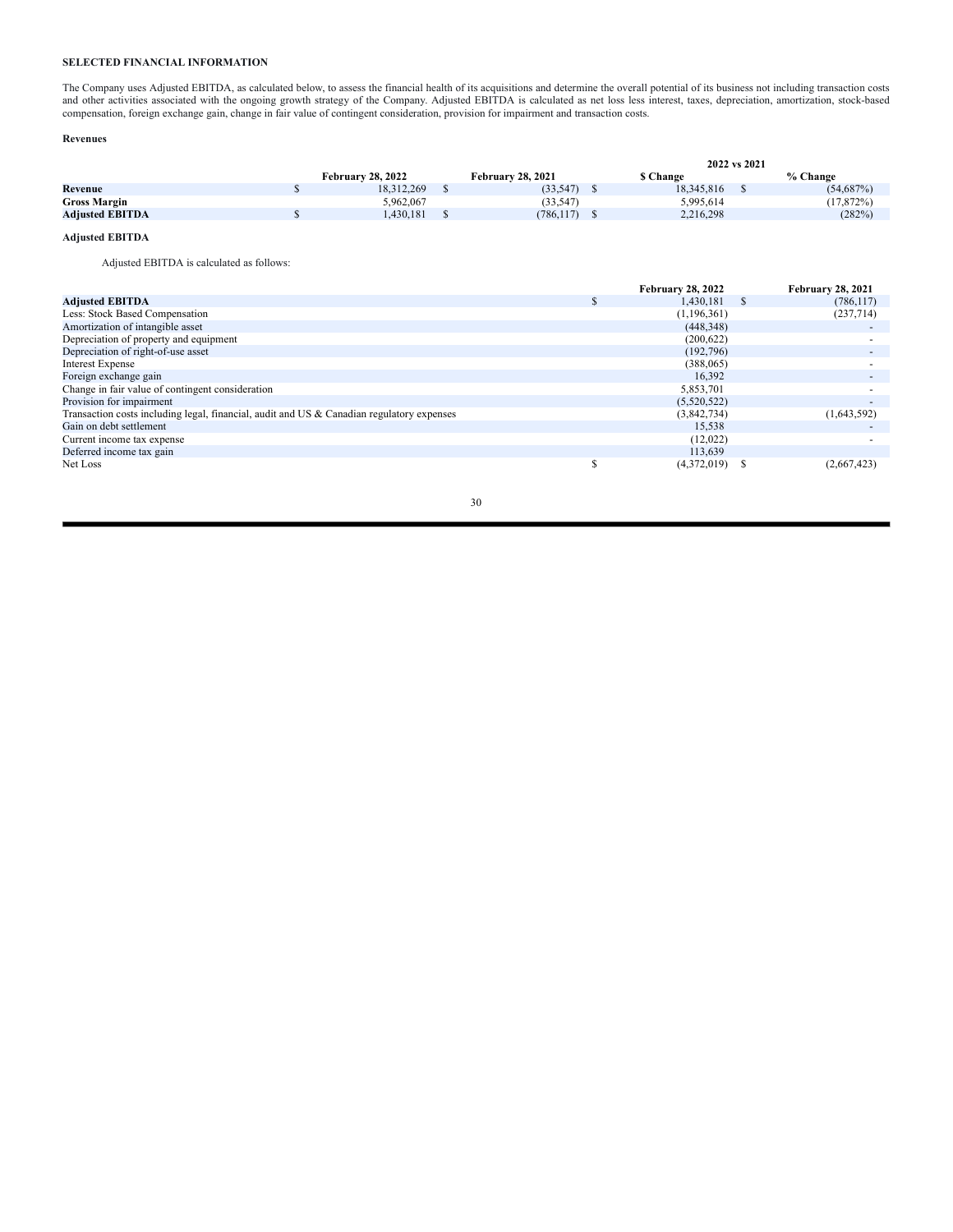**SELECTED FINANCIAL INFORMATION**

The Company uses Adjusted EBITDA, as calculated below, to assess the financial health of its acquisitions and determine the overall potential of its business not including transaction costs and other activities associated with the ongoing growth strategy of the Company. Adjusted EBITDA is calculated as net loss less interest, taxes, depreciation, amortization, stock-based compensation, foreign exchange gain, change in fair value of contingent consideration, provision for impairment and transaction costs.

**Revenues**

| | February 28, 2022 | February 28, 2021 | 2022 vs 2021 $ Change | 2022 vs 2021 % Change |
|---|---|---|---|---|
| **Revenue** | $ 18,312,269 | $ (33,547) | $ 18,345,816 | $ (54,687%) |
| **Gross Margin** | 5,962,067 | (33,547) | 5,995,614 | (17,872%) |
| **Adjusted EBITDA** | $ 1,430,181 | $ (786,117) | $ 2,216,298 | (282%) |

**Adjusted EBITDA**

Adjusted EBITDA is calculated as follows:

| | February 28, 2022 | February 28, 2021 |
|---|---|---|
| **Adjusted EBITDA** | $ 1,430,181 | $ (786,117) |
| Less: Stock Based Compensation | (1,196,361) | (237,714) |
| Amortization of intangible asset | (448,348) | - |
| Depreciation of property and equipment | (200,622) | - |
| Depreciation of right-of-use asset | (192,796) | - |
| Interest Expense | (388,065) | - |
| Foreign exchange gain | 16,392 | - |
| Change in fair value of contingent consideration | 5,853,701 | - |
| Provision for impairment | (5,520,522) | - |
| Transaction costs including legal, financial, audit and US & Canadian regulatory expenses | (3,842,734) | (1,643,592) |
| Gain on debt settlement | 15,538 | - |
| Current income tax expense | (12,022) | - |
| Deferred income tax gain | 113,639 | |
| Net Loss | $ (4,372,019) | $ (2,667,423) |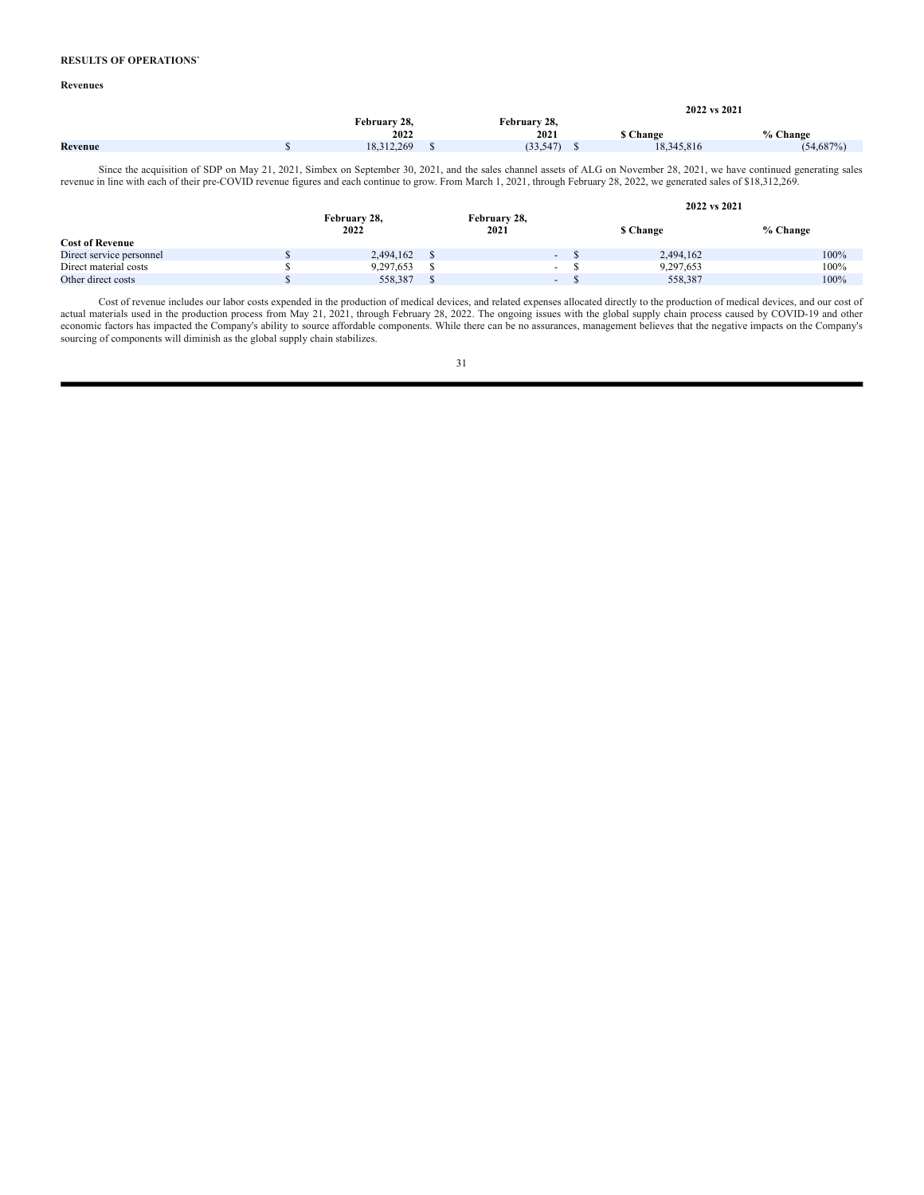**RESULTS OF OPERATIONS`**

**Revenues**

| | February 28, 2022 | February 28, 2021 | 2022 vs 2021 $ Change | 2022 vs 2021 % Change |
|---|---|---|---|---|
| **Revenue** | $ 18,312,269 | $ (33,547) | $ 18,345,816 | (54,687%) |

Since the acquisition of SDP on May 21, 2021, Simbex on September 30, 2021, and the sales channel assets of ALG on November 28, 2021, we have continued generating sales revenue in line with each of their pre-COVID revenue figures and each continue to grow. From March 1, 2021, through February 28, 2022, we generated sales of $18,312,269.

| | February 28, 2022 | February 28, 2021 | 2022 vs 2021 $ Change | 2022 vs 2021 % Change |
|---|---|---|---|---|
| **Cost of Revenue** | | | | |
| Direct service personnel | $ 2,494,162 | $ - | $ 2,494,162 | 100% |
| Direct material costs | $ 9,297,653 | $ - | $ 9,297,653 | 100% |
| Other direct costs | $ 558,387 | $ - | $ 558,387 | 100% |

Cost of revenue includes our labor costs expended in the production of medical devices, and related expenses allocated directly to the production of medical devices, and our cost of actual materials used in the production process from May 21, 2021, through February 28, 2022. The ongoing issues with the global supply chain process caused by COVID-19 and other economic factors has impacted the Company's ability to source affordable components. While there can be no assurances, management believes that the negative impacts on the Company's sourcing of components will diminish as the global supply chain stabilizes.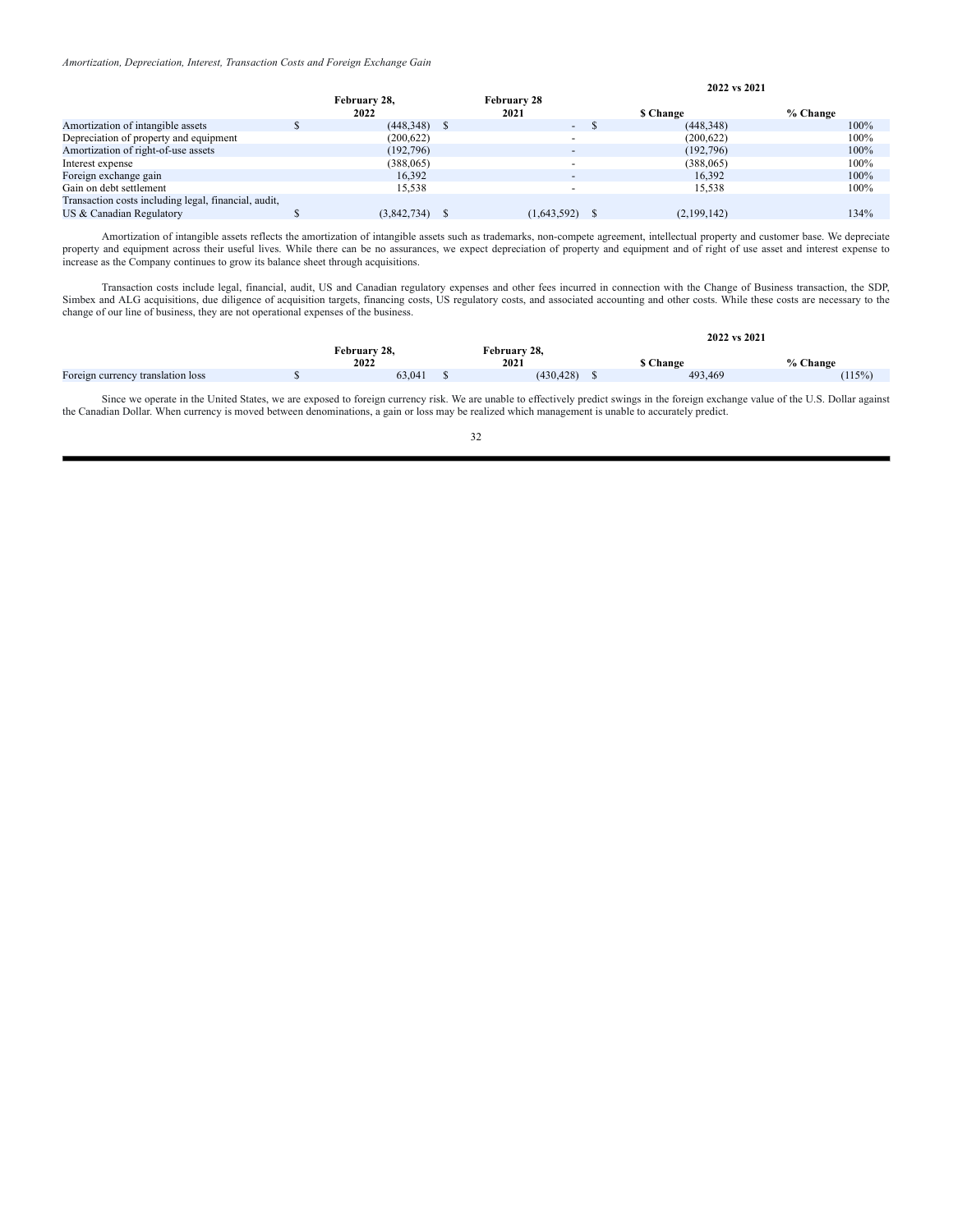*Amortization, Depreciation, Interest, Transaction Costs and Foreign Exchange Gain*

| | February 28, 2022 | February 28 2021 | 2022 vs 2021 $ Change | % Change |
|---|---|---|---|---|
| Amortization of intangible assets | $ (448,348) | $ - | $ (448,348) | 100% |
| Depreciation of property and equipment | (200,622) | - | (200,622) | 100% |
| Amortization of right-of-use assets | (192,796) | - | (192,796) | 100% |
| Interest expense | (388,065) | - | (388,065) | 100% |
| Foreign exchange gain | 16,392 | - | 16,392 | 100% |
| Gain on debt settlement | 15,538 | - | 15,538 | 100% |
| Transaction costs including legal, financial, audit, US & Canadian Regulatory | $ (3,842,734) | $ (1,643,592) | $ (2,199,142) | 134% |

Amortization of intangible assets reflects the amortization of intangible assets such as trademarks, non-compete agreement, intellectual property and customer base. We depreciate property and equipment across their useful lives. While there can be no assurances, we expect depreciation of property and equipment and of right of use asset and interest expense to increase as the Company continues to grow its balance sheet through acquisitions.

Transaction costs include legal, financial, audit, US and Canadian regulatory expenses and other fees incurred in connection with the Change of Business transaction, the SDP, Simbex and ALG acquisitions, due diligence of acquisition targets, financing costs, US regulatory costs, and associated accounting and other costs. While these costs are necessary to the change of our line of business, they are not operational expenses of the business.

| | February 28, 2022 | February 28, 2021 | 2022 vs 2021 $ Change | % Change |
|---|---|---|---|---|
| Foreign currency translation loss | $ 63,041 | $ (430,428) | $ 493,469 | (115%) |

Since we operate in the United States, we are exposed to foreign currency risk. We are unable to effectively predict swings in the foreign exchange value of the U.S. Dollar against the Canadian Dollar. When currency is moved between denominations, a gain or loss may be realized which management is unable to accurately predict.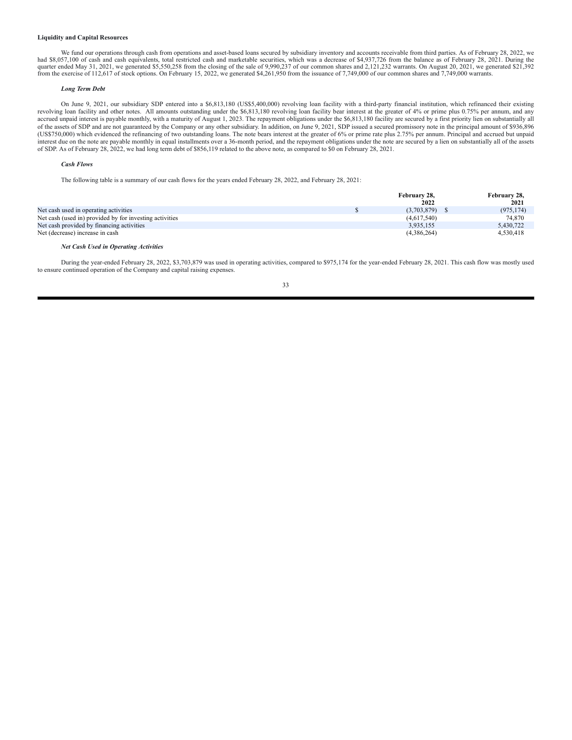**Liquidity and Capital Resources**

We fund our operations through cash from operations and asset-based loans secured by subsidiary inventory and accounts receivable from third parties. As of February 28, 2022, we had $8,057,100 of cash and cash equivalents, total restricted cash and marketable securities, which was a decrease of $4,937,726 from the balance as of February 28, 2021. During the quarter ended May 31, 2021, we generated $5,550,258 from the closing of the sale of 9,990,237 of our common shares and 2,121,232 warrants. On August 20, 2021, we generated $21,392 from the exercise of 112,617 of stock options. On February 15, 2022, we generated $4,261,950 from the issuance of 7,749,000 of our common shares and 7,749,000 warrants.

***Long Term Debt***

On June 9, 2021, our subsidiary SDP entered into a $6,813,180 (US$5,400,000) revolving loan facility with a third-party financial institution, which refinanced their existing revolving loan facility and other notes. All amounts outstanding under the $6,813,180 revolving loan facility bear interest at the greater of 4% or prime plus 0.75% per annum, and any accrued unpaid interest is payable monthly, with a maturity of August 1, 2023. The repayment obligations under the $6,813,180 facility are secured by a first priority lien on substantially all of the assets of SDP and are not guaranteed by the Company or any other subsidiary. In addition, on June 9, 2021, SDP issued a secured promissory note in the principal amount of $936,896 (US$750,000) which evidenced the refinancing of two outstanding loans. The note bears interest at the greater of 6% or prime rate plus 2.75% per annum. Principal and accrued but unpaid interest due on the note are payable monthly in equal installments over a 36-month period, and the repayment obligations under the note are secured by a lien on substantially all of the assets of SDP. As of February 28, 2022, we had long term debt of $856,119 related to the above note, as compared to $0 on February 28, 2021.

***Cash Flows***

The following table is a summary of our cash flows for the years ended February 28, 2022, and February 28, 2021:

| | February 28, 2022 | February 28, 2021 |
|---|---|---|
| Net cash used in operating activities | $ (3,703,879) | $ (975,174) |
| Net cash (used in) provided by for investing activities | (4,617,540) | 74,870 |
| Net cash provided by financing activities | 3,935,155 | 5,430,722 |
| Net (decrease) increase in cash | (4,386,264) | 4,530,418 |

***Net Cash Used in Operating Activities***

During the year-ended February 28, 2022, $3,703,879 was used in operating activities, compared to $975,174 for the year-ended February 28, 2021. This cash flow was mostly used to ensure continued operation of the Company and capital raising expenses.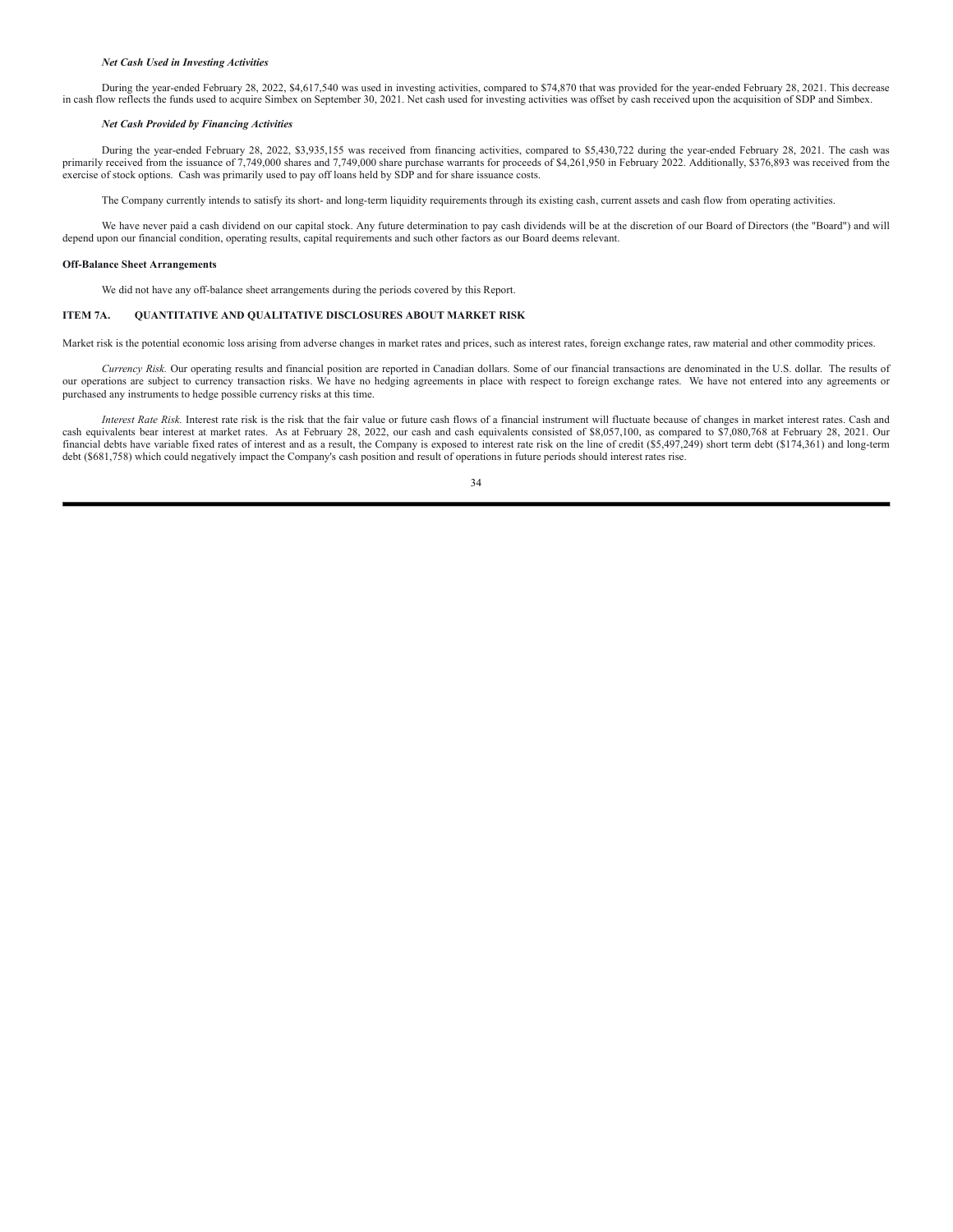***Net Cash Used in Investing Activities***

During the year-ended February 28, 2022, $4,617,540 was used in investing activities, compared to $74,870 that was provided for the year-ended February 28, 2021. This decrease in cash flow reflects the funds used to acquire Simbex on September 30, 2021. Net cash used for investing activities was offset by cash received upon the acquisition of SDP and Simbex.

***Net Cash Provided by Financing Activities***

During the year-ended February 28, 2022, $3,935,155 was received from financing activities, compared to $5,430,722 during the year-ended February 28, 2021. The cash was primarily received from the issuance of 7,749,000 shares and 7,749,000 share purchase warrants for proceeds of $4,261,950 in February 2022. Additionally, $376,893 was received from the exercise of stock options. Cash was primarily used to pay off loans held by SDP and for share issuance costs.

The Company currently intends to satisfy its short- and long-term liquidity requirements through its existing cash, current assets and cash flow from operating activities.

We have never paid a cash dividend on our capital stock. Any future determination to pay cash dividends will be at the discretion of our Board of Directors (the "Board") and will depend upon our financial condition, operating results, capital requirements and such other factors as our Board deems relevant.

**Off-Balance Sheet Arrangements**

We did not have any off-balance sheet arrangements during the periods covered by this Report.

## ITEM 7A. QUANTITATIVE AND QUALITATIVE DISCLOSURES ABOUT MARKET RISK

Market risk is the potential economic loss arising from adverse changes in market rates and prices, such as interest rates, foreign exchange rates, raw material and other commodity prices.

*Currency Risk.* Our operating results and financial position are reported in Canadian dollars. Some of our financial transactions are denominated in the U.S. dollar. The results of our operations are subject to currency transaction risks. We have no hedging agreements in place with respect to foreign exchange rates. We have not entered into any agreements or purchased any instruments to hedge possible currency risks at this time.

*Interest Rate Risk.* Interest rate risk is the risk that the fair value or future cash flows of a financial instrument will fluctuate because of changes in market interest rates. Cash and cash equivalents bear interest at market rates. As at February 28, 2022, our cash and cash equivalents consisted of $8,057,100, as compared to $7,080,768 at February 28, 2021. Our financial debts have variable fixed rates of interest and as a result, the Company is exposed to interest rate risk on the line of credit ($5,497,249) short term debt ($174,361) and long-term debt ($681,758) which could negatively impact the Company's cash position and result of operations in future periods should interest rates rise.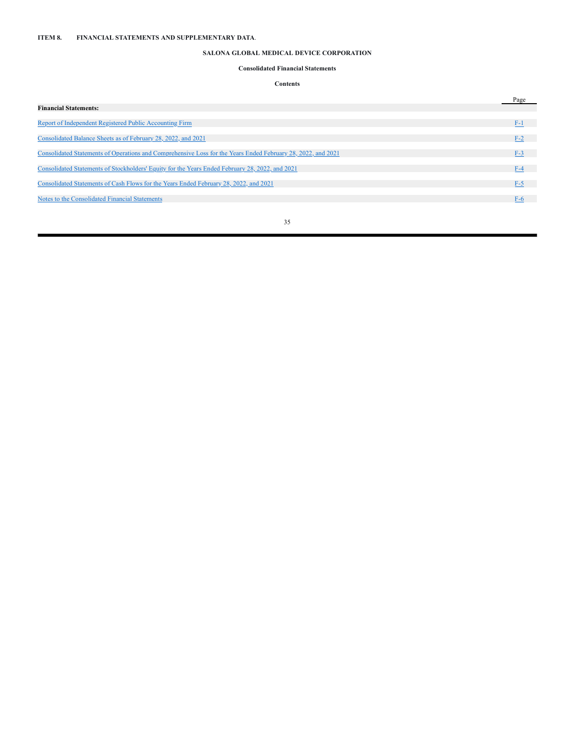**ITEM 8. FINANCIAL STATEMENTS AND SUPPLEMENTARY DATA**.

**SALONA GLOBAL MEDICAL DEVICE CORPORATION**

**Consolidated Financial Statements**

**Contents**

| | Page |
|---|---|
| **Financial Statements:** | |
| Report of Independent Registered Public Accounting Firm | F-1 |
| Consolidated Balance Sheets as of February 28, 2022, and 2021 | F-2 |
| Consolidated Statements of Operations and Comprehensive Loss for the Years Ended February 28, 2022, and 2021 | F-3 |
| Consolidated Statements of Stockholders' Equity for the Years Ended February 28, 2022, and 2021 | F-4 |
| Consolidated Statements of Cash Flows for the Years Ended February 28, 2022, and 2021 | F-5 |
| Notes to the Consolidated Financial Statements | F-6 |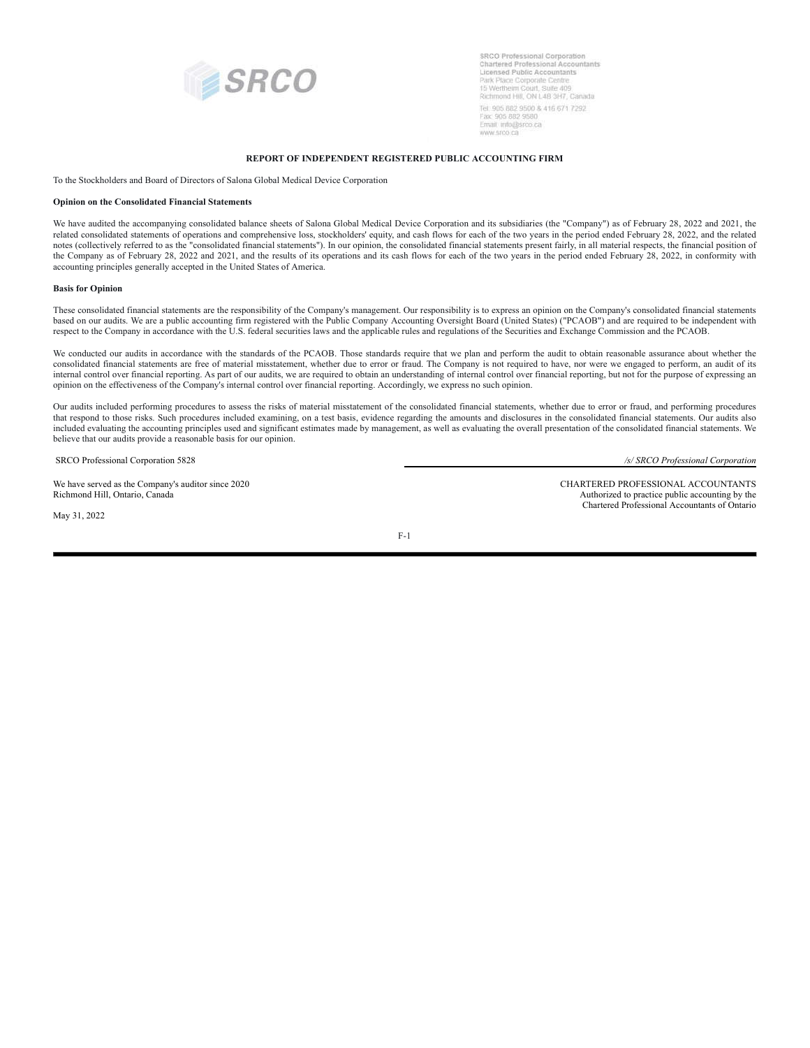SRCO

SRCO Professional Corporation
Chartered Professional Accountants
Licensed Public Accountants
Park Place Corporate Centre
15 Wertheim Court, Suite 409
Richmond Hill, ON L4B 3H7, Canada

Tel: 905 882 9500 & 416 671 7292
Fax: 905 882 9580
Email: info@srco.ca
www.srco.ca

## REPORT OF INDEPENDENT REGISTERED PUBLIC ACCOUNTING FIRM

To the Stockholders and Board of Directors of Salona Global Medical Device Corporation

**Opinion on the Consolidated Financial Statements**

We have audited the accompanying consolidated balance sheets of Salona Global Medical Device Corporation and its subsidiaries (the "Company") as of February 28, 2022 and 2021, the related consolidated statements of operations and comprehensive loss, stockholders' equity, and cash flows for each of the two years in the period ended February 28, 2022, and the related notes (collectively referred to as the "consolidated financial statements"). In our opinion, the consolidated financial statements present fairly, in all material respects, the financial position of the Company as of February 28, 2022 and 2021, and the results of its operations and its cash flows for each of the two years in the period ended February 28, 2022, in conformity with accounting principles generally accepted in the United States of America.

**Basis for Opinion**

These consolidated financial statements are the responsibility of the Company's management. Our responsibility is to express an opinion on the Company's consolidated financial statements based on our audits. We are a public accounting firm registered with the Public Company Accounting Oversight Board (United States) ("PCAOB") and are required to be independent with respect to the Company in accordance with the U.S. federal securities laws and the applicable rules and regulations of the Securities and Exchange Commission and the PCAOB.

We conducted our audits in accordance with the standards of the PCAOB. Those standards require that we plan and perform the audit to obtain reasonable assurance about whether the consolidated financial statements are free of material misstatement, whether due to error or fraud. The Company is not required to have, nor were we engaged to perform, an audit of its internal control over financial reporting. As part of our audits, we are required to obtain an understanding of internal control over financial reporting, but not for the purpose of expressing an opinion on the effectiveness of the Company's internal control over financial reporting. Accordingly, we express no such opinion.

Our audits included performing procedures to assess the risks of material misstatement of the consolidated financial statements, whether due to error or fraud, and performing procedures that respond to those risks. Such procedures included examining, on a test basis, evidence regarding the amounts and disclosures in the consolidated financial statements. Our audits also included evaluating the accounting principles used and significant estimates made by management, as well as evaluating the overall presentation of the consolidated financial statements. We believe that our audits provide a reasonable basis for our opinion.

SRCO Professional Corporation 5828

*/s/ SRCO Professional Corporation*

We have served as the Company's auditor since 2020
Richmond Hill, Ontario, Canada

CHARTERED PROFESSIONAL ACCOUNTANTS
Authorized to practice public accounting by the
Chartered Professional Accountants of Ontario

May 31, 2022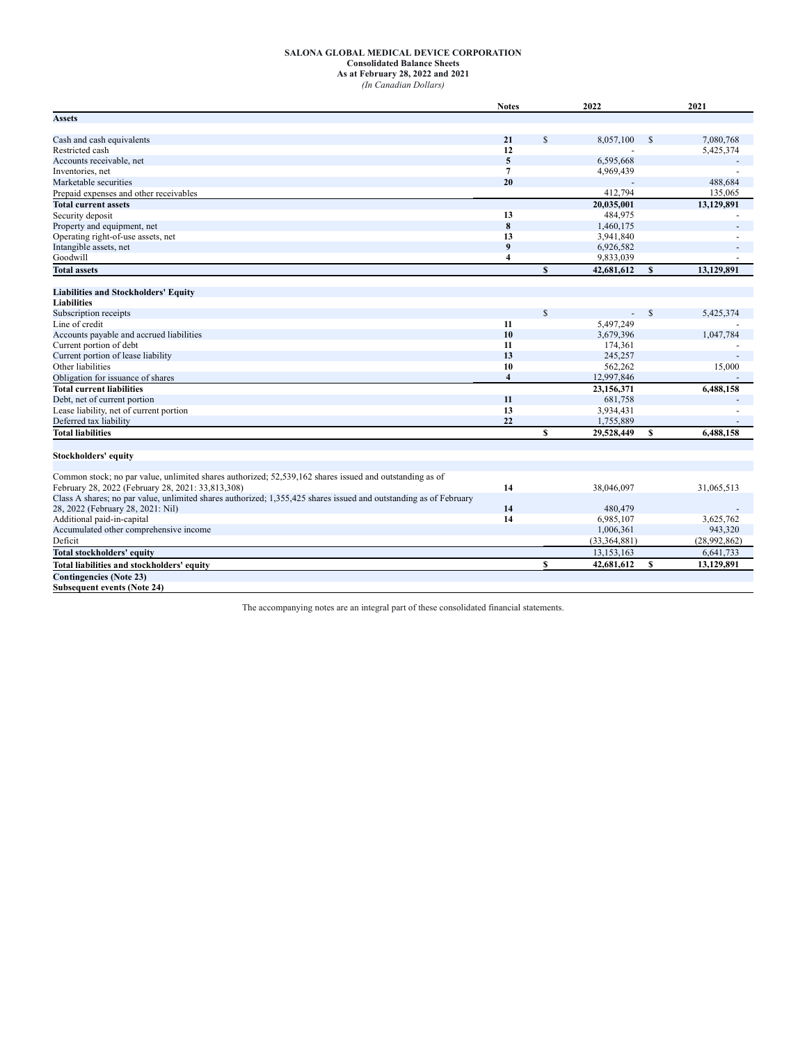**SALONA GLOBAL MEDICAL DEVICE CORPORATION**
**Consolidated Balance Sheets**
**As at February 28, 2022 and 2021**
*(In Canadian Dollars)*

| | Notes | 2022 | 2021 |
|---|---|---|---|
| **Assets** | | | |
| Cash and cash equivalents | 21 | $ 8,057,100 | $ 7,080,768 |
| Restricted cash | 12 | - | 5,425,374 |
| Accounts receivable, net | 5 | 6,595,668 | - |
| Inventories, net | 7 | 4,969,439 | - |
| Marketable securities | 20 | - | 488,684 |
| Prepaid expenses and other receivables | | 412,794 | 135,065 |
| **Total current assets** | | **20,035,001** | **13,129,891** |
| Security deposit | 13 | 484,975 | - |
| Property and equipment, net | 8 | 1,460,175 | - |
| Operating right-of-use assets, net | 13 | 3,941,840 | - |
| Intangible assets, net | 9 | 6,926,582 | - |
| Goodwill | 4 | 9,833,039 | - |
| **Total assets** | | **$ 42,681,612** | **$ 13,129,891** |
| **Liabilities and Stockholders' Equity** | | | |
| **Liabilities** | | | |
| Subscription receipts | | $ - | $ 5,425,374 |
| Line of credit | 11 | 5,497,249 | - |
| Accounts payable and accrued liabilities | 10 | 3,679,396 | 1,047,784 |
| Current portion of debt | 11 | 174,361 | - |
| Current portion of lease liability | 13 | 245,257 | - |
| Other liabilities | 10 | 562,262 | 15,000 |
| Obligation for issuance of shares | 4 | 12,997,846 | - |
| **Total current liabilities** | | **23,156,371** | **6,488,158** |
| Debt, net of current portion | 11 | 681,758 | - |
| Lease liability, net of current portion | 13 | 3,934,431 | - |
| Deferred tax liability | 22 | 1,755,889 | - |
| **Total liabilities** | | **$ 29,528,449** | **$ 6,488,158** |
| **Stockholders' equity** | | | |
| Common stock; no par value, unlimited shares authorized; 52,539,162 shares issued and outstanding as of February 28, 2022 (February 28, 2021: 33,813,308) | 14 | 38,046,097 | 31,065,513 |
| Class A shares; no par value, unlimited shares authorized; 1,355,425 shares issued and outstanding as of February 28, 2022 (February 28, 2021: Nil) | 14 | 480,479 | - |
| Additional paid-in-capital | 14 | 6,985,107 | 3,625,762 |
| Accumulated other comprehensive income | | 1,006,361 | 943,320 |
| Deficit | | (33,364,881) | (28,992,862) |
| **Total stockholders' equity** | | 13,153,163 | 6,641,733 |
| **Total liabilities and stockholders' equity** | | **$ 42,681,612** | **$ 13,129,891** |
| **Contingencies (Note 23)** | | | |
| **Subsequent events (Note 24)** | | | |

The accompanying notes are an integral part of these consolidated financial statements.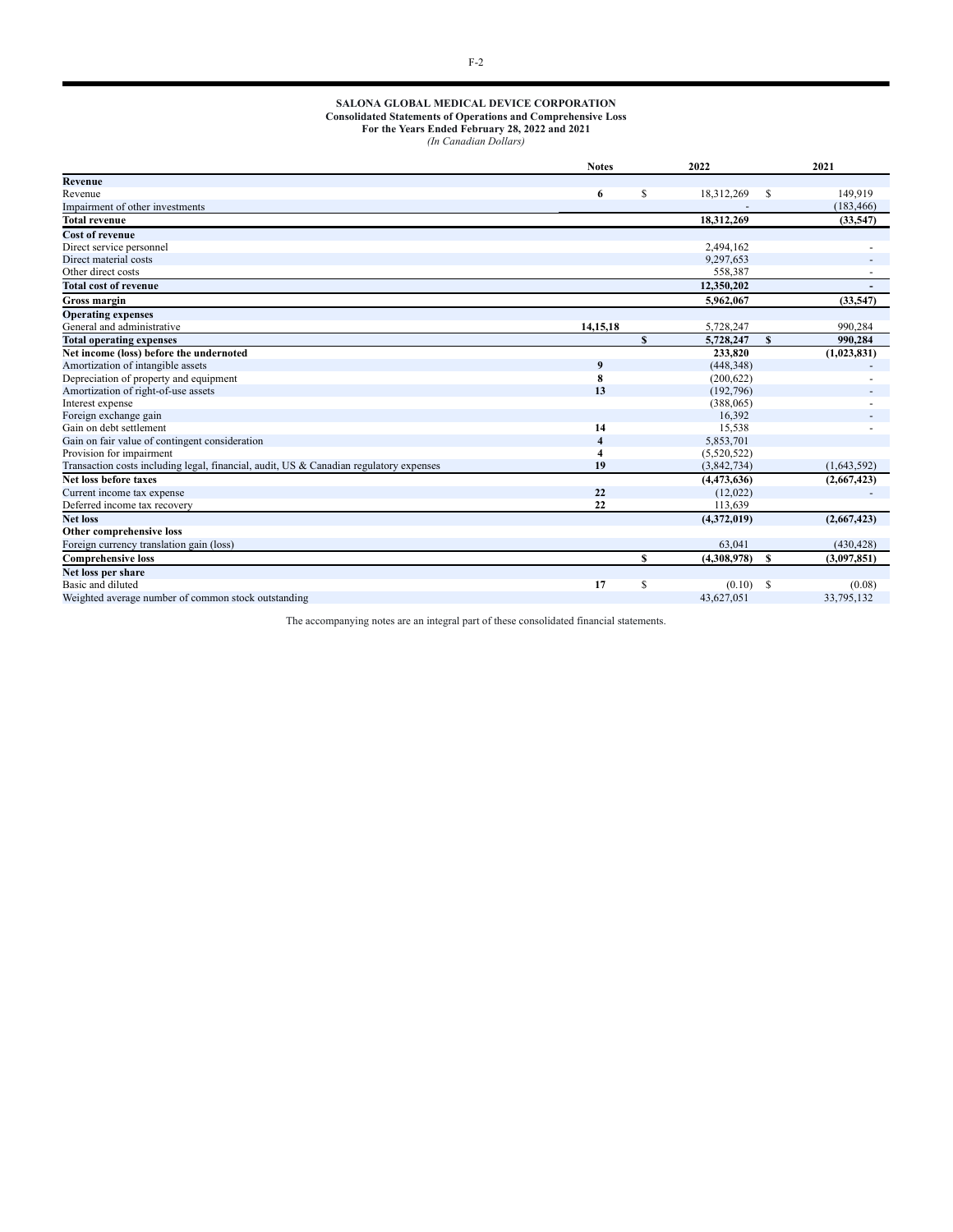**SALONA GLOBAL MEDICAL DEVICE CORPORATION**
**Consolidated Statements of Operations and Comprehensive Loss**
**For the Years Ended February 28, 2022 and 2021**
*(In Canadian Dollars)*

| | Notes | 2022 | 2021 |
|---|---|---|---|
| **Revenue** | | | |
| Revenue | 6 | $ 18,312,269 | $ 149,919 |
| Impairment of other investments | | - | (183,466) |
| **Total revenue** | | **18,312,269** | **(33,547)** |
| **Cost of revenue** | | | |
| Direct service personnel | | 2,494,162 | - |
| Direct material costs | | 9,297,653 | - |
| Other direct costs | | 558,387 | - |
| **Total cost of revenue** | | **12,350,202** | **-** |
| **Gross margin** | | **5,962,067** | **(33,547)** |
| **Operating expenses** | | | |
| General and administrative | 14,15,18 | 5,728,247 | 990,284 |
| **Total operating expenses** | | **$ 5,728,247** | **$ 990,284** |
| **Net income (loss) before the undernoted** | | **233,820** | **(1,023,831)** |
| Amortization of intangible assets | 9 | (448,348) | - |
| Depreciation of property and equipment | 8 | (200,622) | - |
| Amortization of right-of-use assets | 13 | (192,796) | - |
| Interest expense | | (388,065) | - |
| Foreign exchange gain | | 16,392 | - |
| Gain on debt settlement | 14 | 15,538 | - |
| Gain on fair value of contingent consideration | 4 | 5,853,701 | |
| Provision for impairment | 4 | (5,520,522) | |
| Transaction costs including legal, financial, audit, US & Canadian regulatory expenses | 19 | (3,842,734) | (1,643,592) |
| **Net loss before taxes** | | **(4,473,636)** | **(2,667,423)** |
| Current income tax expense | 22 | (12,022) | - |
| Deferred income tax recovery | 22 | 113,639 | |
| **Net loss** | | **(4,372,019)** | **(2,667,423)** |
| **Other comprehensive loss** | | | |
| Foreign currency translation gain (loss) | | 63,041 | (430,428) |
| **Comprehensive loss** | | **$ (4,308,978)** | **$ (3,097,851)** |
| **Net loss per share** | | | |
| Basic and diluted | 17 | $ (0.10) | $ (0.08) |
| Weighted average number of common stock outstanding | | 43,627,051 | 33,795,132 |

The accompanying notes are an integral part of these consolidated financial statements.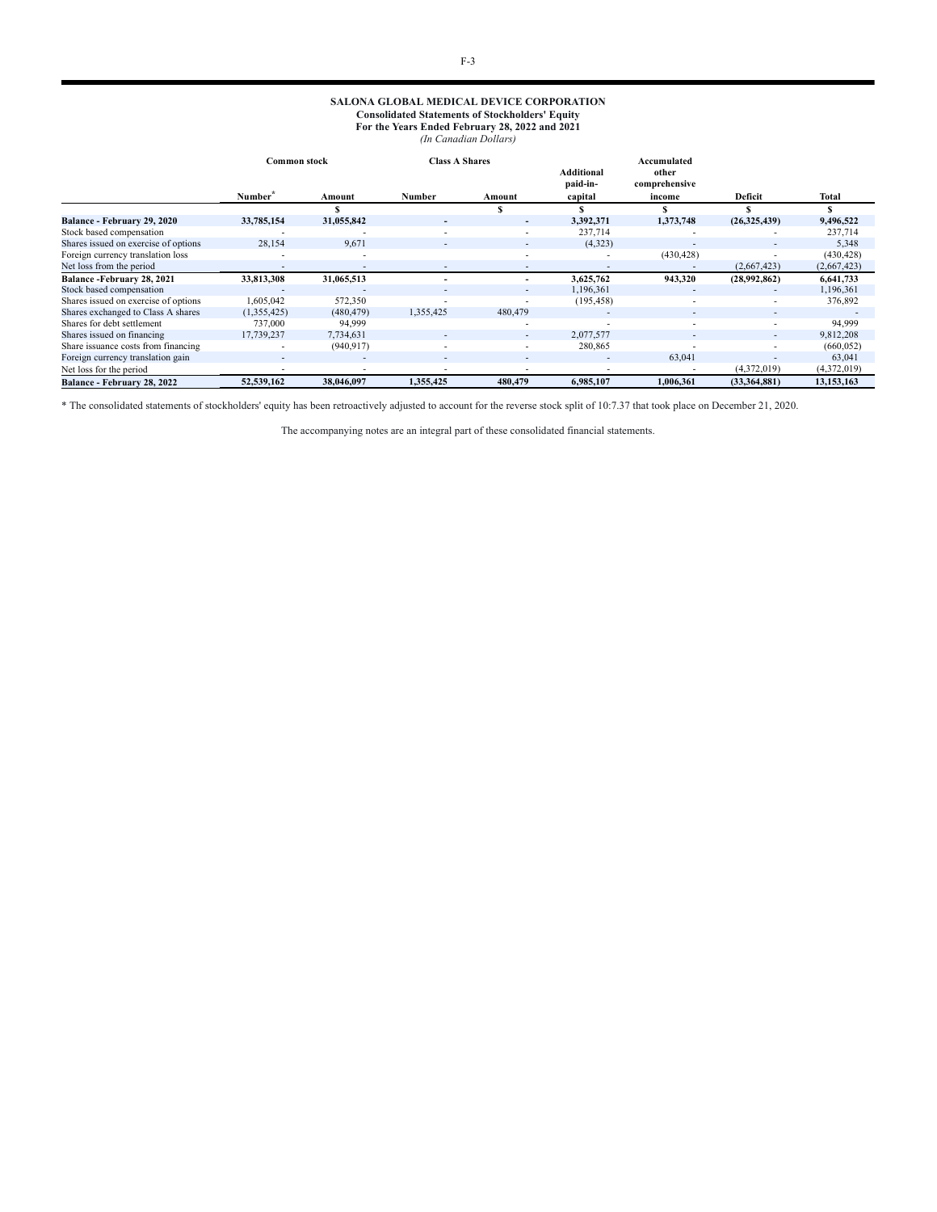**SALONA GLOBAL MEDICAL DEVICE CORPORATION**
**Consolidated Statements of Stockholders' Equity**
**For the Years Ended February 28, 2022 and 2021**
*(In Canadian Dollars)*

| | Common stock | | Class A Shares | | Additional paid-in-capital | Accumulated other comprehensive income | Deficit | Total |
|---|---|---|---|---|---|---|---|---|
| | Number* | Amount | Number | Amount | | | | |
| | | $ | | $ | $ | $ | $ | $ |
| **Balance - February 29, 2020** | **33,785,154** | **31,055,842** | **-** | **-** | **3,392,371** | **1,373,748** | **(26,325,439)** | **9,496,522** |
| Stock based compensation | - | - | - | - | 237,714 | - | - | 237,714 |
| Shares issued on exercise of options | 28,154 | 9,671 | - | - | (4,323) | - | - | 5,348 |
| Foreign currency translation loss | - | - | | - | - | (430,428) | - | (430,428) |
| Net loss from the period | - | - | - | - | - | - | (2,667,423) | (2,667,423) |
| **Balance -February 28, 2021** | **33,813,308** | **31,065,513** | **-** | **-** | **3,625,762** | **943,320** | **(28,992,862)** | **6,641,733** |
| Stock based compensation | - | - | - | - | 1,196,361 | - | - | 1,196,361 |
| Shares issued on exercise of options | 1,605,042 | 572,350 | - | - | (195,458) | - | - | 376,892 |
| Shares exchanged to Class A shares | (1,355,425) | (480,479) | 1,355,425 | 480,479 | - | - | - | - |
| Shares for debt settlement | 737,000 | 94,999 | | - | - | - | - | 94,999 |
| Shares issued on financing | 17,739,237 | 7,734,631 | - | - | 2,077,577 | - | - | 9,812,208 |
| Share issuance costs from financing | - | (940,917) | - | - | 280,865 | - | - | (660,052) |
| Foreign currency translation gain | - | - | - | - | - | 63,041 | - | 63,041 |
| Net loss for the period | - | - | - | - | - | - | (4,372,019) | (4,372,019) |
| **Balance - February 28, 2022** | **52,539,162** | **38,046,097** | **1,355,425** | **480,479** | **6,985,107** | **1,006,361** | **(33,364,881)** | **13,153,163** |

\* The consolidated statements of stockholders' equity has been retroactively adjusted to account for the reverse stock split of 10:7.37 that took place on December 21, 2020.

The accompanying notes are an integral part of these consolidated financial statements.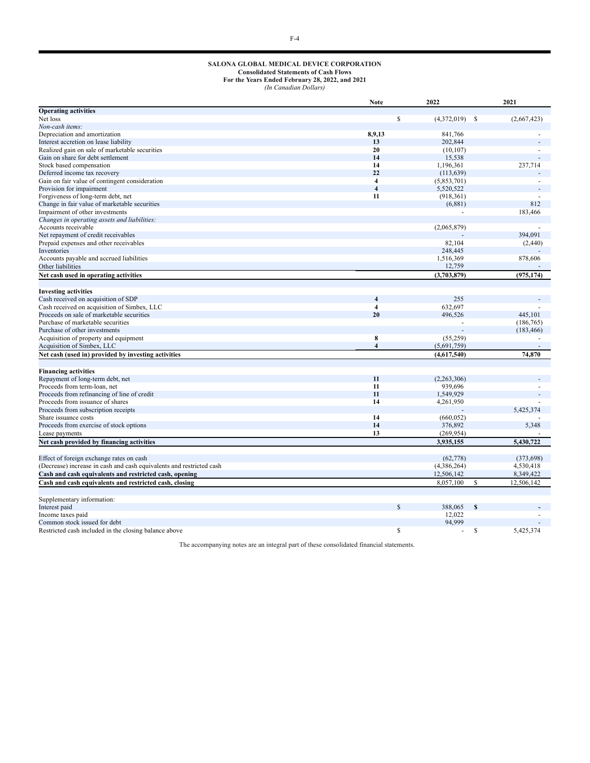**SALONA GLOBAL MEDICAL DEVICE CORPORATION**
**Consolidated Statements of Cash Flows**
**For the Years Ended February 28, 2022, and 2021**
*(In Canadian Dollars)*

| | Note | 2022 | 2021 |
|---|---|---|---|
| **Operating activities** | | | |
| Net loss | | $ (4,372,019) | $ (2,667,423) |
| *Non-cash items:* | | | |
| Depreciation and amortization | **8,9,13** | 841,766 | - |
| Interest accretion on lease liability | **13** | 202,844 | - |
| Realized gain on sale of marketable securities | **20** | (10,107) | - |
| Gain on share for debt settlement | **14** | 15,538 | - |
| Stock based compensation | **14** | 1,196,361 | 237,714 |
| Deferred income tax recovery | **22** | (113,639) | - |
| Gain on fair value of contingent consideration | **4** | (5,853,701) | - |
| Provision for impairment | **4** | 5,520,522 | - |
| Forgiveness of long-term debt, net | **11** | (918,361) | - |
| Change in fair value of marketable securities | | (6,881) | 812 |
| Impairment of other investments | | - | 183,466 |
| *Changes in operating assets and liabilities:* | | | |
| Accounts receivable | | (2,065,879) | - |
| Net repayment of credit receivables | | - | 394,091 |
| Prepaid expenses and other receivables | | 82,104 | (2,440) |
| Inventories | | 248,445 | - |
| Accounts payable and accrued liabilities | | 1,516,369 | 878,606 |
| Other liabilities | | 12,759 | - |
| **Net cash used in operating activities** | | **(3,703,879)** | **(975,174)** |
| | | | |
| **Investing activities** | | | |
| Cash received on acquisition of SDP | **4** | 255 | - |
| Cash received on acquisition of Simbex, LLC | **4** | 632,697 | - |
| Proceeds on sale of marketable securities | **20** | 496,526 | 445,101 |
| Purchase of marketable securities | | - | (186,765) |
| Purchase of other investments | | - | (183,466) |
| Acquisition of property and equipment | **8** | (55,259) | - |
| Acquisition of Simbex, LLC | **4** | (5,691,759) | - |
| **Net cash (used in) provided by investing activities** | | **(4,617,540)** | **74,870** |
| | | | |
| **Financing activities** | | | |
| Repayment of long-term debt, net | **11** | (2,263,306) | - |
| Proceeds from term-loan, net | **11** | 939,696 | - |
| Proceeds from refinancing of line of credit | **11** | 1,549,929 | - |
| Proceeds from issuance of shares | **14** | 4,261,950 | - |
| Proceeds from subscription receipts | | - | 5,425,374 |
| Share issuance costs | **14** | (660,052) | - |
| Proceeds from exercise of stock options | **14** | 376,892 | 5,348 |
| Lease payments | **13** | (269,954) | - |
| **Net cash provided by financing activities** | | **3,935,155** | **5,430,722** |
| | | | |
| Effect of foreign exchange rates on cash | | (62,778) | (373,698) |
| (Decrease) increase in cash and cash equivalents and restricted cash | | (4,386,264) | 4,530,418 |
| **Cash and cash equivalents and restricted cash, opening** | | 12,506,142 | 8,349,422 |
| **Cash and cash equivalents and restricted cash, closing** | | 8,057,100 | $ 12,506,142 |
| | | | |
| Supplementary information: | | | |
| Interest paid | | $ 388,065 | $ - |
| Income taxes paid | | 12,022 | - |
| Common stock issued for debt | | 94,999 | - |
| Restricted cash included in the closing balance above | | $ - | $ 5,425,374 |

The accompanying notes are an integral part of these consolidated financial statements.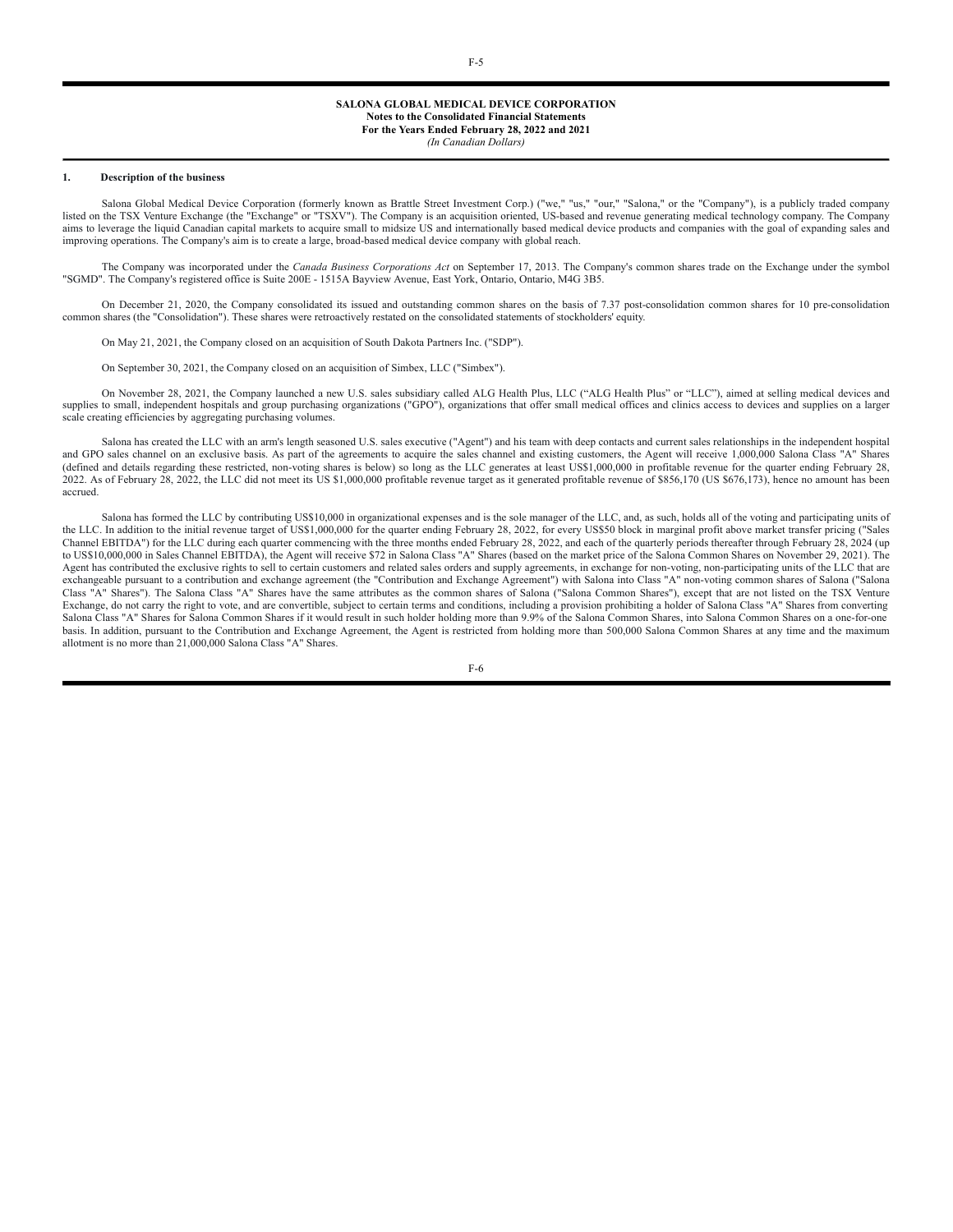**SALONA GLOBAL MEDICAL DEVICE CORPORATION**
**Notes to the Consolidated Financial Statements**
**For the Years Ended February 28, 2022 and 2021**
*(In Canadian Dollars)*

## 1. Description of the business

Salona Global Medical Device Corporation (formerly known as Brattle Street Investment Corp.) ("we," "us," "our," "Salona," or the "Company"), is a publicly traded company listed on the TSX Venture Exchange (the "Exchange" or "TSXV"). The Company is an acquisition oriented, US-based and revenue generating medical technology company. The Company aims to leverage the liquid Canadian capital markets to acquire small to midsize US and internationally based medical device products and companies with the goal of expanding sales and improving operations. The Company's aim is to create a large, broad-based medical device company with global reach.

The Company was incorporated under the *Canada Business Corporations Act* on September 17, 2013. The Company's common shares trade on the Exchange under the symbol "SGMD". The Company's registered office is Suite 200E - 1515A Bayview Avenue, East York, Ontario, Ontario, M4G 3B5.

On December 21, 2020, the Company consolidated its issued and outstanding common shares on the basis of 7.37 post-consolidation common shares for 10 pre-consolidation common shares (the "Consolidation"). These shares were retroactively restated on the consolidated statements of stockholders' equity.

On May 21, 2021, the Company closed on an acquisition of South Dakota Partners Inc. ("SDP").

On September 30, 2021, the Company closed on an acquisition of Simbex, LLC ("Simbex").

On November 28, 2021, the Company launched a new U.S. sales subsidiary called ALG Health Plus, LLC ("ALG Health Plus" or "LLC"), aimed at selling medical devices and supplies to small, independent hospitals and group purchasing organizations ("GPO"), organizations that offer small medical offices and clinics access to devices and supplies on a larger scale creating efficiencies by aggregating purchasing volumes.

Salona has created the LLC with an arm's length seasoned U.S. sales executive ("Agent") and his team with deep contacts and current sales relationships in the independent hospital and GPO sales channel on an exclusive basis. As part of the agreements to acquire the sales channel and existing customers, the Agent will receive 1,000,000 Salona Class "A" Shares (defined and details regarding these restricted, non-voting shares is below) so long as the LLC generates at least US$1,000,000 in profitable revenue for the quarter ending February 28, 2022. As of February 28, 2022, the LLC did not meet its US $1,000,000 profitable revenue target as it generated profitable revenue of $856,170 (US $676,173), hence no amount has been accrued.

Salona has formed the LLC by contributing US$10,000 in organizational expenses and is the sole manager of the LLC, and, as such, holds all of the voting and participating units of the LLC. In addition to the initial revenue target of US$1,000,000 for the quarter ending February 28, 2022, for every US$50 block in marginal profit above market transfer pricing ("Sales Channel EBITDA") for the LLC during each quarter commencing with the three months ended February 28, 2022, and each of the quarterly periods thereafter through February 28, 2024 (up to US$10,000,000 in Sales Channel EBITDA), the Agent will receive $72 in Salona Class "A" Shares (based on the market price of the Salona Common Shares on November 29, 2021). The Agent has contributed the exclusive rights to sell to certain customers and related sales orders and supply agreements, in exchange for non-voting, non-participating units of the LLC that are exchangeable pursuant to a contribution and exchange agreement (the "Contribution and Exchange Agreement") with Salona into Class "A" non-voting common shares of Salona ("Salona Class "A" Shares"). The Salona Class "A" Shares have the same attributes as the common shares of Salona ("Salona Common Shares"), except that are not listed on the TSX Venture Exchange, do not carry the right to vote, and are convertible, subject to certain terms and conditions, including a provision prohibiting a holder of Salona Class "A" Shares from converting Salona Class "A" Shares for Salona Common Shares if it would result in such holder holding more than 9.9% of the Salona Common Shares, into Salona Common Shares on a one-for-one basis. In addition, pursuant to the Contribution and Exchange Agreement, the Agent is restricted from holding more than 500,000 Salona Common Shares at any time and the maximum allotment is no more than 21,000,000 Salona Class "A" Shares.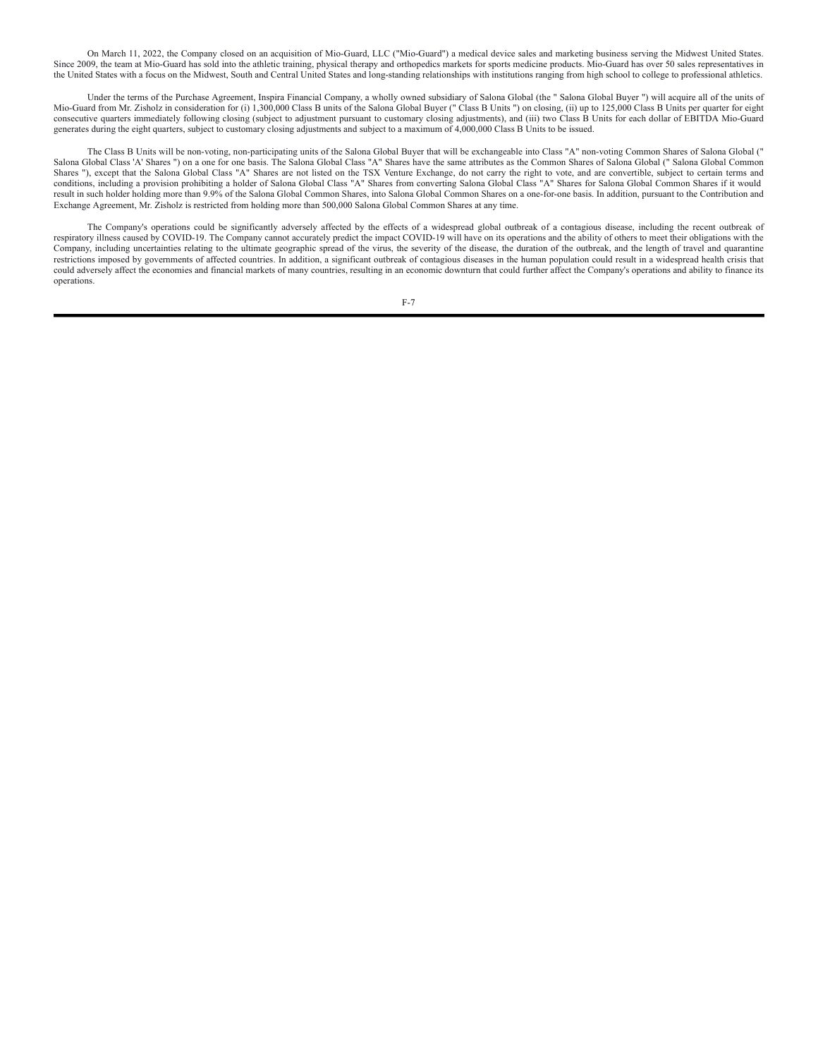On March 11, 2022, the Company closed on an acquisition of Mio-Guard, LLC ("Mio-Guard") a medical device sales and marketing business serving the Midwest United States. Since 2009, the team at Mio-Guard has sold into the athletic training, physical therapy and orthopedics markets for sports medicine products. Mio-Guard has over 50 sales representatives in the United States with a focus on the Midwest, South and Central United States and long-standing relationships with institutions ranging from high school to college to professional athletics.

Under the terms of the Purchase Agreement, Inspira Financial Company, a wholly owned subsidiary of Salona Global (the " Salona Global Buyer ") will acquire all of the units of Mio-Guard from Mr. Zisholz in consideration for (i) 1,300,000 Class B units of the Salona Global Buyer (" Class B Units ") on closing, (ii) up to 125,000 Class B Units per quarter for eight consecutive quarters immediately following closing (subject to adjustment pursuant to customary closing adjustments), and (iii) two Class B Units for each dollar of EBITDA Mio-Guard generates during the eight quarters, subject to customary closing adjustments and subject to a maximum of 4,000,000 Class B Units to be issued.

The Class B Units will be non-voting, non-participating units of the Salona Global Buyer that will be exchangeable into Class "A" non-voting Common Shares of Salona Global (" Salona Global Class 'A' Shares ") on a one for one basis. The Salona Global Class "A" Shares have the same attributes as the Common Shares of Salona Global (" Salona Global Common Shares "), except that the Salona Global Class "A" Shares are not listed on the TSX Venture Exchange, do not carry the right to vote, and are convertible, subject to certain terms and conditions, including a provision prohibiting a holder of Salona Global Class "A" Shares from converting Salona Global Class "A" Shares for Salona Global Common Shares if it would result in such holder holding more than 9.9% of the Salona Global Common Shares, into Salona Global Common Shares on a one-for-one basis. In addition, pursuant to the Contribution and Exchange Agreement, Mr. Zisholz is restricted from holding more than 500,000 Salona Global Common Shares at any time.

The Company's operations could be significantly adversely affected by the effects of a widespread global outbreak of a contagious disease, including the recent outbreak of respiratory illness caused by COVID-19. The Company cannot accurately predict the impact COVID-19 will have on its operations and the ability of others to meet their obligations with the Company, including uncertainties relating to the ultimate geographic spread of the virus, the severity of the disease, the duration of the outbreak, and the length of travel and quarantine restrictions imposed by governments of affected countries. In addition, a significant outbreak of contagious diseases in the human population could result in a widespread health crisis that could adversely affect the economies and financial markets of many countries, resulting in an economic downturn that could further affect the Company's operations and ability to finance its operations.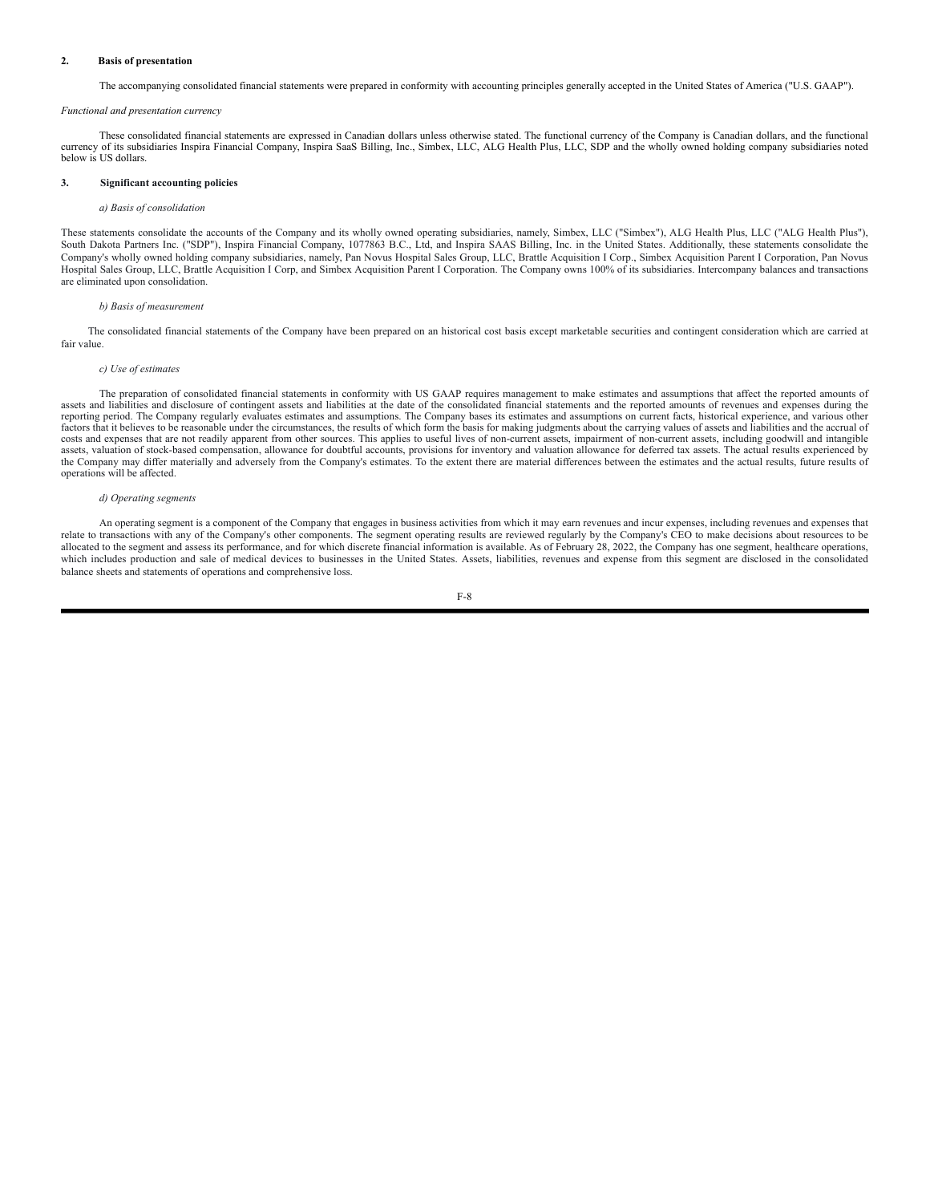## 2. Basis of presentation

The accompanying consolidated financial statements were prepared in conformity with accounting principles generally accepted in the United States of America ("U.S. GAAP").

*Functional and presentation currency*

These consolidated financial statements are expressed in Canadian dollars unless otherwise stated. The functional currency of the Company is Canadian dollars, and the functional currency of its subsidiaries Inspira Financial Company, Inspira SaaS Billing, Inc., Simbex, LLC, ALG Health Plus, LLC, SDP and the wholly owned holding company subsidiaries noted below is US dollars.

## 3. Significant accounting policies

*a) Basis of consolidation*

These statements consolidate the accounts of the Company and its wholly owned operating subsidiaries, namely, Simbex, LLC ("Simbex"), ALG Health Plus, LLC ("ALG Health Plus"), South Dakota Partners Inc. ("SDP"), Inspira Financial Company, 1077863 B.C., Ltd, and Inspira SAAS Billing, Inc. in the United States. Additionally, these statements consolidate the Company's wholly owned holding company subsidiaries, namely, Pan Novus Hospital Sales Group, LLC, Brattle Acquisition I Corp., Simbex Acquisition Parent I Corporation, Pan Novus Hospital Sales Group, LLC, Brattle Acquisition I Corp, and Simbex Acquisition Parent I Corporation. The Company owns 100% of its subsidiaries. Intercompany balances and transactions are eliminated upon consolidation.

*b) Basis of measurement*

The consolidated financial statements of the Company have been prepared on an historical cost basis except marketable securities and contingent consideration which are carried at fair value.

*c) Use of estimates*

The preparation of consolidated financial statements in conformity with US GAAP requires management to make estimates and assumptions that affect the reported amounts of assets and liabilities and disclosure of contingent assets and liabilities at the date of the consolidated financial statements and the reported amounts of revenues and expenses during the reporting period. The Company regularly evaluates estimates and assumptions. The Company bases its estimates and assumptions on current facts, historical experience, and various other factors that it believes to be reasonable under the circumstances, the results of which form the basis for making judgments about the carrying values of assets and liabilities and the accrual of costs and expenses that are not readily apparent from other sources. This applies to useful lives of non-current assets, impairment of non-current assets, including goodwill and intangible assets, valuation of stock-based compensation, allowance for doubtful accounts, provisions for inventory and valuation allowance for deferred tax assets. The actual results experienced by the Company may differ materially and adversely from the Company's estimates. To the extent there are material differences between the estimates and the actual results, future results of operations will be affected.

*d) Operating segments*

An operating segment is a component of the Company that engages in business activities from which it may earn revenues and incur expenses, including revenues and expenses that relate to transactions with any of the Company's other components. The segment operating results are reviewed regularly by the Company's CEO to make decisions about resources to be allocated to the segment and assess its performance, and for which discrete financial information is available. As of February 28, 2022, the Company has one segment, healthcare operations, which includes production and sale of medical devices to businesses in the United States. Assets, liabilities, revenues and expense from this segment are disclosed in the consolidated balance sheets and statements of operations and comprehensive loss.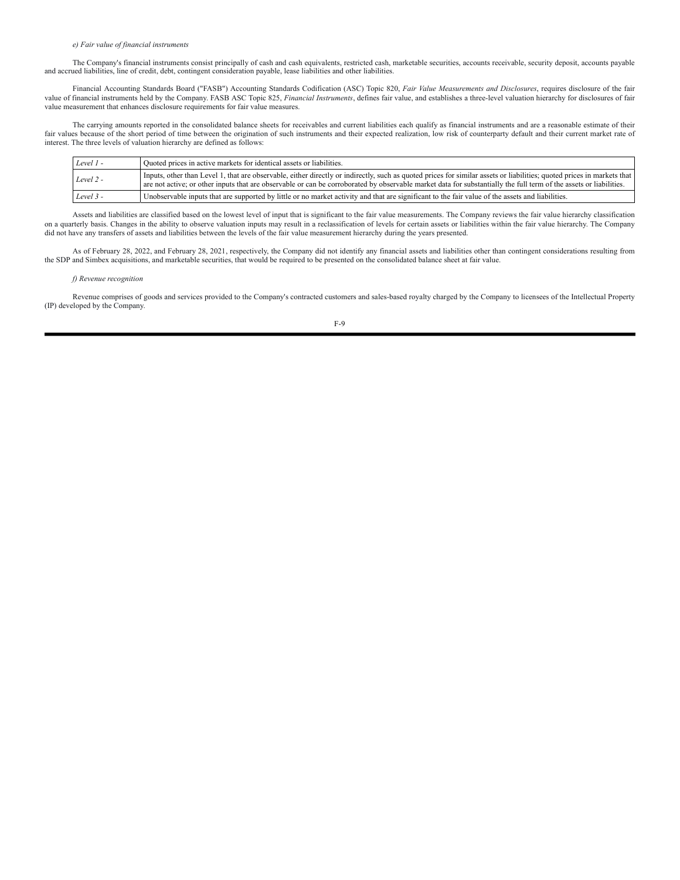*e) Fair value of financial instruments*

The Company's financial instruments consist principally of cash and cash equivalents, restricted cash, marketable securities, accounts receivable, security deposit, accounts payable and accrued liabilities, line of credit, debt, contingent consideration payable, lease liabilities and other liabilities.

Financial Accounting Standards Board ("FASB") Accounting Standards Codification (ASC) Topic 820, *Fair Value Measurements and Disclosures*, requires disclosure of the fair value of financial instruments held by the Company. FASB ASC Topic 825, *Financial Instruments*, defines fair value, and establishes a three-level valuation hierarchy for disclosures of fair value measurement that enhances disclosure requirements for fair value measures.

The carrying amounts reported in the consolidated balance sheets for receivables and current liabilities each qualify as financial instruments and are a reasonable estimate of their fair values because of the short period of time between the origination of such instruments and their expected realization, low risk of counterparty default and their current market rate of interest. The three levels of valuation hierarchy are defined as follows:

| | |
|---|---|
| *Level 1 -* | Quoted prices in active markets for identical assets or liabilities. |
| *Level 2 -* | Inputs, other than Level 1, that are observable, either directly or indirectly, such as quoted prices for similar assets or liabilities; quoted prices in markets that are not active; or other inputs that are observable or can be corroborated by observable market data for substantially the full term of the assets or liabilities. |
| *Level 3 -* | Unobservable inputs that are supported by little or no market activity and that are significant to the fair value of the assets and liabilities. |

Assets and liabilities are classified based on the lowest level of input that is significant to the fair value measurements. The Company reviews the fair value hierarchy classification on a quarterly basis. Changes in the ability to observe valuation inputs may result in a reclassification of levels for certain assets or liabilities within the fair value hierarchy. The Company did not have any transfers of assets and liabilities between the levels of the fair value measurement hierarchy during the years presented.

As of February 28, 2022, and February 28, 2021, respectively, the Company did not identify any financial assets and liabilities other than contingent considerations resulting from the SDP and Simbex acquisitions, and marketable securities, that would be required to be presented on the consolidated balance sheet at fair value.

*f) Revenue recognition*

Revenue comprises of goods and services provided to the Company's contracted customers and sales-based royalty charged by the Company to licensees of the Intellectual Property (IP) developed by the Company.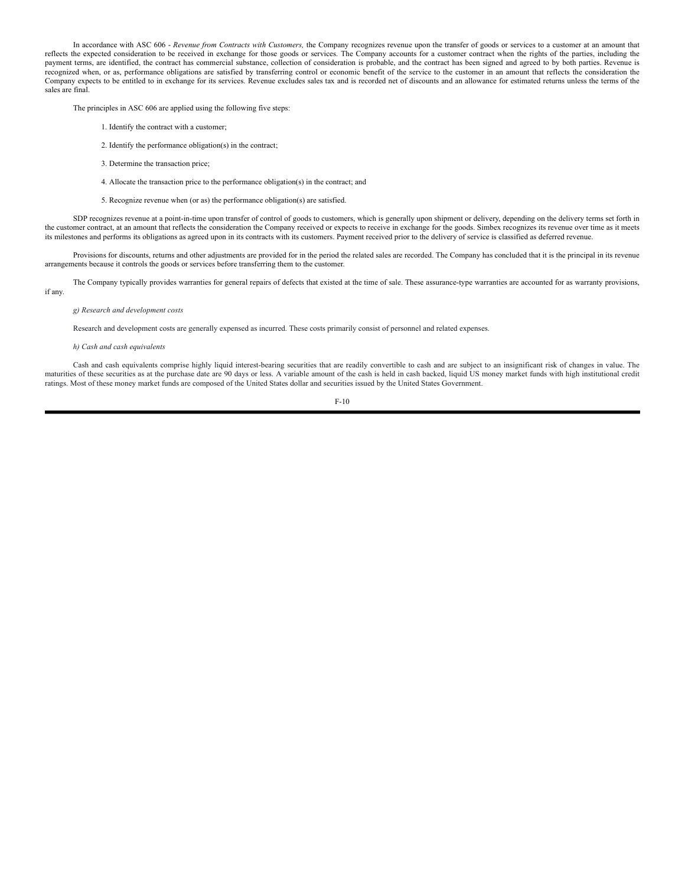In accordance with ASC 606 - *Revenue from Contracts with Customers,* the Company recognizes revenue upon the transfer of goods or services to a customer at an amount that reflects the expected consideration to be received in exchange for those goods or services. The Company accounts for a customer contract when the rights of the parties, including the payment terms, are identified, the contract has commercial substance, collection of consideration is probable, and the contract has been signed and agreed to by both parties. Revenue is recognized when, or as, performance obligations are satisfied by transferring control or economic benefit of the service to the customer in an amount that reflects the consideration the Company expects to be entitled to in exchange for its services. Revenue excludes sales tax and is recorded net of discounts and an allowance for estimated returns unless the terms of the sales are final.

The principles in ASC 606 are applied using the following five steps:

1. Identify the contract with a customer;

2. Identify the performance obligation(s) in the contract;

3. Determine the transaction price;

4. Allocate the transaction price to the performance obligation(s) in the contract; and

5. Recognize revenue when (or as) the performance obligation(s) are satisfied.

SDP recognizes revenue at a point-in-time upon transfer of control of goods to customers, which is generally upon shipment or delivery, depending on the delivery terms set forth in the customer contract, at an amount that reflects the consideration the Company received or expects to receive in exchange for the goods. Simbex recognizes its revenue over time as it meets its milestones and performs its obligations as agreed upon in its contracts with its customers. Payment received prior to the delivery of service is classified as deferred revenue.

Provisions for discounts, returns and other adjustments are provided for in the period the related sales are recorded. The Company has concluded that it is the principal in its revenue arrangements because it controls the goods or services before transferring them to the customer.

The Company typically provides warranties for general repairs of defects that existed at the time of sale. These assurance-type warranties are accounted for as warranty provisions, if any.

*g) Research and development costs*

Research and development costs are generally expensed as incurred. These costs primarily consist of personnel and related expenses.

*h) Cash and cash equivalents*

Cash and cash equivalents comprise highly liquid interest-bearing securities that are readily convertible to cash and are subject to an insignificant risk of changes in value. The maturities of these securities as at the purchase date are 90 days or less. A variable amount of the cash is held in cash backed, liquid US money market funds with high institutional credit ratings. Most of these money market funds are composed of the United States dollar and securities issued by the United States Government.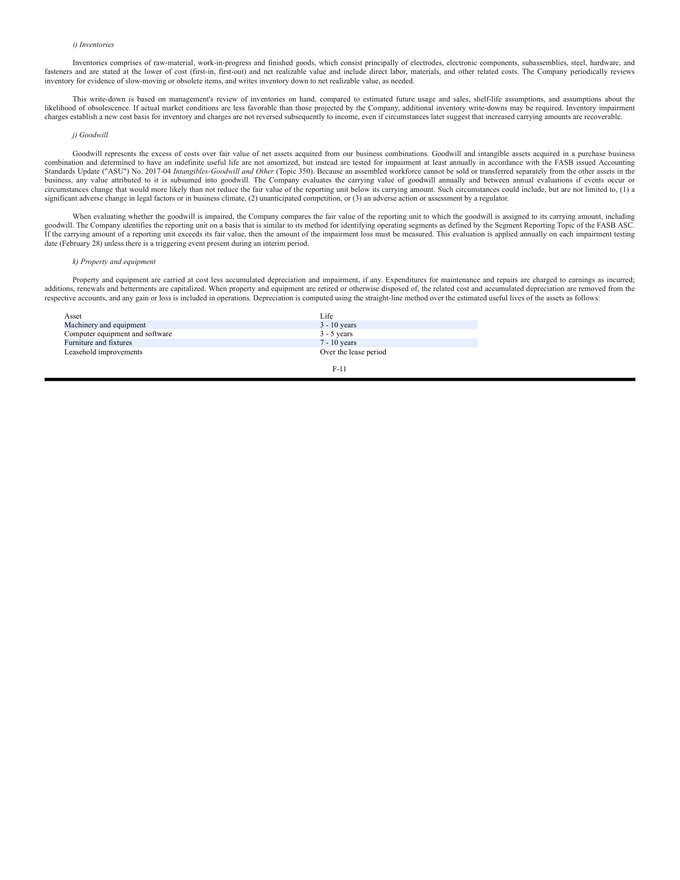*i) Inventories*

Inventories comprises of raw-material, work-in-progress and finished goods, which consist principally of electrodes, electronic components, subassemblies, steel, hardware, and fasteners and are stated at the lower of cost (first-in, first-out) and net realizable value and include direct labor, materials, and other related costs. The Company periodically reviews inventory for evidence of slow-moving or obsolete items, and writes inventory down to net realizable value, as needed.

This write-down is based on management's review of inventories on hand, compared to estimated future usage and sales, shelf-life assumptions, and assumptions about the likelihood of obsolescence. If actual market conditions are less favorable than those projected by the Company, additional inventory write-downs may be required. Inventory impairment charges establish a new cost basis for inventory and charges are not reversed subsequently to income, even if circumstances later suggest that increased carrying amounts are recoverable.

*j) Goodwill*

Goodwill represents the excess of costs over fair value of net assets acquired from our business combinations. Goodwill and intangible assets acquired in a purchase business combination and determined to have an indefinite useful life are not amortized, but instead are tested for impairment at least annually in accordance with the FASB issued Accounting Standards Update ("ASU") No. 2017-04 *Intangibles-Goodwill and Other* (Topic 350). Because an assembled workforce cannot be sold or transferred separately from the other assets in the business, any value attributed to it is subsumed into goodwill. The Company evaluates the carrying value of goodwill annually and between annual evaluations if events occur or circumstances change that would more likely than not reduce the fair value of the reporting unit below its carrying amount. Such circumstances could include, but are not limited to, (1) a significant adverse change in legal factors or in business climate, (2) unanticipated competition, or (3) an adverse action or assessment by a regulator.

When evaluating whether the goodwill is impaired, the Company compares the fair value of the reporting unit to which the goodwill is assigned to its carrying amount, including goodwill. The Company identifies the reporting unit on a basis that is similar to its method for identifying operating segments as defined by the Segment Reporting Topic of the FASB ASC. If the carrying amount of a reporting unit exceeds its fair value, then the amount of the impairment loss must be measured. This evaluation is applied annually on each impairment testing date (February 28) unless there is a triggering event present during an interim period.

*k) Property and equipment*

Property and equipment are carried at cost less accumulated depreciation and impairment, if any. Expenditures for maintenance and repairs are charged to earnings as incurred; additions, renewals and betterments are capitalized. When property and equipment are retired or otherwise disposed of, the related cost and accumulated depreciation are removed from the respective accounts, and any gain or loss is included in operations. Depreciation is computed using the straight-line method over the estimated useful lives of the assets as follows:

| Asset | Life |
|---|---|
| Machinery and equipment | 3 - 10 years |
| Computer equipment and software | 3 - 5 years |
| Furniture and fixtures | 7 - 10 years |
| Leasehold improvements | Over the lease period |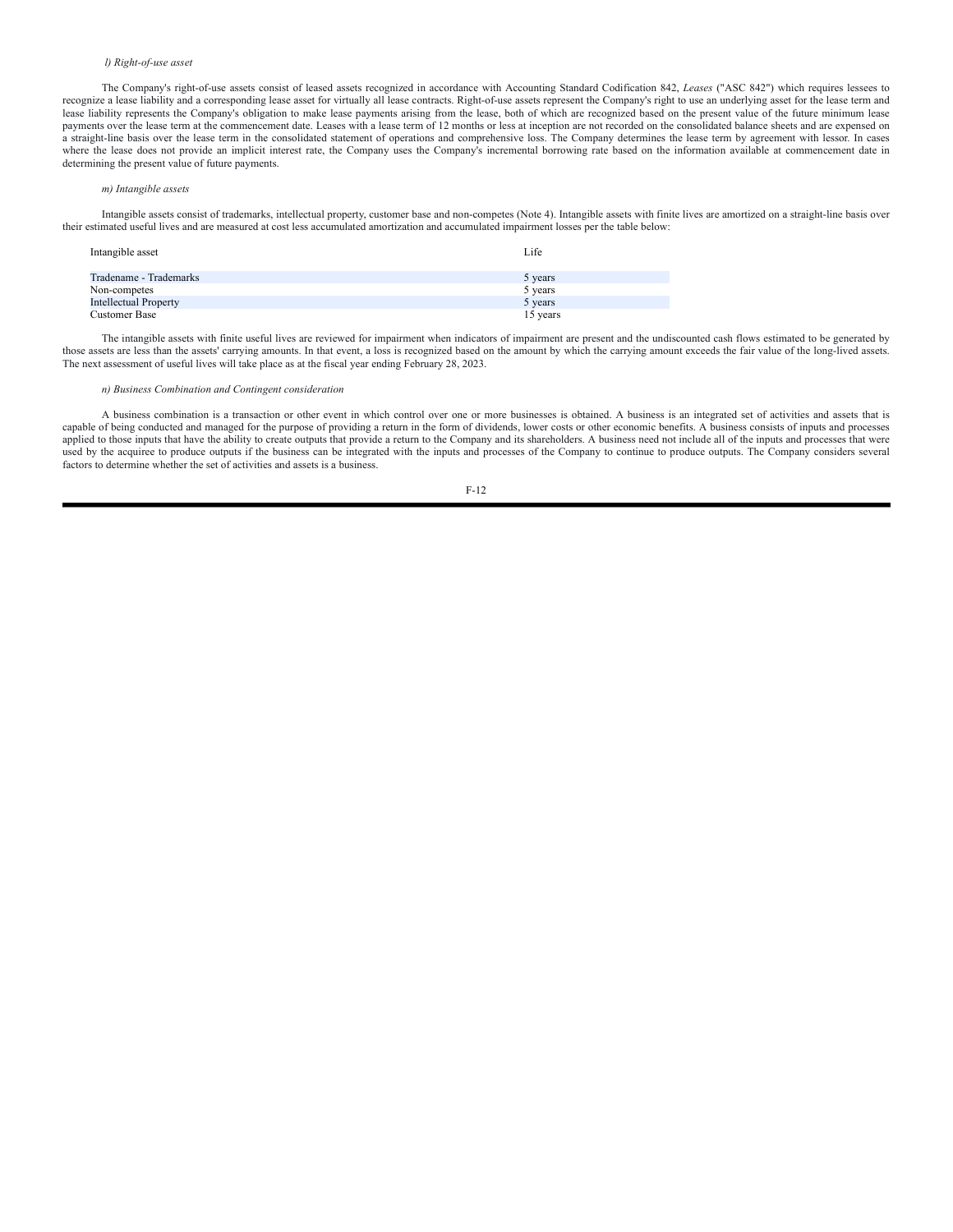*l) Right-of-use asset*

The Company's right-of-use assets consist of leased assets recognized in accordance with Accounting Standard Codification 842, *Leases* ("ASC 842") which requires lessees to recognize a lease liability and a corresponding lease asset for virtually all lease contracts. Right-of-use assets represent the Company's right to use an underlying asset for the lease term and lease liability represents the Company's obligation to make lease payments arising from the lease, both of which are recognized based on the present value of the future minimum lease payments over the lease term at the commencement date. Leases with a lease term of 12 months or less at inception are not recorded on the consolidated balance sheets and are expensed on a straight-line basis over the lease term in the consolidated statement of operations and comprehensive loss. The Company determines the lease term by agreement with lessor. In cases where the lease does not provide an implicit interest rate, the Company uses the Company's incremental borrowing rate based on the information available at commencement date in determining the present value of future payments.

*m) Intangible assets*

Intangible assets consist of trademarks, intellectual property, customer base and non-competes (Note 4). Intangible assets with finite lives are amortized on a straight-line basis over their estimated useful lives and are measured at cost less accumulated amortization and accumulated impairment losses per the table below:

| Intangible asset | Life |
|---|---|
| Tradename - Trademarks | 5 years |
| Non-competes | 5 years |
| Intellectual Property | 5 years |
| Customer Base | 15 years |

The intangible assets with finite useful lives are reviewed for impairment when indicators of impairment are present and the undiscounted cash flows estimated to be generated by those assets are less than the assets' carrying amounts. In that event, a loss is recognized based on the amount by which the carrying amount exceeds the fair value of the long-lived assets. The next assessment of useful lives will take place as at the fiscal year ending February 28, 2023.

*n) Business Combination and Contingent consideration*

A business combination is a transaction or other event in which control over one or more businesses is obtained. A business is an integrated set of activities and assets that is capable of being conducted and managed for the purpose of providing a return in the form of dividends, lower costs or other economic benefits. A business consists of inputs and processes applied to those inputs that have the ability to create outputs that provide a return to the Company and its shareholders. A business need not include all of the inputs and processes that were used by the acquiree to produce outputs if the business can be integrated with the inputs and processes of the Company to continue to produce outputs. The Company considers several factors to determine whether the set of activities and assets is a business.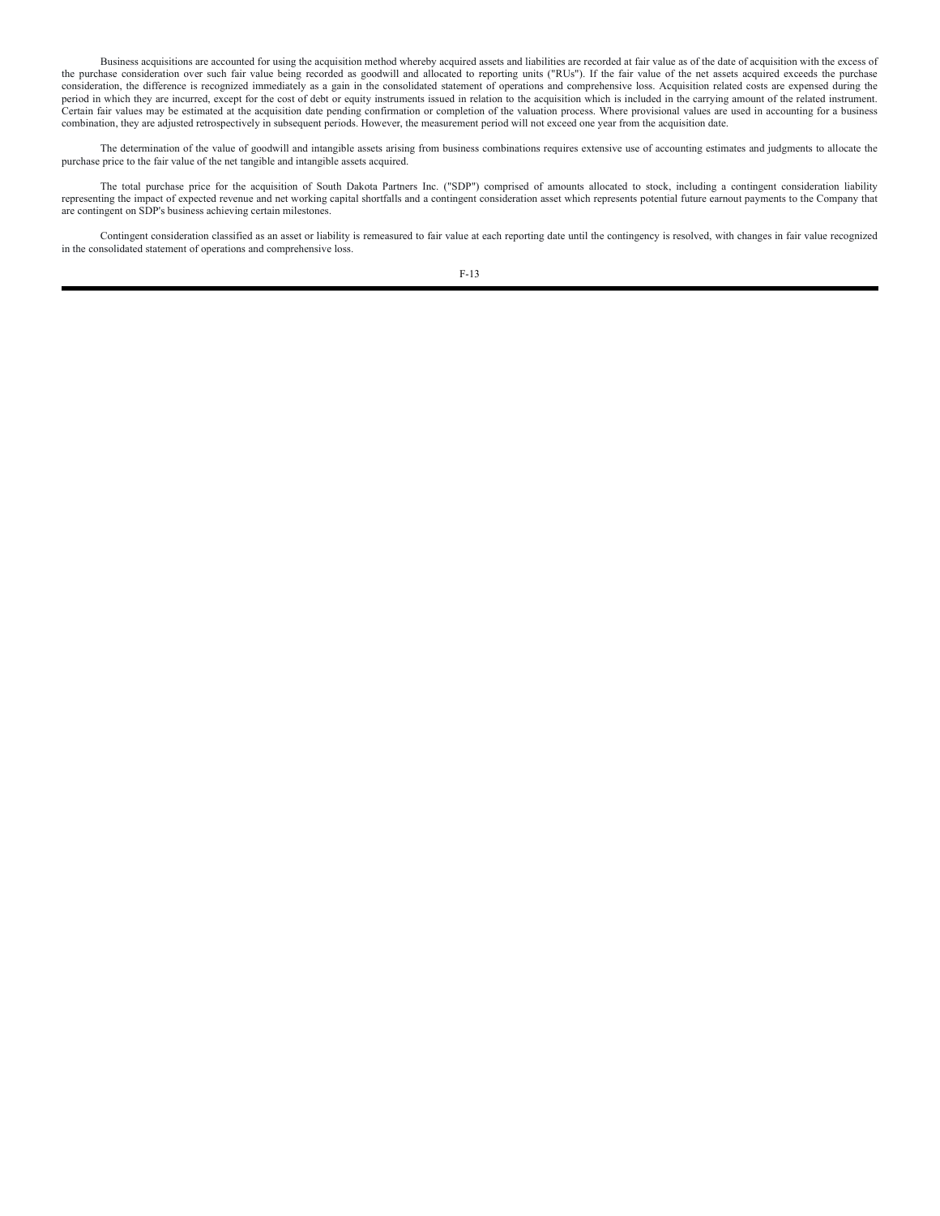Business acquisitions are accounted for using the acquisition method whereby acquired assets and liabilities are recorded at fair value as of the date of acquisition with the excess of the purchase consideration over such fair value being recorded as goodwill and allocated to reporting units ("RUs"). If the fair value of the net assets acquired exceeds the purchase consideration, the difference is recognized immediately as a gain in the consolidated statement of operations and comprehensive loss. Acquisition related costs are expensed during the period in which they are incurred, except for the cost of debt or equity instruments issued in relation to the acquisition which is included in the carrying amount of the related instrument. Certain fair values may be estimated at the acquisition date pending confirmation or completion of the valuation process. Where provisional values are used in accounting for a business combination, they are adjusted retrospectively in subsequent periods. However, the measurement period will not exceed one year from the acquisition date.

The determination of the value of goodwill and intangible assets arising from business combinations requires extensive use of accounting estimates and judgments to allocate the purchase price to the fair value of the net tangible and intangible assets acquired.

The total purchase price for the acquisition of South Dakota Partners Inc. ("SDP") comprised of amounts allocated to stock, including a contingent consideration liability representing the impact of expected revenue and net working capital shortfalls and a contingent consideration asset which represents potential future earnout payments to the Company that are contingent on SDP's business achieving certain milestones.

Contingent consideration classified as an asset or liability is remeasured to fair value at each reporting date until the contingency is resolved, with changes in fair value recognized in the consolidated statement of operations and comprehensive loss.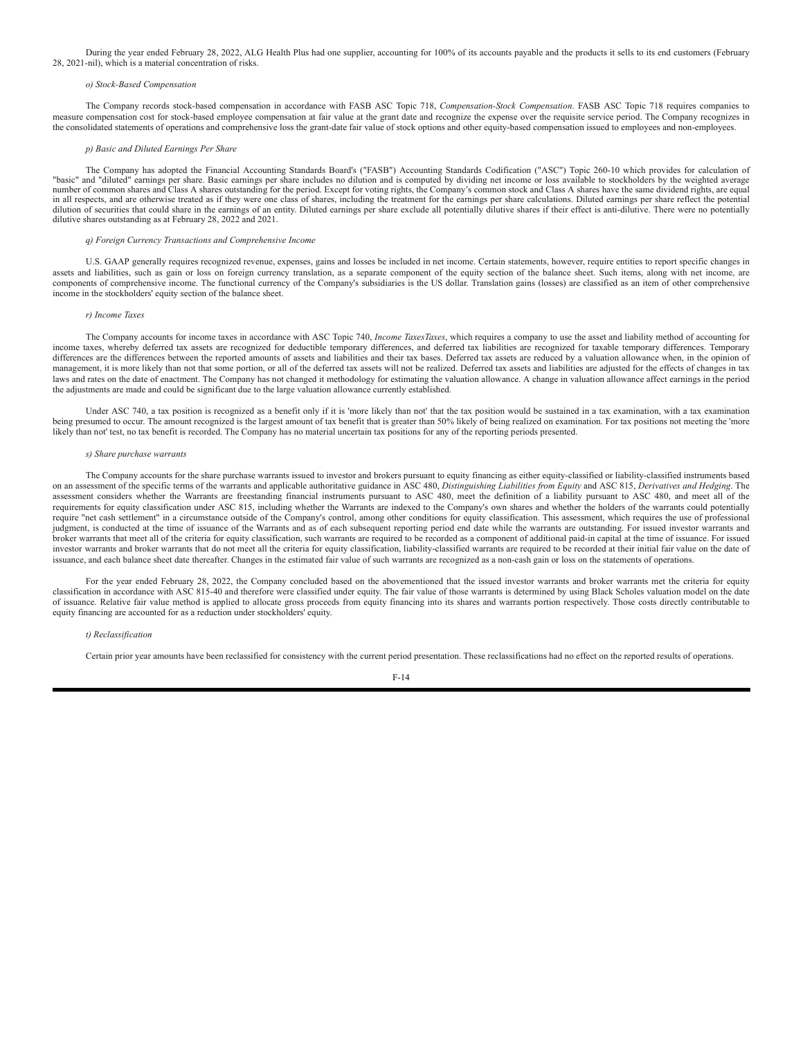During the year ended February 28, 2022, ALG Health Plus had one supplier, accounting for 100% of its accounts payable and the products it sells to its end customers (February 28, 2021-nil), which is a material concentration of risks.

*o) Stock-Based Compensation*

The Company records stock-based compensation in accordance with FASB ASC Topic 718, *Compensation-Stock Compensation*. FASB ASC Topic 718 requires companies to measure compensation cost for stock-based employee compensation at fair value at the grant date and recognize the expense over the requisite service period. The Company recognizes in the consolidated statements of operations and comprehensive loss the grant-date fair value of stock options and other equity-based compensation issued to employees and non-employees.

*p) Basic and Diluted Earnings Per Share*

The Company has adopted the Financial Accounting Standards Board's ("FASB") Accounting Standards Codification ("ASC") Topic 260-10 which provides for calculation of "basic" and "diluted" earnings per share. Basic earnings per share includes no dilution and is computed by dividing net income or loss available to stockholders by the weighted average number of common shares and Class A shares outstanding for the period. Except for voting rights, the Company's common stock and Class A shares have the same dividend rights, are equal in all respects, and are otherwise treated as if they were one class of shares, including the treatment for the earnings per share calculations. Diluted earnings per share reflect the potential dilution of securities that could share in the earnings of an entity. Diluted earnings per share exclude all potentially dilutive shares if their effect is anti-dilutive. There were no potentially dilutive shares outstanding as at February 28, 2022 and 2021.

*q) Foreign Currency Transactions and Comprehensive Income*

U.S. GAAP generally requires recognized revenue, expenses, gains and losses be included in net income. Certain statements, however, require entities to report specific changes in assets and liabilities, such as gain or loss on foreign currency translation, as a separate component of the equity section of the balance sheet. Such items, along with net income, are components of comprehensive income. The functional currency of the Company's subsidiaries is the US dollar. Translation gains (losses) are classified as an item of other comprehensive income in the stockholders' equity section of the balance sheet.

*r) Income Taxes*

The Company accounts for income taxes in accordance with ASC Topic 740, *Income TaxesTaxes*, which requires a company to use the asset and liability method of accounting for income taxes, whereby deferred tax assets are recognized for deductible temporary differences, and deferred tax liabilities are recognized for taxable temporary differences. Temporary differences are the differences between the reported amounts of assets and liabilities and their tax bases. Deferred tax assets are reduced by a valuation allowance when, in the opinion of management, it is more likely than not that some portion, or all of the deferred tax assets will not be realized. Deferred tax assets and liabilities are adjusted for the effects of changes in tax laws and rates on the date of enactment. The Company has not changed it methodology for estimating the valuation allowance. A change in valuation allowance affect earnings in the period the adjustments are made and could be significant due to the large valuation allowance currently established.

Under ASC 740, a tax position is recognized as a benefit only if it is 'more likely than not' that the tax position would be sustained in a tax examination, with a tax examination being presumed to occur. The amount recognized is the largest amount of tax benefit that is greater than 50% likely of being realized on examination. For tax positions not meeting the 'more likely than not' test, no tax benefit is recorded. The Company has no material uncertain tax positions for any of the reporting periods presented.

*s) Share purchase warrants*

The Company accounts for the share purchase warrants issued to investor and brokers pursuant to equity financing as either equity-classified or liability-classified instruments based on an assessment of the specific terms of the warrants and applicable authoritative guidance in ASC 480, *Distinguishing Liabilities from Equity* and ASC 815, *Derivatives and Hedging*. The assessment considers whether the Warrants are freestanding financial instruments pursuant to ASC 480, meet the definition of a liability pursuant to ASC 480, and meet all of the requirements for equity classification under ASC 815, including whether the Warrants are indexed to the Company's own shares and whether the holders of the warrants could potentially require "net cash settlement" in a circumstance outside of the Company's control, among other conditions for equity classification. This assessment, which requires the use of professional judgment, is conducted at the time of issuance of the Warrants and as of each subsequent reporting period end date while the warrants are outstanding. For issued investor warrants and broker warrants that meet all of the criteria for equity classification, such warrants are required to be recorded as a component of additional paid-in capital at the time of issuance. For issued investor warrants and broker warrants that do not meet all the criteria for equity classification, liability-classified warrants are required to be recorded at their initial fair value on the date of issuance, and each balance sheet date thereafter. Changes in the estimated fair value of such warrants are recognized as a non-cash gain or loss on the statements of operations.

For the year ended February 28, 2022, the Company concluded based on the abovementioned that the issued investor warrants and broker warrants met the criteria for equity classification in accordance with ASC 815-40 and therefore were classified under equity. The fair value of those warrants is determined by using Black Scholes valuation model on the date of issuance. Relative fair value method is applied to allocate gross proceeds from equity financing into its shares and warrants portion respectively. Those costs directly contributable to equity financing are accounted for as a reduction under stockholders' equity.

*t) Reclassification*

Certain prior year amounts have been reclassified for consistency with the current period presentation. These reclassifications had no effect on the reported results of operations.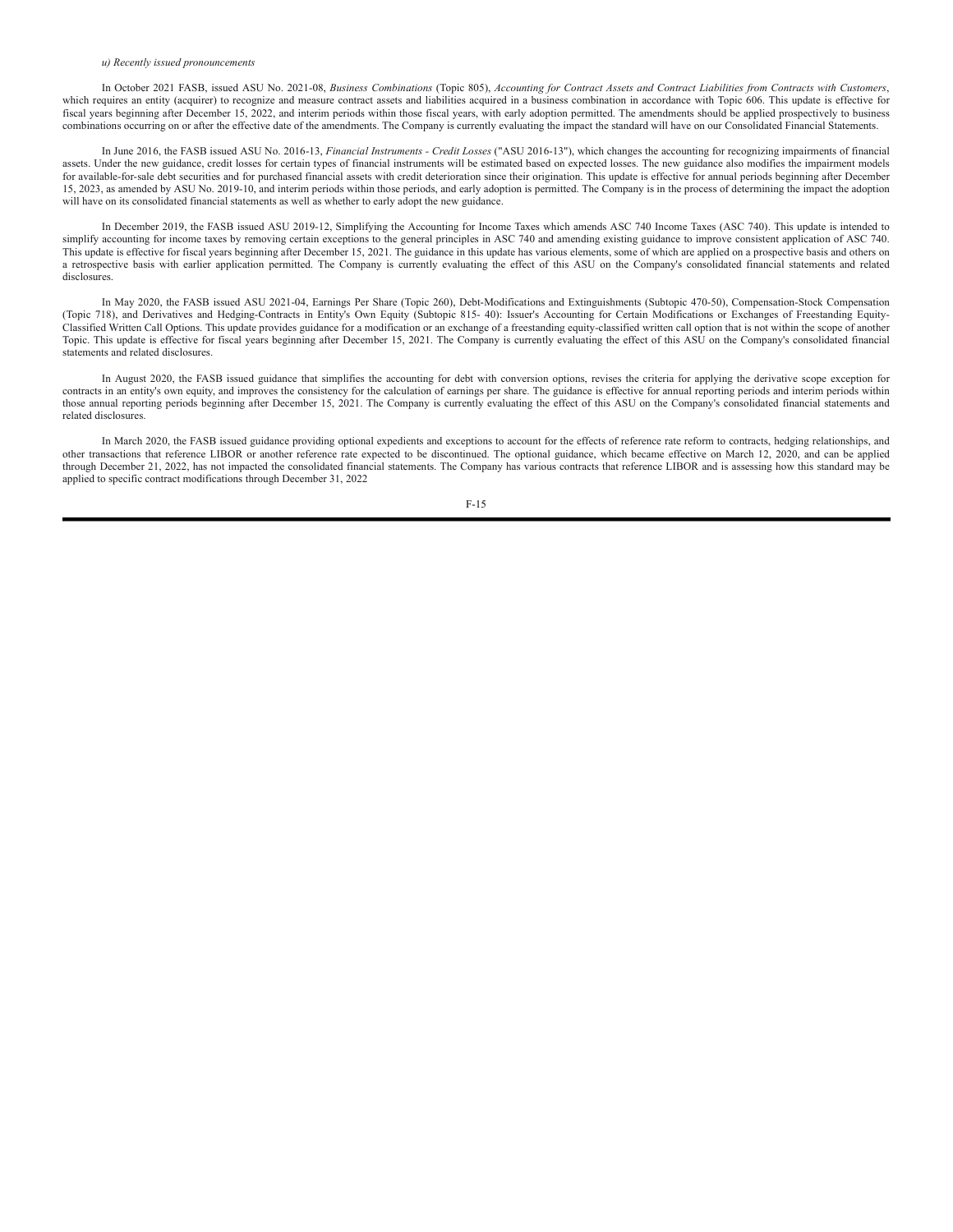*u) Recently issued pronouncements*

In October 2021 FASB, issued ASU No. 2021-08, *Business Combinations* (Topic 805), *Accounting for Contract Assets and Contract Liabilities from Contracts with Customers*, which requires an entity (acquirer) to recognize and measure contract assets and liabilities acquired in a business combination in accordance with Topic 606. This update is effective for fiscal years beginning after December 15, 2022, and interim periods within those fiscal years, with early adoption permitted. The amendments should be applied prospectively to business combinations occurring on or after the effective date of the amendments. The Company is currently evaluating the impact the standard will have on our Consolidated Financial Statements.

In June 2016, the FASB issued ASU No. 2016-13, *Financial Instruments - Credit Losses* ("ASU 2016-13"), which changes the accounting for recognizing impairments of financial assets. Under the new guidance, credit losses for certain types of financial instruments will be estimated based on expected losses. The new guidance also modifies the impairment models for available-for-sale debt securities and for purchased financial assets with credit deterioration since their origination. This update is effective for annual periods beginning after December 15, 2023, as amended by ASU No. 2019-10, and interim periods within those periods, and early adoption is permitted. The Company is in the process of determining the impact the adoption will have on its consolidated financial statements as well as whether to early adopt the new guidance.

In December 2019, the FASB issued ASU 2019-12, Simplifying the Accounting for Income Taxes which amends ASC 740 Income Taxes (ASC 740). This update is intended to simplify accounting for income taxes by removing certain exceptions to the general principles in ASC 740 and amending existing guidance to improve consistent application of ASC 740. This update is effective for fiscal years beginning after December 15, 2021. The guidance in this update has various elements, some of which are applied on a prospective basis and others on a retrospective basis with earlier application permitted. The Company is currently evaluating the effect of this ASU on the Company's consolidated financial statements and related disclosures.

In May 2020, the FASB issued ASU 2021-04, Earnings Per Share (Topic 260), Debt-Modifications and Extinguishments (Subtopic 470-50), Compensation-Stock Compensation (Topic 718), and Derivatives and Hedging-Contracts in Entity's Own Equity (Subtopic 815- 40): Issuer's Accounting for Certain Modifications or Exchanges of Freestanding Equity-Classified Written Call Options. This update provides guidance for a modification or an exchange of a freestanding equity-classified written call option that is not within the scope of another Topic. This update is effective for fiscal years beginning after December 15, 2021. The Company is currently evaluating the effect of this ASU on the Company's consolidated financial statements and related disclosures.

In August 2020, the FASB issued guidance that simplifies the accounting for debt with conversion options, revises the criteria for applying the derivative scope exception for contracts in an entity's own equity, and improves the consistency for the calculation of earnings per share. The guidance is effective for annual reporting periods and interim periods within those annual reporting periods beginning after December 15, 2021. The Company is currently evaluating the effect of this ASU on the Company's consolidated financial statements and related disclosures.

In March 2020, the FASB issued guidance providing optional expedients and exceptions to account for the effects of reference rate reform to contracts, hedging relationships, and other transactions that reference LIBOR or another reference rate expected to be discontinued. The optional guidance, which became effective on March 12, 2020, and can be applied through December 21, 2022, has not impacted the consolidated financial statements. The Company has various contracts that reference LIBOR and is assessing how this standard may be applied to specific contract modifications through December 31, 2022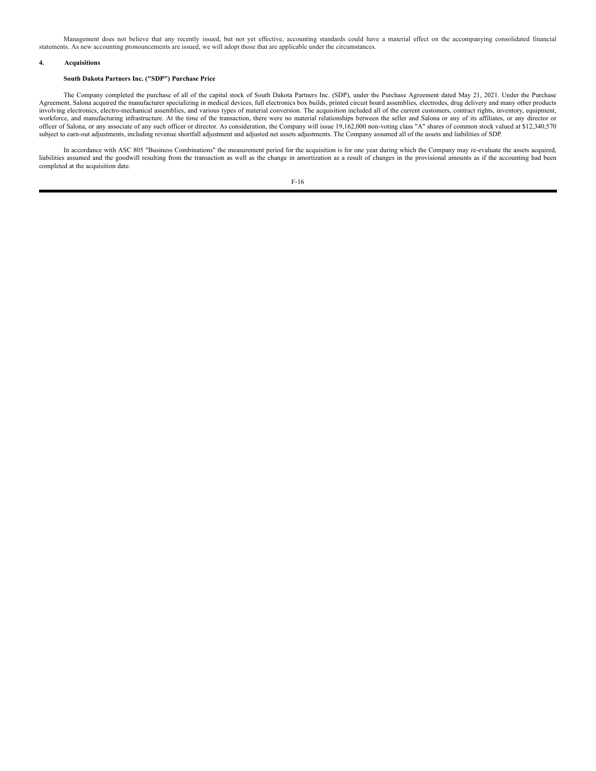Management does not believe that any recently issued, but not yet effective, accounting standards could have a material effect on the accompanying consolidated financial statements. As new accounting pronouncements are issued, we will adopt those that are applicable under the circumstances.

## 4. Acquisitions

**South Dakota Partners Inc. ("SDP") Purchase Price**

The Company completed the purchase of all of the capital stock of South Dakota Partners Inc. (SDP), under the Purchase Agreement dated May 21, 2021. Under the Purchase Agreement, Salona acquired the manufacturer specializing in medical devices, full electronics box builds, printed circuit board assemblies, electrodes, drug delivery and many other products involving electronics, electro-mechanical assemblies, and various types of material conversion. The acquisition included all of the current customers, contract rights, inventory, equipment, workforce, and manufacturing infrastructure. At the time of the transaction, there were no material relationships between the seller and Salona or any of its affiliates, or any director or officer of Salona, or any associate of any such officer or director. As consideration, the Company will issue 19,162,000 non-voting class "A" shares of common stock valued at $12,340,570 subject to earn-out adjustments, including revenue shortfall adjustment and adjusted net assets adjustments. The Company assumed all of the assets and liabilities of SDP.

In accordance with ASC 805 "Business Combinations" the measurement period for the acquisition is for one year during which the Company may re-evaluate the assets acquired, liabilities assumed and the goodwill resulting from the transaction as well as the change in amortization as a result of changes in the provisional amounts as if the accounting had been completed at the acquisition date.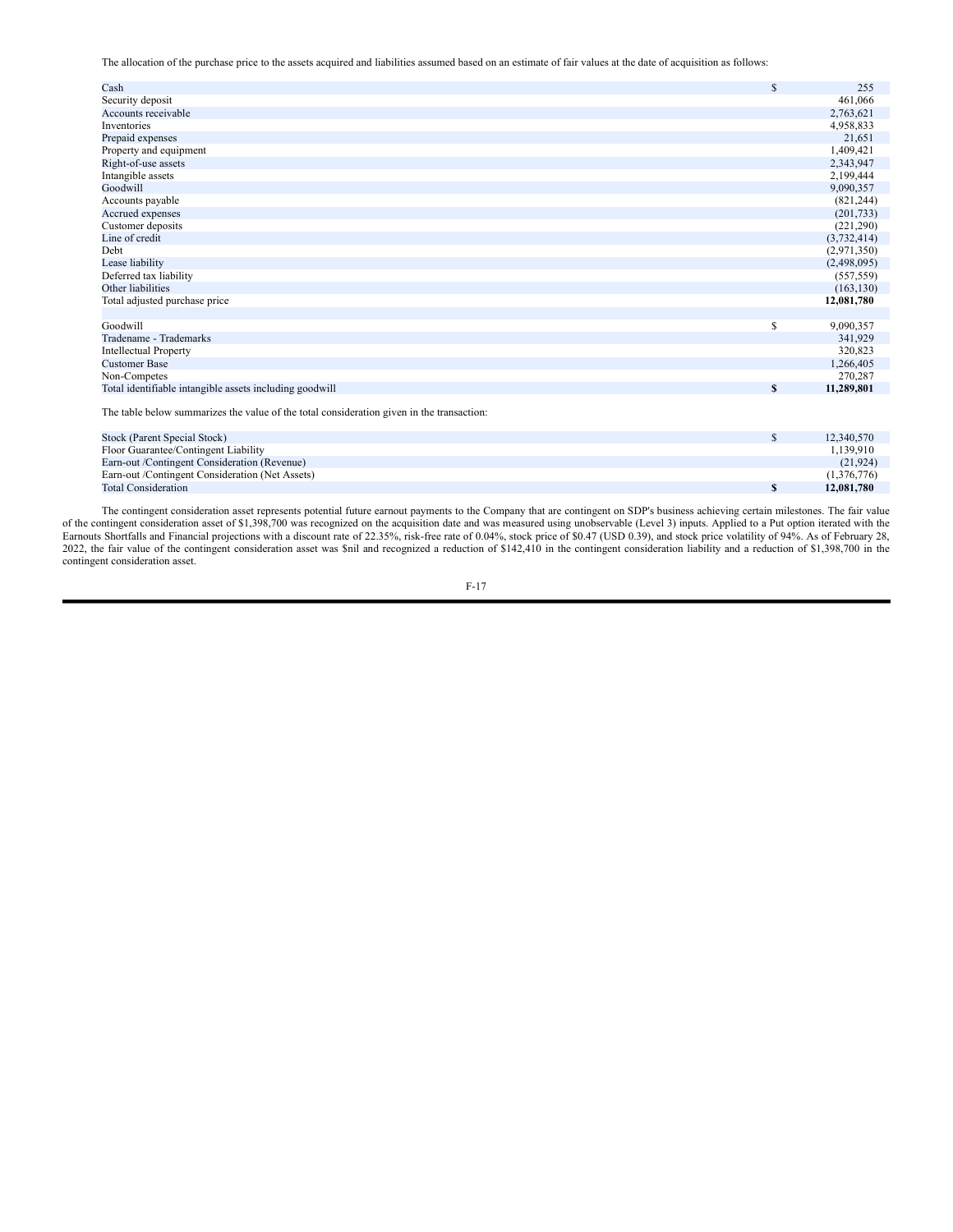The allocation of the purchase price to the assets acquired and liabilities assumed based on an estimate of fair values at the date of acquisition as follows:

| | | |
|---|---|---|
| Cash | $ | 255 |
| Security deposit | | 461,066 |
| Accounts receivable | | 2,763,621 |
| Inventories | | 4,958,833 |
| Prepaid expenses | | 21,651 |
| Property and equipment | | 1,409,421 |
| Right-of-use assets | | 2,343,947 |
| Intangible assets | | 2,199,444 |
| Goodwill | | 9,090,357 |
| Accounts payable | | (821,244) |
| Accrued expenses | | (201,733) |
| Customer deposits | | (221,290) |
| Line of credit | | (3,732,414) |
| Debt | | (2,971,350) |
| Lease liability | | (2,498,095) |
| Deferred tax liability | | (557,559) |
| Other liabilities | | (163,130) |
| Total adjusted purchase price | | **12,081,780** |
| | | |
| Goodwill | $ | 9,090,357 |
| Tradename - Trademarks | | 341,929 |
| Intellectual Property | | 320,823 |
| Customer Base | | 1,266,405 |
| Non-Competes | | 270,287 |
| Total identifiable intangible assets including goodwill | **$** | **11,289,801** |

The table below summarizes the value of the total consideration given in the transaction:

| | | |
|---|---|---|
| Stock (Parent Special Stock) | $ | 12,340,570 |
| Floor Guarantee/Contingent Liability | | 1,139,910 |
| Earn-out /Contingent Consideration (Revenue) | | (21,924) |
| Earn-out /Contingent Consideration (Net Assets) | | (1,376,776) |
| Total Consideration | **$** | **12,081,780** |

The contingent consideration asset represents potential future earnout payments to the Company that are contingent on SDP's business achieving certain milestones. The fair value of the contingent consideration asset of $1,398,700 was recognized on the acquisition date and was measured using unobservable (Level 3) inputs. Applied to a Put option iterated with the Earnouts Shortfalls and Financial projections with a discount rate of 22.35%, risk-free rate of 0.04%, stock price of $0.47 (USD 0.39), and stock price volatility of 94%. As of February 28, 2022, the fair value of the contingent consideration asset was $nil and recognized a reduction of $142,410 in the contingent consideration liability and a reduction of $1,398,700 in the contingent consideration asset.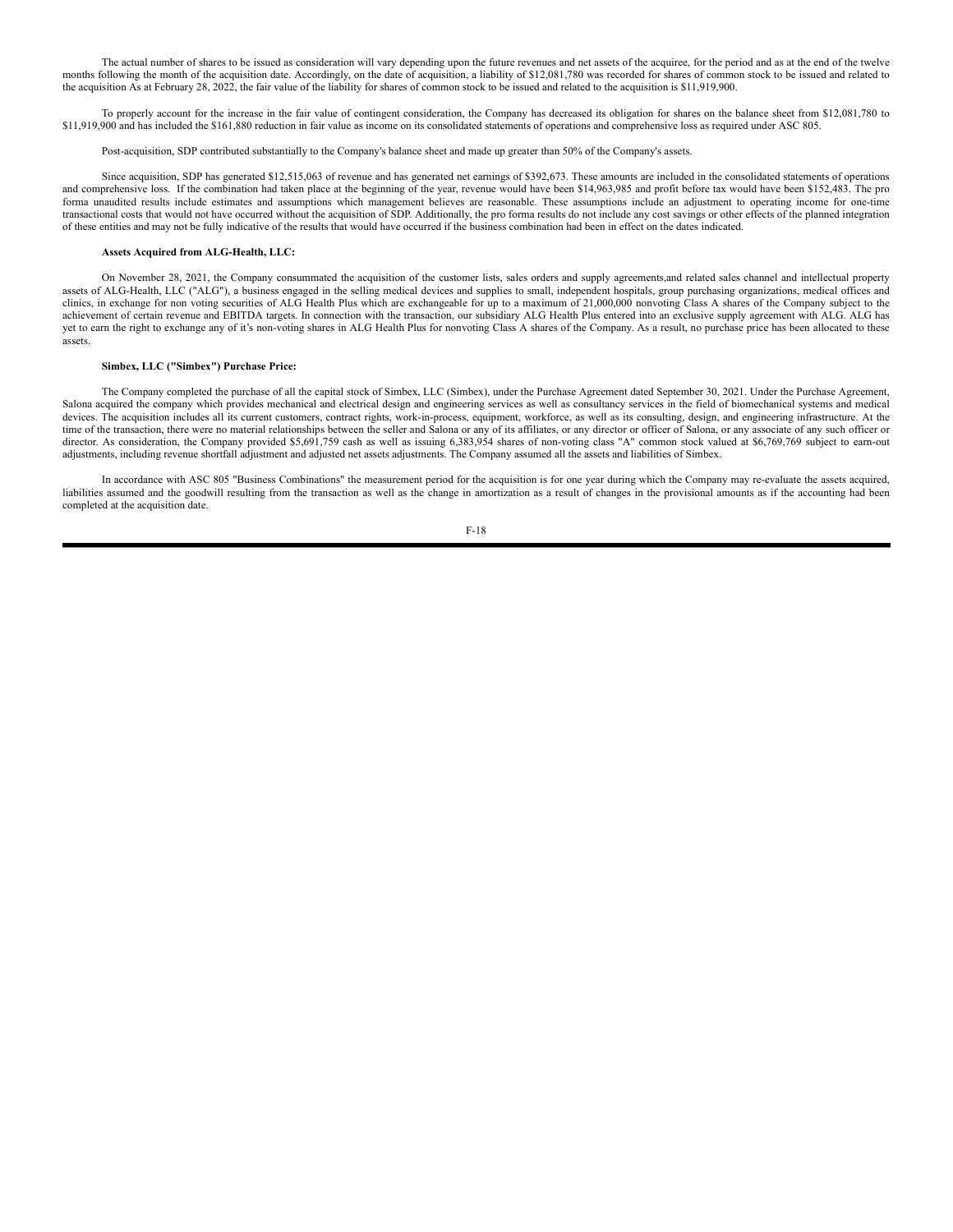The actual number of shares to be issued as consideration will vary depending upon the future revenues and net assets of the acquiree, for the period and as at the end of the twelve months following the month of the acquisition date. Accordingly, on the date of acquisition, a liability of $12,081,780 was recorded for shares of common stock to be issued and related to the acquisition As at February 28, 2022, the fair value of the liability for shares of common stock to be issued and related to the acquisition is $11,919,900.

To properly account for the increase in the fair value of contingent consideration, the Company has decreased its obligation for shares on the balance sheet from $12,081,780 to $11,919,900 and has included the $161,880 reduction in fair value as income on its consolidated statements of operations and comprehensive loss as required under ASC 805.

Post-acquisition, SDP contributed substantially to the Company's balance sheet and made up greater than 50% of the Company's assets.

Since acquisition, SDP has generated $12,515,063 of revenue and has generated net earnings of $392,673. These amounts are included in the consolidated statements of operations and comprehensive loss. If the combination had taken place at the beginning of the year, revenue would have been $14,963,985 and profit before tax would have been $152,483. The pro forma unaudited results include estimates and assumptions which management believes are reasonable. These assumptions include an adjustment to operating income for one-time transactional costs that would not have occurred without the acquisition of SDP. Additionally, the pro forma results do not include any cost savings or other effects of the planned integration of these entities and may not be fully indicative of the results that would have occurred if the business combination had been in effect on the dates indicated.

**Assets Acquired from ALG-Health, LLC:**

On November 28, 2021, the Company consummated the acquisition of the customer lists, sales orders and supply agreements,and related sales channel and intellectual property assets of ALG-Health, LLC ("ALG"), a business engaged in the selling medical devices and supplies to small, independent hospitals, group purchasing organizations, medical offices and clinics, in exchange for non voting securities of ALG Health Plus which are exchangeable for up to a maximum of 21,000,000 nonvoting Class A shares of the Company subject to the achievement of certain revenue and EBITDA targets. In connection with the transaction, our subsidiary ALG Health Plus entered into an exclusive supply agreement with ALG. ALG has yet to earn the right to exchange any of it's non-voting shares in ALG Health Plus for nonvoting Class A shares of the Company. As a result, no purchase price has been allocated to these assets.

**Simbex, LLC ("Simbex") Purchase Price:**

The Company completed the purchase of all the capital stock of Simbex, LLC (Simbex), under the Purchase Agreement dated September 30, 2021. Under the Purchase Agreement, Salona acquired the company which provides mechanical and electrical design and engineering services as well as consultancy services in the field of biomechanical systems and medical devices. The acquisition includes all its current customers, contract rights, work-in-process, equipment, workforce, as well as its consulting, design, and engineering infrastructure. At the time of the transaction, there were no material relationships between the seller and Salona or any of its affiliates, or any director or officer of Salona, or any associate of any such officer or director. As consideration, the Company provided $5,691,759 cash as well as issuing 6,383,954 shares of non-voting class "A" common stock valued at $6,769,769 subject to earn-out adjustments, including revenue shortfall adjustment and adjusted net assets adjustments. The Company assumed all the assets and liabilities of Simbex.

In accordance with ASC 805 "Business Combinations" the measurement period for the acquisition is for one year during which the Company may re-evaluate the assets acquired, liabilities assumed and the goodwill resulting from the transaction as well as the change in amortization as a result of changes in the provisional amounts as if the accounting had been completed at the acquisition date.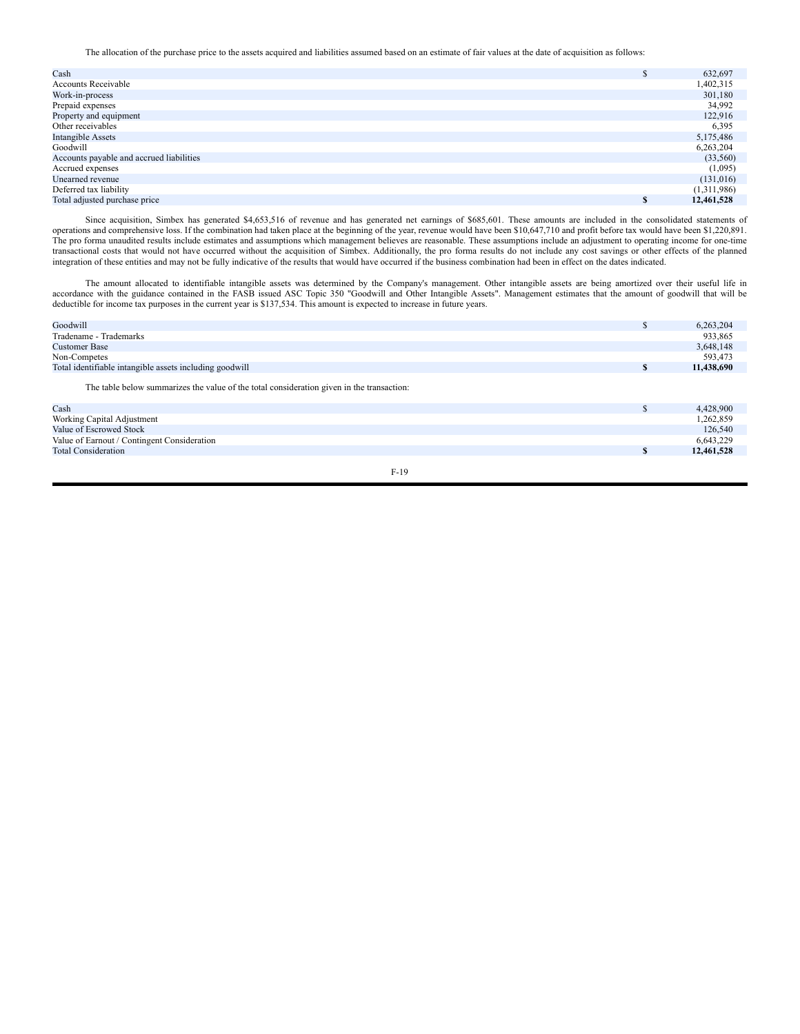The allocation of the purchase price to the assets acquired and liabilities assumed based on an estimate of fair values at the date of acquisition as follows:

| | | |
|---|---|---|
| Cash | $ | 632,697 |
| Accounts Receivable | | 1,402,315 |
| Work-in-process | | 301,180 |
| Prepaid expenses | | 34,992 |
| Property and equipment | | 122,916 |
| Other receivables | | 6,395 |
| Intangible Assets | | 5,175,486 |
| Goodwill | | 6,263,204 |
| Accounts payable and accrued liabilities | | (33,560) |
| Accrued expenses | | (1,095) |
| Unearned revenue | | (131,016) |
| Deferred tax liability | | (1,311,986) |
| Total adjusted purchase price | **$** | **12,461,528** |

Since acquisition, Simbex has generated $4,653,516 of revenue and has generated net earnings of $685,601. These amounts are included in the consolidated statements of operations and comprehensive loss. If the combination had taken place at the beginning of the year, revenue would have been $10,647,710 and profit before tax would have been $1,220,891. The pro forma unaudited results include estimates and assumptions which management believes are reasonable. These assumptions include an adjustment to operating income for one-time transactional costs that would not have occurred without the acquisition of Simbex. Additionally, the pro forma results do not include any cost savings or other effects of the planned integration of these entities and may not be fully indicative of the results that would have occurred if the business combination had been in effect on the dates indicated.

The amount allocated to identifiable intangible assets was determined by the Company's management. Other intangible assets are being amortized over their useful life in accordance with the guidance contained in the FASB issued ASC Topic 350 "Goodwill and Other Intangible Assets". Management estimates that the amount of goodwill that will be deductible for income tax purposes in the current year is $137,534. This amount is expected to increase in future years.

| | | |
|---|---|---|
| Goodwill | $ | 6,263,204 |
| Tradename - Trademarks | | 933,865 |
| Customer Base | | 3,648,148 |
| Non-Competes | | 593,473 |
| Total identifiable intangible assets including goodwill | **$** | **11,438,690** |

The table below summarizes the value of the total consideration given in the transaction:

| | | |
|---|---|---|
| Cash | $ | 4,428,900 |
| Working Capital Adjustment | | 1,262,859 |
| Value of Escrowed Stock | | 126,540 |
| Value of Earnout / Contingent Consideration | | 6,643,229 |
| Total Consideration | **$** | **12,461,528** |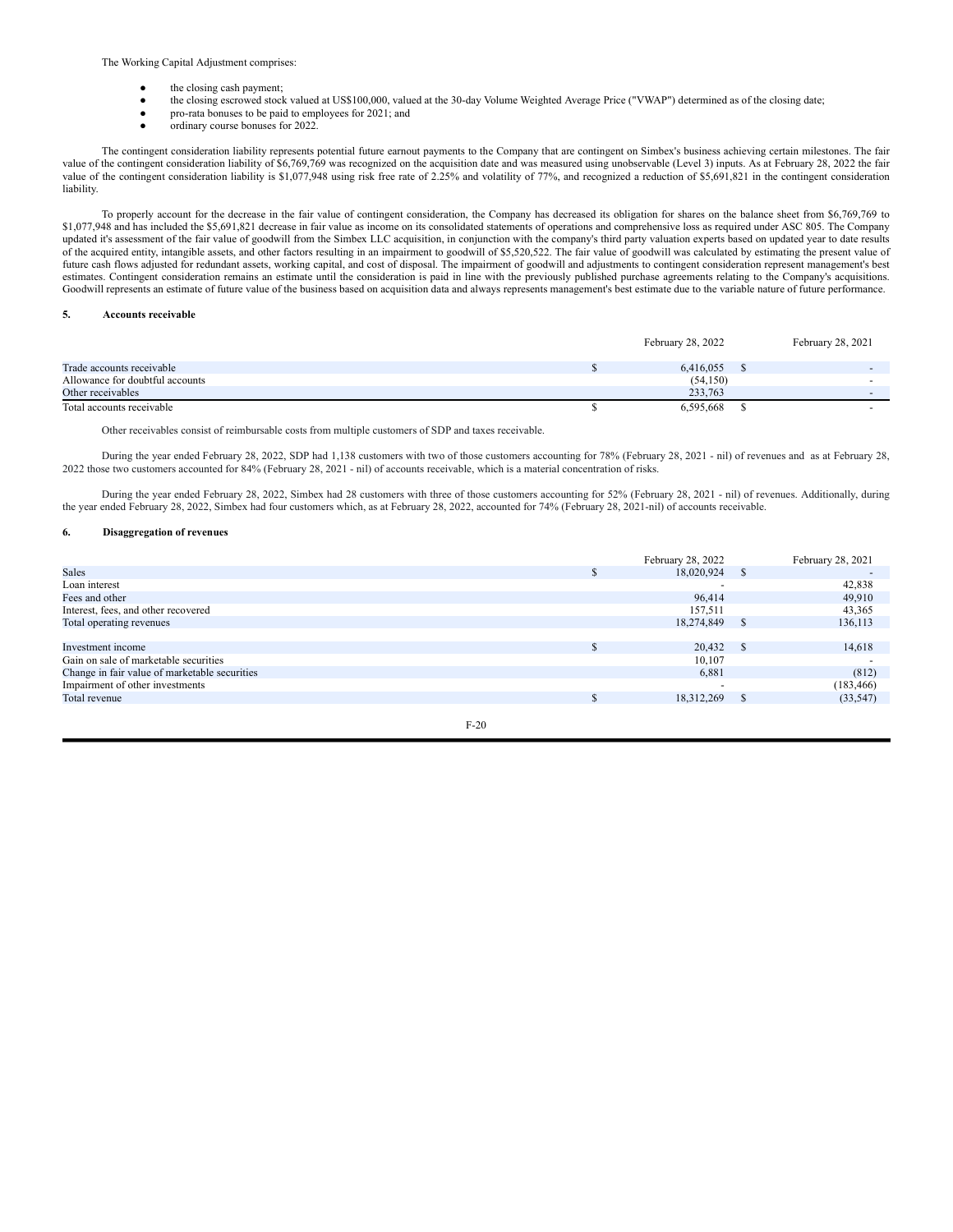The Working Capital Adjustment comprises:

- the closing cash payment;
- the closing escrowed stock valued at US$100,000, valued at the 30-day Volume Weighted Average Price ("VWAP") determined as of the closing date;
- pro-rata bonuses to be paid to employees for 2021; and
- ordinary course bonuses for 2022.

The contingent consideration liability represents potential future earnout payments to the Company that are contingent on Simbex's business achieving certain milestones. The fair value of the contingent consideration liability of $6,769,769 was recognized on the acquisition date and was measured using unobservable (Level 3) inputs. As at February 28, 2022 the fair value of the contingent consideration liability is $1,077,948 using risk free rate of 2.25% and volatility of 77%, and recognized a reduction of $5,691,821 in the contingent consideration liability.

To properly account for the decrease in the fair value of contingent consideration, the Company has decreased its obligation for shares on the balance sheet from $6,769,769 to $1,077,948 and has included the $5,691,821 decrease in fair value as income on its consolidated statements of operations and comprehensive loss as required under ASC 805. The Company updated it's assessment of the fair value of goodwill from the Simbex LLC acquisition, in conjunction with the company's third party valuation experts based on updated year to date results of the acquired entity, intangible assets, and other factors resulting in an impairment to goodwill of $5,520,522. The fair value of goodwill was calculated by estimating the present value of future cash flows adjusted for redundant assets, working capital, and cost of disposal. The impairment of goodwill and adjustments to contingent consideration represent management's best estimates. Contingent consideration remains an estimate until the consideration is paid in line with the previously published purchase agreements relating to the Company's acquisitions. Goodwill represents an estimate of future value of the business based on acquisition data and always represents management's best estimate due to the variable nature of future performance.

## 5. Accounts receivable

| | February 28, 2022 | February 28, 2021 |
|---|---|---|
| Trade accounts receivable | $ 6,416,055 | $ - |
| Allowance for doubtful accounts | (54,150) | - |
| Other receivables | 233,763 | - |
| Total accounts receivable | $ 6,595,668 | $ - |

Other receivables consist of reimbursable costs from multiple customers of SDP and taxes receivable.

During the year ended February 28, 2022, SDP had 1,138 customers with two of those customers accounting for 78% (February 28, 2021 - nil) of revenues and as at February 28, 2022 those two customers accounted for 84% (February 28, 2021 - nil) of accounts receivable, which is a material concentration of risks.

During the year ended February 28, 2022, Simbex had 28 customers with three of those customers accounting for 52% (February 28, 2021 - nil) of revenues. Additionally, during the year ended February 28, 2022, Simbex had four customers which, as at February 28, 2022, accounted for 74% (February 28, 2021-nil) of accounts receivable.

## 6. Disaggregation of revenues

| | February 28, 2022 | February 28, 2021 |
|---|---|---|
| Sales | $ 18,020,924 | $ - |
| Loan interest | - | 42,838 |
| Fees and other | 96,414 | 49,910 |
| Interest, fees, and other recovered | 157,511 | 43,365 |
| Total operating revenues | 18,274,849 | $ 136,113 |
| | | |
| Investment income | $ 20,432 | $ 14,618 |
| Gain on sale of marketable securities | 10,107 | - |
| Change in fair value of marketable securities | 6,881 | (812) |
| Impairment of other investments | - | (183,466) |
| Total revenue | $ 18,312,269 | $ (33,547) |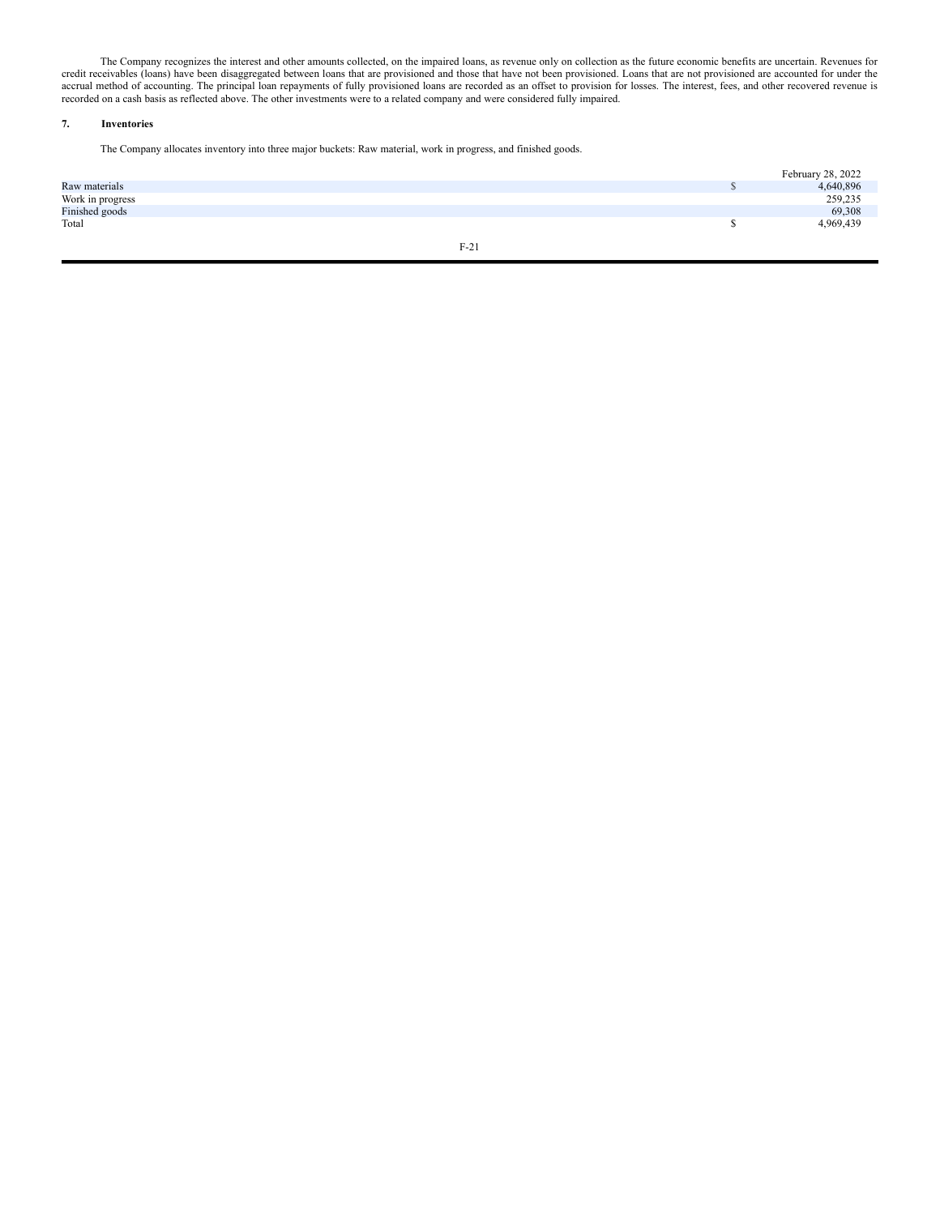The Company recognizes the interest and other amounts collected, on the impaired loans, as revenue only on collection as the future economic benefits are uncertain. Revenues for credit receivables (loans) have been disaggregated between loans that are provisioned and those that have not been provisioned. Loans that are not provisioned are accounted for under the accrual method of accounting. The principal loan repayments of fully provisioned loans are recorded as an offset to provision for losses. The interest, fees, and other recovered revenue is recorded on a cash basis as reflected above. The other investments were to a related company and were considered fully impaired.

## 7. Inventories

The Company allocates inventory into three major buckets: Raw material, work in progress, and finished goods.

| | February 28, 2022 |
|---|---|
| Raw materials | $ 4,640,896 |
| Work in progress | 259,235 |
| Finished goods | 69,308 |
| Total | $ 4,969,439 |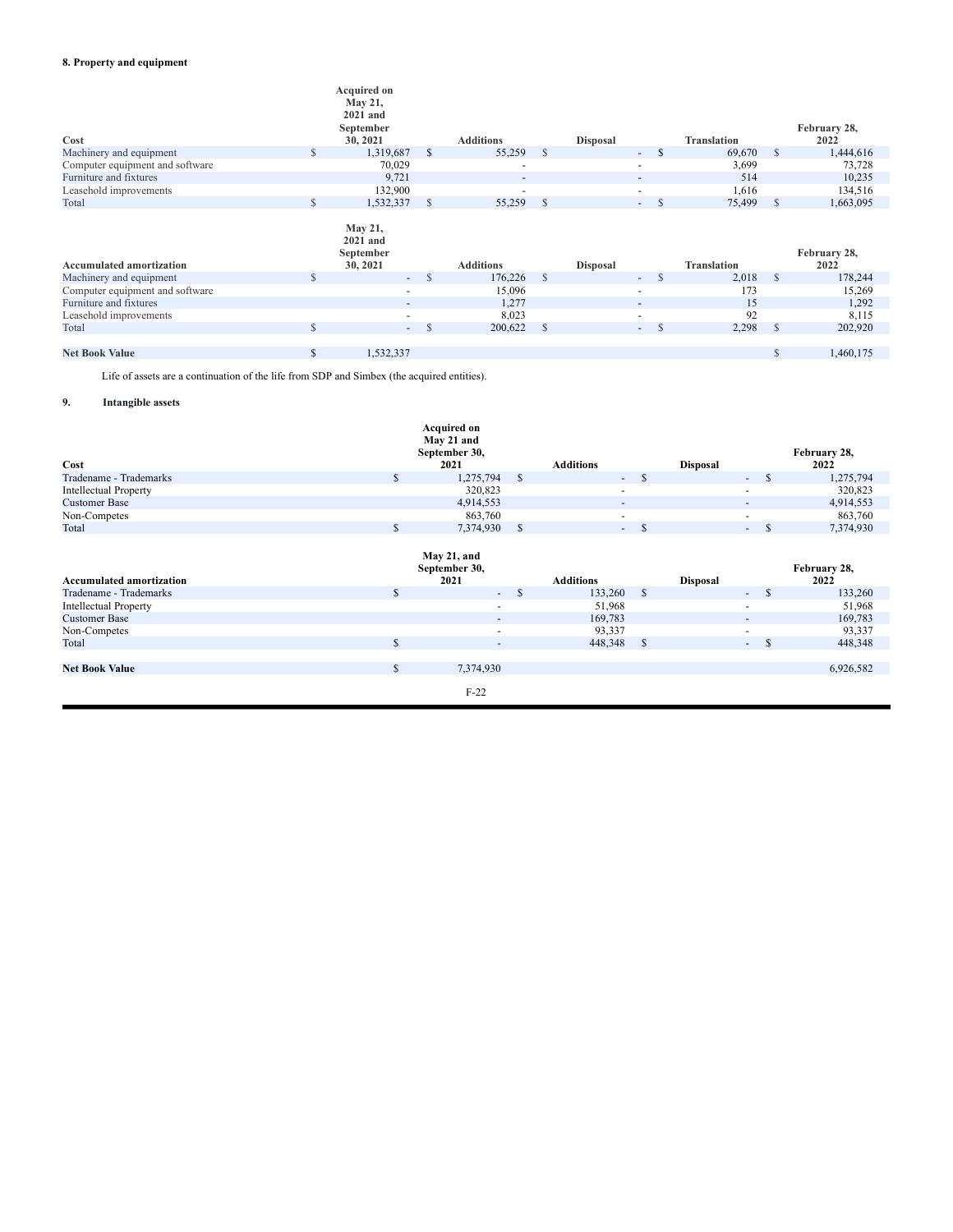## 8. Property and equipment

| Cost | Acquired on May 21, 2021 and September 30, 2021 | Additions | Disposal | Translation | February 28, 2022 |
|---|---|---|---|---|---|
| Machinery and equipment | $ 1,319,687 | $ 55,259 | $ - | $ 69,670 | $ 1,444,616 |
| Computer equipment and software | 70,029 | - | - | 3,699 | 73,728 |
| Furniture and fixtures | 9,721 | - | - | 514 | 10,235 |
| Leasehold improvements | 132,900 | - | - | 1,616 | 134,516 |
| Total | $ 1,532,337 | $ 55,259 | $ - | $ 75,499 | $ 1,663,095 |

| Accumulated amortization | May 21, 2021 and September 30, 2021 | Additions | Disposal | Translation | February 28, 2022 |
|---|---|---|---|---|---|
| Machinery and equipment | $ - | $ 176,226 | $ - | $ 2,018 | $ 178,244 |
| Computer equipment and software | - | 15,096 | - | 173 | 15,269 |
| Furniture and fixtures | - | 1,277 | - | 15 | 1,292 |
| Leasehold improvements | - | 8,023 | - | 92 | 8,115 |
| Total | $ - | $ 200,622 | $ - | $ 2,298 | $ 202,920 |
| | | | | | |
| **Net Book Value** | $ 1,532,337 | | | | $ 1,460,175 |

Life of assets are a continuation of the life from SDP and Simbex (the acquired entities).

## 9. Intangible assets

| Cost | Acquired on May 21 and September 30, 2021 | Additions | Disposal | February 28, 2022 |
|---|---|---|---|---|
| Tradename - Trademarks | $ 1,275,794 | $ - | $ - | $ 1,275,794 |
| Intellectual Property | 320,823 | - | - | 320,823 |
| Customer Base | 4,914,553 | - | - | 4,914,553 |
| Non-Competes | 863,760 | - | - | 863,760 |
| Total | $ 7,374,930 | $ - | $ - | $ 7,374,930 |

| Accumulated amortization | May 21, and September 30, 2021 | Additions | Disposal | February 28, 2022 |
|---|---|---|---|---|
| Tradename - Trademarks | $ - | $ 133,260 | $ - | $ 133,260 |
| Intellectual Property | - | 51,968 | - | 51,968 |
| Customer Base | - | 169,783 | - | 169,783 |
| Non-Competes | - | 93,337 | - | 93,337 |
| Total | $ - | 448,348 | $ - | $ 448,348 |
| | | | | |
| **Net Book Value** | $ 7,374,930 | | | 6,926,582 |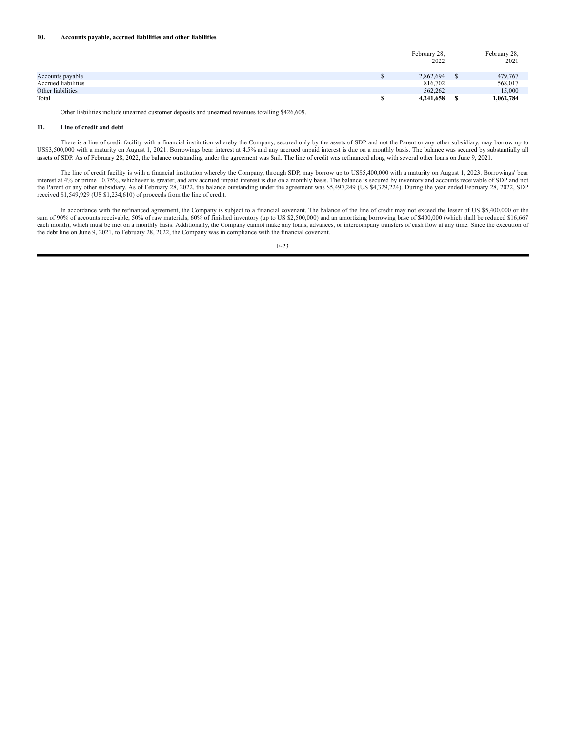## 10. Accounts payable, accrued liabilities and other liabilities

| | February 28, 2022 | February 28, 2021 |
|---|---|---|
| Accounts payable | $ 2,862,694 | $ 479,767 |
| Accrued liabilities | 816,702 | 568,017 |
| Other liabilities | 562,262 | 15,000 |
| Total | **$ 4,241,658** | **$ 1,062,784** |

Other liabilities include unearned customer deposits and unearned revenues totalling $426,609.

## 11. Line of credit and debt

There is a line of credit facility with a financial institution whereby the Company, secured only by the assets of SDP and not the Parent or any other subsidiary, may borrow up to US$3,500,000 with a maturity on August 1, 2021. Borrowings bear interest at 4.5% and any accrued unpaid interest is due on a monthly basis. The balance was secured by substantially all assets of SDP. As of February 28, 2022, the balance outstanding under the agreement was $nil. The line of credit was refinanced along with several other loans on June 9, 2021.

The line of credit facility is with a financial institution whereby the Company, through SDP, may borrow up to US$5,400,000 with a maturity on August 1, 2023. Borrowings' bear interest at 4% or prime +0.75%, whichever is greater, and any accrued unpaid interest is due on a monthly basis. The balance is secured by inventory and accounts receivable of SDP and not the Parent or any other subsidiary. As of February 28, 2022, the balance outstanding under the agreement was $5,497,249 (US $4,329,224). During the year ended February 28, 2022, SDP received $1,549,929 (US $1,234,610) of proceeds from the line of credit.

In accordance with the refinanced agreement, the Company is subject to a financial covenant. The balance of the line of credit may not exceed the lesser of US $5,400,000 or the sum of 90% of accounts receivable, 50% of raw materials, 60% of finished inventory (up to US $2,500,000) and an amortizing borrowing base of $400,000 (which shall be reduced $16,667 each month), which must be met on a monthly basis. Additionally, the Company cannot make any loans, advances, or intercompany transfers of cash flow at any time. Since the execution of the debt line on June 9, 2021, to February 28, 2022, the Company was in compliance with the financial covenant.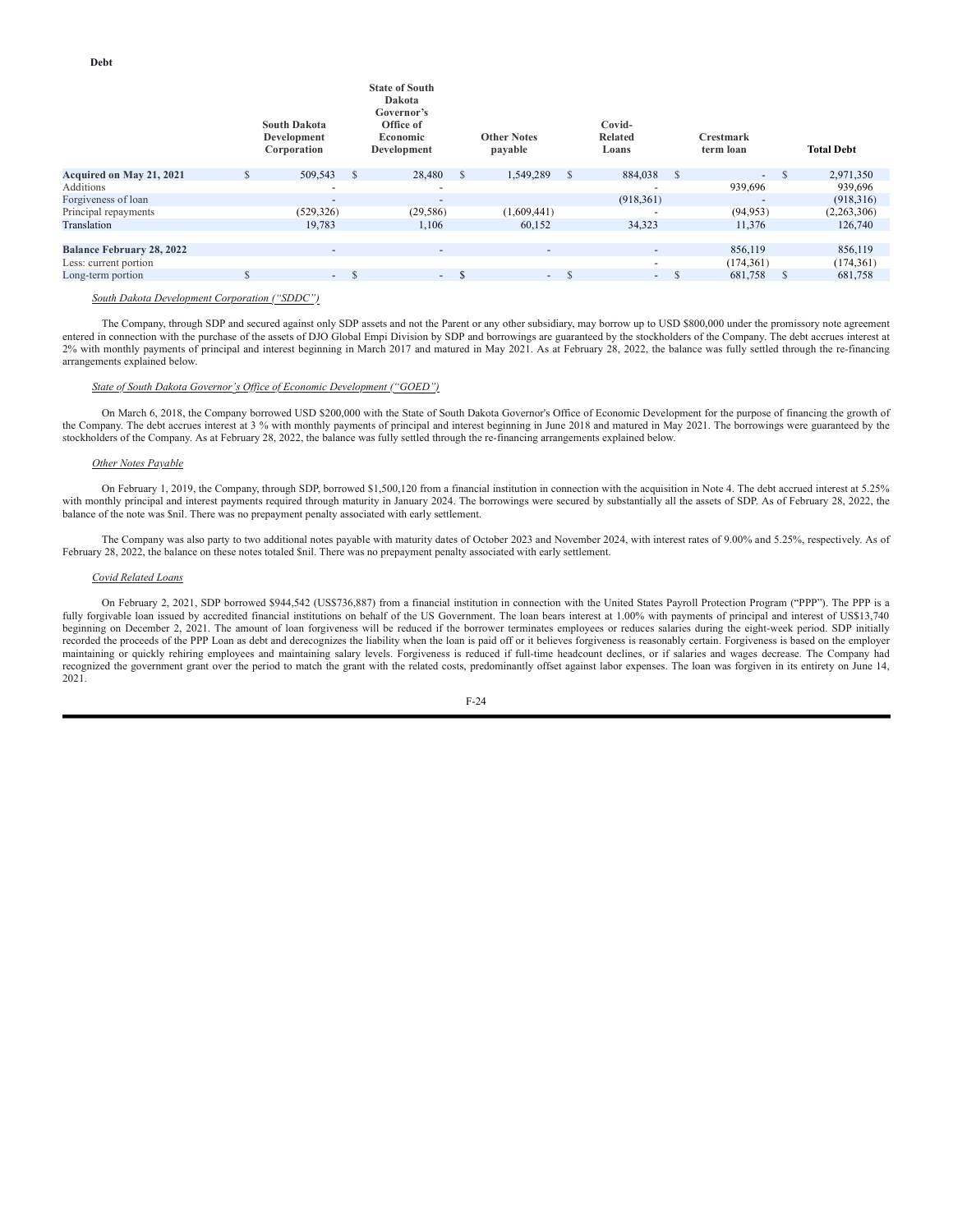**Debt**

| | South Dakota Development Corporation | State of South Dakota Governor's Office of Economic Development | Other Notes payable | Covid-Related Loans | Crestmark term loan | Total Debt |
|---|---|---|---|---|---|---|
| **Acquired on May 21, 2021** | $ 509,543 | $ 28,480 | $ 1,549,289 | $ 884,038 | $ - | $ 2,971,350 |
| Additions | - | - | | - | 939,696 | 939,696 |
| Forgiveness of loan | - | - | | (918,361) | - | (918,316) |
| Principal repayments | (529,326) | (29,586) | (1,609,441) | - | (94,953) | (2,263,306) |
| Translation | 19,783 | 1,106 | 60,152 | 34,323 | 11,376 | 126,740 |
| | | | | | | |
| **Balance February 28, 2022** | - | - | - | - | 856,119 | 856,119 |
| Less: current portion | | | | - | (174,361) | (174,361) |
| Long-term portion | $ - | $ - | $ - | $ - | $ 681,758 | $ 681,758 |

*South Dakota Development Corporation ("SDDC")*

The Company, through SDP and secured against only SDP assets and not the Parent or any other subsidiary, may borrow up to USD $800,000 under the promissory note agreement entered in connection with the purchase of the assets of DJO Global Empi Division by SDP and borrowings are guaranteed by the stockholders of the Company. The debt accrues interest at 2% with monthly payments of principal and interest beginning in March 2017 and matured in May 2021. As at February 28, 2022, the balance was fully settled through the re-financing arrangements explained below.

*State of South Dakota Governor's Office of Economic Development ("GOED")*

On March 6, 2018, the Company borrowed USD $200,000 with the State of South Dakota Governor's Office of Economic Development for the purpose of financing the growth of the Company. The debt accrues interest at 3 % with monthly payments of principal and interest beginning in June 2018 and matured in May 2021. The borrowings were guaranteed by the stockholders of the Company. As at February 28, 2022, the balance was fully settled through the re-financing arrangements explained below.

*Other Notes Payable*

On February 1, 2019, the Company, through SDP, borrowed $1,500,120 from a financial institution in connection with the acquisition in Note 4. The debt accrued interest at 5.25% with monthly principal and interest payments required through maturity in January 2024. The borrowings were secured by substantially all the assets of SDP. As of February 28, 2022, the balance of the note was $nil. There was no prepayment penalty associated with early settlement.

The Company was also party to two additional notes payable with maturity dates of October 2023 and November 2024, with interest rates of 9.00% and 5.25%, respectively. As of February 28, 2022, the balance on these notes totaled $nil. There was no prepayment penalty associated with early settlement.

*Covid Related Loans*

On February 2, 2021, SDP borrowed $944,542 (US$736,887) from a financial institution in connection with the United States Payroll Protection Program ("PPP"). The PPP is a fully forgivable loan issued by accredited financial institutions on behalf of the US Government. The loan bears interest at 1.00% with payments of principal and interest of US$13,740 beginning on December 2, 2021. The amount of loan forgiveness will be reduced if the borrower terminates employees or reduces salaries during the eight-week period. SDP initially recorded the proceeds of the PPP Loan as debt and derecognizes the liability when the loan is paid off or it believes forgiveness is reasonably certain. Forgiveness is based on the employer maintaining or quickly rehiring employees and maintaining salary levels. Forgiveness is reduced if full-time headcount declines, or if salaries and wages decrease. The Company had recognized the government grant over the period to match the grant with the related costs, predominantly offset against labor expenses. The loan was forgiven in its entirety on June 14, 2021.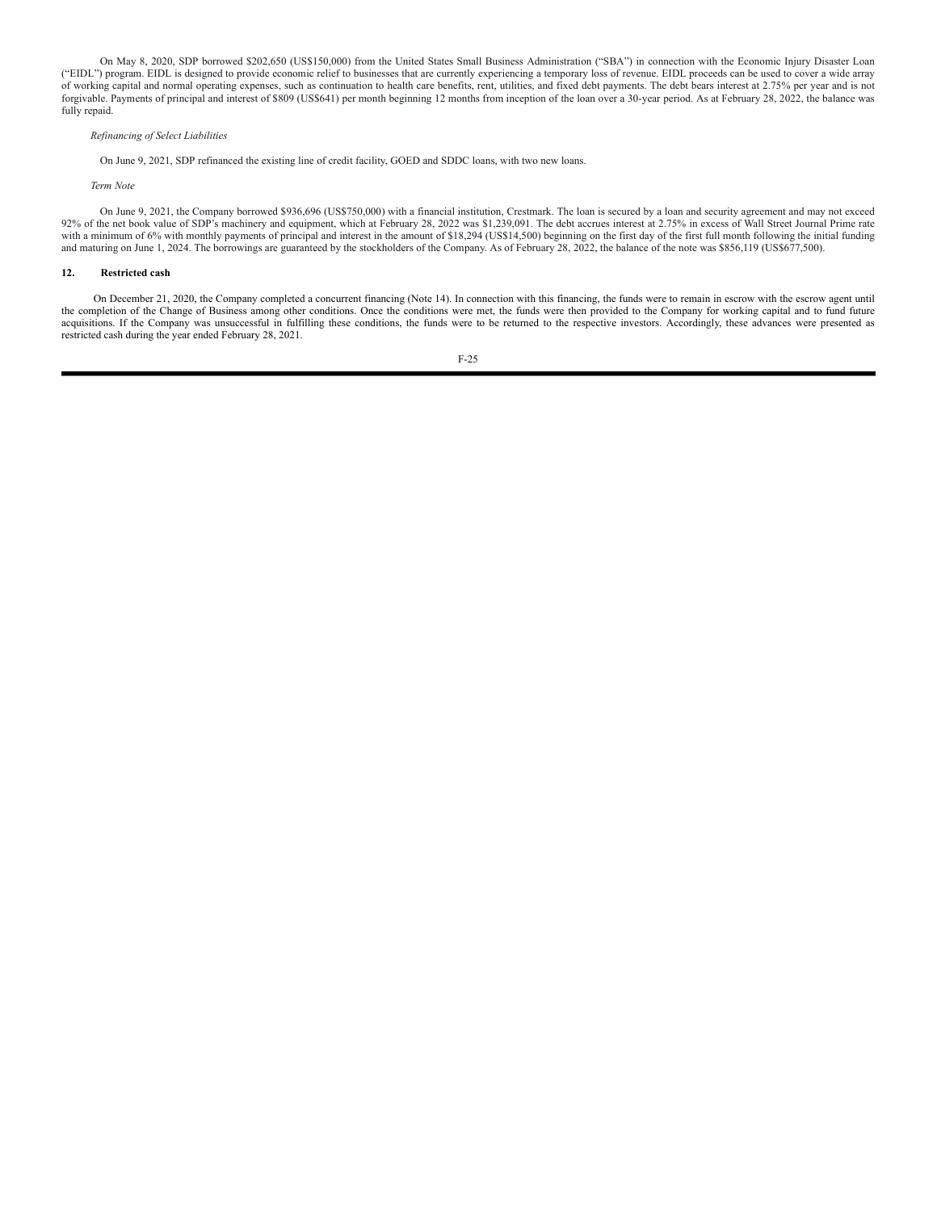On May 8, 2020, SDP borrowed $202,650 (US$150,000) from the United States Small Business Administration ("SBA") in connection with the Economic Injury Disaster Loan ("EIDL") program. EIDL is designed to provide economic relief to businesses that are currently experiencing a temporary loss of revenue. EIDL proceeds can be used to cover a wide array of working capital and normal operating expenses, such as continuation to health care benefits, rent, utilities, and fixed debt payments. The debt bears interest at 2.75% per year and is not forgivable. Payments of principal and interest of $809 (US$641) per month beginning 12 months from inception of the loan over a 30-year period. As at February 28, 2022, the balance was fully repaid.

*Refinancing of Select Liabilities*

On June 9, 2021, SDP refinanced the existing line of credit facility, GOED and SDDC loans, with two new loans.

*Term Note*

On June 9, 2021, the Company borrowed $936,696 (US$750,000) with a financial institution, Crestmark. The loan is secured by a loan and security agreement and may not exceed 92% of the net book value of SDP's machinery and equipment, which at February 28, 2022 was $1,239,091. The debt accrues interest at 2.75% in excess of Wall Street Journal Prime rate with a minimum of 6% with monthly payments of principal and interest in the amount of $18,294 (US$14,500) beginning on the first day of the first full month following the initial funding and maturing on June 1, 2024. The borrowings are guaranteed by the stockholders of the Company. As of February 28, 2022, the balance of the note was $856,119 (US$677,500).

## 12. Restricted cash

On December 21, 2020, the Company completed a concurrent financing (Note 14). In connection with this financing, the funds were to remain in escrow with the escrow agent until the completion of the Change of Business among other conditions. Once the conditions were met, the funds were then provided to the Company for working capital and to fund future acquisitions. If the Company was unsuccessful in fulfilling these conditions, the funds were to be returned to the respective investors. Accordingly, these advances were presented as restricted cash during the year ended February 28, 2021.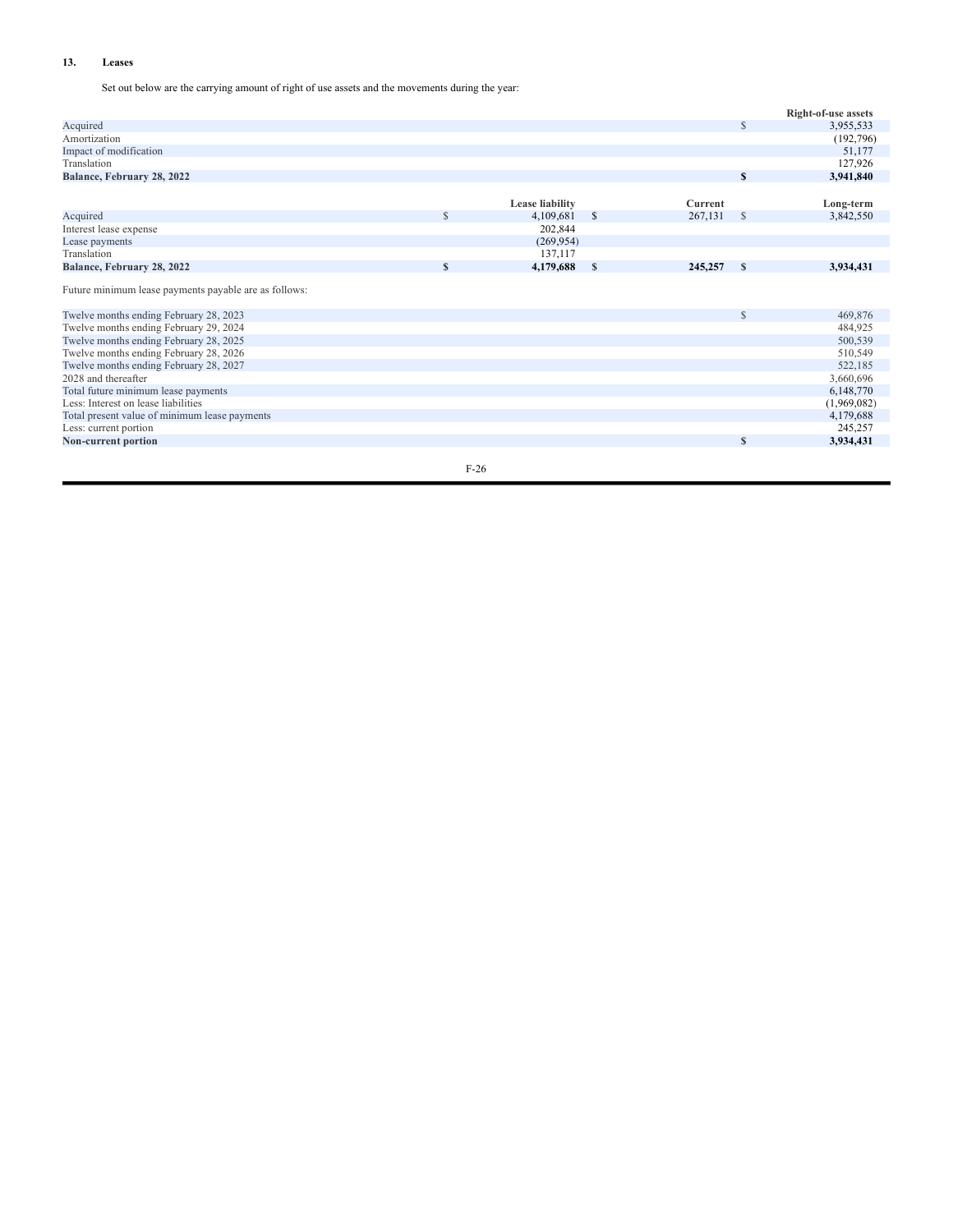## 13. Leases

Set out below are the carrying amount of right of use assets and the movements during the year:

| | Right-of-use assets |
|---|---|
| Acquired | $ 3,955,533 |
| Amortization | (192,796) |
| Impact of modification | 51,177 |
| Translation | 127,926 |
| **Balance, February 28, 2022** | **$ 3,941,840** |

| | Lease liability | Current | Long-term |
|---|---|---|---|
| Acquired | $ 4,109,681 | $ 267,131 | $ 3,842,550 |
| Interest lease expense | 202,844 | | |
| Lease payments | (269,954) | | |
| Translation | 137,117 | | |
| **Balance, February 28, 2022** | **$ 4,179,688** | **$ 245,257** | **$ 3,934,431** |

Future minimum lease payments payable are as follows:

| | |
|---|---|
| Twelve months ending February 28, 2023 | $ 469,876 |
| Twelve months ending February 29, 2024 | 484,925 |
| Twelve months ending February 28, 2025 | 500,539 |
| Twelve months ending February 28, 2026 | 510,549 |
| Twelve months ending February 28, 2027 | 522,185 |
| 2028 and thereafter | 3,660,696 |
| Total future minimum lease payments | 6,148,770 |
| Less: Interest on lease liabilities | (1,969,082) |
| Total present value of minimum lease payments | 4,179,688 |
| Less: current portion | 245,257 |
| **Non-current portion** | **$ 3,934,431** |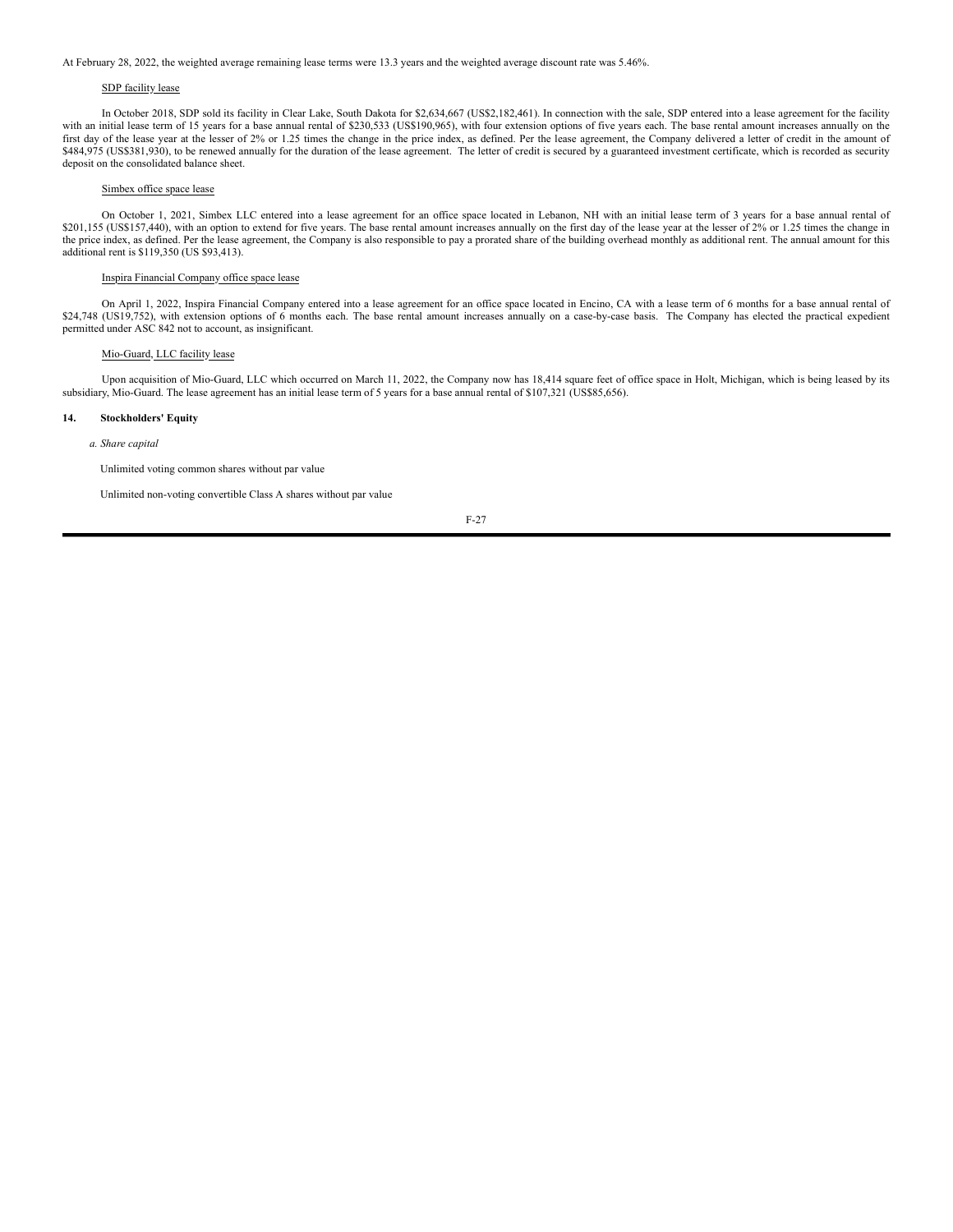At February 28, 2022, the weighted average remaining lease terms were 13.3 years and the weighted average discount rate was 5.46%.

SDP facility lease

In October 2018, SDP sold its facility in Clear Lake, South Dakota for $2,634,667 (US$2,182,461). In connection with the sale, SDP entered into a lease agreement for the facility with an initial lease term of 15 years for a base annual rental of $230,533 (US$190,965), with four extension options of five years each. The base rental amount increases annually on the first day of the lease year at the lesser of 2% or 1.25 times the change in the price index, as defined. Per the lease agreement, the Company delivered a letter of credit in the amount of $484,975 (US$381,930), to be renewed annually for the duration of the lease agreement. The letter of credit is secured by a guaranteed investment certificate, which is recorded as security deposit on the consolidated balance sheet.

Simbex office space lease

On October 1, 2021, Simbex LLC entered into a lease agreement for an office space located in Lebanon, NH with an initial lease term of 3 years for a base annual rental of $201,155 (US$157,440), with an option to extend for five years. The base rental amount increases annually on the first day of the lease year at the lesser of 2% or 1.25 times the change in the price index, as defined. Per the lease agreement, the Company is also responsible to pay a prorated share of the building overhead monthly as additional rent. The annual amount for this additional rent is $119,350 (US $93,413).

Inspira Financial Company office space lease

On April 1, 2022, Inspira Financial Company entered into a lease agreement for an office space located in Encino, CA with a lease term of 6 months for a base annual rental of $24,748 (US19,752), with extension options of 6 months each. The base rental amount increases annually on a case-by-case basis. The Company has elected the practical expedient permitted under ASC 842 not to account, as insignificant.

Mio-Guard, LLC facility lease

Upon acquisition of Mio-Guard, LLC which occurred on March 11, 2022, the Company now has 18,414 square feet of office space in Holt, Michigan, which is being leased by its subsidiary, Mio-Guard. The lease agreement has an initial lease term of 5 years for a base annual rental of $107,321 (US$85,656).

## 14. Stockholders' Equity

*a. Share capital*

Unlimited voting common shares without par value

Unlimited non-voting convertible Class A shares without par value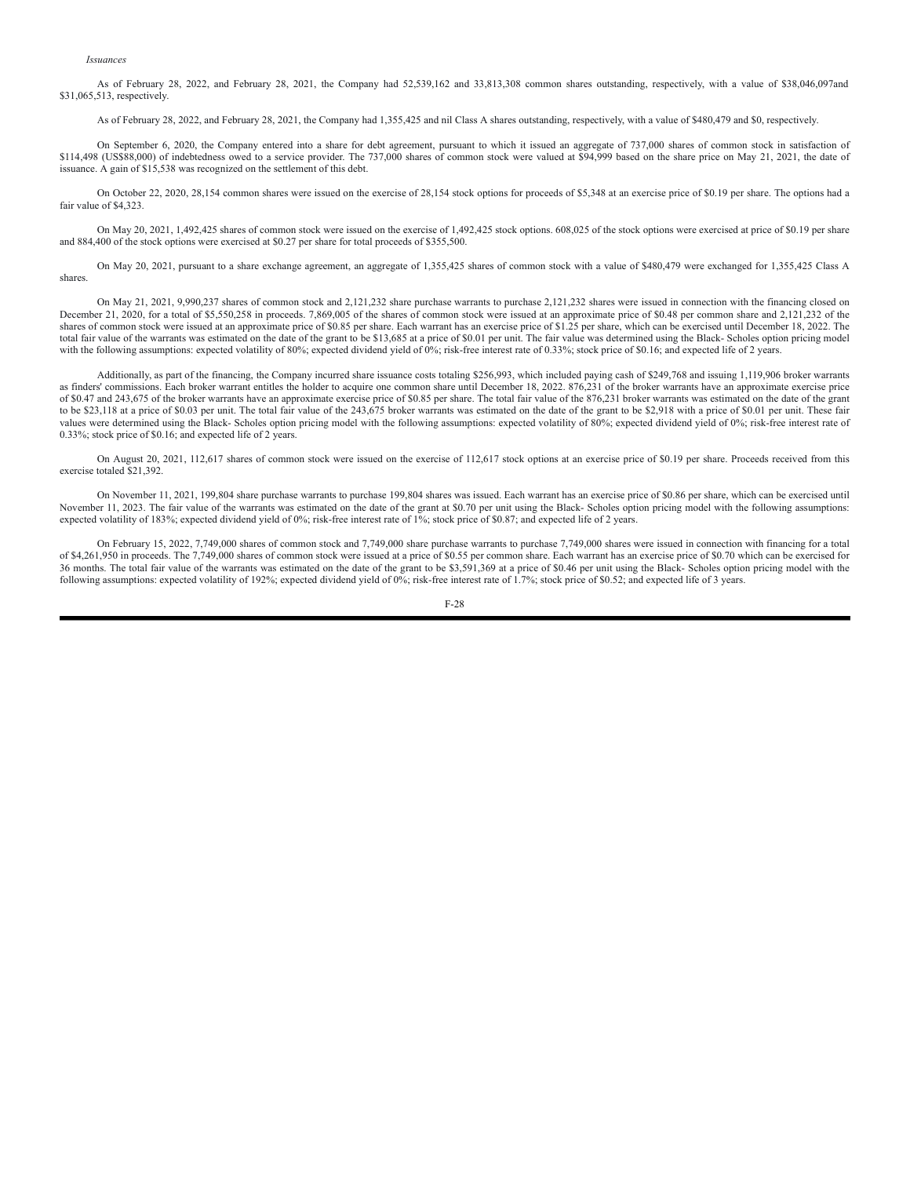*Issuances*

As of February 28, 2022, and February 28, 2021, the Company had 52,539,162 and 33,813,308 common shares outstanding, respectively, with a value of $38,046,097and $31,065,513, respectively.

As of February 28, 2022, and February 28, 2021, the Company had 1,355,425 and nil Class A shares outstanding, respectively, with a value of $480,479 and $0, respectively.

On September 6, 2020, the Company entered into a share for debt agreement, pursuant to which it issued an aggregate of 737,000 shares of common stock in satisfaction of $114,498 (US$88,000) of indebtedness owed to a service provider. The 737,000 shares of common stock were valued at $94,999 based on the share price on May 21, 2021, the date of issuance. A gain of $15,538 was recognized on the settlement of this debt.

On October 22, 2020, 28,154 common shares were issued on the exercise of 28,154 stock options for proceeds of $5,348 at an exercise price of $0.19 per share. The options had a fair value of $4,323.

On May 20, 2021, 1,492,425 shares of common stock were issued on the exercise of 1,492,425 stock options. 608,025 of the stock options were exercised at price of $0.19 per share and 884,400 of the stock options were exercised at $0.27 per share for total proceeds of $355,500.

On May 20, 2021, pursuant to a share exchange agreement, an aggregate of 1,355,425 shares of common stock with a value of $480,479 were exchanged for 1,355,425 Class A shares.

On May 21, 2021, 9,990,237 shares of common stock and 2,121,232 share purchase warrants to purchase 2,121,232 shares were issued in connection with the financing closed on December 21, 2020, for a total of $5,550,258 in proceeds. 7,869,005 of the shares of common stock were issued at an approximate price of $0.48 per common share and 2,121,232 of the shares of common stock were issued at an approximate price of $0.85 per share. Each warrant has an exercise price of $1.25 per share, which can be exercised until December 18, 2022. The total fair value of the warrants was estimated on the date of the grant to be $13,685 at a price of $0.01 per unit. The fair value was determined using the Black- Scholes option pricing model with the following assumptions: expected volatility of 80%; expected dividend yield of 0%; risk-free interest rate of 0.33%; stock price of $0.16; and expected life of 2 years.

Additionally, as part of the financing, the Company incurred share issuance costs totaling $256,993, which included paying cash of $249,768 and issuing 1,119,906 broker warrants as finders' commissions. Each broker warrant entitles the holder to acquire one common share until December 18, 2022. 876,231 of the broker warrants have an approximate exercise price of $0.47 and 243,675 of the broker warrants have an approximate exercise price of $0.85 per share. The total fair value of the 876,231 broker warrants was estimated on the date of the grant to be $23,118 at a price of $0.03 per unit. The total fair value of the 243,675 broker warrants was estimated on the date of the grant to be $2,918 with a price of $0.01 per unit. These fair values were determined using the Black- Scholes option pricing model with the following assumptions: expected volatility of 80%; expected dividend yield of 0%; risk-free interest rate of 0.33%; stock price of $0.16; and expected life of 2 years.

On August 20, 2021, 112,617 shares of common stock were issued on the exercise of 112,617 stock options at an exercise price of $0.19 per share. Proceeds received from this exercise totaled $21,392.

On November 11, 2021, 199,804 share purchase warrants to purchase 199,804 shares was issued. Each warrant has an exercise price of $0.86 per share, which can be exercised until November 11, 2023. The fair value of the warrants was estimated on the date of the grant at $0.70 per unit using the Black- Scholes option pricing model with the following assumptions: expected volatility of 183%; expected dividend yield of 0%; risk-free interest rate of 1%; stock price of $0.87; and expected life of 2 years.

On February 15, 2022, 7,749,000 shares of common stock and 7,749,000 share purchase warrants to purchase 7,749,000 shares were issued in connection with financing for a total of $4,261,950 in proceeds. The 7,749,000 shares of common stock were issued at a price of $0.55 per common share. Each warrant has an exercise price of $0.70 which can be exercised for 36 months. The total fair value of the warrants was estimated on the date of the grant to be $3,591,369 at a price of $0.46 per unit using the Black- Scholes option pricing model with the following assumptions: expected volatility of 192%; expected dividend yield of 0%; risk-free interest rate of 1.7%; stock price of $0.52; and expected life of 3 years.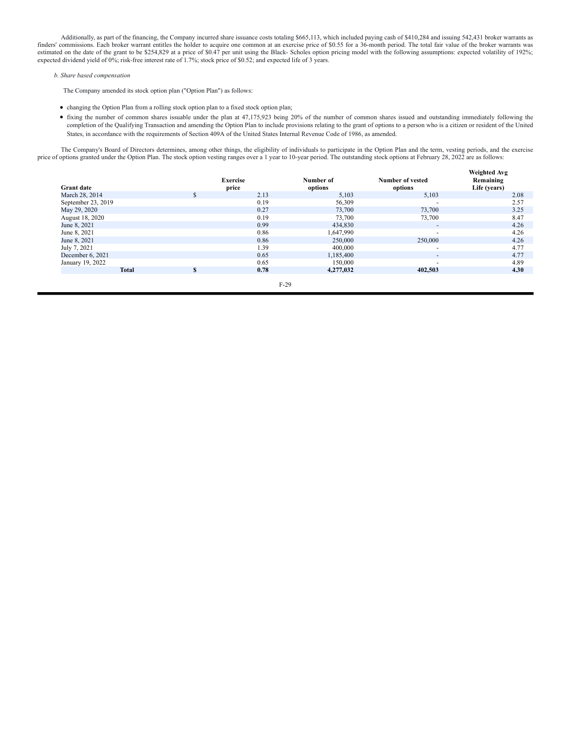Additionally, as part of the financing, the Company incurred share issuance costs totaling $665,113, which included paying cash of $410,284 and issuing 542,431 broker warrants as finders' commissions. Each broker warrant entitles the holder to acquire one common at an exercise price of $0.55 for a 36-month period. The total fair value of the broker warrants was estimated on the date of the grant to be $254,829 at a price of $0.47 per unit using the Black- Scholes option pricing model with the following assumptions: expected volatility of 192%; expected dividend yield of 0%; risk-free interest rate of 1.7%; stock price of $0.52; and expected life of 3 years.

*b. Share based compensation*

The Company amended its stock option plan ("Option Plan") as follows:

- changing the Option Plan from a rolling stock option plan to a fixed stock option plan;
- fixing the number of common shares issuable under the plan at 47,175,923 being 20% of the number of common shares issued and outstanding immediately following the completion of the Qualifying Transaction and amending the Option Plan to include provisions relating to the grant of options to a person who is a citizen or resident of the United States, in accordance with the requirements of Section 409A of the United States Internal Revenue Code of 1986, as amended.

The Company's Board of Directors determines, among other things, the eligibility of individuals to participate in the Option Plan and the term, vesting periods, and the exercise price of options granted under the Option Plan. The stock option vesting ranges over a 1 year to 10-year period. The outstanding stock options at February 28, 2022 are as follows:

| Grant date | | Exercise price | Number of options | Number of vested options | Weighted Avg Remaining Life (years) |
|---|---|---|---|---|---|
| March 28, 2014 | $ | 2.13 | 5,103 | 5,103 | 2.08 |
| September 23, 2019 | | 0.19 | 56,309 | - | 2.57 |
| May 29, 2020 | | 0.27 | 73,700 | 73,700 | 3.25 |
| August 18, 2020 | | 0.19 | 73,700 | 73,700 | 8.47 |
| June 8, 2021 | | 0.99 | 434,830 | - | 4.26 |
| June 8, 2021 | | 0.86 | 1,647,990 | - | 4.26 |
| June 8, 2021 | | 0.86 | 250,000 | 250,000 | 4.26 |
| July 7, 2021 | | 1.39 | 400,000 | - | 4.77 |
| December 6, 2021 | | 0.65 | 1,185,400 | - | 4.77 |
| January 19, 2022 | | 0.65 | 150,000 | - | 4.89 |
| **Total** | **$** | **0.78** | **4,277,032** | **402,503** | **4.30** |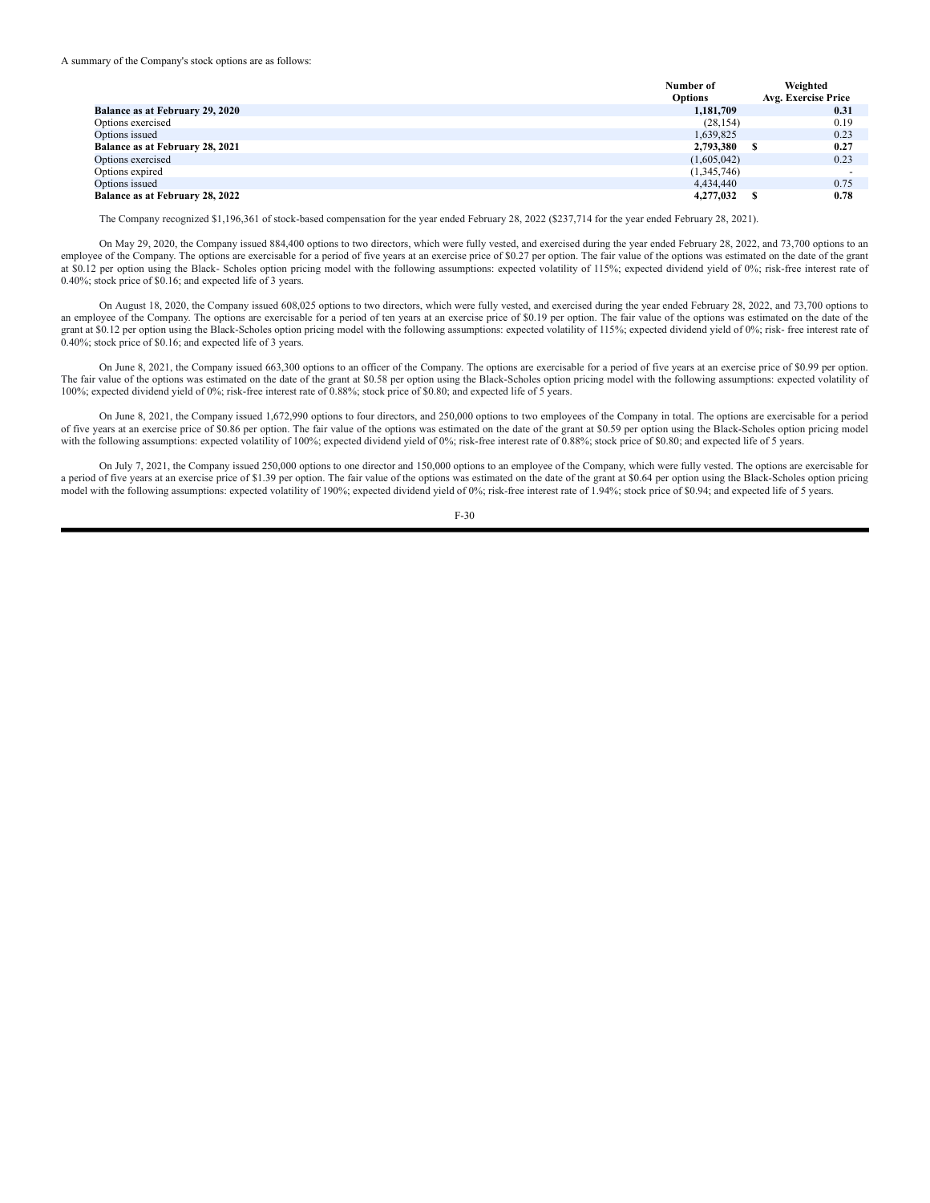A summary of the Company's stock options are as follows:

| | Number of Options | Weighted Avg. Exercise Price |
|---|---|---|
| **Balance as at February 29, 2020** | **1,181,709** | **0.31** |
| Options exercised | (28,154) | 0.19 |
| Options issued | 1,639,825 | 0.23 |
| **Balance as at February 28, 2021** | **2,793,380** | **$ 0.27** |
| Options exercised | (1,605,042) | 0.23 |
| Options expired | (1,345,746) | - |
| Options issued | 4,434,440 | 0.75 |
| **Balance as at February 28, 2022** | **4,277,032** | **$ 0.78** |

The Company recognized $1,196,361 of stock-based compensation for the year ended February 28, 2022 ($237,714 for the year ended February 28, 2021).

On May 29, 2020, the Company issued 884,400 options to two directors, which were fully vested, and exercised during the year ended February 28, 2022, and 73,700 options to an employee of the Company. The options are exercisable for a period of five years at an exercise price of $0.27 per option. The fair value of the options was estimated on the date of the grant at $0.12 per option using the Black- Scholes option pricing model with the following assumptions: expected volatility of 115%; expected dividend yield of 0%; risk-free interest rate of 0.40%; stock price of $0.16; and expected life of 3 years.

On August 18, 2020, the Company issued 608,025 options to two directors, which were fully vested, and exercised during the year ended February 28, 2022, and 73,700 options to an employee of the Company. The options are exercisable for a period of ten years at an exercise price of $0.19 per option. The fair value of the options was estimated on the date of the grant at $0.12 per option using the Black-Scholes option pricing model with the following assumptions: expected volatility of 115%; expected dividend yield of 0%; risk- free interest rate of 0.40%; stock price of $0.16; and expected life of 3 years.

On June 8, 2021, the Company issued 663,300 options to an officer of the Company. The options are exercisable for a period of five years at an exercise price of $0.99 per option. The fair value of the options was estimated on the date of the grant at $0.58 per option using the Black-Scholes option pricing model with the following assumptions: expected volatility of 100%; expected dividend yield of 0%; risk-free interest rate of 0.88%; stock price of $0.80; and expected life of 5 years.

On June 8, 2021, the Company issued 1,672,990 options to four directors, and 250,000 options to two employees of the Company in total. The options are exercisable for a period of five years at an exercise price of $0.86 per option. The fair value of the options was estimated on the date of the grant at $0.59 per option using the Black-Scholes option pricing model with the following assumptions: expected volatility of 100%; expected dividend yield of 0%; risk-free interest rate of 0.88%; stock price of $0.80; and expected life of 5 years.

On July 7, 2021, the Company issued 250,000 options to one director and 150,000 options to an employee of the Company, which were fully vested. The options are exercisable for a period of five years at an exercise price of $1.39 per option. The fair value of the options was estimated on the date of the grant at $0.64 per option using the Black-Scholes option pricing model with the following assumptions: expected volatility of 190%; expected dividend yield of 0%; risk-free interest rate of 1.94%; stock price of $0.94; and expected life of 5 years.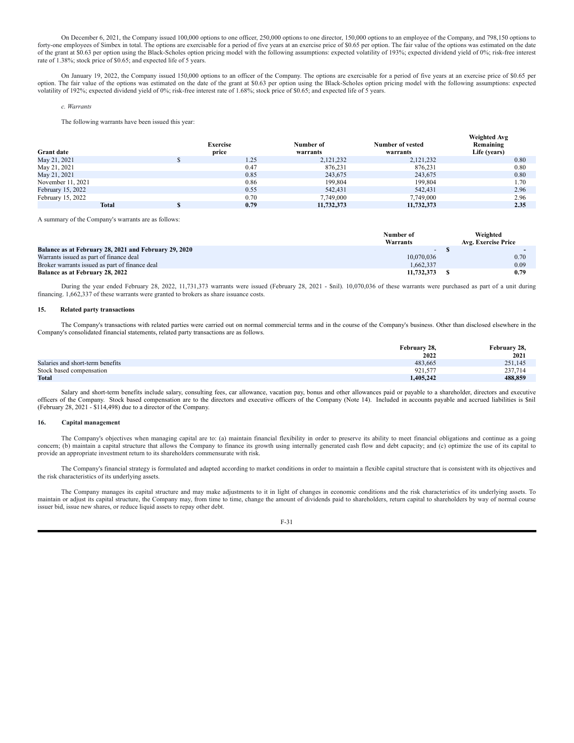On December 6, 2021, the Company issued 100,000 options to one officer, 250,000 options to one director, 150,000 options to an employee of the Company, and 798,150 options to forty-one employees of Simbex in total. The options are exercisable for a period of five years at an exercise price of $0.65 per option. The fair value of the options was estimated on the date of the grant at $0.63 per option using the Black-Scholes option pricing model with the following assumptions: expected volatility of 193%; expected dividend yield of 0%; risk-free interest rate of 1.38%; stock price of $0.65; and expected life of 5 years.

On January 19, 2022, the Company issued 150,000 options to an officer of the Company. The options are exercisable for a period of five years at an exercise price of $0.65 per option. The fair value of the options was estimated on the date of the grant at $0.63 per option using the Black-Scholes option pricing model with the following assumptions: expected volatility of 192%; expected dividend yield of 0%; risk-free interest rate of 1.68%; stock price of $0.65; and expected life of 5 years.

*c. Warrants*

The following warrants have been issued this year:

| Grant date | Exercise price | Number of warrants | Number of vested warrants | Weighted Avg Remaining Life (years) |
|---|---|---|---|---|
| May 21, 2021 | $ 1.25 | 2,121,232 | 2,121,232 | 0.80 |
| May 21, 2021 | 0.47 | 876,231 | 876,231 | 0.80 |
| May 21, 2021 | 0.85 | 243,675 | 243,675 | 0.80 |
| November 11, 2021 | 0.86 | 199,804 | 199,804 | 1.70 |
| February 15, 2022 | 0.55 | 542,431 | 542,431 | 2.96 |
| February 15, 2022 | 0.70 | 7,749,000 | 7,749,000 | 2.96 |
| **Total** | **$ 0.79** | **11,732,373** | **11,732,373** | **2.35** |

A summary of the Company's warrants are as follows:

| | Number of Warrants | Weighted Avg. Exercise Price |
|---|---|---|
| **Balance as at February 28, 2021 and February 29, 2020** | - | $ - |
| Warrants issued as part of finance deal | 10,070,036 | 0.70 |
| Broker warrants issued as part of finance deal | 1,662,337 | 0.09 |
| **Balance as at February 28, 2022** | **11,732,373** | **$ 0.79** |

During the year ended February 28, 2022, 11,731,373 warrants were issued (February 28, 2021 - $nil). 10,070,036 of these warrants were purchased as part of a unit during financing. 1,662,337 of these warrants were granted to brokers as share issuance costs.

## 15. Related party transactions

The Company's transactions with related parties were carried out on normal commercial terms and in the course of the Company's business. Other than disclosed elsewhere in the Company's consolidated financial statements, related party transactions are as follows.

| | February 28, 2022 | February 28, 2021 |
|---|---|---|
| Salaries and short-term benefits | 483,665 | 251,145 |
| Stock based compensation | 921,577 | 237,714 |
| **Total** | **1,405,242** | **488,859** |

Salary and short-term benefits include salary, consulting fees, car allowance, vacation pay, bonus and other allowances paid or payable to a shareholder, directors and executive officers of the Company. Stock based compensation are to the directors and executive officers of the Company (Note 14). Included in accounts payable and accrued liabilities is $nil (February 28, 2021 - $114,498) due to a director of the Company.

## 16. Capital management

The Company's objectives when managing capital are to: (a) maintain financial flexibility in order to preserve its ability to meet financial obligations and continue as a going concern; (b) maintain a capital structure that allows the Company to finance its growth using internally generated cash flow and debt capacity; and (c) optimize the use of its capital to provide an appropriate investment return to its shareholders commensurate with risk.

The Company's financial strategy is formulated and adapted according to market conditions in order to maintain a flexible capital structure that is consistent with its objectives and the risk characteristics of its underlying assets.

The Company manages its capital structure and may make adjustments to it in light of changes in economic conditions and the risk characteristics of its underlying assets. To maintain or adjust its capital structure, the Company may, from time to time, change the amount of dividends paid to shareholders, return capital to shareholders by way of normal course issuer bid, issue new shares, or reduce liquid assets to repay other debt.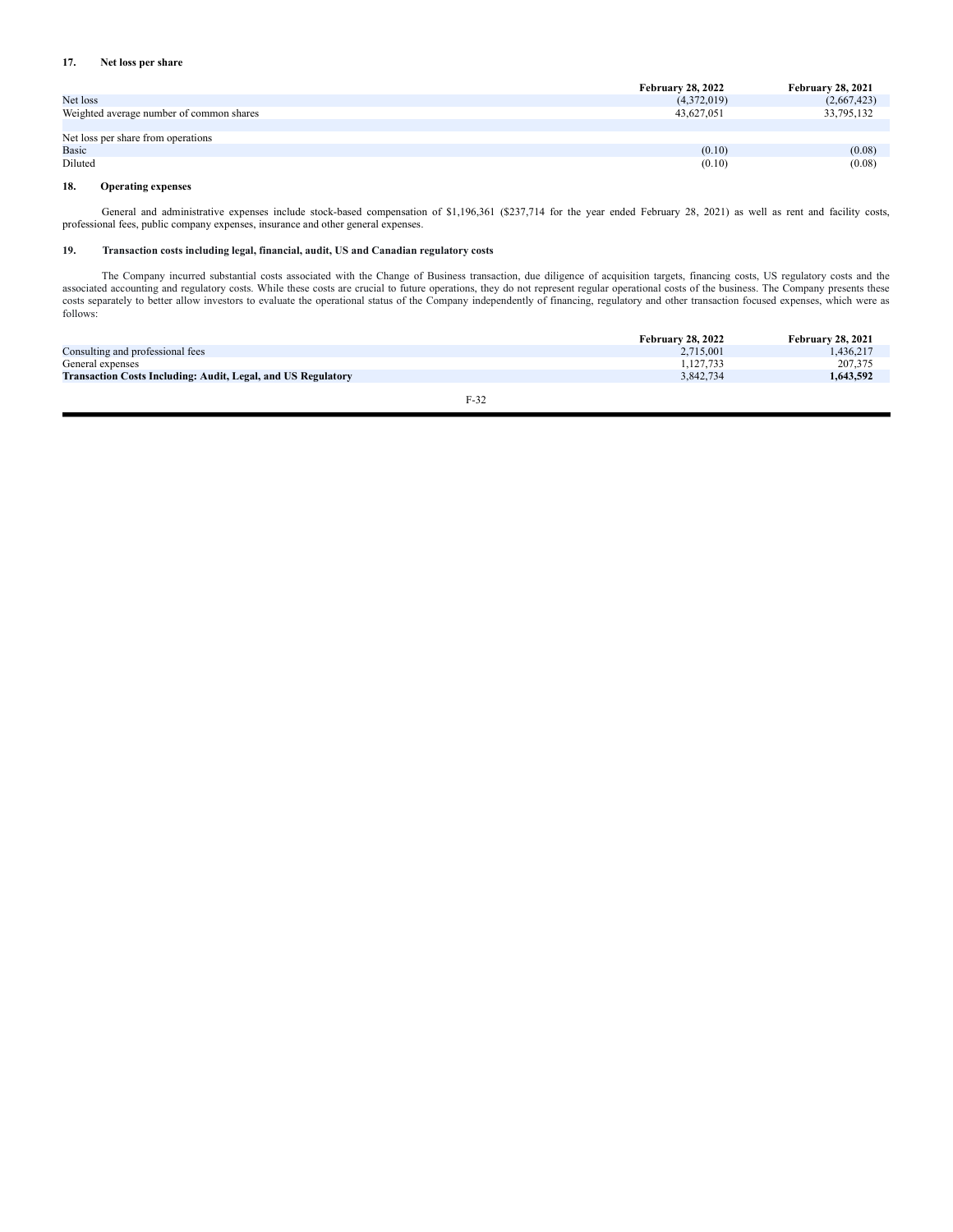## 17. Net loss per share

| | February 28, 2022 | February 28, 2021 |
|---|---|---|
| Net loss | (4,372,019) | (2,667,423) |
| Weighted average number of common shares | 43,627,051 | 33,795,132 |
| | | |
| Net loss per share from operations | | |
| Basic | (0.10) | (0.08) |
| Diluted | (0.10) | (0.08) |

## 18. Operating expenses

General and administrative expenses include stock-based compensation of $1,196,361 ($237,714 for the year ended February 28, 2021) as well as rent and facility costs, professional fees, public company expenses, insurance and other general expenses.

## 19. Transaction costs including legal, financial, audit, US and Canadian regulatory costs

The Company incurred substantial costs associated with the Change of Business transaction, due diligence of acquisition targets, financing costs, US regulatory costs and the associated accounting and regulatory costs. While these costs are crucial to future operations, they do not represent regular operational costs of the business. The Company presents these costs separately to better allow investors to evaluate the operational status of the Company independently of financing, regulatory and other transaction focused expenses, which were as follows:

| | February 28, 2022 | February 28, 2021 |
|---|---|---|
| Consulting and professional fees | 2,715,001 | 1,436,217 |
| General expenses | 1,127,733 | 207,375 |
| **Transaction Costs Including: Audit, Legal, and US Regulatory** | 3,842,734 | **1,643,592** |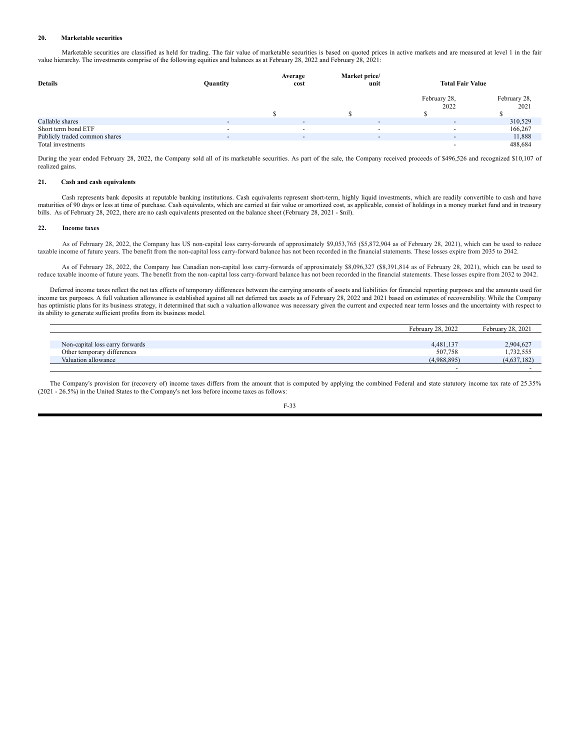## 20. Marketable securities

Marketable securities are classified as held for trading. The fair value of marketable securities is based on quoted prices in active markets and are measured at level 1 in the fair value hierarchy. The investments comprise of the following equities and balances as at February 28, 2022 and February 28, 2021:

| Details | Quantity | Average cost | Market price/ unit | Total Fair Value | |
|---|---|---|---|---|---|
| | | | | February 28, 2022 | February 28, 2021 |
| | | $ | $ | $ | $ |
| Callable shares | - | - | - | - | 310,529 |
| Short term bond ETF | - | - | - | - | 166,267 |
| Publicly traded common shares | - | - | - | - | 11,888 |
| Total investments | | | | - | 488,684 |

During the year ended February 28, 2022, the Company sold all of its marketable securities. As part of the sale, the Company received proceeds of $496,526 and recognized $10,107 of realized gains.

## 21. Cash and cash equivalents

Cash represents bank deposits at reputable banking institutions. Cash equivalents represent short-term, highly liquid investments, which are readily convertible to cash and have maturities of 90 days or less at time of purchase. Cash equivalents, which are carried at fair value or amortized cost, as applicable, consist of holdings in a money market fund and in treasury bills. As of February 28, 2022, there are no cash equivalents presented on the balance sheet (February 28, 2021 - $nil).

## 22. Income taxes

As of February 28, 2022, the Company has US non-capital loss carry-forwards of approximately $9,053,765 ($5,872,904 as of February 28, 2021), which can be used to reduce taxable income of future years. The benefit from the non-capital loss carry-forward balance has not been recorded in the financial statements. These losses expire from 2035 to 2042.

As of February 28, 2022, the Company has Canadian non-capital loss carry-forwards of approximately $8,096,327 ($8,391,814 as of February 28, 2021), which can be used to reduce taxable income of future years. The benefit from the non-capital loss carry-forward balance has not been recorded in the financial statements. These losses expire from 2032 to 2042.

Deferred income taxes reflect the net tax effects of temporary differences between the carrying amounts of assets and liabilities for financial reporting purposes and the amounts used for income tax purposes. A full valuation allowance is established against all net deferred tax assets as of February 28, 2022 and 2021 based on estimates of recoverability. While the Company has optimistic plans for its business strategy, it determined that such a valuation allowance was necessary given the current and expected near term losses and the uncertainty with respect to its ability to generate sufficient profits from its business model.

| | February 28, 2022 | February 28, 2021 |
|---|---|---|
| Non-capital loss carry forwards | 4,481,137 | 2,904,627 |
| Other temporary differences | 507,758 | 1,732,555 |
| Valuation allowance | (4,988,895) | (4,637,182) |
| | - | - |

The Company's provision for (recovery of) income taxes differs from the amount that is computed by applying the combined Federal and state statutory income tax rate of 25.35% (2021 - 26.5%) in the United States to the Company's net loss before income taxes as follows: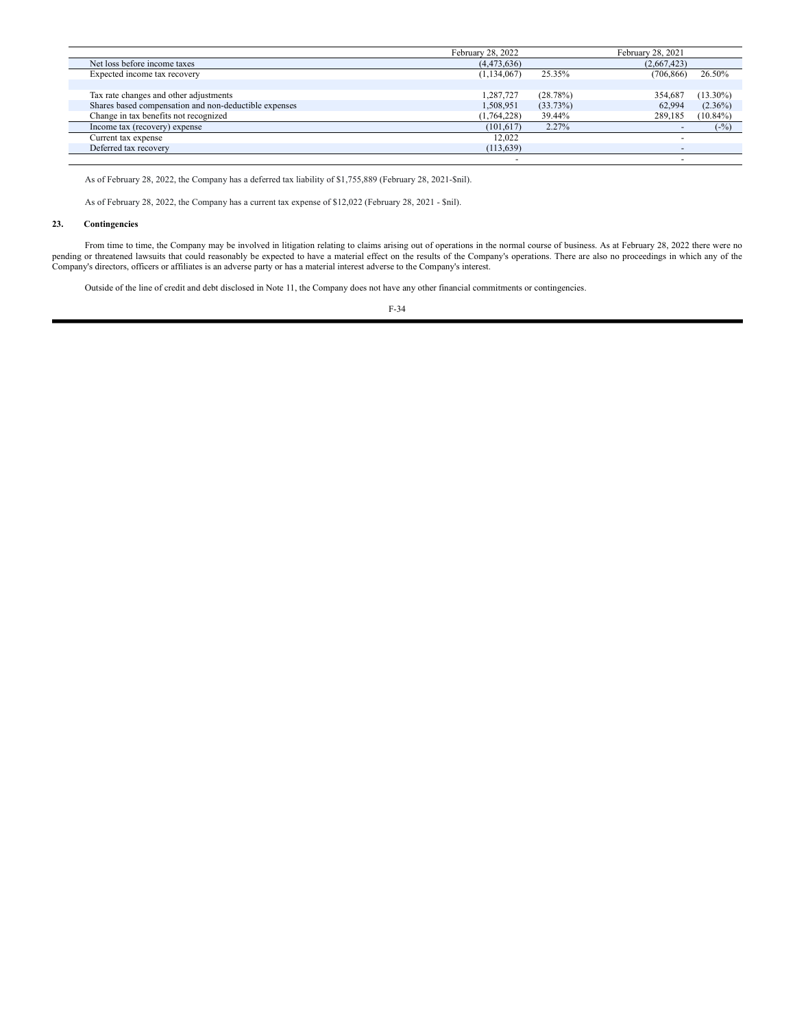| | February 28, 2022 | | February 28, 2021 | |
|---|---|---|---|---|
| Net loss before income taxes | (4,473,636) | | (2,667,423) | |
| Expected income tax recovery | (1,134,067) | 25.35% | (706,866) | 26.50% |
| | | | | |
| Tax rate changes and other adjustments | 1,287,727 | (28.78%) | 354,687 | (13.30%) |
| Shares based compensation and non-deductible expenses | 1,508,951 | (33.73%) | 62,994 | (2.36%) |
| Change in tax benefits not recognized | (1,764,228) | 39.44% | 289,185 | (10.84%) |
| Income tax (recovery) expense | (101,617) | 2.27% | - | (-%) |
| Current tax expense | 12,022 | | - | |
| Deferred tax recovery | (113,639) | | - | |
| | - | | - | |

As of February 28, 2022, the Company has a deferred tax liability of $1,755,889 (February 28, 2021-$nil).

As of February 28, 2022, the Company has a current tax expense of $12,022 (February 28, 2021 - $nil).

## 23. Contingencies

From time to time, the Company may be involved in litigation relating to claims arising out of operations in the normal course of business. As at February 28, 2022 there were no pending or threatened lawsuits that could reasonably be expected to have a material effect on the results of the Company's operations. There are also no proceedings in which any of the Company's directors, officers or affiliates is an adverse party or has a material interest adverse to the Company's interest.

Outside of the line of credit and debt disclosed in Note 11, the Company does not have any other financial commitments or contingencies.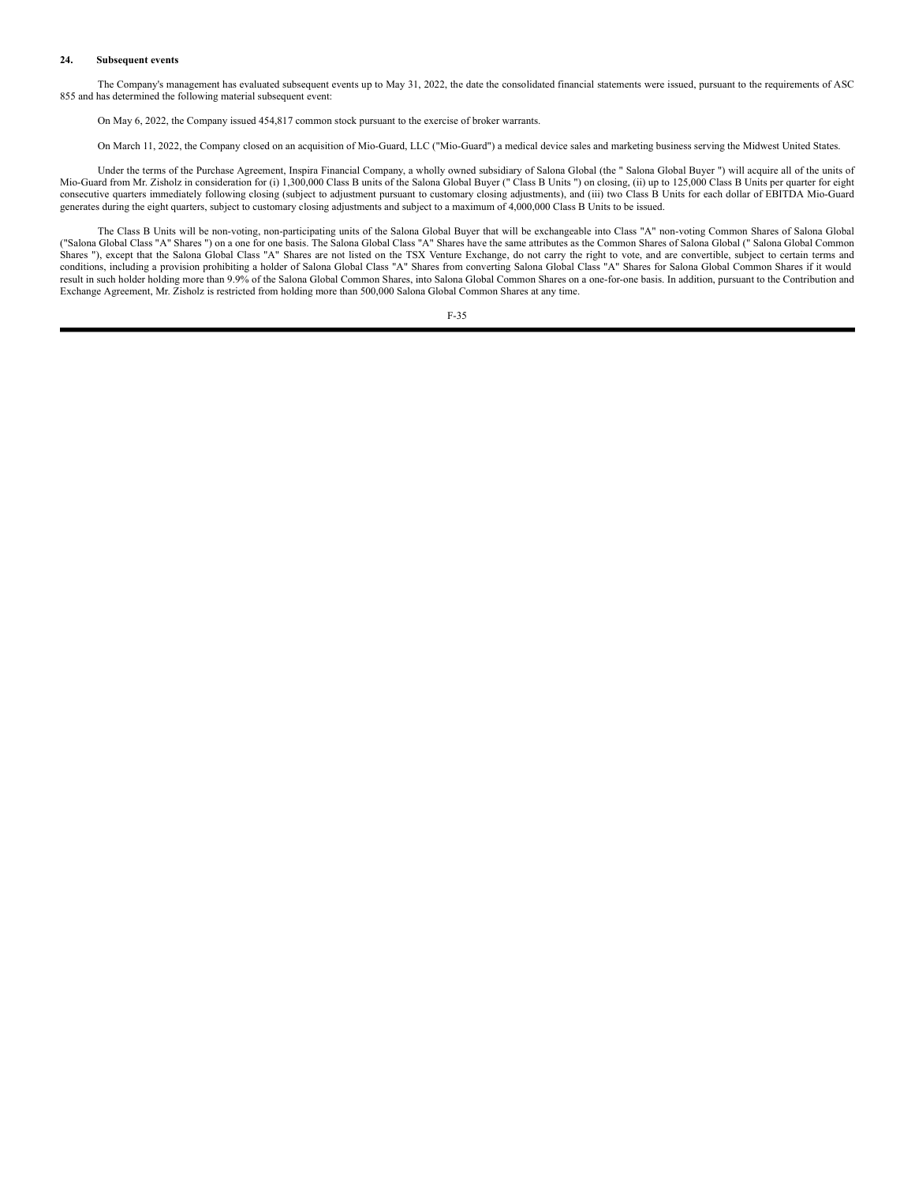## 24. Subsequent events

The Company's management has evaluated subsequent events up to May 31, 2022, the date the consolidated financial statements were issued, pursuant to the requirements of ASC 855 and has determined the following material subsequent event:

On May 6, 2022, the Company issued 454,817 common stock pursuant to the exercise of broker warrants.

On March 11, 2022, the Company closed on an acquisition of Mio-Guard, LLC ("Mio-Guard") a medical device sales and marketing business serving the Midwest United States.

Under the terms of the Purchase Agreement, Inspira Financial Company, a wholly owned subsidiary of Salona Global (the " Salona Global Buyer ") will acquire all of the units of Mio-Guard from Mr. Zisholz in consideration for (i) 1,300,000 Class B units of the Salona Global Buyer (" Class B Units ") on closing, (ii) up to 125,000 Class B Units per quarter for eight consecutive quarters immediately following closing (subject to adjustment pursuant to customary closing adjustments), and (iii) two Class B Units for each dollar of EBITDA Mio-Guard generates during the eight quarters, subject to customary closing adjustments and subject to a maximum of 4,000,000 Class B Units to be issued.

The Class B Units will be non-voting, non-participating units of the Salona Global Buyer that will be exchangeable into Class "A" non-voting Common Shares of Salona Global ("Salona Global Class "A" Shares ") on a one for one basis. The Salona Global Class "A" Shares have the same attributes as the Common Shares of Salona Global (" Salona Global Common Shares "), except that the Salona Global Class "A" Shares are not listed on the TSX Venture Exchange, do not carry the right to vote, and are convertible, subject to certain terms and conditions, including a provision prohibiting a holder of Salona Global Class "A" Shares from converting Salona Global Class "A" Shares for Salona Global Common Shares if it would result in such holder holding more than 9.9% of the Salona Global Common Shares, into Salona Global Common Shares on a one-for-one basis. In addition, pursuant to the Contribution and Exchange Agreement, Mr. Zisholz is restricted from holding more than 500,000 Salona Global Common Shares at any time.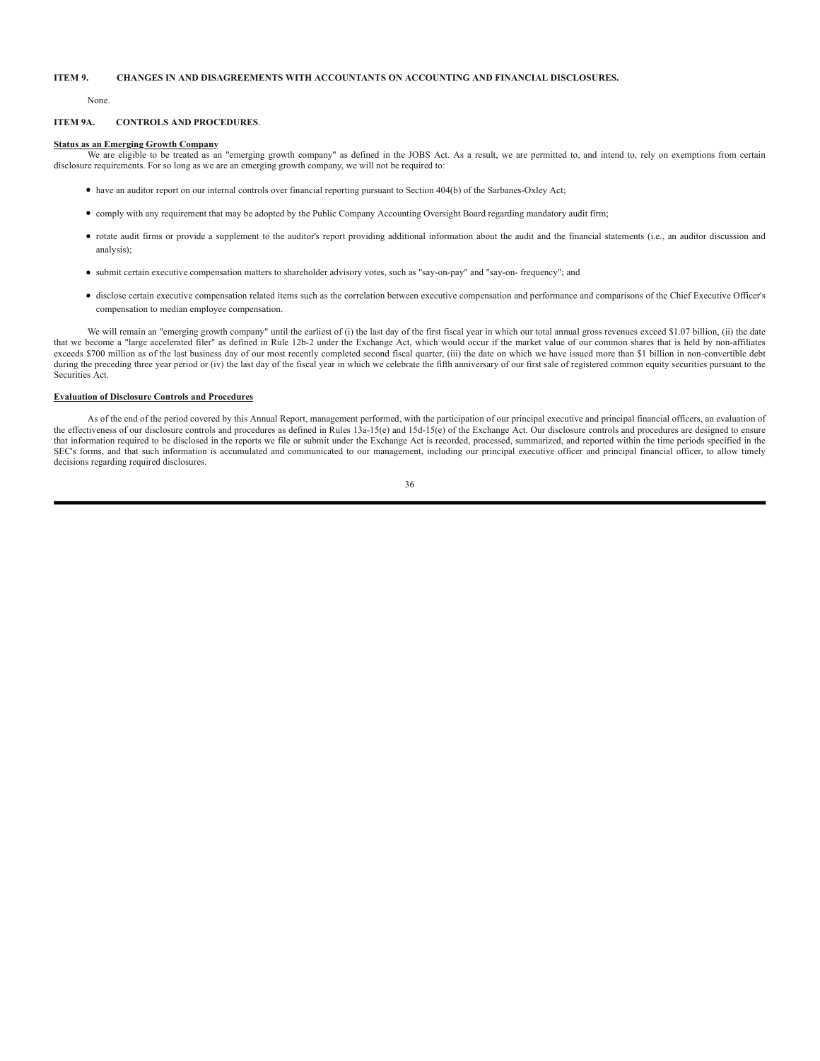## ITEM 9. CHANGES IN AND DISAGREEMENTS WITH ACCOUNTANTS ON ACCOUNTING AND FINANCIAL DISCLOSURES.

None.

## ITEM 9A. CONTROLS AND PROCEDURES.

**Status as an Emerging Growth Company**

We are eligible to be treated as an "emerging growth company" as defined in the JOBS Act. As a result, we are permitted to, and intend to, rely on exemptions from certain disclosure requirements. For so long as we are an emerging growth company, we will not be required to:

- have an auditor report on our internal controls over financial reporting pursuant to Section 404(b) of the Sarbanes-Oxley Act;
- comply with any requirement that may be adopted by the Public Company Accounting Oversight Board regarding mandatory audit firm;
- rotate audit firms or provide a supplement to the auditor's report providing additional information about the audit and the financial statements (i.e., an auditor discussion and analysis);
- submit certain executive compensation matters to shareholder advisory votes, such as "say-on-pay" and "say-on- frequency"; and
- disclose certain executive compensation related items such as the correlation between executive compensation and performance and comparisons of the Chief Executive Officer's compensation to median employee compensation.

We will remain an "emerging growth company" until the earliest of (i) the last day of the first fiscal year in which our total annual gross revenues exceed $1.07 billion, (ii) the date that we become a "large accelerated filer" as defined in Rule 12b-2 under the Exchange Act, which would occur if the market value of our common shares that is held by non-affiliates exceeds $700 million as of the last business day of our most recently completed second fiscal quarter, (iii) the date on which we have issued more than $1 billion in non-convertible debt during the preceding three year period or (iv) the last day of the fiscal year in which we celebrate the fifth anniversary of our first sale of registered common equity securities pursuant to the Securities Act.

**Evaluation of Disclosure Controls and Procedures**

As of the end of the period covered by this Annual Report, management performed, with the participation of our principal executive and principal financial officers, an evaluation of the effectiveness of our disclosure controls and procedures as defined in Rules 13a-15(e) and 15d-15(e) of the Exchange Act. Our disclosure controls and procedures are designed to ensure that information required to be disclosed in the reports we file or submit under the Exchange Act is recorded, processed, summarized, and reported within the time periods specified in the SEC's forms, and that such information is accumulated and communicated to our management, including our principal executive officer and principal financial officer, to allow timely decisions regarding required disclosures.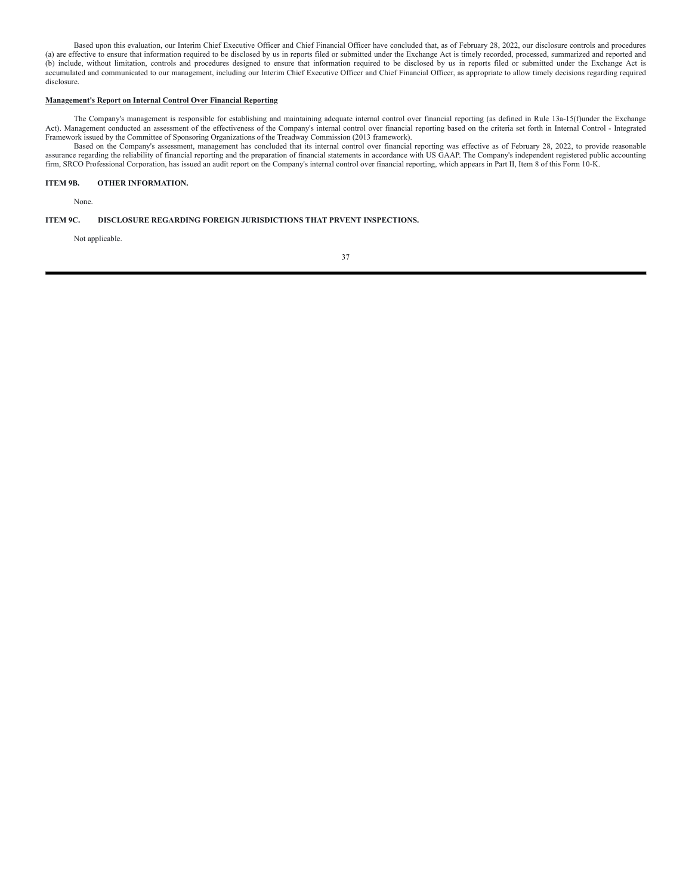Based upon this evaluation, our Interim Chief Executive Officer and Chief Financial Officer have concluded that, as of February 28, 2022, our disclosure controls and procedures (a) are effective to ensure that information required to be disclosed by us in reports filed or submitted under the Exchange Act is timely recorded, processed, summarized and reported and (b) include, without limitation, controls and procedures designed to ensure that information required to be disclosed by us in reports filed or submitted under the Exchange Act is accumulated and communicated to our management, including our Interim Chief Executive Officer and Chief Financial Officer, as appropriate to allow timely decisions regarding required disclosure.

**Management's Report on Internal Control Over Financial Reporting**

The Company's management is responsible for establishing and maintaining adequate internal control over financial reporting (as defined in Rule 13a-15(f)under the Exchange Act). Management conducted an assessment of the effectiveness of the Company's internal control over financial reporting based on the criteria set forth in Internal Control - Integrated Framework issued by the Committee of Sponsoring Organizations of the Treadway Commission (2013 framework).

Based on the Company's assessment, management has concluded that its internal control over financial reporting was effective as of February 28, 2022, to provide reasonable assurance regarding the reliability of financial reporting and the preparation of financial statements in accordance with US GAAP. The Company's independent registered public accounting firm, SRCO Professional Corporation, has issued an audit report on the Company's internal control over financial reporting, which appears in Part II, Item 8 of this Form 10-K.

## ITEM 9B. OTHER INFORMATION.

None.

## ITEM 9C. DISCLOSURE REGARDING FOREIGN JURISDICTIONS THAT PRVENT INSPECTIONS.

Not applicable.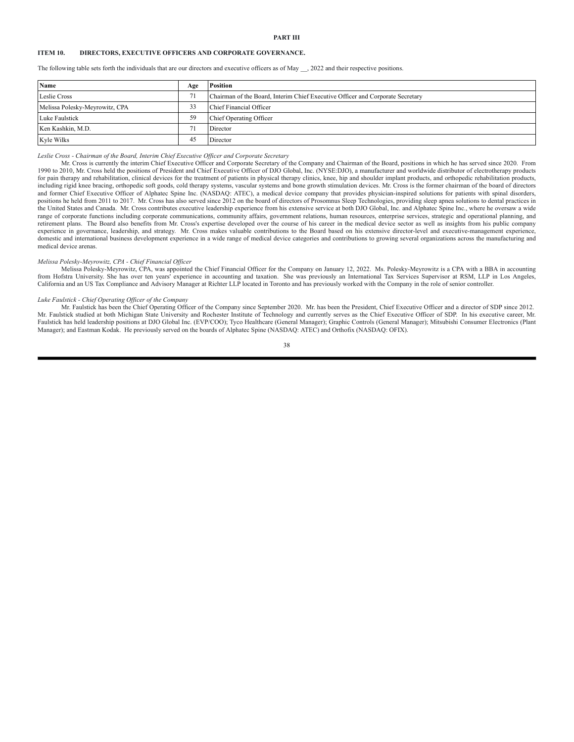**PART III**

## ITEM 10. DIRECTORS, EXECUTIVE OFFICERS AND CORPORATE GOVERNANCE.

The following table sets forth the individuals that are our directors and executive officers as of May __, 2022 and their respective positions.

| Name | Age | Position |
|---|---|---|
| Leslie Cross | 71 | Chairman of the Board, Interim Chief Executive Officer and Corporate Secretary |
| Melissa Polesky-Meyrowitz, CPA | 33 | Chief Financial Officer |
| Luke Faulstick | 59 | Chief Operating Officer |
| Ken Kashkin, M.D. | 71 | Director |
| Kyle Wilks | 45 | Director |

*Leslie Cross - Chairman of the Board, Interim Chief Executive Officer and Corporate Secretary*

Mr. Cross is currently the interim Chief Executive Officer and Corporate Secretary of the Company and Chairman of the Board, positions in which he has served since 2020. From 1990 to 2010, Mr. Cross held the positions of President and Chief Executive Officer of DJO Global, Inc. (NYSE:DJO), a manufacturer and worldwide distributor of electrotherapy products for pain therapy and rehabilitation, clinical devices for the treatment of patients in physical therapy clinics, knee, hip and shoulder implant products, and orthopedic rehabilitation products, including rigid knee bracing, orthopedic soft goods, cold therapy systems, vascular systems and bone growth stimulation devices. Mr. Cross is the former chairman of the board of directors and former Chief Executive Officer of Alphatec Spine Inc. (NASDAQ: ATEC), a medical device company that provides physician-inspired solutions for patients with spinal disorders, positions he held from 2011 to 2017. Mr. Cross has also served since 2012 on the board of directors of Prosomnus Sleep Technologies, providing sleep apnea solutions to dental practices in the United States and Canada. Mr. Cross contributes executive leadership experience from his extensive service at both DJO Global, Inc. and Alphatec Spine Inc., where he oversaw a wide range of corporate functions including corporate communications, community affairs, government relations, human resources, enterprise services, strategic and operational planning, and retirement plans. The Board also benefits from Mr. Cross's expertise developed over the course of his career in the medical device sector as well as insights from his public company experience in governance, leadership, and strategy. Mr. Cross makes valuable contributions to the Board based on his extensive director-level and executive-management experience, domestic and international business development experience in a wide range of medical device categories and contributions to growing several organizations across the manufacturing and medical device arenas.

*Melissa Polesky-Meyrowitz, CPA - Chief Financial Officer*

Melissa Polesky-Meyrowitz, CPA, was appointed the Chief Financial Officer for the Company on January 12, 2022. Ms. Polesky-Meyrowitz is a CPA with a BBA in accounting from Hofstra University. She has over ten years' experience in accounting and taxation. She was previously an International Tax Services Supervisor at RSM, LLP in Los Angeles, California and an US Tax Compliance and Advisory Manager at Richter LLP located in Toronto and has previously worked with the Company in the role of senior controller.

*Luke Faulstick - Chief Operating Officer of the Company*

Mr. Faulstick has been the Chief Operating Officer of the Company since September 2020. Mr. has been the President, Chief Executive Officer and a director of SDP since 2012. Mr. Faulstick studied at both Michigan State University and Rochester Institute of Technology and currently serves as the Chief Executive Officer of SDP. In his executive career, Mr. Faulstick has held leadership positions at DJO Global Inc. (EVP/COO); Tyco Healthcare (General Manager); Graphic Controls (General Manager); Mitsubishi Consumer Electronics (Plant Manager); and Eastman Kodak. He previously served on the boards of Alphatec Spine (NASDAQ: ATEC) and Orthofix (NASDAQ: OFIX).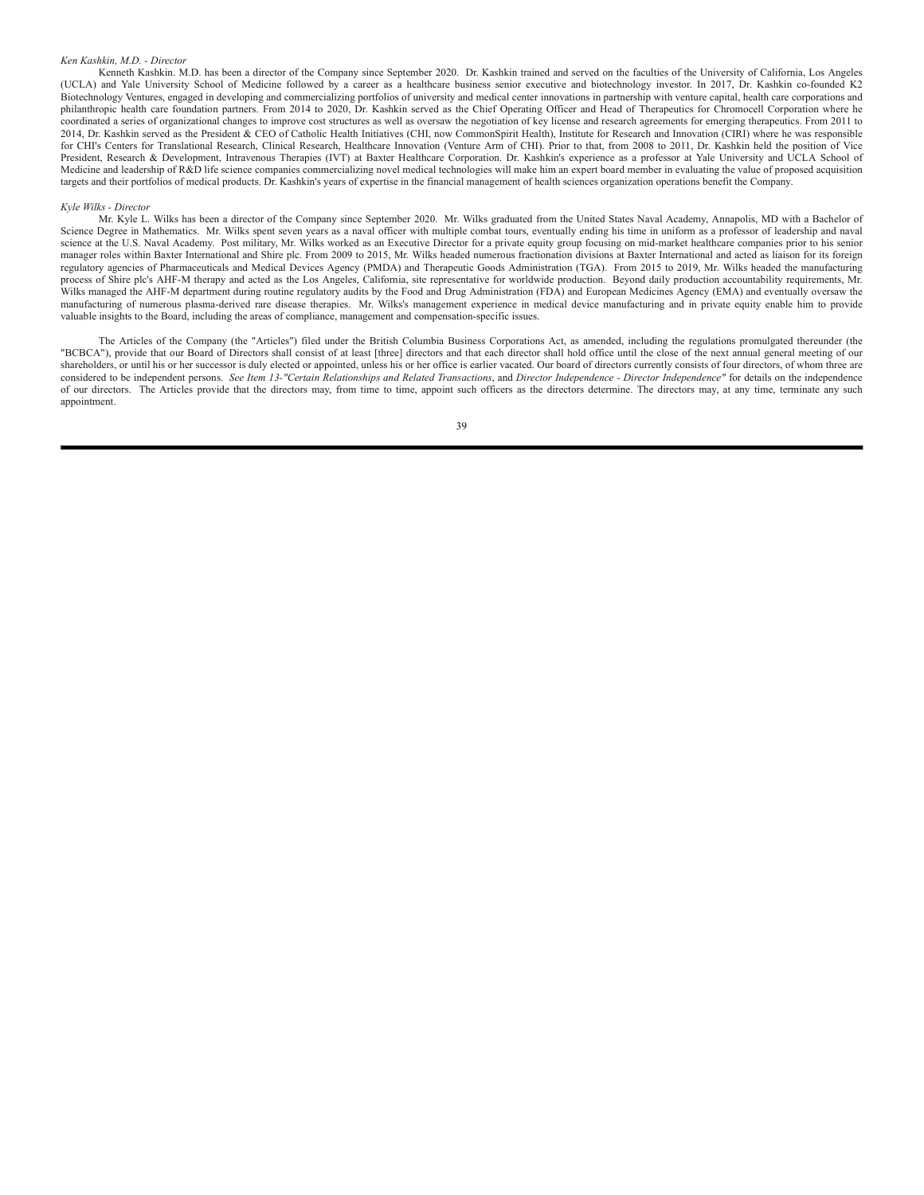*Ken Kashkin, M.D. - Director*

Kenneth Kashkin. M.D. has been a director of the Company since September 2020. Dr. Kashkin trained and served on the faculties of the University of California, Los Angeles (UCLA) and Yale University School of Medicine followed by a career as a healthcare business senior executive and biotechnology investor. In 2017, Dr. Kashkin co-founded K2 Biotechnology Ventures, engaged in developing and commercializing portfolios of university and medical center innovations in partnership with venture capital, health care corporations and philanthropic health care foundation partners. From 2014 to 2020, Dr. Kashkin served as the Chief Operating Officer and Head of Therapeutics for Chromocell Corporation where he coordinated a series of organizational changes to improve cost structures as well as oversaw the negotiation of key license and research agreements for emerging therapeutics. From 2011 to 2014, Dr. Kashkin served as the President & CEO of Catholic Health Initiatives (CHI, now CommonSpirit Health), Institute for Research and Innovation (CIRI) where he was responsible for CHI's Centers for Translational Research, Clinical Research, Healthcare Innovation (Venture Arm of CHI). Prior to that, from 2008 to 2011, Dr. Kashkin held the position of Vice President, Research & Development, Intravenous Therapies (IVT) at Baxter Healthcare Corporation. Dr. Kashkin's experience as a professor at Yale University and UCLA School of Medicine and leadership of R&D life science companies commercializing novel medical technologies will make him an expert board member in evaluating the value of proposed acquisition targets and their portfolios of medical products. Dr. Kashkin's years of expertise in the financial management of health sciences organization operations benefit the Company.

*Kyle Wilks - Director*

Mr. Kyle L. Wilks has been a director of the Company since September 2020. Mr. Wilks graduated from the United States Naval Academy, Annapolis, MD with a Bachelor of Science Degree in Mathematics. Mr. Wilks spent seven years as a naval officer with multiple combat tours, eventually ending his time in uniform as a professor of leadership and naval science at the U.S. Naval Academy. Post military, Mr. Wilks worked as an Executive Director for a private equity group focusing on mid-market healthcare companies prior to his senior manager roles within Baxter International and Shire plc. From 2009 to 2015, Mr. Wilks headed numerous fractionation divisions at Baxter International and acted as liaison for its foreign regulatory agencies of Pharmaceuticals and Medical Devices Agency (PMDA) and Therapeutic Goods Administration (TGA). From 2015 to 2019, Mr. Wilks headed the manufacturing process of Shire plc's AHF-M therapy and acted as the Los Angeles, California, site representative for worldwide production. Beyond daily production accountability requirements, Mr. Wilks managed the AHF-M department during routine regulatory audits by the Food and Drug Administration (FDA) and European Medicines Agency (EMA) and eventually oversaw the manufacturing of numerous plasma-derived rare disease therapies. Mr. Wilks's management experience in medical device manufacturing and in private equity enable him to provide valuable insights to the Board, including the areas of compliance, management and compensation-specific issues.

The Articles of the Company (the "Articles") filed under the British Columbia Business Corporations Act, as amended, including the regulations promulgated thereunder (the "BCBCA"), provide that our Board of Directors shall consist of at least [three] directors and that each director shall hold office until the close of the next annual general meeting of our shareholders, or until his or her successor is duly elected or appointed, unless his or her office is earlier vacated. Our board of directors currently consists of four directors, of whom three are considered to be independent persons. *See Item 13-"Certain Relationships and Related Transactions*, and *Director Independence - Director Independence"* for details on the independence of our directors. The Articles provide that the directors may, from time to time, appoint such officers as the directors determine. The directors may, at any time, terminate any such appointment.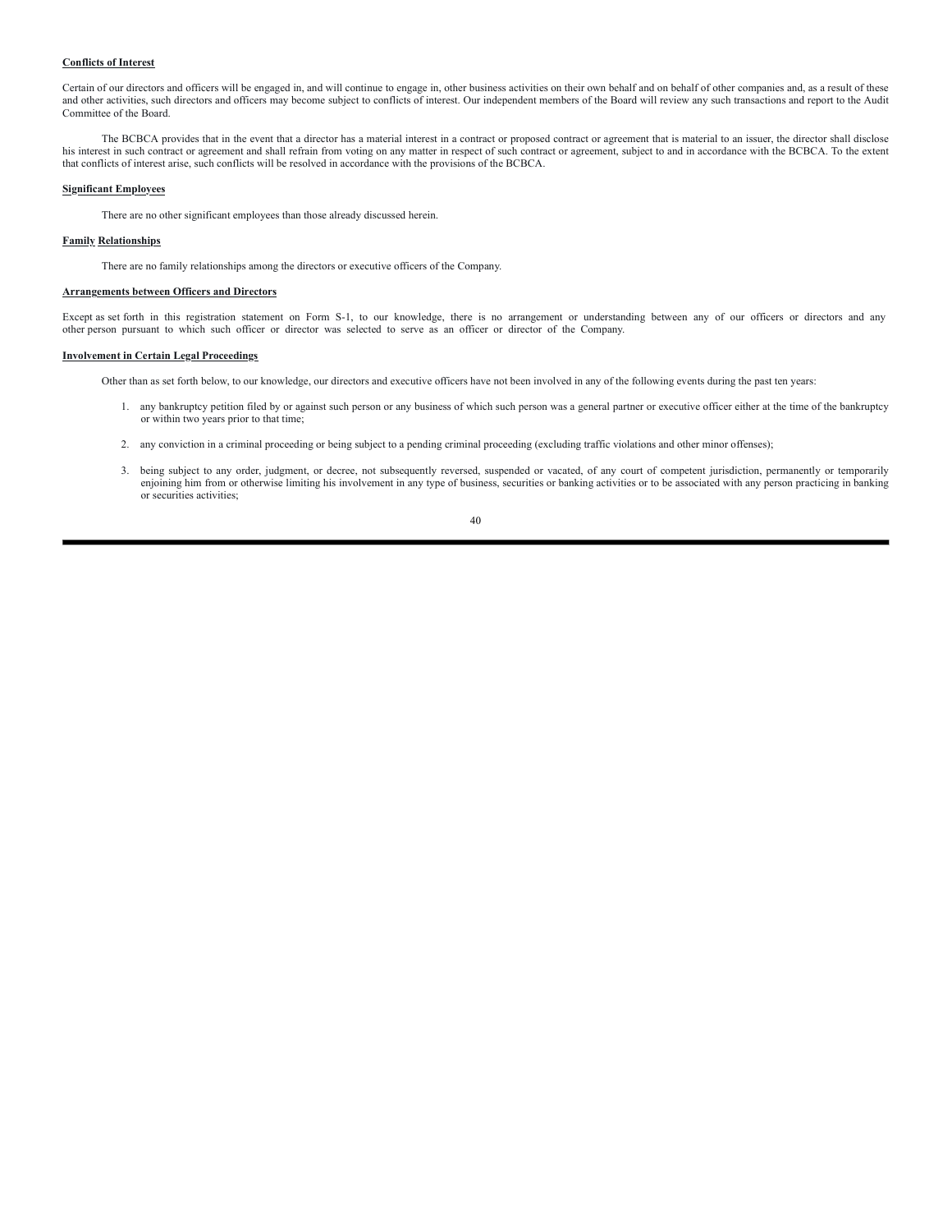**Conflicts of Interest**

Certain of our directors and officers will be engaged in, and will continue to engage in, other business activities on their own behalf and on behalf of other companies and, as a result of these and other activities, such directors and officers may become subject to conflicts of interest. Our independent members of the Board will review any such transactions and report to the Audit Committee of the Board.

The BCBCA provides that in the event that a director has a material interest in a contract or proposed contract or agreement that is material to an issuer, the director shall disclose his interest in such contract or agreement and shall refrain from voting on any matter in respect of such contract or agreement, subject to and in accordance with the BCBCA. To the extent that conflicts of interest arise, such conflicts will be resolved in accordance with the provisions of the BCBCA.

**Significant Employees**

There are no other significant employees than those already discussed herein.

**Family Relationships**

There are no family relationships among the directors or executive officers of the Company.

**Arrangements between Officers and Directors**

Except as set forth in this registration statement on Form S-1, to our knowledge, there is no arrangement or understanding between any of our officers or directors and any other person pursuant to which such officer or director was selected to serve as an officer or director of the Company.

**Involvement in Certain Legal Proceedings**

Other than as set forth below, to our knowledge, our directors and executive officers have not been involved in any of the following events during the past ten years:

1. any bankruptcy petition filed by or against such person or any business of which such person was a general partner or executive officer either at the time of the bankruptcy or within two years prior to that time;
2. any conviction in a criminal proceeding or being subject to a pending criminal proceeding (excluding traffic violations and other minor offenses);
3. being subject to any order, judgment, or decree, not subsequently reversed, suspended or vacated, of any court of competent jurisdiction, permanently or temporarily enjoining him from or otherwise limiting his involvement in any type of business, securities or banking activities or to be associated with any person practicing in banking or securities activities;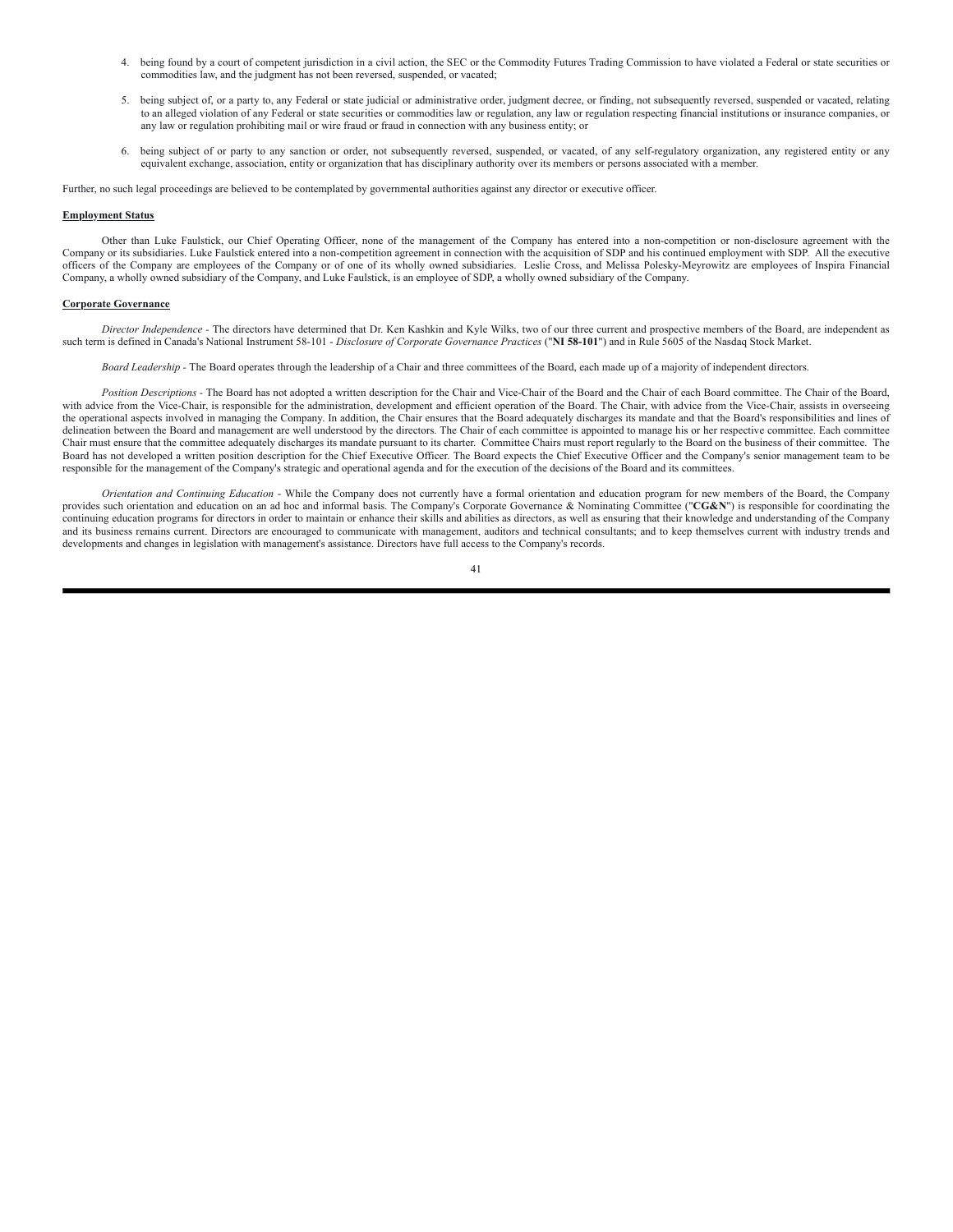4. being found by a court of competent jurisdiction in a civil action, the SEC or the Commodity Futures Trading Commission to have violated a Federal or state securities or commodities law, and the judgment has not been reversed, suspended, or vacated;

5. being subject of, or a party to, any Federal or state judicial or administrative order, judgment decree, or finding, not subsequently reversed, suspended or vacated, relating to an alleged violation of any Federal or state securities or commodities law or regulation, any law or regulation respecting financial institutions or insurance companies, or any law or regulation prohibiting mail or wire fraud or fraud in connection with any business entity; or

6. being subject of or party to any sanction or order, not subsequently reversed, suspended, or vacated, of any self-regulatory organization, any registered entity or any equivalent exchange, association, entity or organization that has disciplinary authority over its members or persons associated with a member.

Further, no such legal proceedings are believed to be contemplated by governmental authorities against any director or executive officer.

**Employment Status**

Other than Luke Faulstick, our Chief Operating Officer, none of the management of the Company has entered into a non-competition or non-disclosure agreement with the Company or its subsidiaries. Luke Faulstick entered into a non-competition agreement in connection with the acquisition of SDP and his continued employment with SDP. All the executive officers of the Company are employees of the Company or of one of its wholly owned subsidiaries. Leslie Cross, and Melissa Polesky-Meyrowitz are employees of Inspira Financial Company, a wholly owned subsidiary of the Company, and Luke Faulstick, is an employee of SDP, a wholly owned subsidiary of the Company.

**Corporate Governance**

*Director Independence* - The directors have determined that Dr. Ken Kashkin and Kyle Wilks, two of our three current and prospective members of the Board, are independent as such term is defined in Canada's National Instrument 58-101 - *Disclosure of Corporate Governance Practices* ("**NI 58-101**") and in Rule 5605 of the Nasdaq Stock Market.

*Board Leadership* - The Board operates through the leadership of a Chair and three committees of the Board, each made up of a majority of independent directors.

*Position Descriptions* - The Board has not adopted a written description for the Chair and Vice-Chair of the Board and the Chair of each Board committee. The Chair of the Board, with advice from the Vice-Chair, is responsible for the administration, development and efficient operation of the Board. The Chair, with advice from the Vice-Chair, assists in overseeing the operational aspects involved in managing the Company. In addition, the Chair ensures that the Board adequately discharges its mandate and that the Board's responsibilities and lines of delineation between the Board and management are well understood by the directors. The Chair of each committee is appointed to manage his or her respective committee. Each committee Chair must ensure that the committee adequately discharges its mandate pursuant to its charter. Committee Chairs must report regularly to the Board on the business of their committee. The Board has not developed a written position description for the Chief Executive Officer. The Board expects the Chief Executive Officer and the Company's senior management team to be responsible for the management of the Company's strategic and operational agenda and for the execution of the decisions of the Board and its committees.

*Orientation and Continuing Education* - While the Company does not currently have a formal orientation and education program for new members of the Board, the Company provides such orientation and education on an ad hoc and informal basis. The Company's Corporate Governance & Nominating Committee ("**CG&N**") is responsible for coordinating the continuing education programs for directors in order to maintain or enhance their skills and abilities as directors, as well as ensuring that their knowledge and understanding of the Company and its business remains current. Directors are encouraged to communicate with management, auditors and technical consultants; and to keep themselves current with industry trends and developments and changes in legislation with management's assistance. Directors have full access to the Company's records.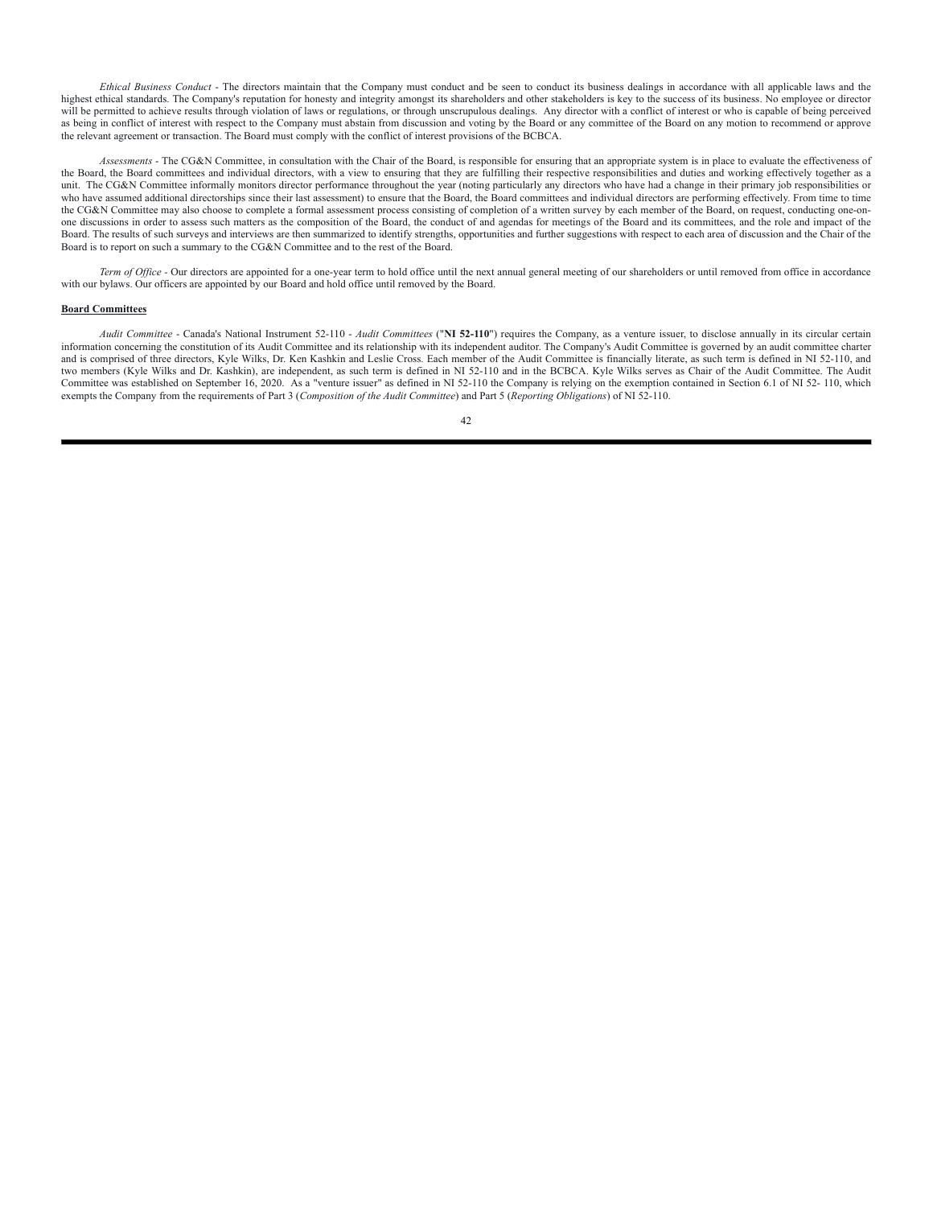*Ethical Business Conduct* - The directors maintain that the Company must conduct and be seen to conduct its business dealings in accordance with all applicable laws and the highest ethical standards. The Company's reputation for honesty and integrity amongst its shareholders and other stakeholders is key to the success of its business. No employee or director will be permitted to achieve results through violation of laws or regulations, or through unscrupulous dealings. Any director with a conflict of interest or who is capable of being perceived as being in conflict of interest with respect to the Company must abstain from discussion and voting by the Board or any committee of the Board on any motion to recommend or approve the relevant agreement or transaction. The Board must comply with the conflict of interest provisions of the BCBCA.

*Assessments* - The CG&N Committee, in consultation with the Chair of the Board, is responsible for ensuring that an appropriate system is in place to evaluate the effectiveness of the Board, the Board committees and individual directors, with a view to ensuring that they are fulfilling their respective responsibilities and duties and working effectively together as a unit. The CG&N Committee informally monitors director performance throughout the year (noting particularly any directors who have had a change in their primary job responsibilities or who have assumed additional directorships since their last assessment) to ensure that the Board, the Board committees and individual directors are performing effectively. From time to time the CG&N Committee may also choose to complete a formal assessment process consisting of completion of a written survey by each member of the Board, on request, conducting one-on-one discussions in order to assess such matters as the composition of the Board, the conduct of and agendas for meetings of the Board and its committees, and the role and impact of the Board. The results of such surveys and interviews are then summarized to identify strengths, opportunities and further suggestions with respect to each area of discussion and the Chair of the Board is to report on such a summary to the CG&N Committee and to the rest of the Board.

*Term of Office* - Our directors are appointed for a one-year term to hold office until the next annual general meeting of our shareholders or until removed from office in accordance with our bylaws. Our officers are appointed by our Board and hold office until removed by the Board.

**Board Committees**

*Audit Committee* - Canada's National Instrument 52-110 - *Audit Committees* ("**NI 52-110**") requires the Company, as a venture issuer, to disclose annually in its circular certain information concerning the constitution of its Audit Committee and its relationship with its independent auditor. The Company's Audit Committee is governed by an audit committee charter and is comprised of three directors, Kyle Wilks, Dr. Ken Kashkin and Leslie Cross. Each member of the Audit Committee is financially literate, as such term is defined in NI 52-110, and two members (Kyle Wilks and Dr. Kashkin), are independent, as such term is defined in NI 52-110 and in the BCBCA. Kyle Wilks serves as Chair of the Audit Committee. The Audit Committee was established on September 16, 2020. As a "venture issuer" as defined in NI 52-110 the Company is relying on the exemption contained in Section 6.1 of NI 52- 110, which exempts the Company from the requirements of Part 3 (*Composition of the Audit Committee*) and Part 5 (*Reporting Obligations*) of NI 52-110.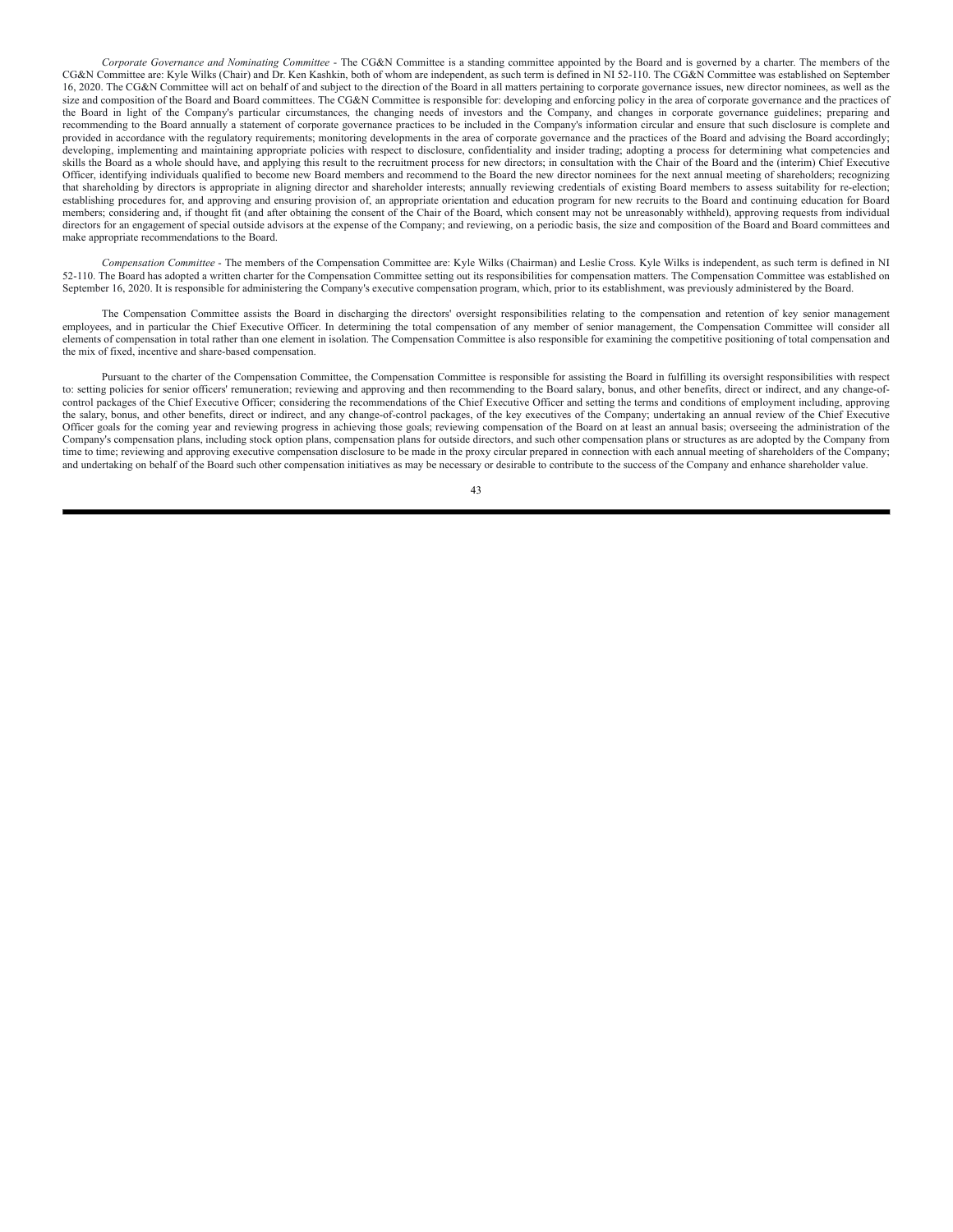*Corporate Governance and Nominating Committee* - The CG&N Committee is a standing committee appointed by the Board and is governed by a charter. The members of the CG&N Committee are: Kyle Wilks (Chair) and Dr. Ken Kashkin, both of whom are independent, as such term is defined in NI 52-110. The CG&N Committee was established on September 16, 2020. The CG&N Committee will act on behalf of and subject to the direction of the Board in all matters pertaining to corporate governance issues, new director nominees, as well as the size and composition of the Board and Board committees. The CG&N Committee is responsible for: developing and enforcing policy in the area of corporate governance and the practices of the Board in light of the Company's particular circumstances, the changing needs of investors and the Company, and changes in corporate governance guidelines; preparing and recommending to the Board annually a statement of corporate governance practices to be included in the Company's information circular and ensure that such disclosure is complete and provided in accordance with the regulatory requirements; monitoring developments in the area of corporate governance and the practices of the Board and advising the Board accordingly; developing, implementing and maintaining appropriate policies with respect to disclosure, confidentiality and insider trading; adopting a process for determining what competencies and skills the Board as a whole should have, and applying this result to the recruitment process for new directors; in consultation with the Chair of the Board and the (interim) Chief Executive Officer, identifying individuals qualified to become new Board members and recommend to the Board the new director nominees for the next annual meeting of shareholders; recognizing that shareholding by directors is appropriate in aligning director and shareholder interests; annually reviewing credentials of existing Board members to assess suitability for re-election; establishing procedures for, and approving and ensuring provision of, an appropriate orientation and education program for new recruits to the Board and continuing education for Board members; considering and, if thought fit (and after obtaining the consent of the Chair of the Board, which consent may not be unreasonably withheld), approving requests from individual directors for an engagement of special outside advisors at the expense of the Company; and reviewing, on a periodic basis, the size and composition of the Board and Board committees and make appropriate recommendations to the Board.

*Compensation Committee* - The members of the Compensation Committee are: Kyle Wilks (Chairman) and Leslie Cross. Kyle Wilks is independent, as such term is defined in NI 52-110. The Board has adopted a written charter for the Compensation Committee setting out its responsibilities for compensation matters. The Compensation Committee was established on September 16, 2020. It is responsible for administering the Company's executive compensation program, which, prior to its establishment, was previously administered by the Board.

The Compensation Committee assists the Board in discharging the directors' oversight responsibilities relating to the compensation and retention of key senior management employees, and in particular the Chief Executive Officer. In determining the total compensation of any member of senior management, the Compensation Committee will consider all elements of compensation in total rather than one element in isolation. The Compensation Committee is also responsible for examining the competitive positioning of total compensation and the mix of fixed, incentive and share-based compensation.

Pursuant to the charter of the Compensation Committee, the Compensation Committee is responsible for assisting the Board in fulfilling its oversight responsibilities with respect to: setting policies for senior officers' remuneration; reviewing and approving and then recommending to the Board salary, bonus, and other benefits, direct or indirect, and any change-of-control packages of the Chief Executive Officer; considering the recommendations of the Chief Executive Officer and setting the terms and conditions of employment including, approving the salary, bonus, and other benefits, direct or indirect, and any change-of-control packages, of the key executives of the Company; undertaking an annual review of the Chief Executive Officer goals for the coming year and reviewing progress in achieving those goals; reviewing compensation of the Board on at least an annual basis; overseeing the administration of the Company's compensation plans, including stock option plans, compensation plans for outside directors, and such other compensation plans or structures as are adopted by the Company from time to time; reviewing and approving executive compensation disclosure to be made in the proxy circular prepared in connection with each annual meeting of shareholders of the Company; and undertaking on behalf of the Board such other compensation initiatives as may be necessary or desirable to contribute to the success of the Company and enhance shareholder value.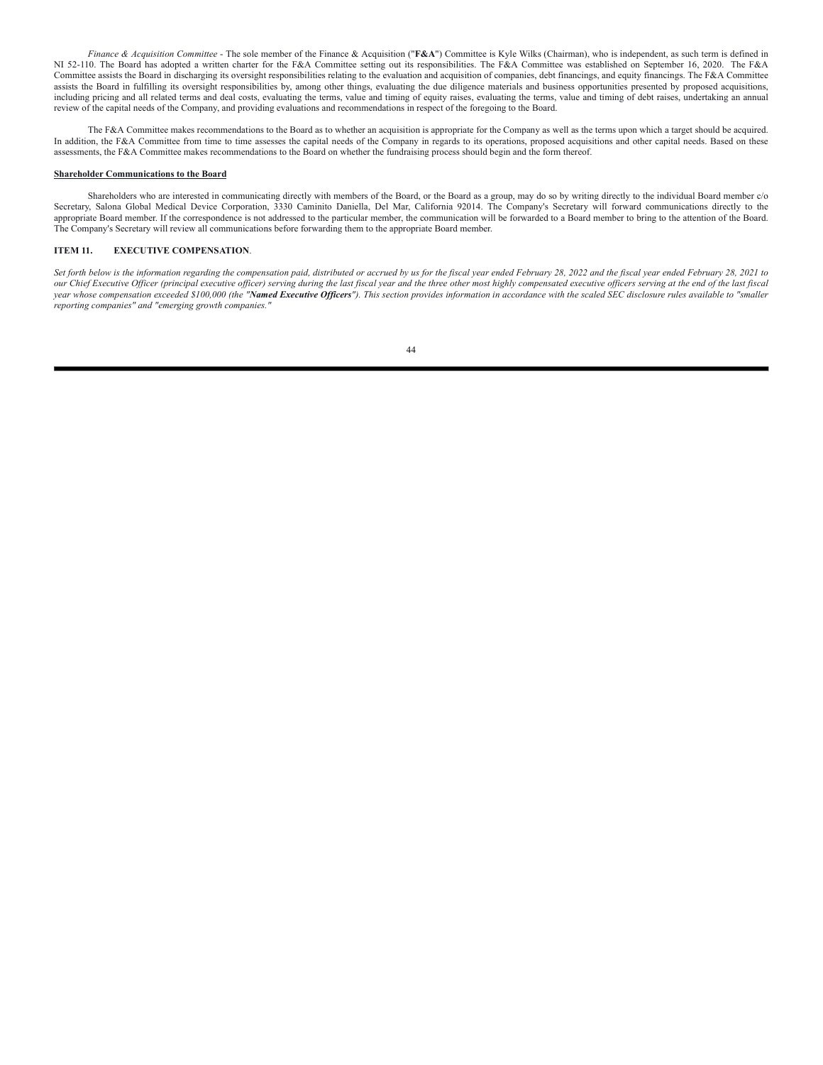*Finance & Acquisition Committee* - The sole member of the Finance & Acquisition ("**F&A**") Committee is Kyle Wilks (Chairman), who is independent, as such term is defined in NI 52-110. The Board has adopted a written charter for the F&A Committee setting out its responsibilities. The F&A Committee was established on September 16, 2020. The F&A Committee assists the Board in discharging its oversight responsibilities relating to the evaluation and acquisition of companies, debt financings, and equity financings. The F&A Committee assists the Board in fulfilling its oversight responsibilities by, among other things, evaluating the due diligence materials and business opportunities presented by proposed acquisitions, including pricing and all related terms and deal costs, evaluating the terms, value and timing of equity raises, evaluating the terms, value and timing of debt raises, undertaking an annual review of the capital needs of the Company, and providing evaluations and recommendations in respect of the foregoing to the Board.

The F&A Committee makes recommendations to the Board as to whether an acquisition is appropriate for the Company as well as the terms upon which a target should be acquired. In addition, the F&A Committee from time to time assesses the capital needs of the Company in regards to its operations, proposed acquisitions and other capital needs. Based on these assessments, the F&A Committee makes recommendations to the Board on whether the fundraising process should begin and the form thereof.

**Shareholder Communications to the Board**

Shareholders who are interested in communicating directly with members of the Board, or the Board as a group, may do so by writing directly to the individual Board member c/o Secretary, Salona Global Medical Device Corporation, 3330 Caminito Daniella, Del Mar, California 92014. The Company's Secretary will forward communications directly to the appropriate Board member. If the correspondence is not addressed to the particular member, the communication will be forwarded to a Board member to bring to the attention of the Board. The Company's Secretary will review all communications before forwarding them to the appropriate Board member.

## ITEM 11. EXECUTIVE COMPENSATION.

*Set forth below is the information regarding the compensation paid, distributed or accrued by us for the fiscal year ended February 28, 2022 and the fiscal year ended February 28, 2021 to our Chief Executive Officer (principal executive officer) serving during the last fiscal year and the three other most highly compensated executive officers serving at the end of the last fiscal year whose compensation exceeded $100,000 (the "**Named Executive Officers**"). This section provides information in accordance with the scaled SEC disclosure rules available to "smaller reporting companies" and "emerging growth companies."*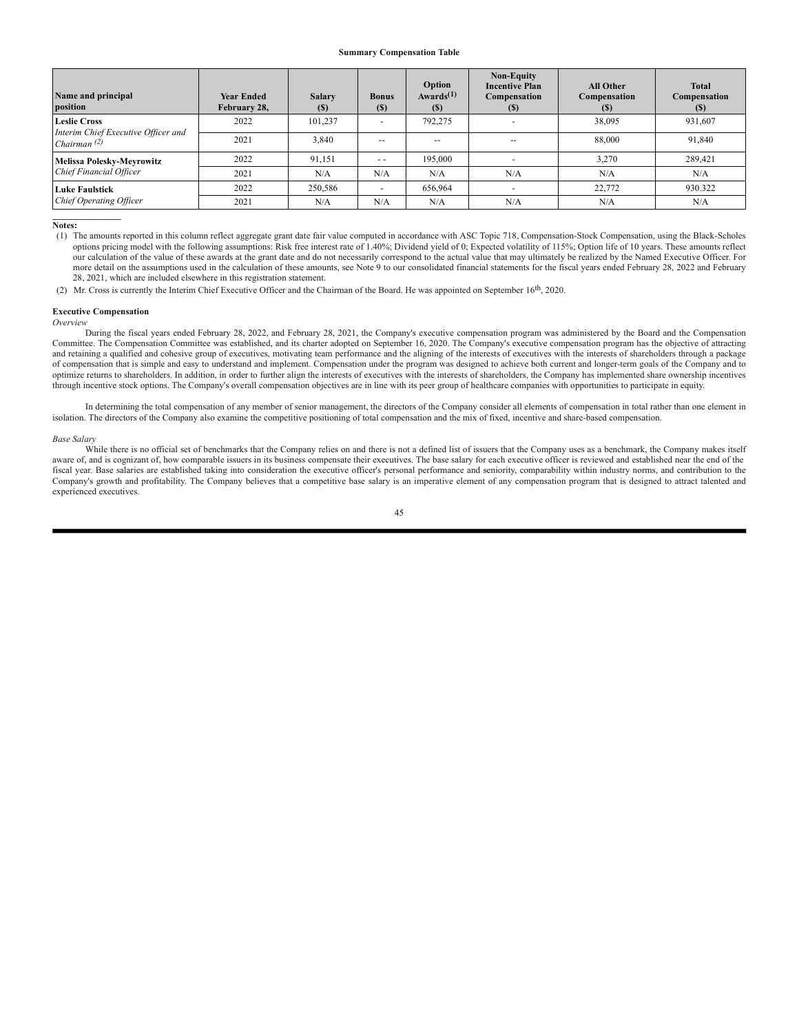**Summary Compensation Table**

| Name and principal position | Year Ended February 28, | Salary ($) | Bonus ($) | Option Awards[(1)] ($) | Non-Equity Incentive Plan Compensation ($) | All Other Compensation ($) | Total Compensation ($) |
|---|---|---|---|---|---|---|---|
| **Leslie Cross** | 2022 | 101,237 | - | 792,275 | - | 38,095 | 931,607 |
| *Interim Chief Executive Officer and Chairman (2)* | 2021 | 3,840 | -- | -- | -- | 88,000 | 91,840 |
| **Melissa Polesky-Meyrowitz** | 2022 | 91,151 | - - | 195,000 | - | 3,270 | 289,421 |
| *Chief Financial Officer* | 2021 | N/A | N/A | N/A | N/A | N/A | N/A |
| **Luke Faulstick** | 2022 | 250,586 | - | 656,964 | - | 22,772 | 930.322 |
| *Chief Operating Officer* | 2021 | N/A | N/A | N/A | N/A | N/A | N/A |

**Notes:**

(1) The amounts reported in this column reflect aggregate grant date fair value computed in accordance with ASC Topic 718, Compensation-Stock Compensation, using the Black-Scholes options pricing model with the following assumptions: Risk free interest rate of 1.40%; Dividend yield of 0; Expected volatility of 115%; Option life of 10 years. These amounts reflect our calculation of the value of these awards at the grant date and do not necessarily correspond to the actual value that may ultimately be realized by the Named Executive Officer. For more detail on the assumptions used in the calculation of these amounts, see Note 9 to our consolidated financial statements for the fiscal years ended February 28, 2022 and February 28, 2021, which are included elsewhere in this registration statement.

(2) Mr. Cross is currently the Interim Chief Executive Officer and the Chairman of the Board. He was appointed on September 16th, 2020.

**Executive Compensation**

*Overview*

During the fiscal years ended February 28, 2022, and February 28, 2021, the Company's executive compensation program was administered by the Board and the Compensation Committee. The Compensation Committee was established, and its charter adopted on September 16, 2020. The Company's executive compensation program has the objective of attracting and retaining a qualified and cohesive group of executives, motivating team performance and the aligning of the interests of executives with the interests of shareholders through a package of compensation that is simple and easy to understand and implement. Compensation under the program was designed to achieve both current and longer-term goals of the Company and to optimize returns to shareholders. In addition, in order to further align the interests of executives with the interests of shareholders, the Company has implemented share ownership incentives through incentive stock options. The Company's overall compensation objectives are in line with its peer group of healthcare companies with opportunities to participate in equity.

In determining the total compensation of any member of senior management, the directors of the Company consider all elements of compensation in total rather than one element in isolation. The directors of the Company also examine the competitive positioning of total compensation and the mix of fixed, incentive and share-based compensation.

*Base Salary*

While there is no official set of benchmarks that the Company relies on and there is not a defined list of issuers that the Company uses as a benchmark, the Company makes itself aware of, and is cognizant of, how comparable issuers in its business compensate their executives. The base salary for each executive officer is reviewed and established near the end of the fiscal year. Base salaries are established taking into consideration the executive officer's personal performance and seniority, comparability within industry norms, and contribution to the Company's growth and profitability. The Company believes that a competitive base salary is an imperative element of any compensation program that is designed to attract talented and experienced executives.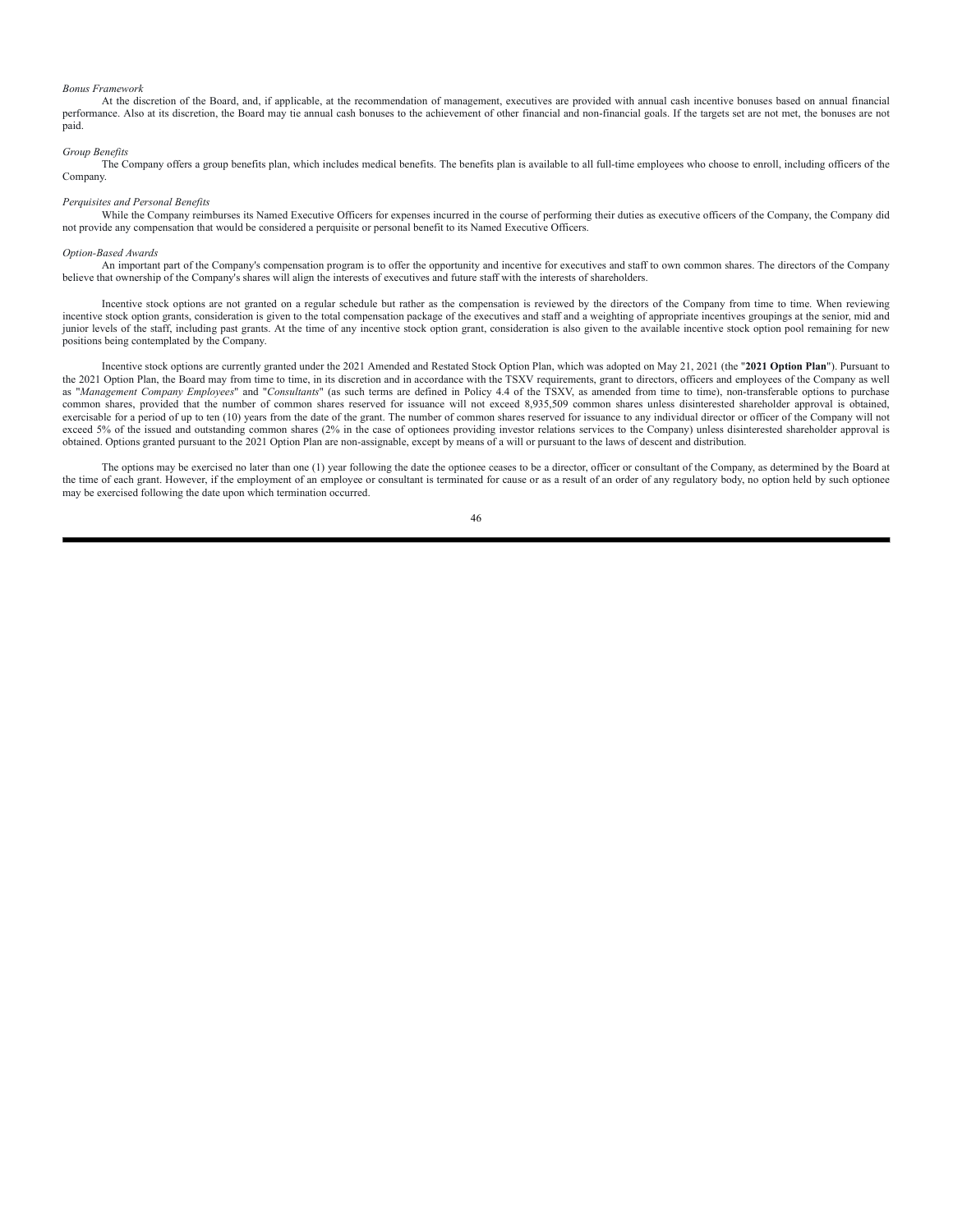*Bonus Framework*

At the discretion of the Board, and, if applicable, at the recommendation of management, executives are provided with annual cash incentive bonuses based on annual financial performance. Also at its discretion, the Board may tie annual cash bonuses to the achievement of other financial and non-financial goals. If the targets set are not met, the bonuses are not paid.

*Group Benefits*

The Company offers a group benefits plan, which includes medical benefits. The benefits plan is available to all full-time employees who choose to enroll, including officers of the Company.

*Perquisites and Personal Benefits*

While the Company reimburses its Named Executive Officers for expenses incurred in the course of performing their duties as executive officers of the Company, the Company did not provide any compensation that would be considered a perquisite or personal benefit to its Named Executive Officers.

*Option-Based Awards*

An important part of the Company's compensation program is to offer the opportunity and incentive for executives and staff to own common shares. The directors of the Company believe that ownership of the Company's shares will align the interests of executives and future staff with the interests of shareholders.

Incentive stock options are not granted on a regular schedule but rather as the compensation is reviewed by the directors of the Company from time to time. When reviewing incentive stock option grants, consideration is given to the total compensation package of the executives and staff and a weighting of appropriate incentives groupings at the senior, mid and junior levels of the staff, including past grants. At the time of any incentive stock option grant, consideration is also given to the available incentive stock option pool remaining for new positions being contemplated by the Company.

Incentive stock options are currently granted under the 2021 Amended and Restated Stock Option Plan, which was adopted on May 21, 2021 (the "**2021 Option Plan**"). Pursuant to the 2021 Option Plan, the Board may from time to time, in its discretion and in accordance with the TSXV requirements, grant to directors, officers and employees of the Company as well as "*Management Company Employees*" and "*Consultants*" (as such terms are defined in Policy 4.4 of the TSXV, as amended from time to time), non-transferable options to purchase common shares, provided that the number of common shares reserved for issuance will not exceed 8,935,509 common shares unless disinterested shareholder approval is obtained, exercisable for a period of up to ten (10) years from the date of the grant. The number of common shares reserved for issuance to any individual director or officer of the Company will not exceed 5% of the issued and outstanding common shares (2% in the case of optionees providing investor relations services to the Company) unless disinterested shareholder approval is obtained. Options granted pursuant to the 2021 Option Plan are non-assignable, except by means of a will or pursuant to the laws of descent and distribution.

The options may be exercised no later than one (1) year following the date the optionee ceases to be a director, officer or consultant of the Company, as determined by the Board at the time of each grant. However, if the employment of an employee or consultant is terminated for cause or as a result of an order of any regulatory body, no option held by such optionee may be exercised following the date upon which termination occurred.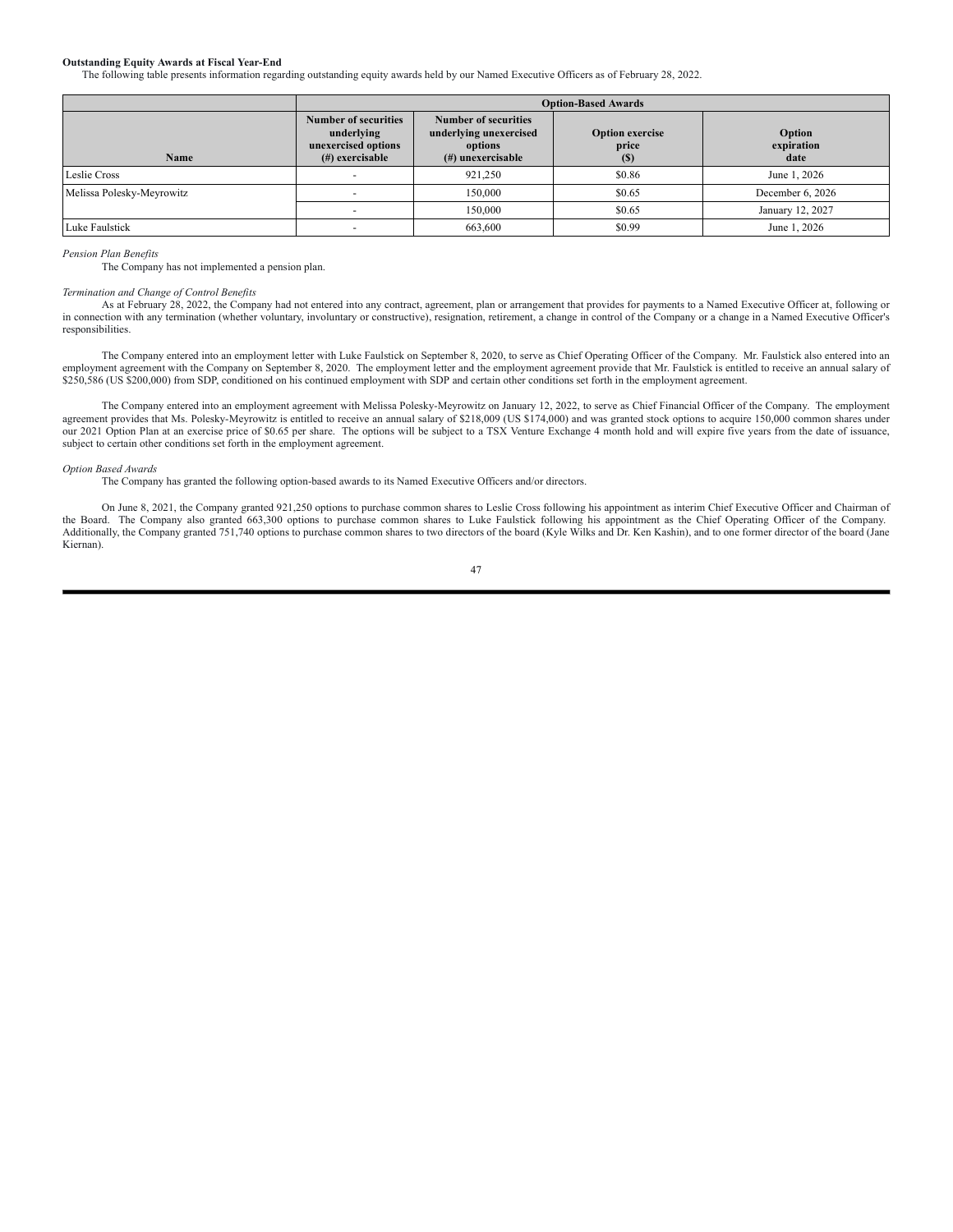**Outstanding Equity Awards at Fiscal Year-End**

The following table presents information regarding outstanding equity awards held by our Named Executive Officers as of February 28, 2022.

| | Option-Based Awards | | | |
|---|---|---|---|---|
| Name | Number of securities underlying unexercised options (#) exercisable | Number of securities underlying unexercised options (#) unexercisable | Option exercise price ($) | Option expiration date |
| Leslie Cross | - | 921,250 | $0.86 | June 1, 2026 |
| Melissa Polesky-Meyrowitz | - | 150,000 | $0.65 | December 6, 2026 |
| | - | 150,000 | $0.65 | January 12, 2027 |
| Luke Faulstick | - | 663,600 | $0.99 | June 1, 2026 |

*Pension Plan Benefits*

The Company has not implemented a pension plan.

*Termination and Change of Control Benefits*

As at February 28, 2022, the Company had not entered into any contract, agreement, plan or arrangement that provides for payments to a Named Executive Officer at, following or in connection with any termination (whether voluntary, involuntary or constructive), resignation, retirement, a change in control of the Company or a change in a Named Executive Officer's responsibilities.

The Company entered into an employment letter with Luke Faulstick on September 8, 2020, to serve as Chief Operating Officer of the Company. Mr. Faulstick also entered into an employment agreement with the Company on September 8, 2020. The employment letter and the employment agreement provide that Mr. Faulstick is entitled to receive an annual salary of $250,586 (US $200,000) from SDP, conditioned on his continued employment with SDP and certain other conditions set forth in the employment agreement.

The Company entered into an employment agreement with Melissa Polesky-Meyrowitz on January 12, 2022, to serve as Chief Financial Officer of the Company. The employment agreement provides that Ms. Polesky-Meyrowitz is entitled to receive an annual salary of $218,009 (US $174,000) and was granted stock options to acquire 150,000 common shares under our 2021 Option Plan at an exercise price of $0.65 per share. The options will be subject to a TSX Venture Exchange 4 month hold and will expire five years from the date of issuance, subject to certain other conditions set forth in the employment agreement.

*Option Based Awards*

The Company has granted the following option-based awards to its Named Executive Officers and/or directors.

On June 8, 2021, the Company granted 921,250 options to purchase common shares to Leslie Cross following his appointment as interim Chief Executive Officer and Chairman of the Board. The Company also granted 663,300 options to purchase common shares to Luke Faulstick following his appointment as the Chief Operating Officer of the Company. Additionally, the Company granted 751,740 options to purchase common shares to two directors of the board (Kyle Wilks and Dr. Ken Kashin), and to one former director of the board (Jane Kiernan).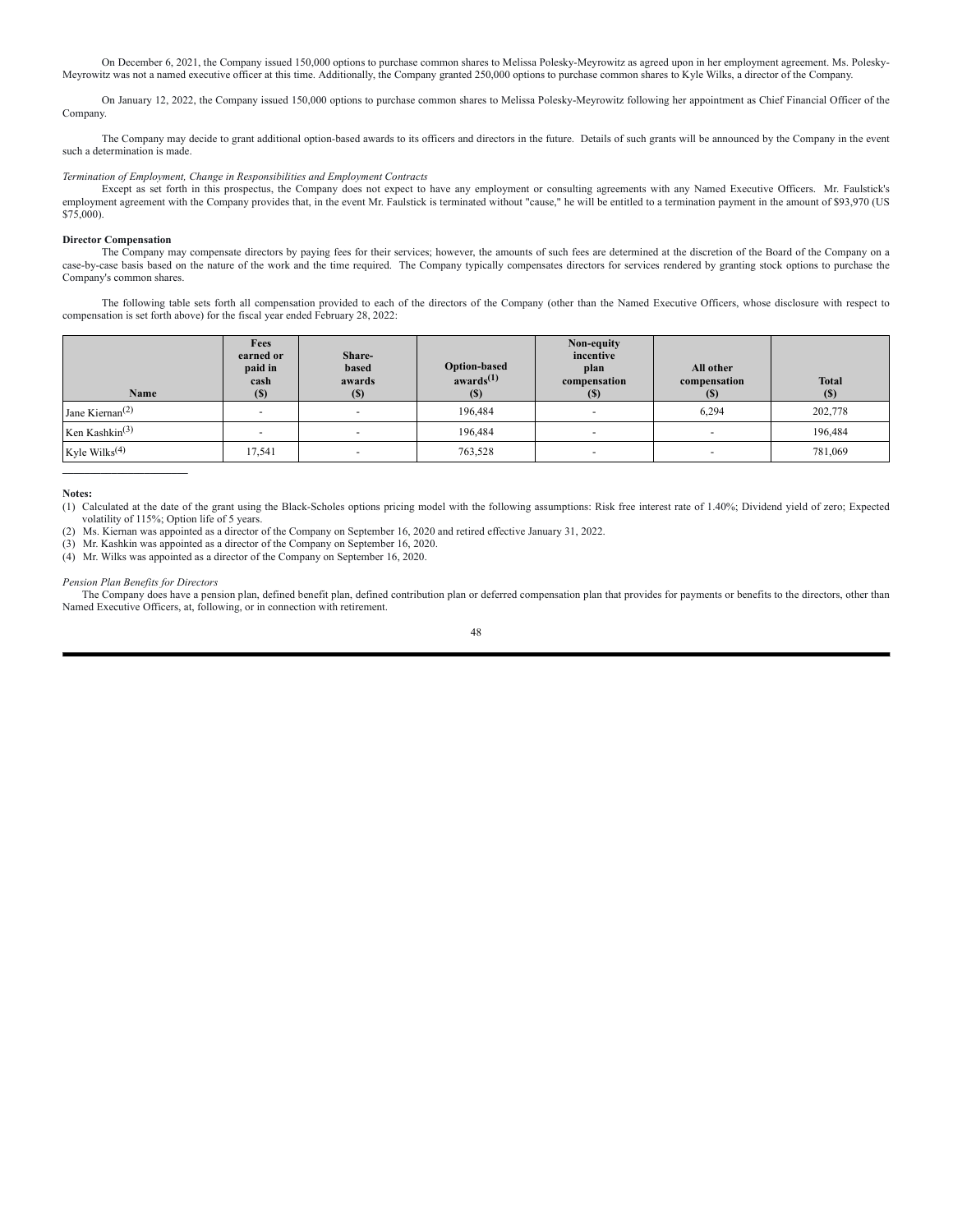On December 6, 2021, the Company issued 150,000 options to purchase common shares to Melissa Polesky-Meyrowitz as agreed upon in her employment agreement. Ms. Polesky-Meyrowitz was not a named executive officer at this time. Additionally, the Company granted 250,000 options to purchase common shares to Kyle Wilks, a director of the Company.

On January 12, 2022, the Company issued 150,000 options to purchase common shares to Melissa Polesky-Meyrowitz following her appointment as Chief Financial Officer of the Company.

The Company may decide to grant additional option-based awards to its officers and directors in the future. Details of such grants will be announced by the Company in the event such a determination is made.

*Termination of Employment, Change in Responsibilities and Employment Contracts*

Except as set forth in this prospectus, the Company does not expect to have any employment or consulting agreements with any Named Executive Officers. Mr. Faulstick's employment agreement with the Company provides that, in the event Mr. Faulstick is terminated without "cause," he will be entitled to a termination payment in the amount of $93,970 (US $75,000).

**Director Compensation**

The Company may compensate directors by paying fees for their services; however, the amounts of such fees are determined at the discretion of the Board of the Company on a case-by-case basis based on the nature of the work and the time required. The Company typically compensates directors for services rendered by granting stock options to purchase the Company's common shares.

The following table sets forth all compensation provided to each of the directors of the Company (other than the Named Executive Officers, whose disclosure with respect to compensation is set forth above) for the fiscal year ended February 28, 2022:

| Name | Fees earned or paid in cash ($) | Share-based awards ($) | Option-based awards[(1)] ($) | Non-equity incentive plan compensation ($) | All other compensation ($) | Total ($) |
|---|---|---|---|---|---|---|
| Jane Kiernan[(2)] | - | - | 196,484 | - | 6,294 | 202,778 |
| Ken Kashkin[(3)] | - | - | 196,484 | - | - | 196,484 |
| Kyle Wilks[(4)] | 17,541 | - | 763,528 | - | - | 781,069 |

**Notes:**

(1) Calculated at the date of the grant using the Black-Scholes options pricing model with the following assumptions: Risk free interest rate of 1.40%; Dividend yield of zero; Expected volatility of 115%; Option life of 5 years.

(2) Ms. Kiernan was appointed as a director of the Company on September 16, 2020 and retired effective January 31, 2022.

(3) Mr. Kashkin was appointed as a director of the Company on September 16, 2020.

(4) Mr. Wilks was appointed as a director of the Company on September 16, 2020.

*Pension Plan Benefits for Directors*

The Company does have a pension plan, defined benefit plan, defined contribution plan or deferred compensation plan that provides for payments or benefits to the directors, other than Named Executive Officers, at, following, or in connection with retirement.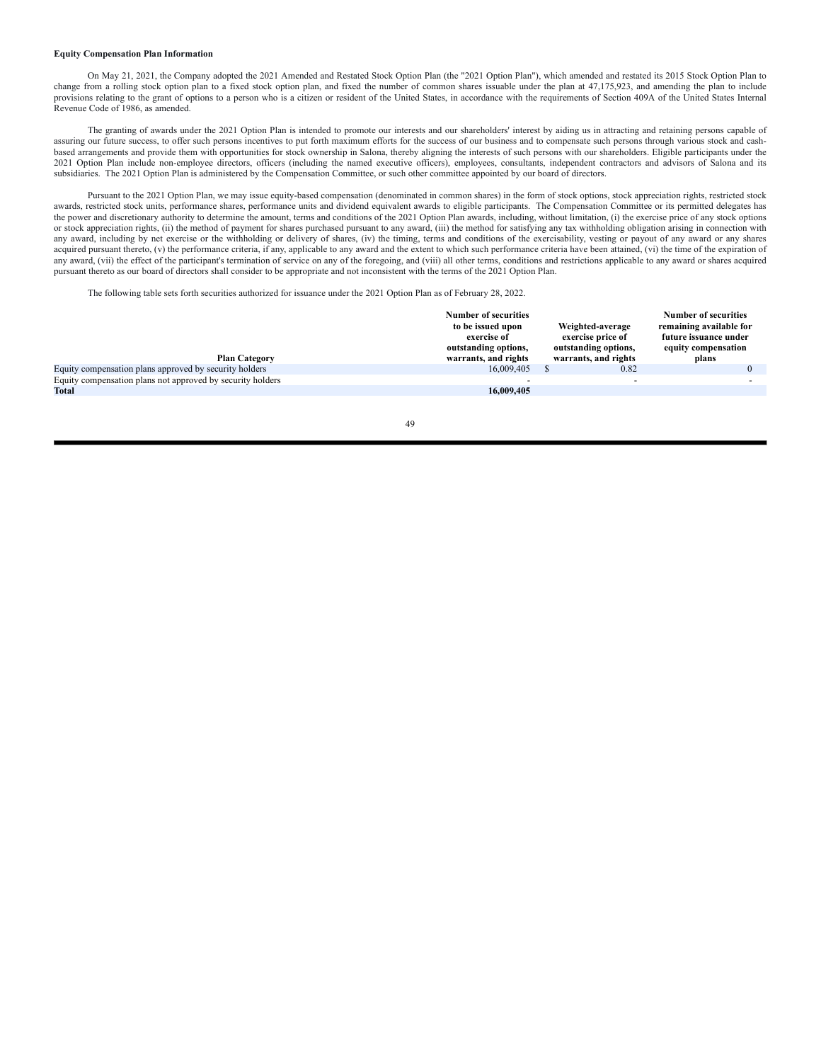**Equity Compensation Plan Information**

On May 21, 2021, the Company adopted the 2021 Amended and Restated Stock Option Plan (the "2021 Option Plan"), which amended and restated its 2015 Stock Option Plan to change from a rolling stock option plan to a fixed stock option plan, and fixed the number of common shares issuable under the plan at 47,175,923, and amending the plan to include provisions relating to the grant of options to a person who is a citizen or resident of the United States, in accordance with the requirements of Section 409A of the United States Internal Revenue Code of 1986, as amended.

The granting of awards under the 2021 Option Plan is intended to promote our interests and our shareholders' interest by aiding us in attracting and retaining persons capable of assuring our future success, to offer such persons incentives to put forth maximum efforts for the success of our business and to compensate such persons through various stock and cash-based arrangements and provide them with opportunities for stock ownership in Salona, thereby aligning the interests of such persons with our shareholders. Eligible participants under the 2021 Option Plan include non-employee directors, officers (including the named executive officers), employees, consultants, independent contractors and advisors of Salona and its subsidiaries. The 2021 Option Plan is administered by the Compensation Committee, or such other committee appointed by our board of directors.

Pursuant to the 2021 Option Plan, we may issue equity-based compensation (denominated in common shares) in the form of stock options, stock appreciation rights, restricted stock awards, restricted stock units, performance shares, performance units and dividend equivalent awards to eligible participants. The Compensation Committee or its permitted delegates has the power and discretionary authority to determine the amount, terms and conditions of the 2021 Option Plan awards, including, without limitation, (i) the exercise price of any stock options or stock appreciation rights, (ii) the method of payment for shares purchased pursuant to any award, (iii) the method for satisfying any tax withholding obligation arising in connection with any award, including by net exercise or the withholding or delivery of shares, (iv) the timing, terms and conditions of the exercisability, vesting or payout of any award or any shares acquired pursuant thereto, (v) the performance criteria, if any, applicable to any award and the extent to which such performance criteria have been attained, (vi) the time of the expiration of any award, (vii) the effect of the participant's termination of service on any of the foregoing, and (viii) all other terms, conditions and restrictions applicable to any award or shares acquired pursuant thereto as our board of directors shall consider to be appropriate and not inconsistent with the terms of the 2021 Option Plan.

The following table sets forth securities authorized for issuance under the 2021 Option Plan as of February 28, 2022.

| Plan Category | Number of securities to be issued upon exercise of outstanding options, warrants, and rights | Weighted-average exercise price of outstanding options, warrants, and rights | Number of securities remaining available for future issuance under equity compensation plans |
|---|---|---|---|
| Equity compensation plans approved by security holders | 16,009,405 | $ 0.82 | 0 |
| Equity compensation plans not approved by security holders | - | - | - |
| **Total** | **16,009,405** | | |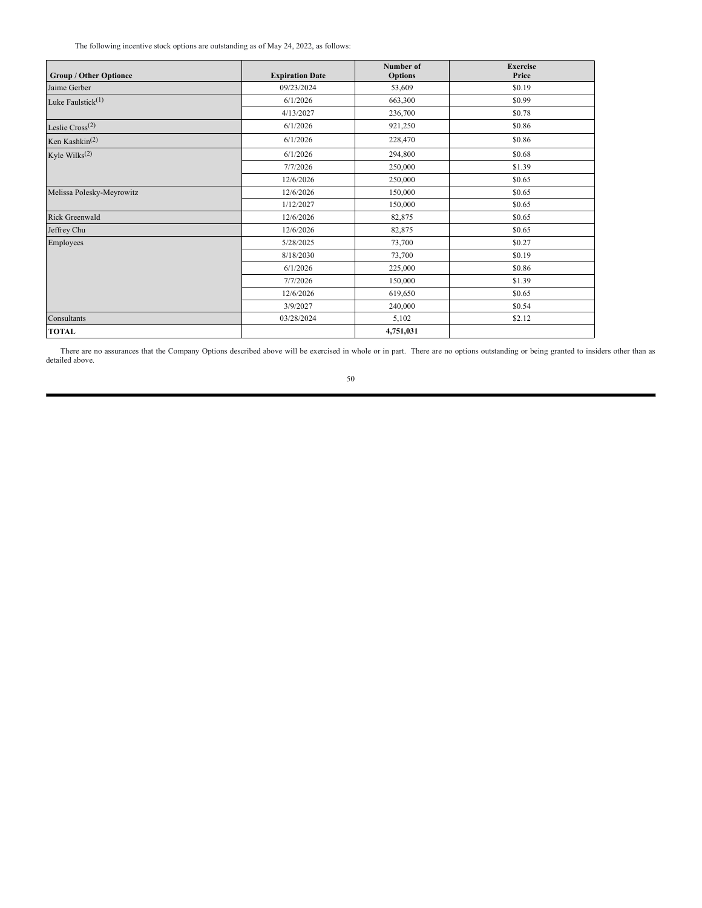The following incentive stock options are outstanding as of May 24, 2022, as follows:

| Group / Other Optionee | Expiration Date | Number of Options | Exercise Price |
|---|---|---|---|
| Jaime Gerber | 09/23/2024 | 53,609 | $0.19 |
| Luke Faulstick[(1)] | 6/1/2026 | 663,300 | $0.99 |
| | 4/13/2027 | 236,700 | $0.78 |
| Leslie Cross[(2)] | 6/1/2026 | 921,250 | $0.86 |
| Ken Kashkin[(2)] | 6/1/2026 | 228,470 | $0.86 |
| Kyle Wilks[(2)] | 6/1/2026 | 294,800 | $0.68 |
| | 7/7/2026 | 250,000 | $1.39 |
| | 12/6/2026 | 250,000 | $0.65 |
| Melissa Polesky-Meyrowitz | 12/6/2026 | 150,000 | $0.65 |
| | 1/12/2027 | 150,000 | $0.65 |
| Rick Greenwald | 12/6/2026 | 82,875 | $0.65 |
| Jeffrey Chu | 12/6/2026 | 82,875 | $0.65 |
| Employees | 5/28/2025 | 73,700 | $0.27 |
| | 8/18/2030 | 73,700 | $0.19 |
| | 6/1/2026 | 225,000 | $0.86 |
| | 7/7/2026 | 150,000 | $1.39 |
| | 12/6/2026 | 619,650 | $0.65 |
| | 3/9/2027 | 240,000 | $0.54 |
| Consultants | 03/28/2024 | 5,102 | $2.12 |
| **TOTAL** | | **4,751,031** | |

There are no assurances that the Company Options described above will be exercised in whole or in part. There are no options outstanding or being granted to insiders other than as detailed above.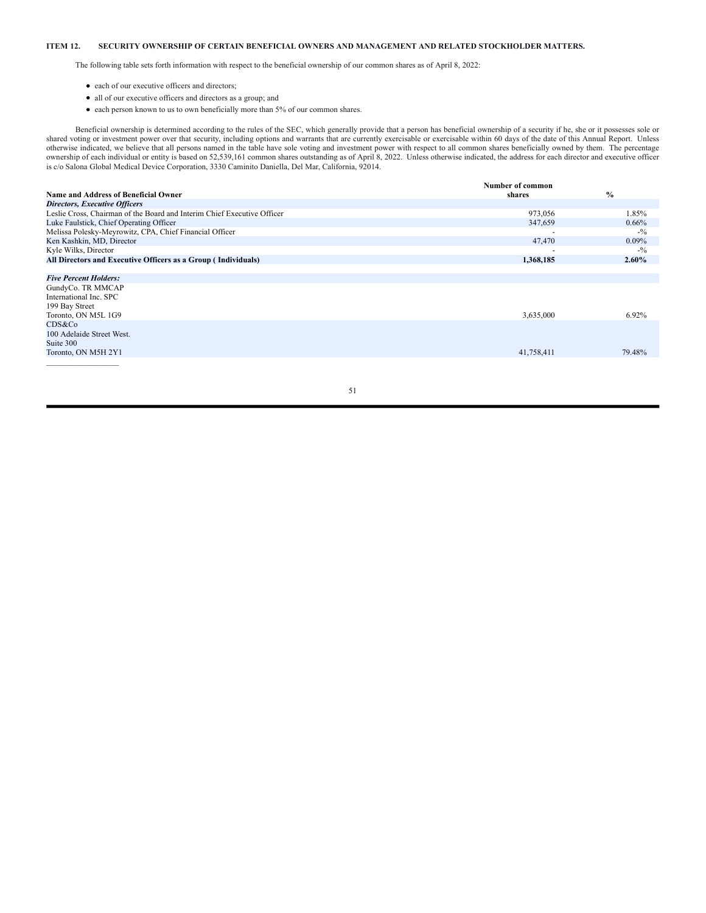## ITEM 12. SECURITY OWNERSHIP OF CERTAIN BENEFICIAL OWNERS AND MANAGEMENT AND RELATED STOCKHOLDER MATTERS.

The following table sets forth information with respect to the beneficial ownership of our common shares as of April 8, 2022:

- each of our executive officers and directors;
- all of our executive officers and directors as a group; and
- each person known to us to own beneficially more than 5% of our common shares.

Beneficial ownership is determined according to the rules of the SEC, which generally provide that a person has beneficial ownership of a security if he, she or it possesses sole or shared voting or investment power over that security, including options and warrants that are currently exercisable or exercisable within 60 days of the date of this Annual Report. Unless otherwise indicated, we believe that all persons named in the table have sole voting and investment power with respect to all common shares beneficially owned by them. The percentage ownership of each individual or entity is based on 52,539,161 common shares outstanding as of April 8, 2022. Unless otherwise indicated, the address for each director and executive officer is c/o Salona Global Medical Device Corporation, 3330 Caminito Daniella, Del Mar, California, 92014.

| Name and Address of Beneficial Owner | Number of common shares | % |
|---|---|---|
| ***Directors, Executive Officers*** | | |
| Leslie Cross, Chairman of the Board and Interim Chief Executive Officer | 973,056 | 1.85% |
| Luke Faulstick, Chief Operating Officer | 347,659 | 0.66% |
| Melissa Polesky-Meyrowitz, CPA, Chief Financial Officer | - | -% |
| Ken Kashkin, MD, Director | 47,470 | 0.09% |
| Kyle Wilks, Director | - | -% |
| **All Directors and Executive Officers as a Group ( Individuals)** | **1,368,185** | **2.60%** |
| | | |
| ***Five Percent Holders:*** | | |
| GundyCo. TR MMCAP International Inc. SPC 199 Bay Street Toronto, ON M5L 1G9 | 3,635,000 | 6.92% |
| CDS&Co 100 Adelaide Street West. Suite 300 Toronto, ON M5H 2Y1 | 41,758,411 | 79.48% |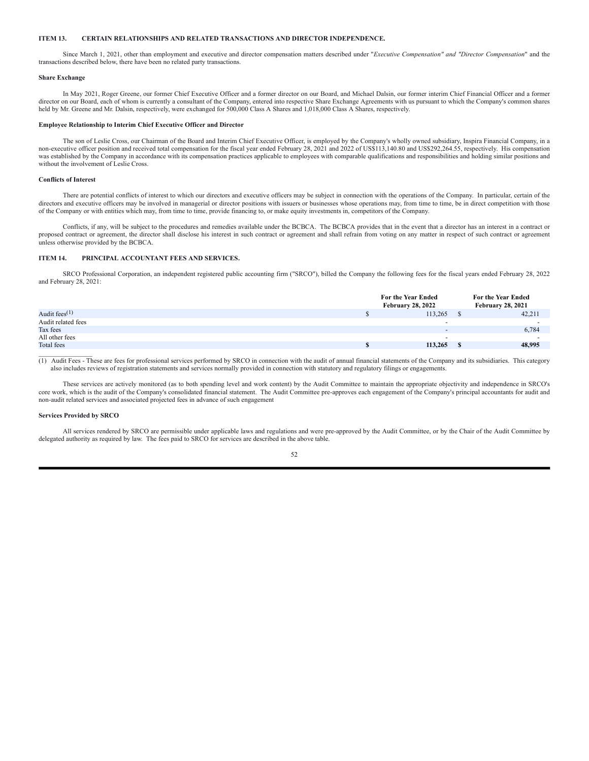## ITEM 13. CERTAIN RELATIONSHIPS AND RELATED TRANSACTIONS AND DIRECTOR INDEPENDENCE.

Since March 1, 2021, other than employment and executive and director compensation matters described under "*Executive Compensation" and "Director Compensation*" and the transactions described below, there have been no related party transactions.

**Share Exchange**

In May 2021, Roger Greene, our former Chief Executive Officer and a former director on our Board, and Michael Dalsin, our former interim Chief Financial Officer and a former director on our Board, each of whom is currently a consultant of the Company, entered into respective Share Exchange Agreements with us pursuant to which the Company's common shares held by Mr. Greene and Mr. Dalsin, respectively, were exchanged for 500,000 Class A Shares and 1,018,000 Class A Shares, respectively.

**Employee Relationship to Interim Chief Executive Officer and Director**

The son of Leslie Cross, our Chairman of the Board and Interim Chief Executive Officer, is employed by the Company's wholly owned subsidiary, Inspira Financial Company, in a non-executive officer position and received total compensation for the fiscal year ended February 28, 2021 and 2022 of US$113,140.80 and US$292,264.55, respectively. His compensation was established by the Company in accordance with its compensation practices applicable to employees with comparable qualifications and responsibilities and holding similar positions and without the involvement of Leslie Cross.

**Conflicts of Interest**

There are potential conflicts of interest to which our directors and executive officers may be subject in connection with the operations of the Company. In particular, certain of the directors and executive officers may be involved in managerial or director positions with issuers or businesses whose operations may, from time to time, be in direct competition with those of the Company or with entities which may, from time to time, provide financing to, or make equity investments in, competitors of the Company.

Conflicts, if any, will be subject to the procedures and remedies available under the BCBCA. The BCBCA provides that in the event that a director has an interest in a contract or proposed contract or agreement, the director shall disclose his interest in such contract or agreement and shall refrain from voting on any matter in respect of such contract or agreement unless otherwise provided by the BCBCA.

## ITEM 14. PRINCIPAL ACCOUNTANT FEES AND SERVICES.

SRCO Professional Corporation, an independent registered public accounting firm ("SRCO"), billed the Company the following fees for the fiscal years ended February 28, 2022 and February 28, 2021:

| | For the Year Ended February 28, 2022 | For the Year Ended February 28, 2021 |
|---|---|---|
| Audit fees[(1)] | $ 113,265 | $ 42,211 |
| Audit related fees | - | - |
| Tax fees | - | 6,784 |
| All other fees | - | - |
| Total fees | **$ 113,265** | **$ 48,995** |

(1) Audit Fees - These are fees for professional services performed by SRCO in connection with the audit of annual financial statements of the Company and its subsidiaries. This category also includes reviews of registration statements and services normally provided in connection with statutory and regulatory filings or engagements.

These services are actively monitored (as to both spending level and work content) by the Audit Committee to maintain the appropriate objectivity and independence in SRCO's core work, which is the audit of the Company's consolidated financial statement. The Audit Committee pre-approves each engagement of the Company's principal accountants for audit and non-audit related services and associated projected fees in advance of such engagement

**Services Provided by SRCO**

All services rendered by SRCO are permissible under applicable laws and regulations and were pre-approved by the Audit Committee, or by the Chair of the Audit Committee by delegated authority as required by law. The fees paid to SRCO for services are described in the above table.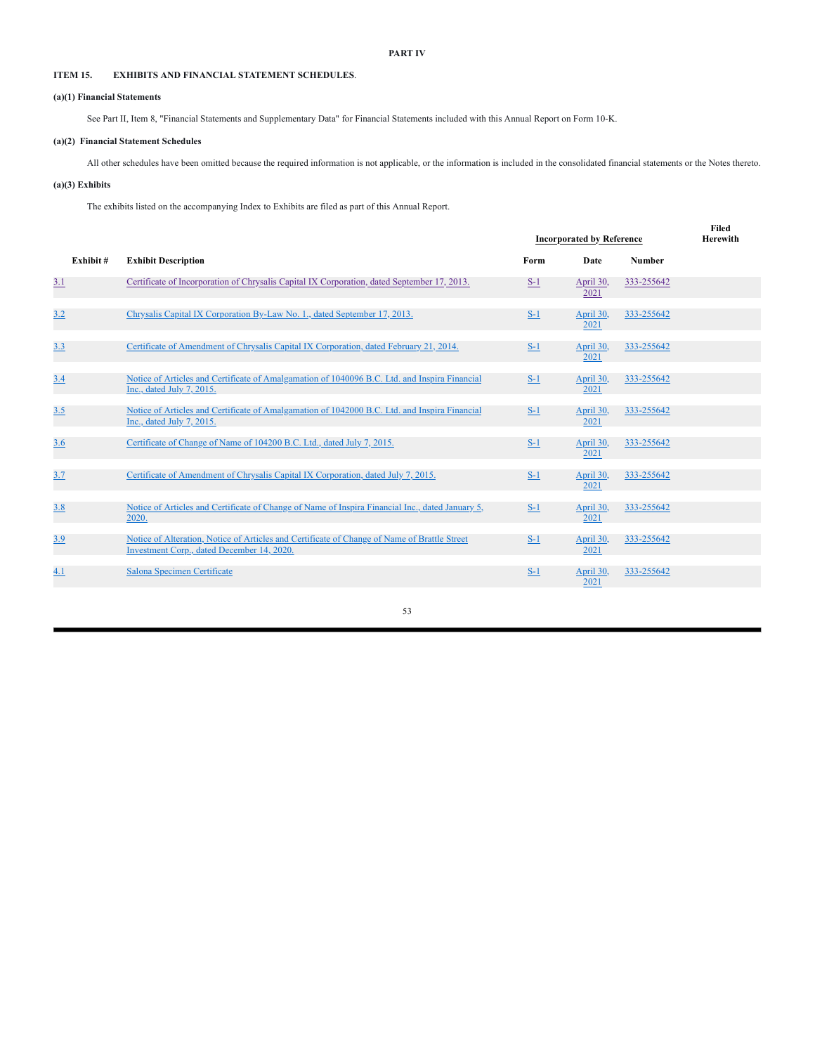**PART IV**

**ITEM 15. EXHIBITS AND FINANCIAL STATEMENT SCHEDULES**.

**(a)(1) Financial Statements**

See Part II, Item 8, "Financial Statements and Supplementary Data" for Financial Statements included with this Annual Report on Form 10-K.

**(a)(2) Financial Statement Schedules**

All other schedules have been omitted because the required information is not applicable, or the information is included in the consolidated financial statements or the Notes thereto.

**(a)(3) Exhibits**

The exhibits listed on the accompanying Index to Exhibits are filed as part of this Annual Report.

| | | Incorporated by Reference | | | Filed Herewith |
|---|---|---|---|---|---|
| **Exhibit #** | **Exhibit Description** | **Form** | **Date** | **Number** | |
| 3.1 | Certificate of Incorporation of Chrysalis Capital IX Corporation, dated September 17, 2013. | S-1 | April 30, 2021 | 333-255642 | |
| 3.2 | Chrysalis Capital IX Corporation By-Law No. 1., dated September 17, 2013. | S-1 | April 30, 2021 | 333-255642 | |
| 3.3 | Certificate of Amendment of Chrysalis Capital IX Corporation, dated February 21, 2014. | S-1 | April 30, 2021 | 333-255642 | |
| 3.4 | Notice of Articles and Certificate of Amalgamation of 1040096 B.C. Ltd. and Inspira Financial Inc., dated July 7, 2015. | S-1 | April 30, 2021 | 333-255642 | |
| 3.5 | Notice of Articles and Certificate of Amalgamation of 1042000 B.C. Ltd. and Inspira Financial Inc., dated July 7, 2015. | S-1 | April 30, 2021 | 333-255642 | |
| 3.6 | Certificate of Change of Name of 104200 B.C. Ltd., dated July 7, 2015. | S-1 | April 30, 2021 | 333-255642 | |
| 3.7 | Certificate of Amendment of Chrysalis Capital IX Corporation, dated July 7, 2015. | S-1 | April 30, 2021 | 333-255642 | |
| 3.8 | Notice of Articles and Certificate of Change of Name of Inspira Financial Inc., dated January 5, 2020. | S-1 | April 30, 2021 | 333-255642 | |
| 3.9 | Notice of Alteration, Notice of Articles and Certificate of Change of Name of Brattle Street Investment Corp., dated December 14, 2020. | S-1 | April 30, 2021 | 333-255642 | |
| 4.1 | Salona Specimen Certificate | S-1 | April 30, 2021 | 333-255642 | |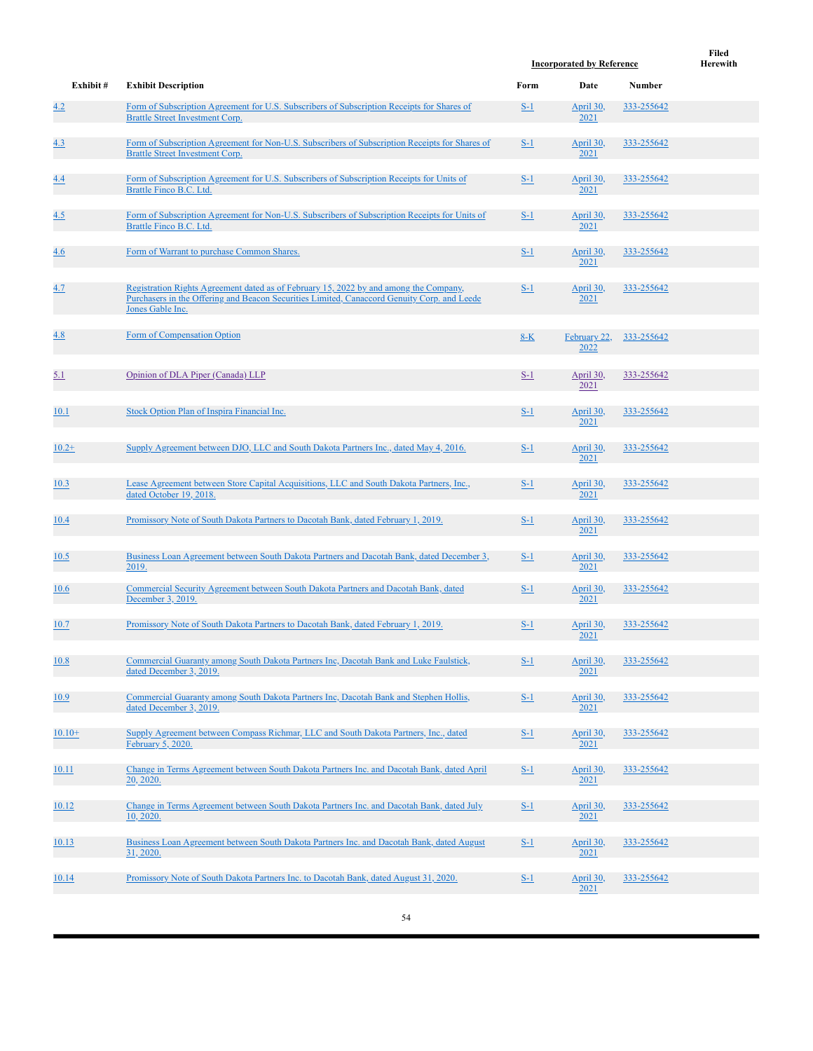| Exhibit # | Exhibit Description | Incorporated by Reference Form | Date | Number | Filed Herewith |
|---|---|---|---|---|---|
| 4.2 | Form of Subscription Agreement for U.S. Subscribers of Subscription Receipts for Shares of Brattle Street Investment Corp. | S-1 | April 30, 2021 | 333-255642 | |
| 4.3 | Form of Subscription Agreement for Non-U.S. Subscribers of Subscription Receipts for Shares of Brattle Street Investment Corp. | S-1 | April 30, 2021 | 333-255642 | |
| 4.4 | Form of Subscription Agreement for U.S. Subscribers of Subscription Receipts for Units of Brattle Finco B.C. Ltd. | S-1 | April 30, 2021 | 333-255642 | |
| 4.5 | Form of Subscription Agreement for Non-U.S. Subscribers of Subscription Receipts for Units of Brattle Finco B.C. Ltd. | S-1 | April 30, 2021 | 333-255642 | |
| 4.6 | Form of Warrant to purchase Common Shares. | S-1 | April 30, 2021 | 333-255642 | |
| 4.7 | Registration Rights Agreement dated as of February 15, 2022 by and among the Company, Purchasers in the Offering and Beacon Securities Limited, Canaccord Genuity Corp. and Leede Jones Gable Inc. | S-1 | April 30, 2021 | 333-255642 | |
| 4.8 | Form of Compensation Option | 8-K | February 22, 2022 | 333-255642 | |
| 5.1 | Opinion of DLA Piper (Canada) LLP | S-1 | April 30, 2021 | 333-255642 | |
| 10.1 | Stock Option Plan of Inspira Financial Inc. | S-1 | April 30, 2021 | 333-255642 | |
| 10.2+ | Supply Agreement between DJO, LLC and South Dakota Partners Inc., dated May 4, 2016. | S-1 | April 30, 2021 | 333-255642 | |
| 10.3 | Lease Agreement between Store Capital Acquisitions, LLC and South Dakota Partners, Inc., dated October 19, 2018. | S-1 | April 30, 2021 | 333-255642 | |
| 10.4 | Promissory Note of South Dakota Partners to Dacotah Bank, dated February 1, 2019. | S-1 | April 30, 2021 | 333-255642 | |
| 10.5 | Business Loan Agreement between South Dakota Partners and Dacotah Bank, dated December 3, 2019. | S-1 | April 30, 2021 | 333-255642 | |
| 10.6 | Commercial Security Agreement between South Dakota Partners and Dacotah Bank, dated December 3, 2019. | S-1 | April 30, 2021 | 333-255642 | |
| 10.7 | Promissory Note of South Dakota Partners to Dacotah Bank, dated February 1, 2019. | S-1 | April 30, 2021 | 333-255642 | |
| 10.8 | Commercial Guaranty among South Dakota Partners Inc, Dacotah Bank and Luke Faulstick, dated December 3, 2019. | S-1 | April 30, 2021 | 333-255642 | |
| 10.9 | Commercial Guaranty among South Dakota Partners Inc, Dacotah Bank and Stephen Hollis, dated December 3, 2019. | S-1 | April 30, 2021 | 333-255642 | |
| 10.10+ | Supply Agreement between Compass Richmar, LLC and South Dakota Partners, Inc., dated February 5, 2020. | S-1 | April 30, 2021 | 333-255642 | |
| 10.11 | Change in Terms Agreement between South Dakota Partners Inc. and Dacotah Bank, dated April 20, 2020. | S-1 | April 30, 2021 | 333-255642 | |
| 10.12 | Change in Terms Agreement between South Dakota Partners Inc. and Dacotah Bank, dated July 10, 2020. | S-1 | April 30, 2021 | 333-255642 | |
| 10.13 | Business Loan Agreement between South Dakota Partners Inc. and Dacotah Bank, dated August 31, 2020. | S-1 | April 30, 2021 | 333-255642 | |
| 10.14 | Promissory Note of South Dakota Partners Inc. to Dacotah Bank, dated August 31, 2020. | S-1 | April 30, 2021 | 333-255642 | |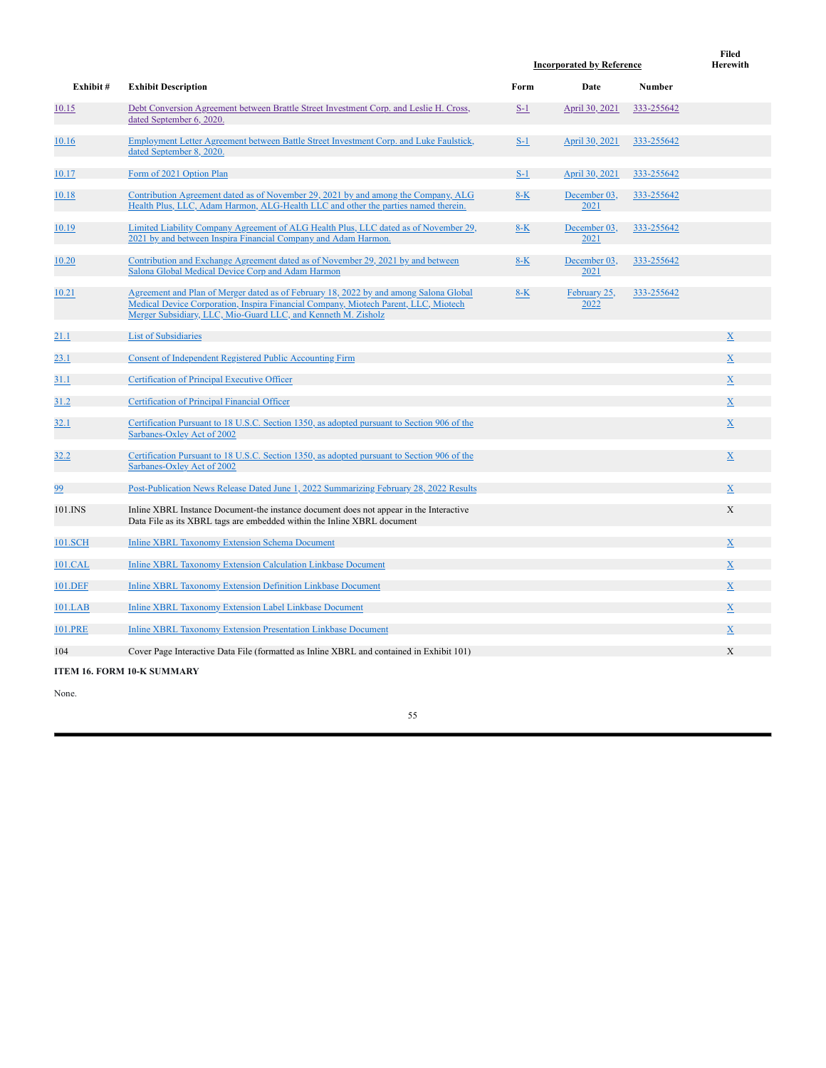| Exhibit # | Exhibit Description | Incorporated by Reference Form | Date | Number | Filed Herewith |
|---|---|---|---|---|---|
| 10.15 | Debt Conversion Agreement between Brattle Street Investment Corp. and Leslie H. Cross, dated September 6, 2020. | S-1 | April 30, 2021 | 333-255642 | |
| 10.16 | Employment Letter Agreement between Battle Street Investment Corp. and Luke Faulstick, dated September 8, 2020. | S-1 | April 30, 2021 | 333-255642 | |
| 10.17 | Form of 2021 Option Plan | S-1 | April 30, 2021 | 333-255642 | |
| 10.18 | Contribution Agreement dated as of November 29, 2021 by and among the Company, ALG Health Plus, LLC, Adam Harmon, ALG-Health LLC and other the parties named therein. | 8-K | December 03, 2021 | 333-255642 | |
| 10.19 | Limited Liability Company Agreement of ALG Health Plus, LLC dated as of November 29, 2021 by and between Inspira Financial Company and Adam Harmon. | 8-K | December 03, 2021 | 333-255642 | |
| 10.20 | Contribution and Exchange Agreement dated as of November 29, 2021 by and between Salona Global Medical Device Corp and Adam Harmon | 8-K | December 03, 2021 | 333-255642 | |
| 10.21 | Agreement and Plan of Merger dated as of February 18, 2022 by and among Salona Global Medical Device Corporation, Inspira Financial Company, Miotech Parent, LLC, Miotech Merger Subsidiary, LLC, Mio-Guard LLC, and Kenneth M. Zisholz | 8-K | February 25, 2022 | 333-255642 | |
| 21.1 | List of Subsidiaries | | | | X |
| 23.1 | Consent of Independent Registered Public Accounting Firm | | | | X |
| 31.1 | Certification of Principal Executive Officer | | | | X |
| 31.2 | Certification of Principal Financial Officer | | | | X |
| 32.1 | Certification Pursuant to 18 U.S.C. Section 1350, as adopted pursuant to Section 906 of the Sarbanes-Oxley Act of 2002 | | | | X |
| 32.2 | Certification Pursuant to 18 U.S.C. Section 1350, as adopted pursuant to Section 906 of the Sarbanes-Oxley Act of 2002 | | | | X |
| 99 | Post-Publication News Release Dated June 1, 2022 Summarizing February 28, 2022 Results | | | | X |
| 101.INS | Inline XBRL Instance Document-the instance document does not appear in the Interactive Data File as its XBRL tags are embedded within the Inline XBRL document | | | | X |
| 101.SCH | Inline XBRL Taxonomy Extension Schema Document | | | | X |
| 101.CAL | Inline XBRL Taxonomy Extension Calculation Linkbase Document | | | | X |
| 101.DEF | Inline XBRL Taxonomy Extension Definition Linkbase Document | | | | X |
| 101.LAB | Inline XBRL Taxonomy Extension Label Linkbase Document | | | | X |
| 101.PRE | Inline XBRL Taxonomy Extension Presentation Linkbase Document | | | | X |
| 104 | Cover Page Interactive Data File (formatted as Inline XBRL and contained in Exhibit 101) | | | | X |

**ITEM 16. FORM 10-K SUMMARY**

None.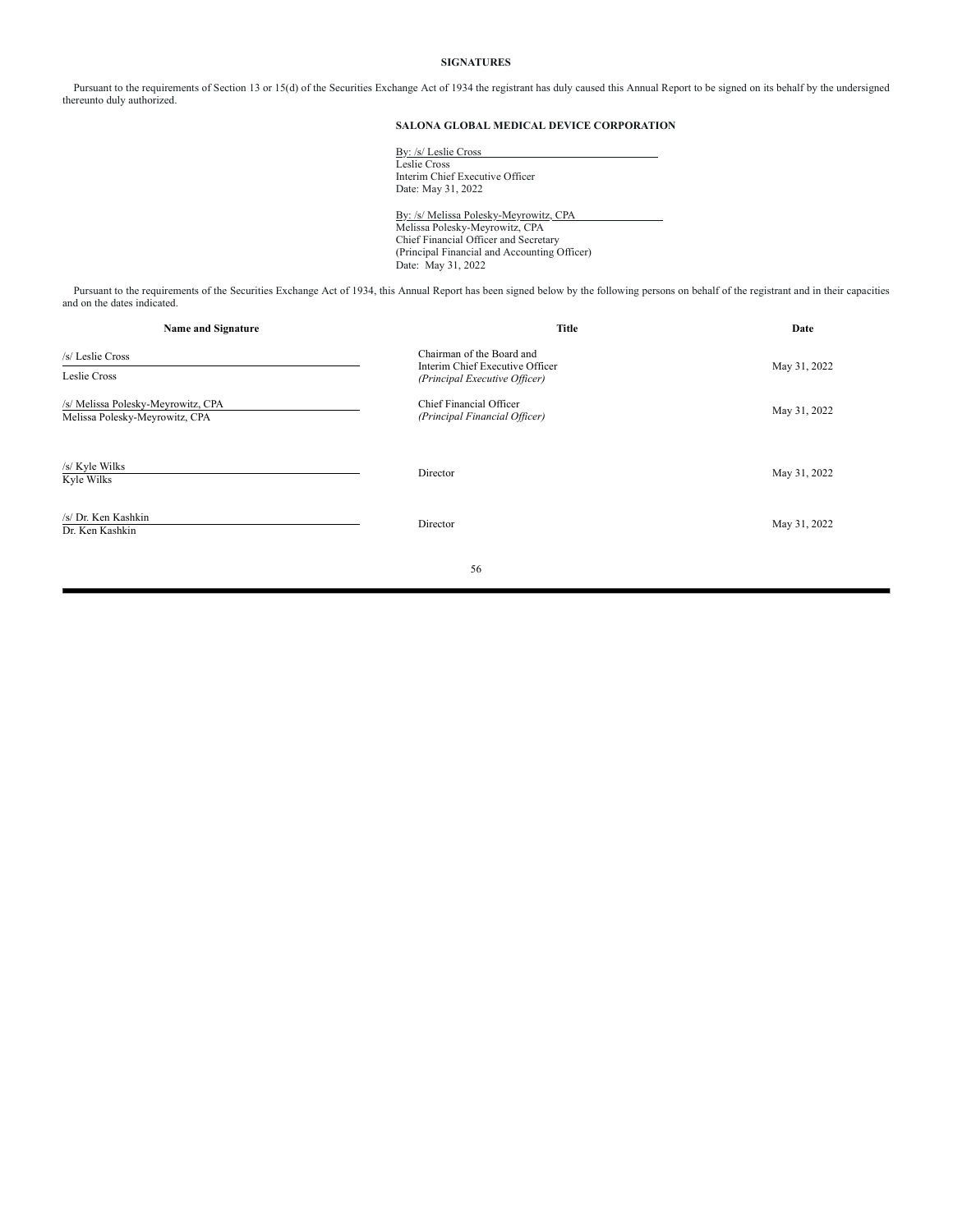## SIGNATURES

Pursuant to the requirements of Section 13 or 15(d) of the Securities Exchange Act of 1934 the registrant has duly caused this Annual Report to be signed on its behalf by the undersigned thereunto duly authorized.

**SALONA GLOBAL MEDICAL DEVICE CORPORATION**

By: /s/ Leslie Cross
Leslie Cross
Interim Chief Executive Officer
Date: May 31, 2022

By: /s/ Melissa Polesky-Meyrowitz, CPA
Melissa Polesky-Meyrowitz, CPA
Chief Financial Officer and Secretary
(Principal Financial and Accounting Officer)
Date: May 31, 2022

Pursuant to the requirements of the Securities Exchange Act of 1934, this Annual Report has been signed below by the following persons on behalf of the registrant and in their capacities and on the dates indicated.

| Name and Signature | Title | Date |
|---|---|---|
| /s/ Leslie Cross<br>Leslie Cross | Chairman of the Board and Interim Chief Executive Officer *(Principal Executive Officer)* | May 31, 2022 |
| /s/ Melissa Polesky-Meyrowitz, CPA<br>Melissa Polesky-Meyrowitz, CPA | Chief Financial Officer *(Principal Financial Officer)* | May 31, 2022 |
| /s/ Kyle Wilks<br>Kyle Wilks | Director | May 31, 2022 |
| /s/ Dr. Ken Kashkin<br>Dr. Ken Kashkin | Director | May 31, 2022 |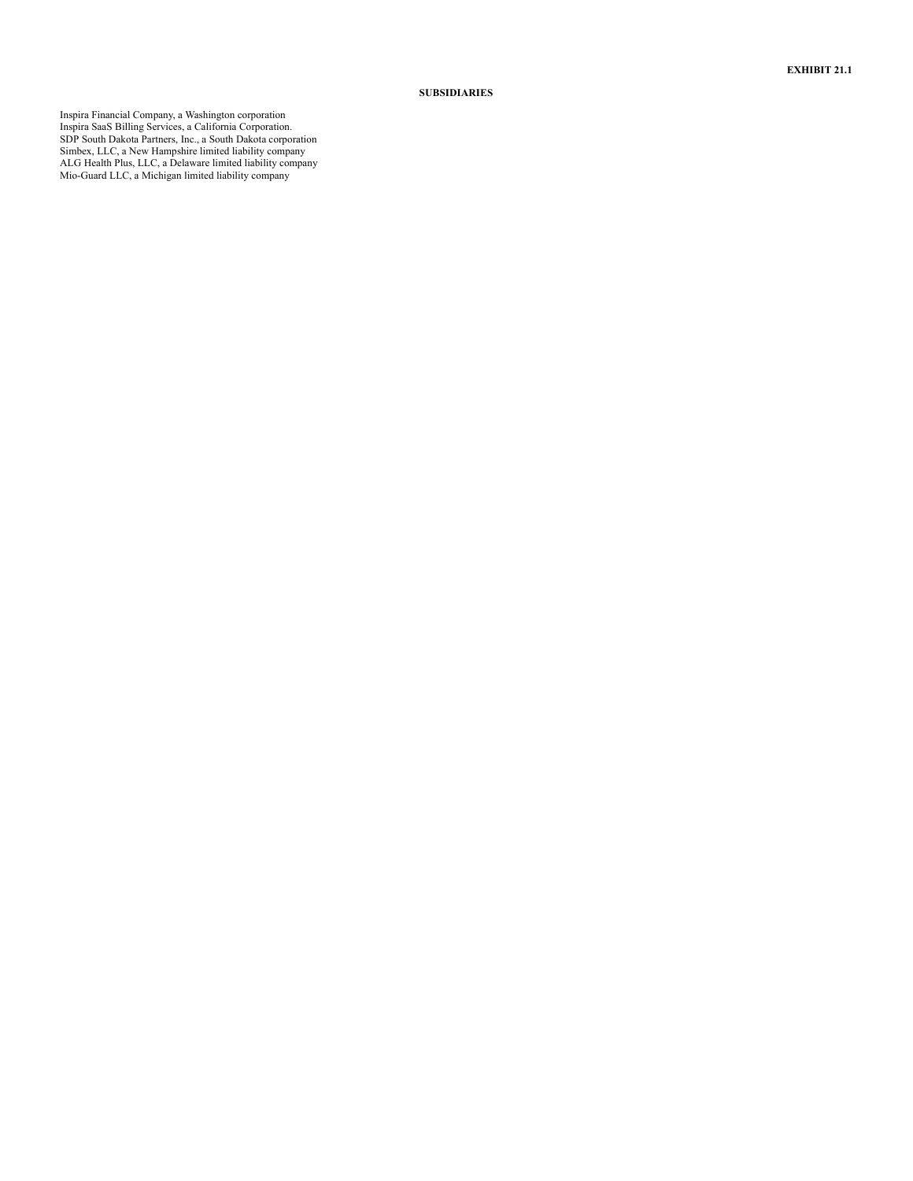**EXHIBIT 21.1**

**SUBSIDIARIES**

Inspira Financial Company, a Washington corporation
Inspira SaaS Billing Services, a California Corporation.
SDP South Dakota Partners, Inc., a South Dakota corporation
Simbex, LLC, a New Hampshire limited liability company
ALG Health Plus, LLC, a Delaware limited liability company
Mio-Guard LLC, a Michigan limited liability company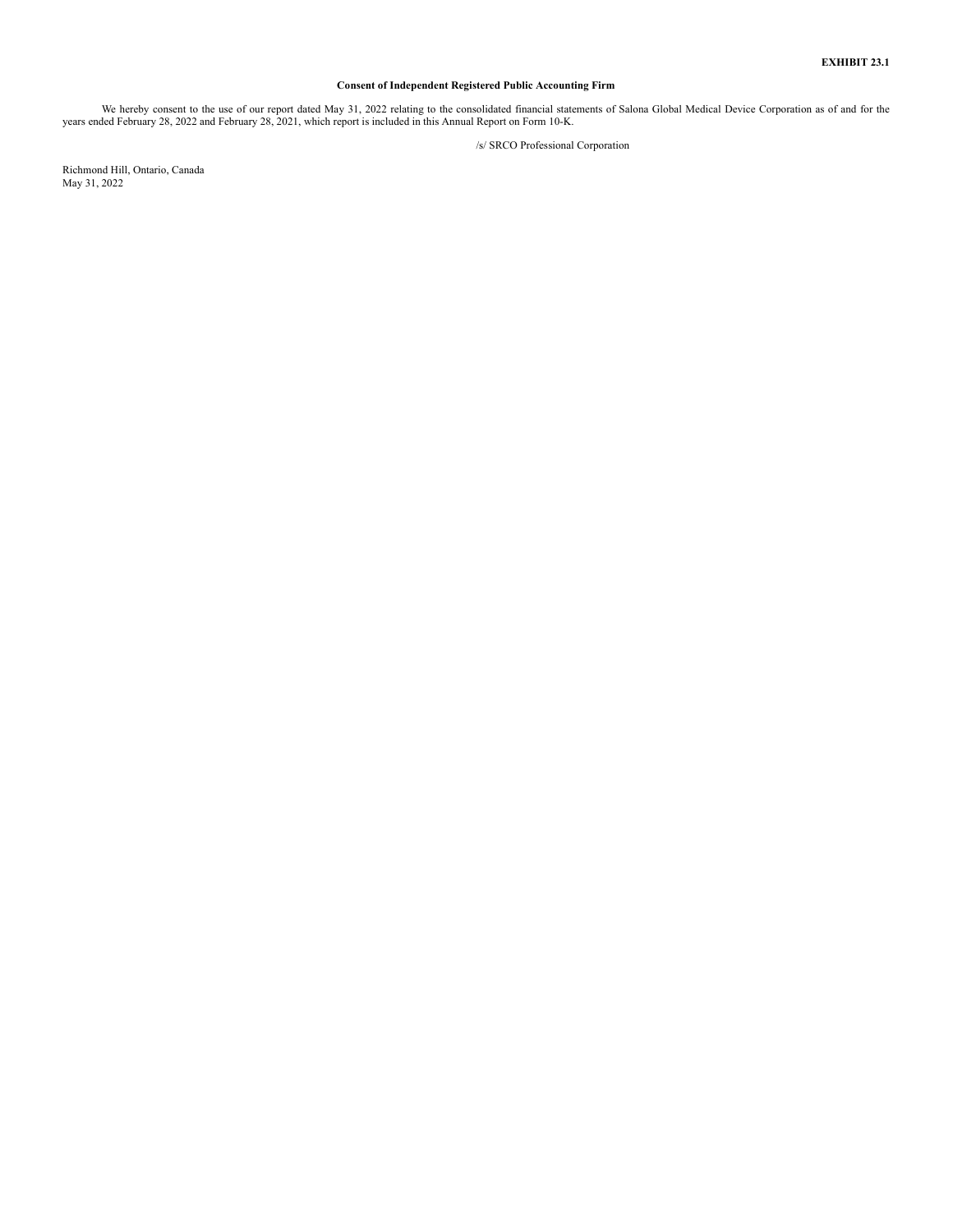**EXHIBIT 23.1**

**Consent of Independent Registered Public Accounting Firm**

We hereby consent to the use of our report dated May 31, 2022 relating to the consolidated financial statements of Salona Global Medical Device Corporation as of and for the years ended February 28, 2022 and February 28, 2021, which report is included in this Annual Report on Form 10-K.

/s/ SRCO Professional Corporation

Richmond Hill, Ontario, Canada
May 31, 2022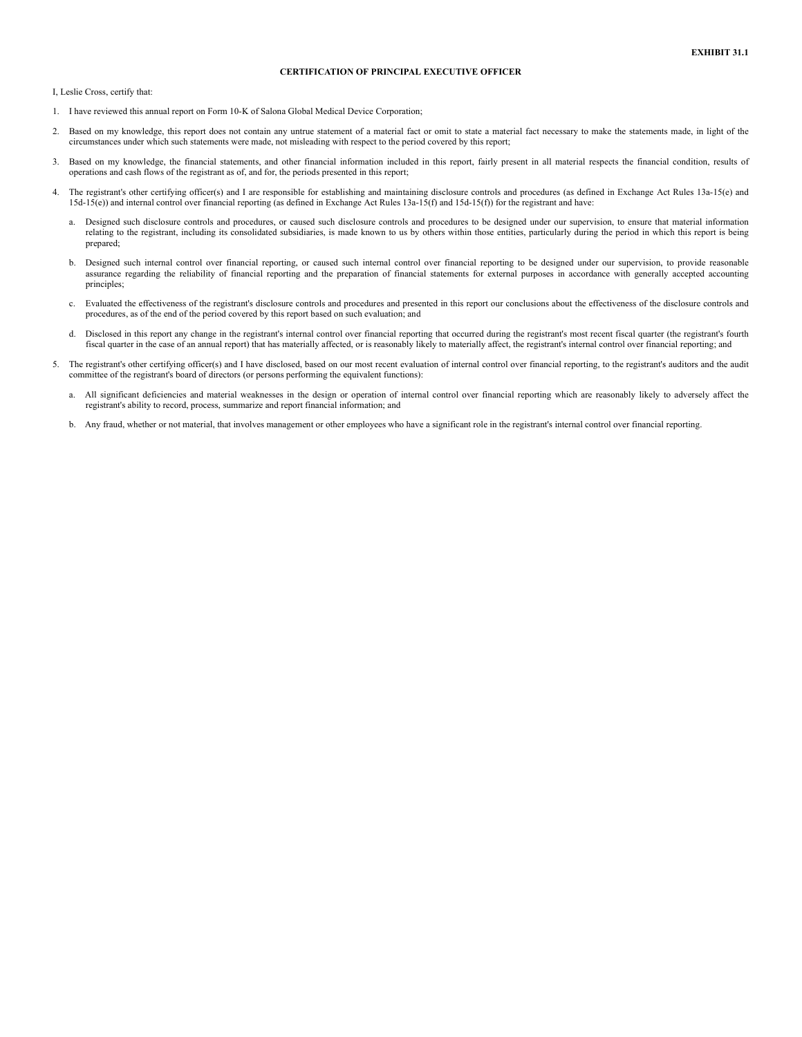**EXHIBIT 31.1**

**CERTIFICATION OF PRINCIPAL EXECUTIVE OFFICER**

I, Leslie Cross, certify that:

1. I have reviewed this annual report on Form 10-K of Salona Global Medical Device Corporation;

2. Based on my knowledge, this report does not contain any untrue statement of a material fact or omit to state a material fact necessary to make the statements made, in light of the circumstances under which such statements were made, not misleading with respect to the period covered by this report;

3. Based on my knowledge, the financial statements, and other financial information included in this report, fairly present in all material respects the financial condition, results of operations and cash flows of the registrant as of, and for, the periods presented in this report;

4. The registrant's other certifying officer(s) and I are responsible for establishing and maintaining disclosure controls and procedures (as defined in Exchange Act Rules 13a-15(e) and 15d-15(e)) and internal control over financial reporting (as defined in Exchange Act Rules 13a-15(f) and 15d-15(f)) for the registrant and have:

   a. Designed such disclosure controls and procedures, or caused such disclosure controls and procedures to be designed under our supervision, to ensure that material information relating to the registrant, including its consolidated subsidiaries, is made known to us by others within those entities, particularly during the period in which this report is being prepared;

   b. Designed such internal control over financial reporting, or caused such internal control over financial reporting to be designed under our supervision, to provide reasonable assurance regarding the reliability of financial reporting and the preparation of financial statements for external purposes in accordance with generally accepted accounting principles;

   c. Evaluated the effectiveness of the registrant's disclosure controls and procedures and presented in this report our conclusions about the effectiveness of the disclosure controls and procedures, as of the end of the period covered by this report based on such evaluation; and

   d. Disclosed in this report any change in the registrant's internal control over financial reporting that occurred during the registrant's most recent fiscal quarter (the registrant's fourth fiscal quarter in the case of an annual report) that has materially affected, or is reasonably likely to materially affect, the registrant's internal control over financial reporting; and

5. The registrant's other certifying officer(s) and I have disclosed, based on our most recent evaluation of internal control over financial reporting, to the registrant's auditors and the audit committee of the registrant's board of directors (or persons performing the equivalent functions):

   a. All significant deficiencies and material weaknesses in the design or operation of internal control over financial reporting which are reasonably likely to adversely affect the registrant's ability to record, process, summarize and report financial information; and

   b. Any fraud, whether or not material, that involves management or other employees who have a significant role in the registrant's internal control over financial reporting.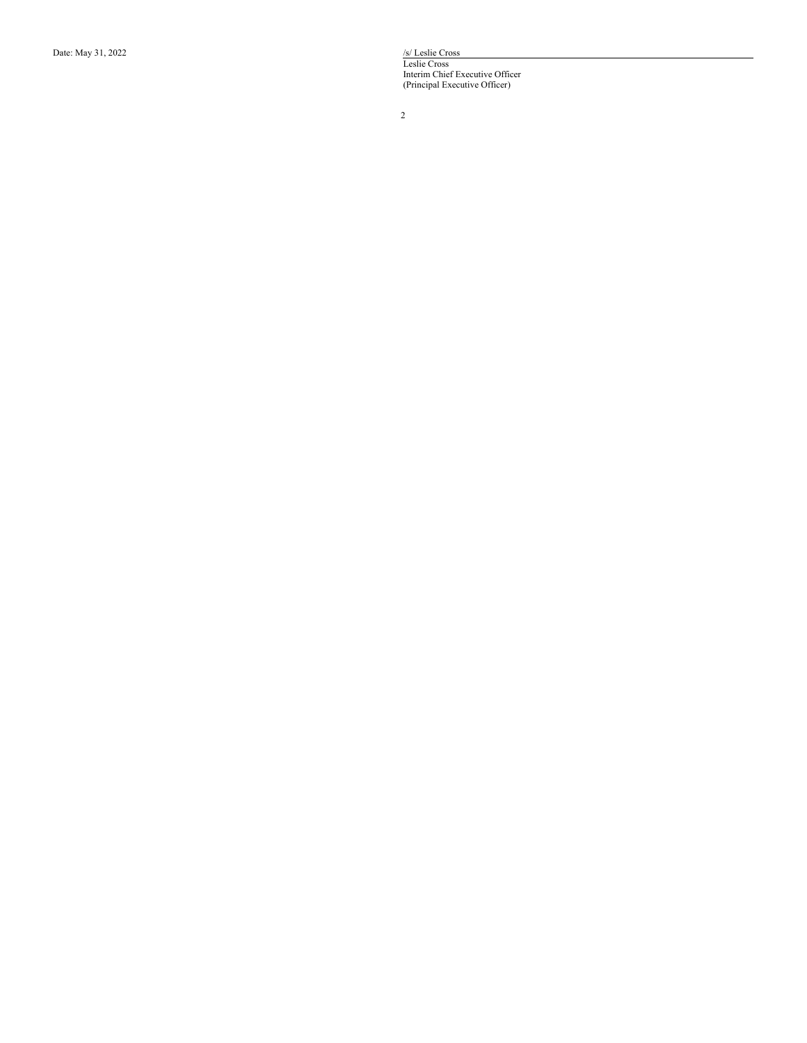Date: May 31, 2022

/s/ Leslie Cross
Leslie Cross
Interim Chief Executive Officer
(Principal Executive Officer)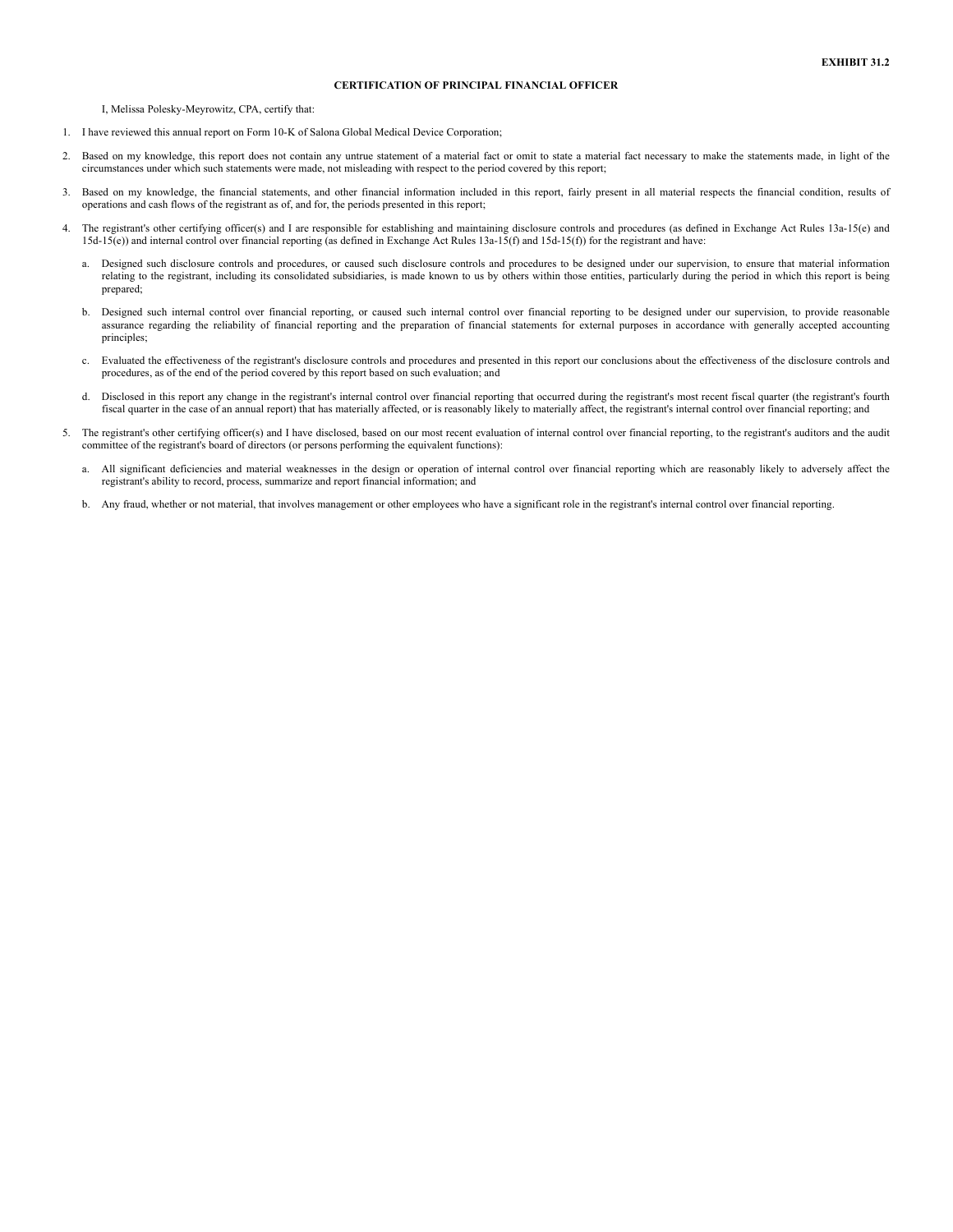**EXHIBIT 31.2**

**CERTIFICATION OF PRINCIPAL FINANCIAL OFFICER**

I, Melissa Polesky-Meyrowitz, CPA, certify that:

1. I have reviewed this annual report on Form 10-K of Salona Global Medical Device Corporation;

2. Based on my knowledge, this report does not contain any untrue statement of a material fact or omit to state a material fact necessary to make the statements made, in light of the circumstances under which such statements were made, not misleading with respect to the period covered by this report;

3. Based on my knowledge, the financial statements, and other financial information included in this report, fairly present in all material respects the financial condition, results of operations and cash flows of the registrant as of, and for, the periods presented in this report;

4. The registrant's other certifying officer(s) and I are responsible for establishing and maintaining disclosure controls and procedures (as defined in Exchange Act Rules 13a-15(e) and 15d-15(e)) and internal control over financial reporting (as defined in Exchange Act Rules 13a-15(f) and 15d-15(f)) for the registrant and have:

   a. Designed such disclosure controls and procedures, or caused such disclosure controls and procedures to be designed under our supervision, to ensure that material information relating to the registrant, including its consolidated subsidiaries, is made known to us by others within those entities, particularly during the period in which this report is being prepared;

   b. Designed such internal control over financial reporting, or caused such internal control over financial reporting to be designed under our supervision, to provide reasonable assurance regarding the reliability of financial reporting and the preparation of financial statements for external purposes in accordance with generally accepted accounting principles;

   c. Evaluated the effectiveness of the registrant's disclosure controls and procedures and presented in this report our conclusions about the effectiveness of the disclosure controls and procedures, as of the end of the period covered by this report based on such evaluation; and

   d. Disclosed in this report any change in the registrant's internal control over financial reporting that occurred during the registrant's most recent fiscal quarter (the registrant's fourth fiscal quarter in the case of an annual report) that has materially affected, or is reasonably likely to materially affect, the registrant's internal control over financial reporting; and

5. The registrant's other certifying officer(s) and I have disclosed, based on our most recent evaluation of internal control over financial reporting, to the registrant's auditors and the audit committee of the registrant's board of directors (or persons performing the equivalent functions):

   a. All significant deficiencies and material weaknesses in the design or operation of internal control over financial reporting which are reasonably likely to adversely affect the registrant's ability to record, process, summarize and report financial information; and

   b. Any fraud, whether or not material, that involves management or other employees who have a significant role in the registrant's internal control over financial reporting.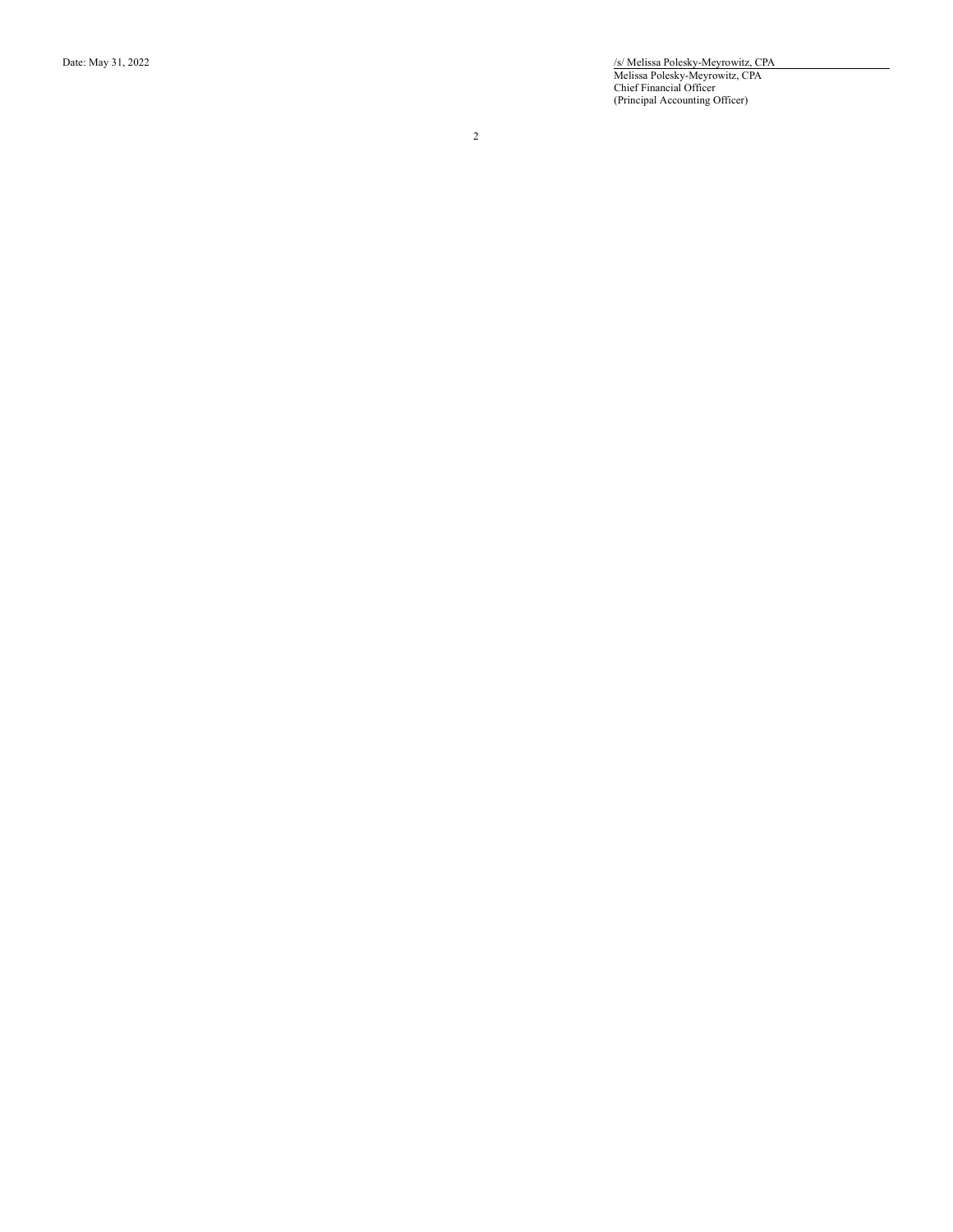Date: May 31, 2022

/s/ Melissa Polesky-Meyrowitz, CPA
Melissa Polesky-Meyrowitz, CPA
Chief Financial Officer
(Principal Accounting Officer)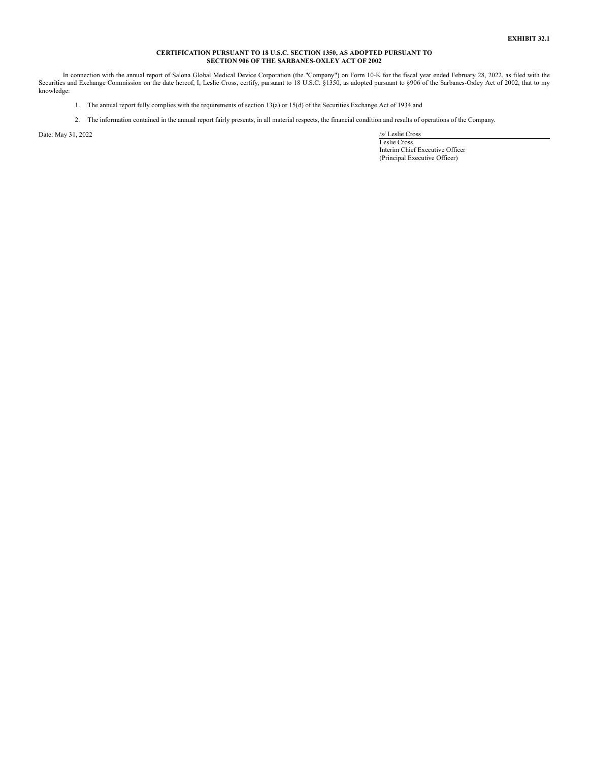**EXHIBIT 32.1**

**CERTIFICATION PURSUANT TO 18 U.S.C. SECTION 1350, AS ADOPTED PURSUANT TO SECTION 906 OF THE SARBANES-OXLEY ACT OF 2002**

In connection with the annual report of Salona Global Medical Device Corporation (the "Company") on Form 10-K for the fiscal year ended February 28, 2022, as filed with the Securities and Exchange Commission on the date hereof, I, Leslie Cross, certify, pursuant to 18 U.S.C. §1350, as adopted pursuant to §906 of the Sarbanes-Oxley Act of 2002, that to my knowledge:

1. The annual report fully complies with the requirements of section 13(a) or 15(d) of the Securities Exchange Act of 1934 and

2. The information contained in the annual report fairly presents, in all material respects, the financial condition and results of operations of the Company.

Date: May 31, 2022

/s/ Leslie Cross
Leslie Cross
Interim Chief Executive Officer
(Principal Executive Officer)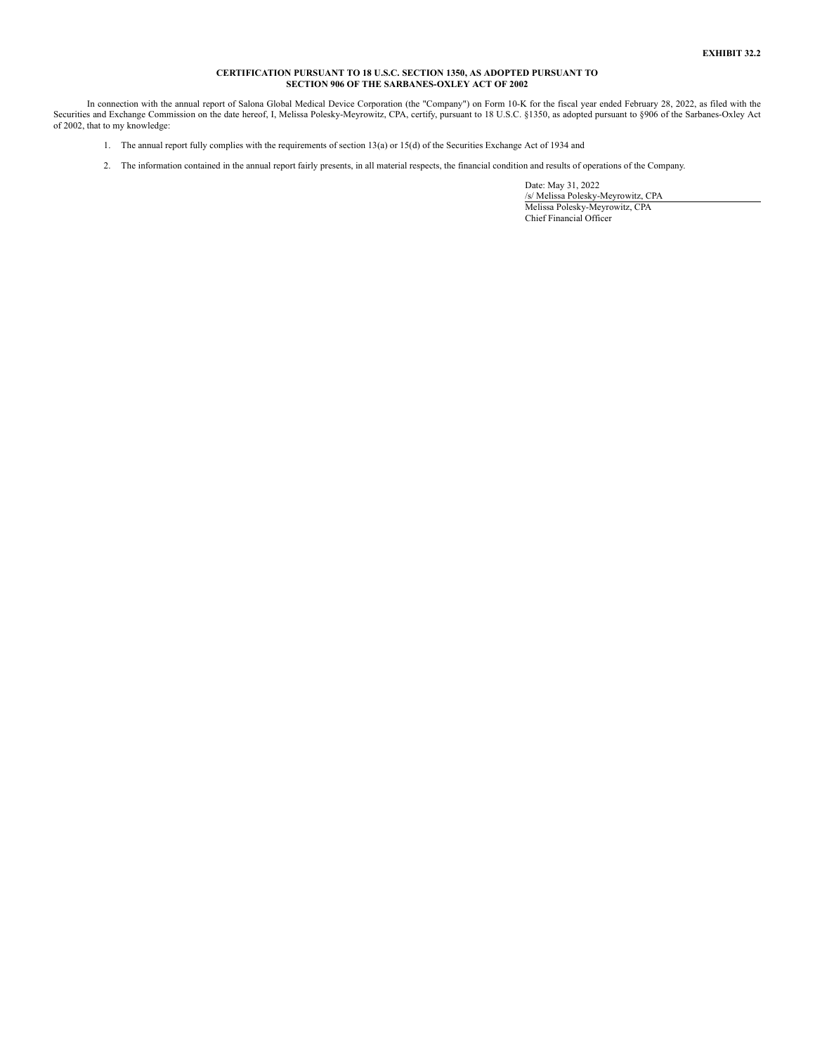**EXHIBIT 32.2**

**CERTIFICATION PURSUANT TO 18 U.S.C. SECTION 1350, AS ADOPTED PURSUANT TO SECTION 906 OF THE SARBANES-OXLEY ACT OF 2002**

In connection with the annual report of Salona Global Medical Device Corporation (the "Company") on Form 10-K for the fiscal year ended February 28, 2022, as filed with the Securities and Exchange Commission on the date hereof, I, Melissa Polesky-Meyrowitz, CPA, certify, pursuant to 18 U.S.C. §1350, as adopted pursuant to §906 of the Sarbanes-Oxley Act of 2002, that to my knowledge:

1. The annual report fully complies with the requirements of section 13(a) or 15(d) of the Securities Exchange Act of 1934 and

2. The information contained in the annual report fairly presents, in all material respects, the financial condition and results of operations of the Company.

Date: May 31, 2022

/s/ Melissa Polesky-Meyrowitz, CPA

Melissa Polesky-Meyrowitz, CPA

Chief Financial Officer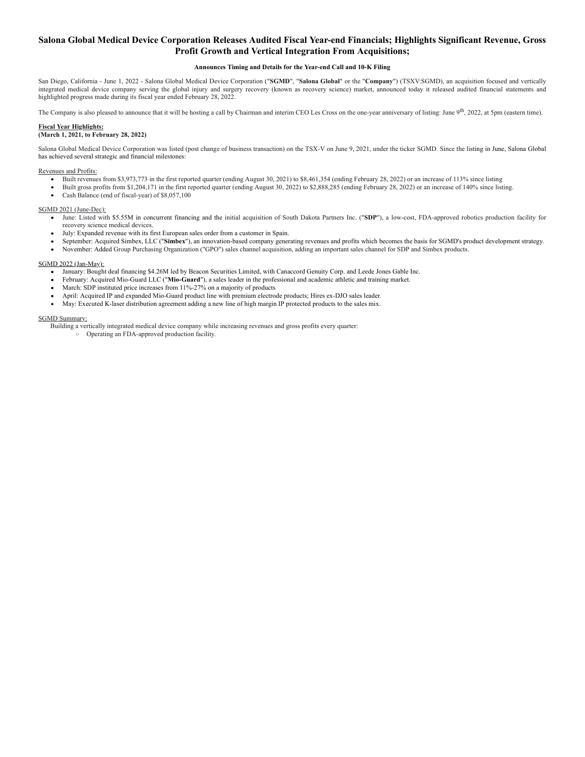# Salona Global Medical Device Corporation Releases Audited Fiscal Year-end Financials; Highlights Significant Revenue, Gross Profit Growth and Vertical Integration From Acquisitions;

**Announces Timing and Details for the Year-end Call and 10-K Filing**

San Diego, California - June 1, 2022 - Salona Global Medical Device Corporation ("**SGMD**", "**Salona Global**" or the "**Company**") (TSXV:SGMD), an acquisition focused and vertically integrated medical device company serving the global injury and surgery recovery (known as recovery science) market, announced today it released audited financial statements and highlighted progress made during its fiscal year ended February 28, 2022.

The Company is also pleased to announce that it will be hosting a call by Chairman and interim CEO Les Cross on the one-year anniversary of listing: June 9th, 2022, at 5pm (eastern time).

**Fiscal Year Highlights:**
**(March 1, 2021, to February 28, 2022)**

Salona Global Medical Device Corporation was listed (post change of business transaction) on the TSX-V on June 9, 2021, under the ticker SGMD. Since the listing in June, Salona Global has achieved several strategic and financial milestones:

Revenues and Profits:

- Built revenues from $3,973,773 in the first reported quarter (ending August 30, 2021) to $8,461,354 (ending February 28, 2022) or an increase of 113% since listing
- Built gross profits from $1,204,171 in the first reported quarter (ending August 30, 2022) to $2,888,285 (ending February 28, 2022) or an increase of 140% since listing.
- Cash Balance (end of fiscal-year) of $8,057,100

SGMD 2021 (June-Dec):

- June: Listed with $5.55M in concurrent financing and the initial acquisition of South Dakota Partners Inc. ("**SDP**"), a low-cost, FDA-approved robotics production facility for recovery science medical devices.
- July: Expanded revenue with its first European sales order from a customer in Spain.
- September: Acquired Simbex, LLC ("**Simbex**"), an innovation-based company generating revenues and profits which becomes the basis for SGMD's product development strategy.
- November: Added Group Purchasing Organization ("GPO") sales channel acquisition, adding an important sales channel for SDP and Simbex products.

SGMD 2022 (Jan-May):

- January: Bought deal financing $4.26M led by Beacon Securities Limited, with Canaccord Genuity Corp. and Leede Jones Gable Inc.
- February: Acquired Mio-Guard LLC ("**Mio-Guard**"), a sales leader in the professional and academic athletic and training market.
- March: SDP instituted price increases from 11%-27% on a majority of products
- April: Acquired IP and expanded Mio-Guard product line with premium electrode products; Hires ex-DJO sales leader.
- May: Executed K-laser distribution agreement adding a new line of high margin IP protected products to the sales mix.

SGMD Summary:

Building a vertically integrated medical device company while increasing revenues and gross profits every quarter:

- Operating an FDA-approved production facility.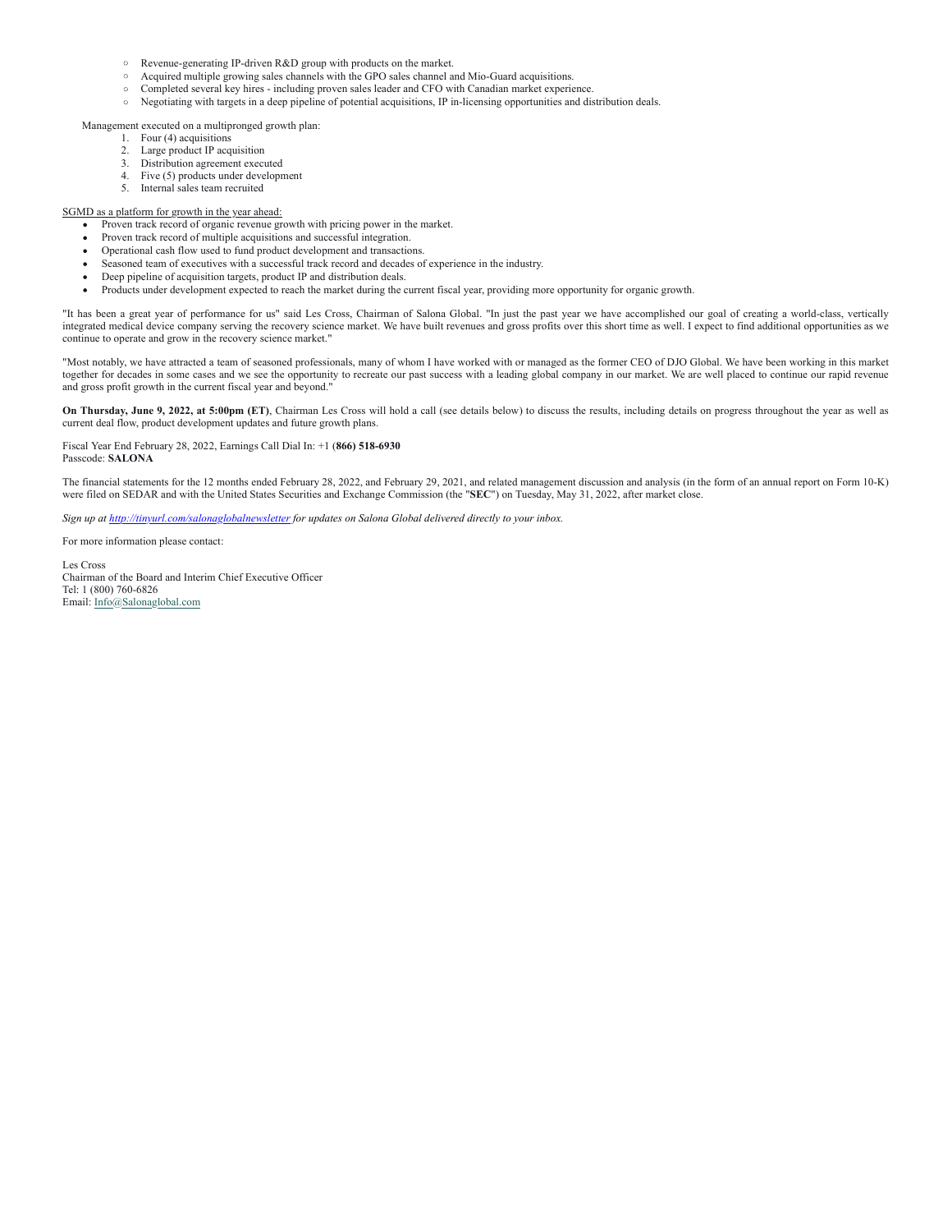- Revenue-generating IP-driven R&D group with products on the market.
- Acquired multiple growing sales channels with the GPO sales channel and Mio-Guard acquisitions.
- Completed several key hires - including proven sales leader and CFO with Canadian market experience.
- Negotiating with targets in a deep pipeline of potential acquisitions, IP in-licensing opportunities and distribution deals.

Management executed on a multipronged growth plan:

1. Four (4) acquisitions
2. Large product IP acquisition
3. Distribution agreement executed
4. Five (5) products under development
5. Internal sales team recruited

<u>SGMD as a platform for growth in the year ahead:</u>

- Proven track record of organic revenue growth with pricing power in the market.
- Proven track record of multiple acquisitions and successful integration.
- Operational cash flow used to fund product development and transactions.
- Seasoned team of executives with a successful track record and decades of experience in the industry.
- Deep pipeline of acquisition targets, product IP and distribution deals.
- Products under development expected to reach the market during the current fiscal year, providing more opportunity for organic growth.

"It has been a great year of performance for us" said Les Cross, Chairman of Salona Global. "In just the past year we have accomplished our goal of creating a world-class, vertically integrated medical device company serving the recovery science market. We have built revenues and gross profits over this short time as well. I expect to find additional opportunities as we continue to operate and grow in the recovery science market."

"Most notably, we have attracted a team of seasoned professionals, many of whom I have worked with or managed as the former CEO of DJO Global. We have been working in this market together for decades in some cases and we see the opportunity to recreate our past success with a leading global company in our market. We are well placed to continue our rapid revenue and gross profit growth in the current fiscal year and beyond."

**On Thursday, June 9, 2022, at 5:00pm (ET)**, Chairman Les Cross will hold a call (see details below) to discuss the results, including details on progress throughout the year as well as current deal flow, product development updates and future growth plans.

Fiscal Year End February 28, 2022, Earnings Call Dial In: +1 (**866) 518-6930**
Passcode: **SALONA**

The financial statements for the 12 months ended February 28, 2022, and February 29, 2021, and related management discussion and analysis (in the form of an annual report on Form 10-K) were filed on SEDAR and with the United States Securities and Exchange Commission (the "**SEC**") on Tuesday, May 31, 2022, after market close.

*Sign up at http://tinyurl.com/salonaglobalnewsletter for updates on Salona Global delivered directly to your inbox.*

For more information please contact:

Les Cross
Chairman of the Board and Interim Chief Executive Officer
Tel: 1 (800) 760-6826
Email: Info@Salonaglobal.com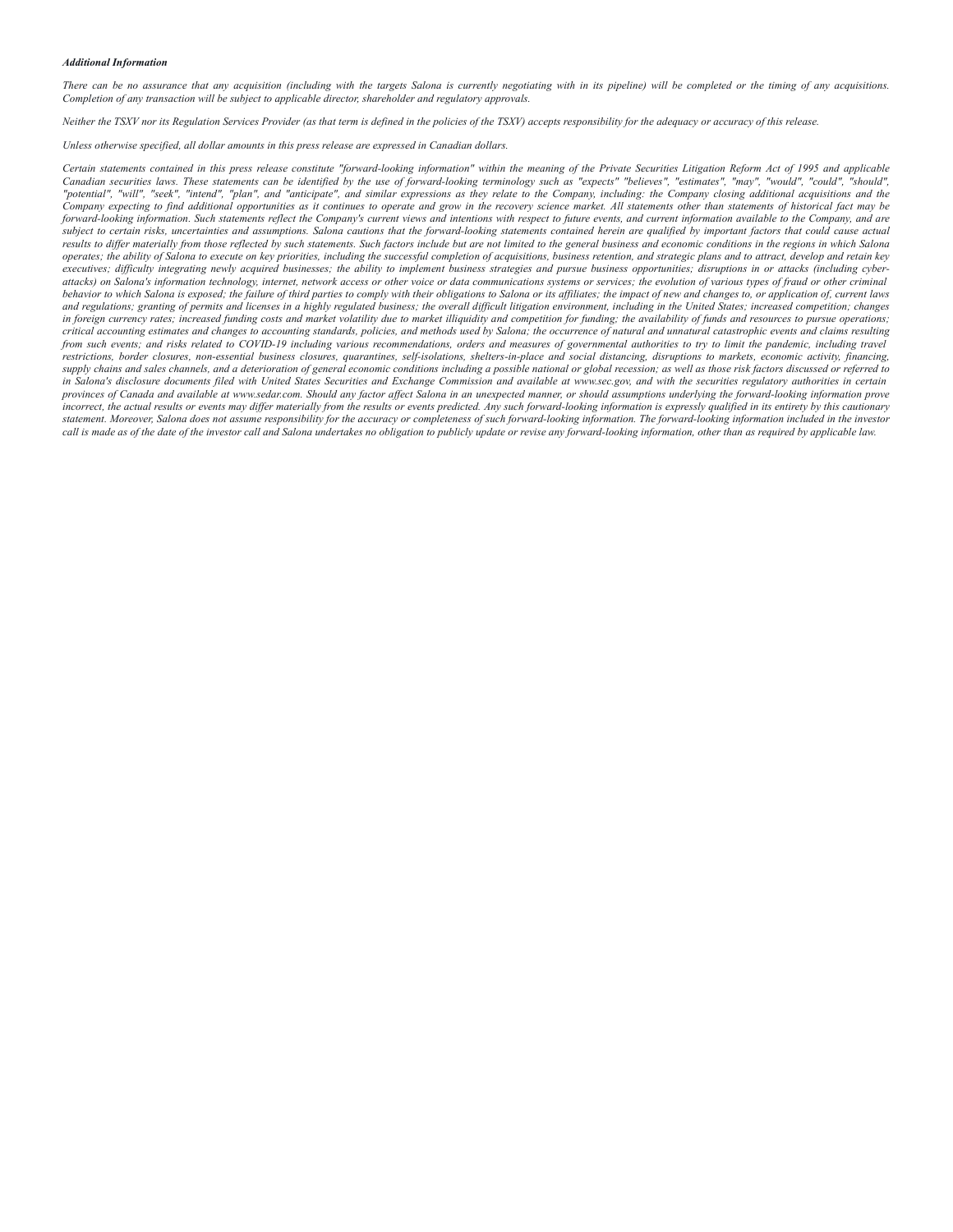***Additional Information***

*There can be no assurance that any acquisition (including with the targets Salona is currently negotiating with in its pipeline) will be completed or the timing of any acquisitions. Completion of any transaction will be subject to applicable director, shareholder and regulatory approvals.*

*Neither the TSXV nor its Regulation Services Provider (as that term is defined in the policies of the TSXV) accepts responsibility for the adequacy or accuracy of this release.*

*Unless otherwise specified, all dollar amounts in this press release are expressed in Canadian dollars.*

*Certain statements contained in this press release constitute "forward-looking information" within the meaning of the Private Securities Litigation Reform Act of 1995 and applicable Canadian securities laws. These statements can be identified by the use of forward-looking terminology such as "expects" "believes", "estimates", "may", "would", "could", "should", "potential", "will", "seek", "intend", "plan", and "anticipate", and similar expressions as they relate to the Company, including: the Company closing additional acquisitions and the Company expecting to find additional opportunities as it continues to operate and grow in the recovery science market. All statements other than statements of historical fact may be forward-looking information. Such statements reflect the Company's current views and intentions with respect to future events, and current information available to the Company, and are subject to certain risks, uncertainties and assumptions. Salona cautions that the forward-looking statements contained herein are qualified by important factors that could cause actual results to differ materially from those reflected by such statements. Such factors include but are not limited to the general business and economic conditions in the regions in which Salona operates; the ability of Salona to execute on key priorities, including the successful completion of acquisitions, business retention, and strategic plans and to attract, develop and retain key executives; difficulty integrating newly acquired businesses; the ability to implement business strategies and pursue business opportunities; disruptions in or attacks (including cyber-attacks) on Salona's information technology, internet, network access or other voice or data communications systems or services; the evolution of various types of fraud or other criminal behavior to which Salona is exposed; the failure of third parties to comply with their obligations to Salona or its affiliates; the impact of new and changes to, or application of, current laws and regulations; granting of permits and licenses in a highly regulated business; the overall difficult litigation environment, including in the United States; increased competition; changes in foreign currency rates; increased funding costs and market volatility due to market illiquidity and competition for funding; the availability of funds and resources to pursue operations; critical accounting estimates and changes to accounting standards, policies, and methods used by Salona; the occurrence of natural and unnatural catastrophic events and claims resulting from such events; and risks related to COVID-19 including various recommendations, orders and measures of governmental authorities to try to limit the pandemic, including travel restrictions, border closures, non-essential business closures, quarantines, self-isolations, shelters-in-place and social distancing, disruptions to markets, economic activity, financing, supply chains and sales channels, and a deterioration of general economic conditions including a possible national or global recession; as well as those risk factors discussed or referred to in Salona's disclosure documents filed with United States Securities and Exchange Commission and available at www.sec.gov, and with the securities regulatory authorities in certain provinces of Canada and available at www.sedar.com. Should any factor affect Salona in an unexpected manner, or should assumptions underlying the forward-looking information prove incorrect, the actual results or events may differ materially from the results or events predicted. Any such forward-looking information is expressly qualified in its entirety by this cautionary statement. Moreover, Salona does not assume responsibility for the accuracy or completeness of such forward-looking information. The forward-looking information included in the investor call is made as of the date of the investor call and Salona undertakes no obligation to publicly update or revise any forward-looking information, other than as required by applicable law.*